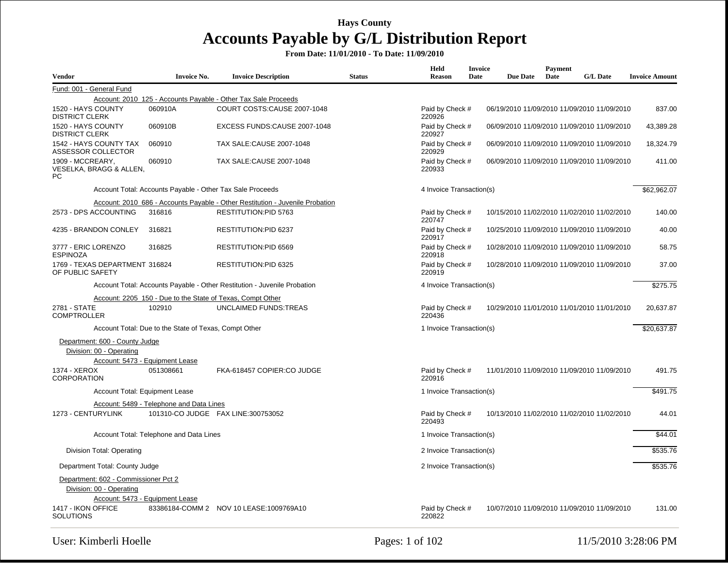**Hays County**

# Accounts Payable by G/L Distribution Report

**From Date: 11/01/2010 - To Date: 11/09/2010**

| Vendor | Invoice No. | Invoice Description | Status | Held Reason | Invoice Date | Due Date | Payment Date | G/L Date | Invoice Amount |
|---|---|---|---|---|---|---|---|---|---|
| Fund: 001 - General Fund | | | | | | | | | |
| | Account: 2010 125 - Accounts Payable - Other Tax Sale Proceeds | | | | | | | | |
| 1520 - HAYS COUNTY DISTRICT CLERK | 060910A | COURT COSTS:CAUSE 2007-1048 | | Paid by Check # 220926 | 06/19/2010 | 11/09/2010 | 11/09/2010 | 11/09/2010 | 837.00 |
| 1520 - HAYS COUNTY DISTRICT CLERK | 060910B | EXCESS FUNDS:CAUSE 2007-1048 | | Paid by Check # 220927 | 06/09/2010 | 11/09/2010 | 11/09/2010 | 11/09/2010 | 43,389.28 |
| 1542 - HAYS COUNTY TAX ASSESSOR COLLECTOR | 060910 | TAX SALE:CAUSE 2007-1048 | | Paid by Check # 220929 | 06/09/2010 | 11/09/2010 | 11/09/2010 | 11/09/2010 | 18,324.79 |
| 1909 - MCCREARY, VESELKA, BRAGG & ALLEN, PC | 060910 | TAX SALE:CAUSE 2007-1048 | | Paid by Check # 220933 | 06/09/2010 | 11/09/2010 | 11/09/2010 | 11/09/2010 | 411.00 |
| | Account Total: Accounts Payable - Other Tax Sale Proceeds | | | 4 Invoice Transaction(s) | | | | | $62,962.07 |
| | Account: 2010 686 - Accounts Payable - Other Restitution - Juvenile Probation | | | | | | | | |
| 2573 - DPS ACCOUNTING | 316816 | RESTITUTION:PID 5763 | | Paid by Check # 220747 | 10/15/2010 | 11/02/2010 | 11/02/2010 | 11/02/2010 | 140.00 |
| 4235 - BRANDON CONLEY | 316821 | RESTITUTION:PID 6237 | | Paid by Check # 220917 | 10/25/2010 | 11/09/2010 | 11/09/2010 | 11/09/2010 | 40.00 |
| 3777 - ERIC LORENZO ESPINOZA | 316825 | RESTITUTION:PID 6569 | | Paid by Check # 220918 | 10/28/2010 | 11/09/2010 | 11/09/2010 | 11/09/2010 | 58.75 |
| 1769 - TEXAS DEPARTMENT OF PUBLIC SAFETY | 316824 | RESTITUTION:PID 6325 | | Paid by Check # 220919 | 10/28/2010 | 11/09/2010 | 11/09/2010 | 11/09/2010 | 37.00 |
| | Account Total: Accounts Payable - Other Restitution - Juvenile Probation | | | 4 Invoice Transaction(s) | | | | | $275.75 |
| | Account: 2205 150 - Due to the State of Texas, Compt Other | | | | | | | | |
| 2781 - STATE COMPTROLLER | 102910 | UNCLAIMED FUNDS:TREAS | | Paid by Check # 220436 | 10/29/2010 | 11/01/2010 | 11/01/2010 | 11/01/2010 | 20,637.87 |
| | Account Total: Due to the State of Texas, Compt Other | | | 1 Invoice Transaction(s) | | | | | $20,637.87 |
| Department: 600 - County Judge | | | | | | | | | |
| Division: 00 - Operating | | | | | | | | | |
| | Account: 5473 - Equipment Lease | | | | | | | | |
| 1374 - XEROX CORPORATION | 051308661 | FKA-618457 COPIER:CO JUDGE | | Paid by Check # 220916 | 11/01/2010 | 11/09/2010 | 11/09/2010 | 11/09/2010 | 491.75 |
| | Account Total: Equipment Lease | | | 1 Invoice Transaction(s) | | | | | $491.75 |
| | Account: 5489 - Telephone and Data Lines | | | | | | | | |
| 1273 - CENTURYLINK | 101310-CO JUDGE | FAX LINE:300753052 | | Paid by Check # 220493 | 10/13/2010 | 11/02/2010 | 11/02/2010 | 11/02/2010 | 44.01 |
| | Account Total: Telephone and Data Lines | | | 1 Invoice Transaction(s) | | | | | $44.01 |
| Division Total: Operating | | | | 2 Invoice Transaction(s) | | | | | $535.76 |
| Department Total: County Judge | | | | 2 Invoice Transaction(s) | | | | | $535.76 |
| Department: 602 - Commissioner Pct 2 | | | | | | | | | |
| Division: 00 - Operating | | | | | | | | | |
| | Account: 5473 - Equipment Lease | | | | | | | | |
| 1417 - IKON OFFICE SOLUTIONS | 83386184-COMM 2 | NOV 10 LEASE:1009769A10 | | Paid by Check # 220822 | 10/07/2010 | 11/09/2010 | 11/09/2010 | 11/09/2010 | 131.00 |

User: Kimberli Hoelle

11/5/2010 3:28:06 PM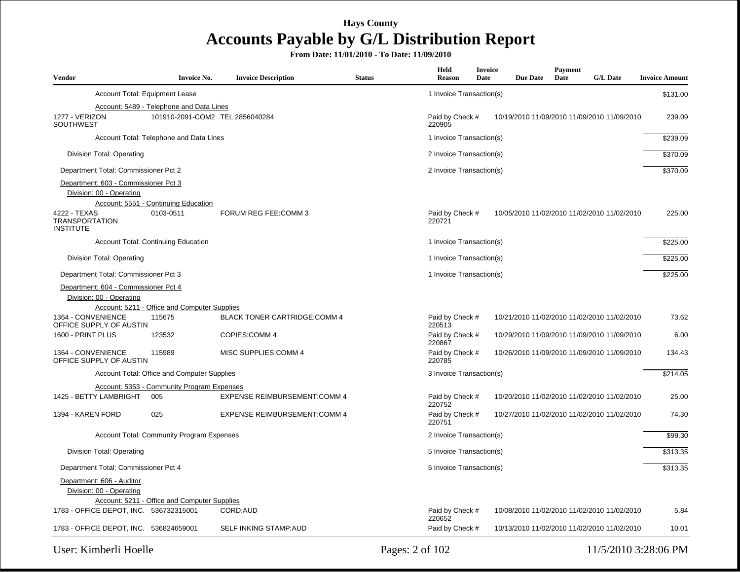# Hays County

# Accounts Payable by G/L Distribution Report

**From Date: 11/01/2010 - To Date: 11/09/2010**

| Vendor | Invoice No. | Invoice Description | Status | Held Reason | Invoice Date | Due Date | Payment Date | G/L Date | Invoice Amount |
|---|---|---|---|---|---|---|---|---|---|
| Account Total: Equipment Lease | | | | 1 Invoice Transaction(s) | | | | | $131.00 |
| Account: 5489 - Telephone and Data Lines | | | | | | | | | |
| 1277 - VERIZON SOUTHWEST | 101910-2091-COM2 | TEL:2856040284 | | Paid by Check # 220905 | 10/19/2010 | 11/09/2010 | 11/09/2010 | 11/09/2010 | 239.09 |
| Account Total: Telephone and Data Lines | | | | 1 Invoice Transaction(s) | | | | | $239.09 |
| Division Total: Operating | | | | 2 Invoice Transaction(s) | | | | | $370.09 |
| Department Total: Commissioner Pct 2 | | | | 2 Invoice Transaction(s) | | | | | $370.09 |
| Department: 603 - Commissioner Pct 3 | | | | | | | | | |
| Division: 00 - Operating | | | | | | | | | |
| Account: 5551 - Continuing Education | | | | | | | | | |
| 4222 - TEXAS TRANSPORTATION INSTITUTE | 0103-0511 | FORUM REG FEE:COMM 3 | | Paid by Check # 220721 | 10/05/2010 | 11/02/2010 | 11/02/2010 | 11/02/2010 | 225.00 |
| Account Total: Continuing Education | | | | 1 Invoice Transaction(s) | | | | | $225.00 |
| Division Total: Operating | | | | 1 Invoice Transaction(s) | | | | | $225.00 |
| Department Total: Commissioner Pct 3 | | | | 1 Invoice Transaction(s) | | | | | $225.00 |
| Department: 604 - Commissioner Pct 4 | | | | | | | | | |
| Division: 00 - Operating | | | | | | | | | |
| Account: 5211 - Office and Computer Supplies | | | | | | | | | |
| 1364 - CONVENIENCE OFFICE SUPPLY OF AUSTIN | 115675 | BLACK TONER CARTRIDGE:COMM 4 | | Paid by Check # 220513 | 10/21/2010 | 11/02/2010 | 11/02/2010 | 11/02/2010 | 73.62 |
| 1600 - PRINT PLUS | 123532 | COPIES:COMM 4 | | Paid by Check # 220867 | 10/29/2010 | 11/09/2010 | 11/09/2010 | 11/09/2010 | 6.00 |
| 1364 - CONVENIENCE OFFICE SUPPLY OF AUSTIN | 115989 | MISC SUPPLIES:COMM 4 | | Paid by Check # 220785 | 10/26/2010 | 11/09/2010 | 11/09/2010 | 11/09/2010 | 134.43 |
| Account Total: Office and Computer Supplies | | | | 3 Invoice Transaction(s) | | | | | $214.05 |
| Account: 5353 - Community Program Expenses | | | | | | | | | |
| 1425 - BETTY LAMBRIGHT | 005 | EXPENSE REIMBURSEMENT:COMM 4 | | Paid by Check # 220752 | 10/20/2010 | 11/02/2010 | 11/02/2010 | 11/02/2010 | 25.00 |
| 1394 - KAREN FORD | 025 | EXPENSE REIMBURSEMENT:COMM 4 | | Paid by Check # 220751 | 10/27/2010 | 11/02/2010 | 11/02/2010 | 11/02/2010 | 74.30 |
| Account Total: Community Program Expenses | | | | 2 Invoice Transaction(s) | | | | | $99.30 |
| Division Total: Operating | | | | 5 Invoice Transaction(s) | | | | | $313.35 |
| Department Total: Commissioner Pct 4 | | | | 5 Invoice Transaction(s) | | | | | $313.35 |
| Department: 606 - Auditor | | | | | | | | | |
| Division: 00 - Operating | | | | | | | | | |
| Account: 5211 - Office and Computer Supplies | | | | | | | | | |
| 1783 - OFFICE DEPOT, INC. | 536732315001 | CORD:AUD | | Paid by Check # 220652 | 10/08/2010 | 11/02/2010 | 11/02/2010 | 11/02/2010 | 5.84 |
| 1783 - OFFICE DEPOT, INC. | 536824659001 | SELF INKING STAMP:AUD | | Paid by Check # | 10/13/2010 | 11/02/2010 | 11/02/2010 | 11/02/2010 | 10.01 |

User: Kimberli Hoelle

11/5/2010 3:28:06 PM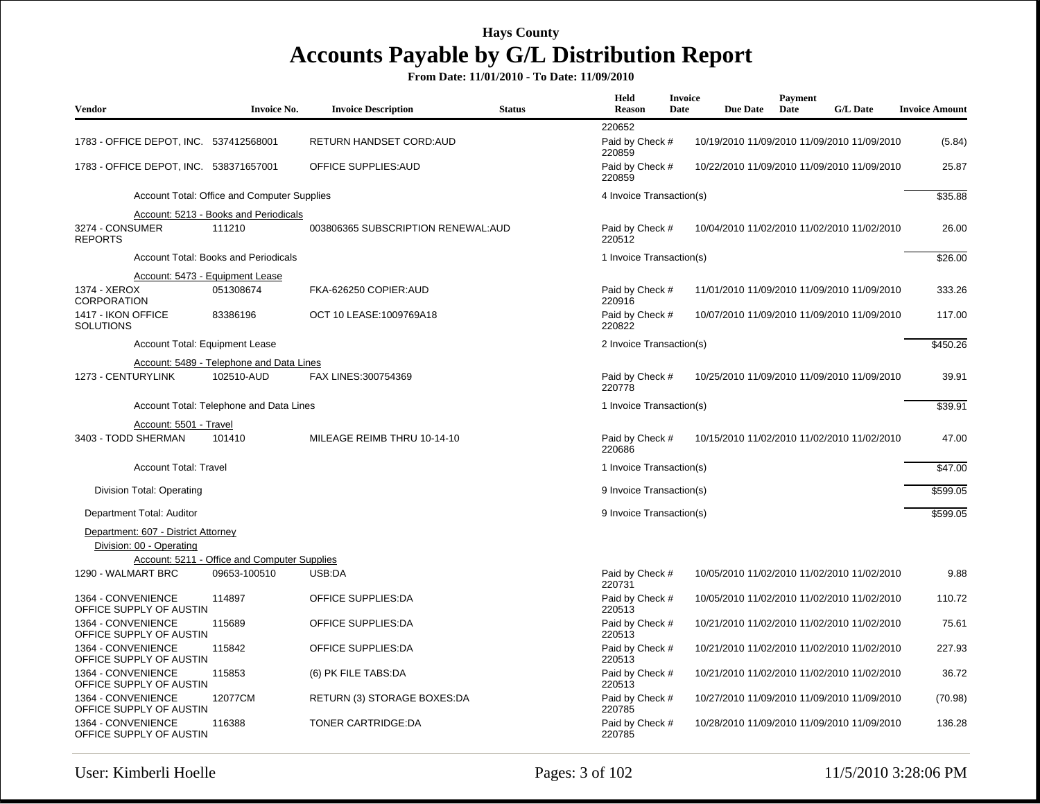## Hays County

# Accounts Payable by G/L Distribution Report

**From Date: 11/01/2010 - To Date: 11/09/2010**

| Vendor | Invoice No. | Invoice Description | Status | Held Reason | Invoice Date | Due Date | Payment Date | G/L Date | Invoice Amount |
|---|---|---|---|---|---|---|---|---|---|
| | | | | 220652 | | | | | |
| 1783 - OFFICE DEPOT, INC. | 537412568001 | RETURN HANDSET CORD:AUD | | Paid by Check # 220859 | 10/19/2010 | 11/09/2010 | 11/09/2010 | 11/09/2010 | (5.84) |
| 1783 - OFFICE DEPOT, INC. | 538371657001 | OFFICE SUPPLIES:AUD | | Paid by Check # 220859 | 10/22/2010 | 11/09/2010 | 11/09/2010 | 11/09/2010 | 25.87 |
| | Account Total: Office and Computer Supplies | | | 4 Invoice Transaction(s) | | | | | $35.88 |
| | Account: 5213 - Books and Periodicals | | | | | | | | |
| 3274 - CONSUMER REPORTS | 111210 | 003806365 SUBSCRIPTION RENEWAL:AUD | | Paid by Check # 220512 | 10/04/2010 | 11/02/2010 | 11/02/2010 | 11/02/2010 | 26.00 |
| | Account Total: Books and Periodicals | | | 1 Invoice Transaction(s) | | | | | $26.00 |
| | Account: 5473 - Equipment Lease | | | | | | | | |
| 1374 - XEROX CORPORATION | 051308674 | FKA-626250 COPIER:AUD | | Paid by Check # 220916 | 11/01/2010 | 11/09/2010 | 11/09/2010 | 11/09/2010 | 333.26 |
| 1417 - IKON OFFICE SOLUTIONS | 83386196 | OCT 10 LEASE:1009769A18 | | Paid by Check # 220822 | 10/07/2010 | 11/09/2010 | 11/09/2010 | 11/09/2010 | 117.00 |
| | Account Total: Equipment Lease | | | 2 Invoice Transaction(s) | | | | | $450.26 |
| | Account: 5489 - Telephone and Data Lines | | | | | | | | |
| 1273 - CENTURYLINK | 102510-AUD | FAX LINES:300754369 | | Paid by Check # 220778 | 10/25/2010 | 11/09/2010 | 11/09/2010 | 11/09/2010 | 39.91 |
| | Account Total: Telephone and Data Lines | | | 1 Invoice Transaction(s) | | | | | $39.91 |
| | Account: 5501 - Travel | | | | | | | | |
| 3403 - TODD SHERMAN | 101410 | MILEAGE REIMB THRU 10-14-10 | | Paid by Check # 220686 | 10/15/2010 | 11/02/2010 | 11/02/2010 | 11/02/2010 | 47.00 |
| | Account Total: Travel | | | 1 Invoice Transaction(s) | | | | | $47.00 |
| Division Total: Operating | | | | 9 Invoice Transaction(s) | | | | | $599.05 |
| Department Total: Auditor | | | | 9 Invoice Transaction(s) | | | | | $599.05 |
| Department: 607 - District Attorney | | | | | | | | | |
| Division: 00 - Operating | | | | | | | | | |
| | Account: 5211 - Office and Computer Supplies | | | | | | | | |
| 1290 - WALMART BRC | 09653-100510 | USB:DA | | Paid by Check # 220731 | 10/05/2010 | 11/02/2010 | 11/02/2010 | 11/02/2010 | 9.88 |
| 1364 - CONVENIENCE OFFICE SUPPLY OF AUSTIN | 114897 | OFFICE SUPPLIES:DA | | Paid by Check # 220513 | 10/05/2010 | 11/02/2010 | 11/02/2010 | 11/02/2010 | 110.72 |
| 1364 - CONVENIENCE OFFICE SUPPLY OF AUSTIN | 115689 | OFFICE SUPPLIES:DA | | Paid by Check # 220513 | 10/21/2010 | 11/02/2010 | 11/02/2010 | 11/02/2010 | 75.61 |
| 1364 - CONVENIENCE OFFICE SUPPLY OF AUSTIN | 115842 | OFFICE SUPPLIES:DA | | Paid by Check # 220513 | 10/21/2010 | 11/02/2010 | 11/02/2010 | 11/02/2010 | 227.93 |
| 1364 - CONVENIENCE OFFICE SUPPLY OF AUSTIN | 115853 | (6) PK FILE TABS:DA | | Paid by Check # 220513 | 10/21/2010 | 11/02/2010 | 11/02/2010 | 11/02/2010 | 36.72 |
| 1364 - CONVENIENCE OFFICE SUPPLY OF AUSTIN | 12077CM | RETURN (3) STORAGE BOXES:DA | | Paid by Check # 220785 | 10/27/2010 | 11/09/2010 | 11/09/2010 | 11/09/2010 | (70.98) |
| 1364 - CONVENIENCE OFFICE SUPPLY OF AUSTIN | 116388 | TONER CARTRIDGE:DA | | Paid by Check # 220785 | 10/28/2010 | 11/09/2010 | 11/09/2010 | 11/09/2010 | 136.28 |

User: Kimberli Hoelle

11/5/2010 3:28:06 PM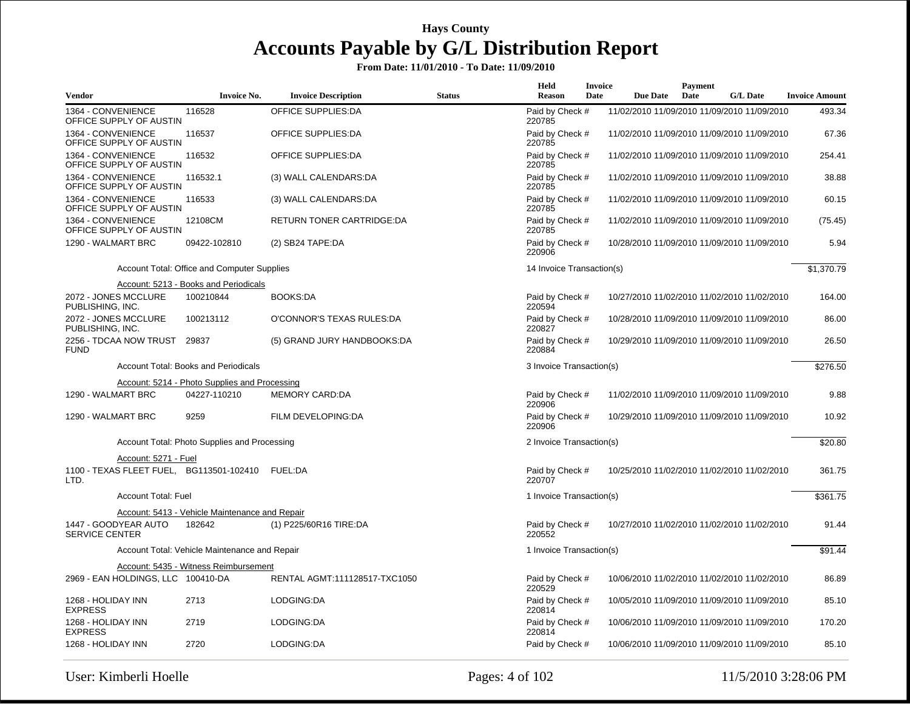# Hays County

## Accounts Payable by G/L Distribution Report

**From Date: 11/01/2010 - To Date: 11/09/2010**

| Vendor | Invoice No. | Invoice Description | Status | Held Reason | Invoice Date | Due Date | Payment Date | G/L Date | Invoice Amount |
|---|---|---|---|---|---|---|---|---|---|
| 1364 - CONVENIENCE OFFICE SUPPLY OF AUSTIN | 116528 | OFFICE SUPPLIES:DA | | Paid by Check # 220785 | 11/02/2010 | 11/09/2010 | 11/09/2010 | 11/09/2010 | 493.34 |
| 1364 - CONVENIENCE OFFICE SUPPLY OF AUSTIN | 116537 | OFFICE SUPPLIES:DA | | Paid by Check # 220785 | 11/02/2010 | 11/09/2010 | 11/09/2010 | 11/09/2010 | 67.36 |
| 1364 - CONVENIENCE OFFICE SUPPLY OF AUSTIN | 116532 | OFFICE SUPPLIES:DA | | Paid by Check # 220785 | 11/02/2010 | 11/09/2010 | 11/09/2010 | 11/09/2010 | 254.41 |
| 1364 - CONVENIENCE OFFICE SUPPLY OF AUSTIN | 116532.1 | (3) WALL CALENDARS:DA | | Paid by Check # 220785 | 11/02/2010 | 11/09/2010 | 11/09/2010 | 11/09/2010 | 38.88 |
| 1364 - CONVENIENCE OFFICE SUPPLY OF AUSTIN | 116533 | (3) WALL CALENDARS:DA | | Paid by Check # 220785 | 11/02/2010 | 11/09/2010 | 11/09/2010 | 11/09/2010 | 60.15 |
| 1364 - CONVENIENCE OFFICE SUPPLY OF AUSTIN | 12108CM | RETURN TONER CARTRIDGE:DA | | Paid by Check # 220785 | 11/02/2010 | 11/09/2010 | 11/09/2010 | 11/09/2010 | (75.45) |
| 1290 - WALMART BRC | 09422-102810 | (2) SB24 TAPE:DA | | Paid by Check # 220906 | 10/28/2010 | 11/09/2010 | 11/09/2010 | 11/09/2010 | 5.94 |
| | Account Total: Office and Computer Supplies | | | 14 Invoice Transaction(s) | | | | | $1,370.79 |
| | Account: 5213 - Books and Periodicals | | | | | | | | |
| 2072 - JONES MCCLURE PUBLISHING, INC. | 100210844 | BOOKS:DA | | Paid by Check # 220594 | 10/27/2010 | 11/02/2010 | 11/02/2010 | 11/02/2010 | 164.00 |
| 2072 - JONES MCCLURE PUBLISHING, INC. | 100213112 | O'CONNOR'S TEXAS RULES:DA | | Paid by Check # 220827 | 10/28/2010 | 11/09/2010 | 11/09/2010 | 11/09/2010 | 86.00 |
| 2256 - TDCAA NOW TRUST FUND | 29837 | (5) GRAND JURY HANDBOOKS:DA | | Paid by Check # 220884 | 10/29/2010 | 11/09/2010 | 11/09/2010 | 11/09/2010 | 26.50 |
| | Account Total: Books and Periodicals | | | 3 Invoice Transaction(s) | | | | | $276.50 |
| | Account: 5214 - Photo Supplies and Processing | | | | | | | | |
| 1290 - WALMART BRC | 04227-110210 | MEMORY CARD:DA | | Paid by Check # 220906 | 11/02/2010 | 11/09/2010 | 11/09/2010 | 11/09/2010 | 9.88 |
| 1290 - WALMART BRC | 9259 | FILM DEVELOPING:DA | | Paid by Check # 220906 | 10/29/2010 | 11/09/2010 | 11/09/2010 | 11/09/2010 | 10.92 |
| | Account Total: Photo Supplies and Processing | | | 2 Invoice Transaction(s) | | | | | $20.80 |
| | Account: 5271 - Fuel | | | | | | | | |
| 1100 - TEXAS FLEET FUEL, LTD. | BG113501-102410 | FUEL:DA | | Paid by Check # 220707 | 10/25/2010 | 11/02/2010 | 11/02/2010 | 11/02/2010 | 361.75 |
| | Account Total: Fuel | | | 1 Invoice Transaction(s) | | | | | $361.75 |
| | Account: 5413 - Vehicle Maintenance and Repair | | | | | | | | |
| 1447 - GOODYEAR AUTO SERVICE CENTER | 182642 | (1) P225/60R16 TIRE:DA | | Paid by Check # 220552 | 10/27/2010 | 11/02/2010 | 11/02/2010 | 11/02/2010 | 91.44 |
| | Account Total: Vehicle Maintenance and Repair | | | 1 Invoice Transaction(s) | | | | | $91.44 |
| | Account: 5435 - Witness Reimbursement | | | | | | | | |
| 2969 - EAN HOLDINGS, LLC | 100410-DA | RENTAL AGMT:111128517-TXC1050 | | Paid by Check # 220529 | 10/06/2010 | 11/02/2010 | 11/02/2010 | 11/02/2010 | 86.89 |
| 1268 - HOLIDAY INN EXPRESS | 2713 | LODGING:DA | | Paid by Check # 220814 | 10/05/2010 | 11/09/2010 | 11/09/2010 | 11/09/2010 | 85.10 |
| 1268 - HOLIDAY INN EXPRESS | 2719 | LODGING:DA | | Paid by Check # 220814 | 10/06/2010 | 11/09/2010 | 11/09/2010 | 11/09/2010 | 170.20 |
| 1268 - HOLIDAY INN | 2720 | LODGING:DA | | Paid by Check # | 10/06/2010 | 11/09/2010 | 11/09/2010 | 11/09/2010 | 85.10 |

User: Kimberli Hoelle | 11/5/2010 3:28:06 PM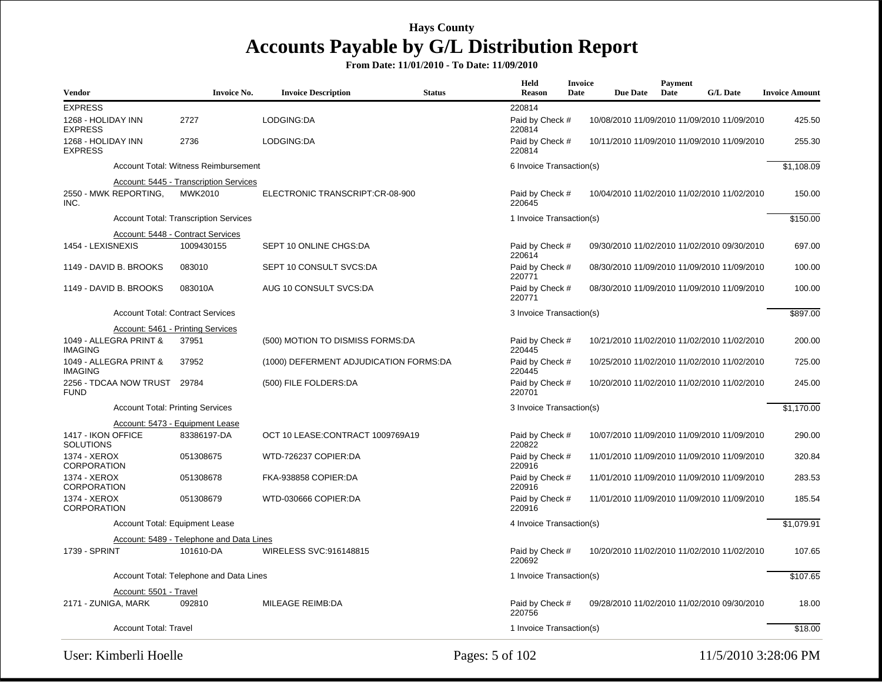# Hays County

# Accounts Payable by G/L Distribution Report

**From Date: 11/01/2010 - To Date: 11/09/2010**

| Vendor | Invoice No. | Invoice Description | Status | Held Reason | Invoice Date | Due Date | Payment Date | G/L Date | Invoice Amount |
|---|---|---|---|---|---|---|---|---|---|
| EXPRESS | | | | 220814 | | | | | |
| 1268 - HOLIDAY INN EXPRESS | 2727 | LODGING:DA | | Paid by Check # 220814 | 10/08/2010 | 11/09/2010 | 11/09/2010 | 11/09/2010 | 425.50 |
| 1268 - HOLIDAY INN EXPRESS | 2736 | LODGING:DA | | Paid by Check # 220814 | 10/11/2010 | 11/09/2010 | 11/09/2010 | 11/09/2010 | 255.30 |
| | Account Total: Witness Reimbursement | | | 6 Invoice Transaction(s) | | | | | $1,108.09 |
| | Account: 5445 - Transcription Services | | | | | | | | |
| 2550 - MWK REPORTING, INC. | MWK2010 | ELECTRONIC TRANSCRIPT:CR-08-900 | | Paid by Check # 220645 | 10/04/2010 | 11/02/2010 | 11/02/2010 | 11/02/2010 | 150.00 |
| | Account Total: Transcription Services | | | 1 Invoice Transaction(s) | | | | | $150.00 |
| | Account: 5448 - Contract Services | | | | | | | | |
| 1454 - LEXISNEXIS | 1009430155 | SEPT 10 ONLINE CHGS:DA | | Paid by Check # 220614 | 09/30/2010 | 11/02/2010 | 11/02/2010 | 09/30/2010 | 697.00 |
| 1149 - DAVID B. BROOKS | 083010 | SEPT 10 CONSULT SVCS:DA | | Paid by Check # 220771 | 08/30/2010 | 11/09/2010 | 11/09/2010 | 11/09/2010 | 100.00 |
| 1149 - DAVID B. BROOKS | 083010A | AUG 10 CONSULT SVCS:DA | | Paid by Check # 220771 | 08/30/2010 | 11/09/2010 | 11/09/2010 | 11/09/2010 | 100.00 |
| | Account Total: Contract Services | | | 3 Invoice Transaction(s) | | | | | $897.00 |
| | Account: 5461 - Printing Services | | | | | | | | |
| 1049 - ALLEGRA PRINT & IMAGING | 37951 | (500) MOTION TO DISMISS FORMS:DA | | Paid by Check # 220445 | 10/21/2010 | 11/02/2010 | 11/02/2010 | 11/02/2010 | 200.00 |
| 1049 - ALLEGRA PRINT & IMAGING | 37952 | (1000) DEFERMENT ADJUDICATION FORMS:DA | | Paid by Check # 220445 | 10/25/2010 | 11/02/2010 | 11/02/2010 | 11/02/2010 | 725.00 |
| 2256 - TDCAA NOW TRUST FUND | 29784 | (500) FILE FOLDERS:DA | | Paid by Check # 220701 | 10/20/2010 | 11/02/2010 | 11/02/2010 | 11/02/2010 | 245.00 |
| | Account Total: Printing Services | | | 3 Invoice Transaction(s) | | | | | $1,170.00 |
| | Account: 5473 - Equipment Lease | | | | | | | | |
| 1417 - IKON OFFICE SOLUTIONS | 83386197-DA | OCT 10 LEASE:CONTRACT 1009769A19 | | Paid by Check # 220822 | 10/07/2010 | 11/09/2010 | 11/09/2010 | 11/09/2010 | 290.00 |
| 1374 - XEROX CORPORATION | 051308675 | WTD-726237 COPIER:DA | | Paid by Check # 220916 | 11/01/2010 | 11/09/2010 | 11/09/2010 | 11/09/2010 | 320.84 |
| 1374 - XEROX CORPORATION | 051308678 | FKA-938858 COPIER:DA | | Paid by Check # 220916 | 11/01/2010 | 11/09/2010 | 11/09/2010 | 11/09/2010 | 283.53 |
| 1374 - XEROX CORPORATION | 051308679 | WTD-030666 COPIER:DA | | Paid by Check # 220916 | 11/01/2010 | 11/09/2010 | 11/09/2010 | 11/09/2010 | 185.54 |
| | Account Total: Equipment Lease | | | 4 Invoice Transaction(s) | | | | | $1,079.91 |
| | Account: 5489 - Telephone and Data Lines | | | | | | | | |
| 1739 - SPRINT | 101610-DA | WIRELESS SVC:916148815 | | Paid by Check # 220692 | 10/20/2010 | 11/02/2010 | 11/02/2010 | 11/02/2010 | 107.65 |
| | Account Total: Telephone and Data Lines | | | 1 Invoice Transaction(s) | | | | | $107.65 |
| | Account: 5501 - Travel | | | | | | | | |
| 2171 - ZUNIGA, MARK | 092810 | MILEAGE REIMB:DA | | Paid by Check # 220756 | 09/28/2010 | 11/02/2010 | 11/02/2010 | 09/30/2010 | 18.00 |
| | Account Total: Travel | | | 1 Invoice Transaction(s) | | | | | $18.00 |

User: Kimberli Hoelle 11/5/2010 3:28:06 PM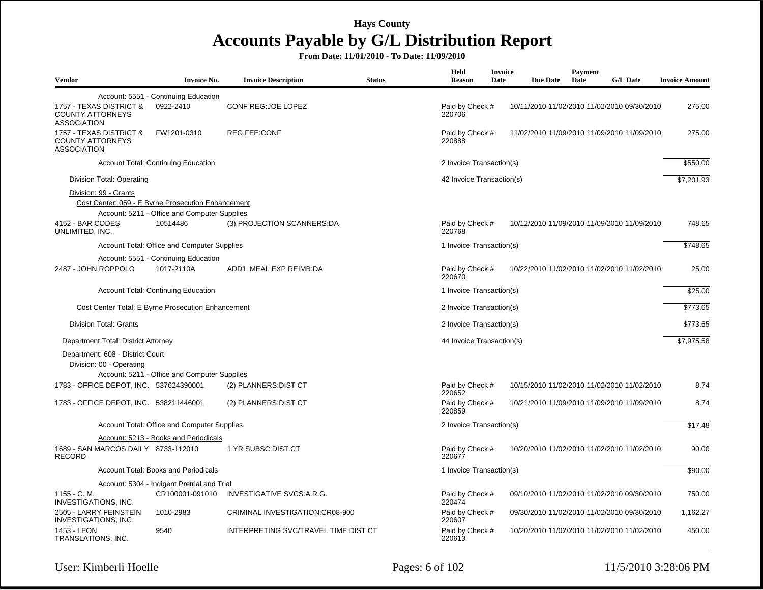# Hays County
## Accounts Payable by G/L Distribution Report

**From Date: 11/01/2010 - To Date: 11/09/2010**

| Vendor | Invoice No. | Invoice Description | Status | Held Reason | Invoice Date | Due Date | Payment Date | G/L Date | Invoice Amount |
|---|---|---|---|---|---|---|---|---|---|
| Account: 5551 - Continuing Education | | | | | | | | | |
| 1757 - TEXAS DISTRICT & COUNTY ATTORNEYS ASSOCIATION | 0922-2410 | CONF REG:JOE LOPEZ | | Paid by Check # 220706 | 10/11/2010 | 11/02/2010 | 11/02/2010 | 09/30/2010 | 275.00 |
| 1757 - TEXAS DISTRICT & COUNTY ATTORNEYS ASSOCIATION | FW1201-0310 | REG FEE:CONF | | Paid by Check # 220888 | 11/02/2010 | 11/09/2010 | 11/09/2010 | 11/09/2010 | 275.00 |
| Account Total: Continuing Education | | | | 2 Invoice Transaction(s) | | | | | $550.00 |
| Division Total: Operating | | | | 42 Invoice Transaction(s) | | | | | $7,201.93 |
| Division: 99 - Grants | | | | | | | | | |
| Cost Center: 059 - E Byrne Prosecution Enhancement | | | | | | | | | |
| Account: 5211 - Office and Computer Supplies | | | | | | | | | |
| 4152 - BAR CODES UNLIMITED, INC. | 10514486 | (3) PROJECTION SCANNERS:DA | | Paid by Check # 220768 | 10/12/2010 | 11/09/2010 | 11/09/2010 | 11/09/2010 | 748.65 |
| Account Total: Office and Computer Supplies | | | | 1 Invoice Transaction(s) | | | | | $748.65 |
| Account: 5551 - Continuing Education | | | | | | | | | |
| 2487 - JOHN ROPPOLO | 1017-2110A | ADD'L MEAL EXP REIMB:DA | | Paid by Check # 220670 | 10/22/2010 | 11/02/2010 | 11/02/2010 | 11/02/2010 | 25.00 |
| Account Total: Continuing Education | | | | 1 Invoice Transaction(s) | | | | | $25.00 |
| Cost Center Total: E Byrne Prosecution Enhancement | | | | 2 Invoice Transaction(s) | | | | | $773.65 |
| Division Total: Grants | | | | 2 Invoice Transaction(s) | | | | | $773.65 |
| Department Total: District Attorney | | | | 44 Invoice Transaction(s) | | | | | $7,975.58 |
| Department: 608 - District Court | | | | | | | | | |
| Division: 00 - Operating | | | | | | | | | |
| Account: 5211 - Office and Computer Supplies | | | | | | | | | |
| 1783 - OFFICE DEPOT, INC. | 537624390001 | (2) PLANNERS:DIST CT | | Paid by Check # 220652 | 10/15/2010 | 11/02/2010 | 11/02/2010 | 11/02/2010 | 8.74 |
| 1783 - OFFICE DEPOT, INC. | 538211446001 | (2) PLANNERS:DIST CT | | Paid by Check # 220859 | 10/21/2010 | 11/09/2010 | 11/09/2010 | 11/09/2010 | 8.74 |
| Account Total: Office and Computer Supplies | | | | 2 Invoice Transaction(s) | | | | | $17.48 |
| Account: 5213 - Books and Periodicals | | | | | | | | | |
| 1689 - SAN MARCOS DAILY RECORD | 8733-112010 | 1 YR SUBSC:DIST CT | | Paid by Check # 220677 | 10/20/2010 | 11/02/2010 | 11/02/2010 | 11/02/2010 | 90.00 |
| Account Total: Books and Periodicals | | | | 1 Invoice Transaction(s) | | | | | $90.00 |
| Account: 5304 - Indigent Pretrial and Trial | | | | | | | | | |
| 1155 - C. M. INVESTIGATIONS, INC. | CR100001-091010 | INVESTIGATIVE SVCS:A.R.G. | | Paid by Check # 220474 | 09/10/2010 | 11/02/2010 | 11/02/2010 | 09/30/2010 | 750.00 |
| 2505 - LARRY FEINSTEIN INVESTIGATIONS, INC. | 1010-2983 | CRIMINAL INVESTIGATION:CR08-900 | | Paid by Check # 220607 | 09/30/2010 | 11/02/2010 | 11/02/2010 | 09/30/2010 | 1,162.27 |
| 1453 - LEON TRANSLATIONS, INC. | 9540 | INTERPRETING SVC/TRAVEL TIME:DIST CT | | Paid by Check # 220613 | 10/20/2010 | 11/02/2010 | 11/02/2010 | 11/02/2010 | 450.00 |

User: Kimberli Hoelle — 11/5/2010 3:28:06 PM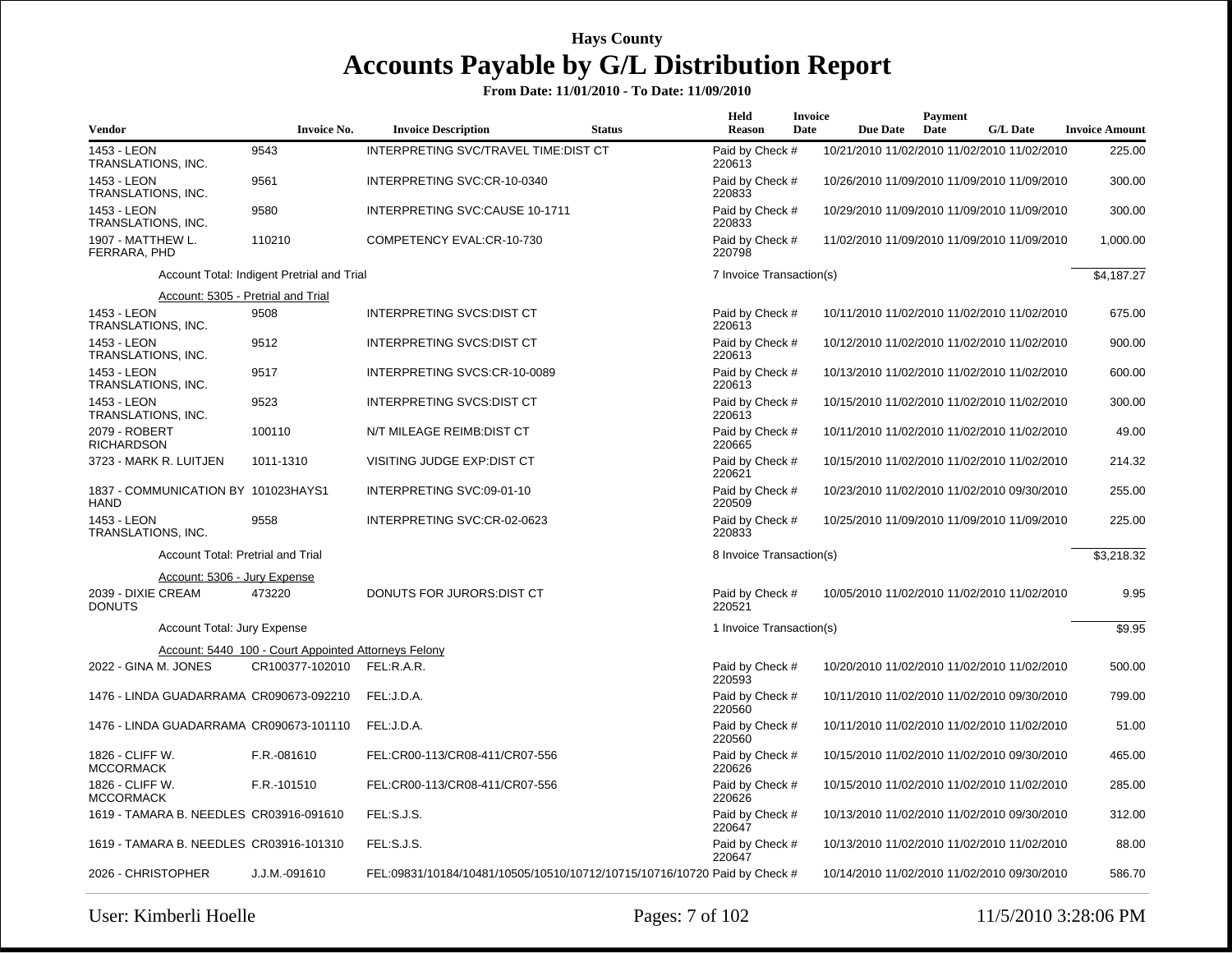# Hays County

# Accounts Payable by G/L Distribution Report

**From Date: 11/01/2010 - To Date: 11/09/2010**

| Vendor | Invoice No. | Invoice Description | Status | Held Reason | Invoice Date | Due Date | Payment Date | G/L Date | Invoice Amount |
|---|---|---|---|---|---|---|---|---|---|
| 1453 - LEON TRANSLATIONS, INC. | 9543 | INTERPRETING SVC/TRAVEL TIME:DIST CT | | Paid by Check # 220613 | 10/21/2010 | 11/02/2010 | 11/02/2010 | 11/02/2010 | 225.00 |
| 1453 - LEON TRANSLATIONS, INC. | 9561 | INTERPRETING SVC:CR-10-0340 | | Paid by Check # 220833 | 10/26/2010 | 11/09/2010 | 11/09/2010 | 11/09/2010 | 300.00 |
| 1453 - LEON TRANSLATIONS, INC. | 9580 | INTERPRETING SVC:CAUSE 10-1711 | | Paid by Check # 220833 | 10/29/2010 | 11/09/2010 | 11/09/2010 | 11/09/2010 | 300.00 |
| 1907 - MATTHEW L. FERRARA, PHD | 110210 | COMPETENCY EVAL:CR-10-730 | | Paid by Check # 220798 | 11/02/2010 | 11/09/2010 | 11/09/2010 | 11/09/2010 | 1,000.00 |
| Account Total: Indigent Pretrial and Trial | | | | 7 Invoice Transaction(s) | | | | | $4,187.27 |
| Account: 5305 - Pretrial and Trial | | | | | | | | | |
| 1453 - LEON TRANSLATIONS, INC. | 9508 | INTERPRETING SVCS:DIST CT | | Paid by Check # 220613 | 10/11/2010 | 11/02/2010 | 11/02/2010 | 11/02/2010 | 675.00 |
| 1453 - LEON TRANSLATIONS, INC. | 9512 | INTERPRETING SVCS:DIST CT | | Paid by Check # 220613 | 10/12/2010 | 11/02/2010 | 11/02/2010 | 11/02/2010 | 900.00 |
| 1453 - LEON TRANSLATIONS, INC. | 9517 | INTERPRETING SVCS:CR-10-0089 | | Paid by Check # 220613 | 10/13/2010 | 11/02/2010 | 11/02/2010 | 11/02/2010 | 600.00 |
| 1453 - LEON TRANSLATIONS, INC. | 9523 | INTERPRETING SVCS:DIST CT | | Paid by Check # 220613 | 10/15/2010 | 11/02/2010 | 11/02/2010 | 11/02/2010 | 300.00 |
| 2079 - ROBERT RICHARDSON | 100110 | N/T MILEAGE REIMB:DIST CT | | Paid by Check # 220665 | 10/11/2010 | 11/02/2010 | 11/02/2010 | 11/02/2010 | 49.00 |
| 3723 - MARK R. LUITJEN | 1011-1310 | VISITING JUDGE EXP:DIST CT | | Paid by Check # 220621 | 10/15/2010 | 11/02/2010 | 11/02/2010 | 11/02/2010 | 214.32 |
| 1837 - COMMUNICATION BY HAND | 101023HAYS1 | INTERPRETING SVC:09-01-10 | | Paid by Check # 220509 | 10/23/2010 | 11/02/2010 | 11/02/2010 | 09/30/2010 | 255.00 |
| 1453 - LEON TRANSLATIONS, INC. | 9558 | INTERPRETING SVC:CR-02-0623 | | Paid by Check # 220833 | 10/25/2010 | 11/09/2010 | 11/09/2010 | 11/09/2010 | 225.00 |
| Account Total: Pretrial and Trial | | | | 8 Invoice Transaction(s) | | | | | $3,218.32 |
| Account: 5306 - Jury Expense | | | | | | | | | |
| 2039 - DIXIE CREAM DONUTS | 473220 | DONUTS FOR JURORS:DIST CT | | Paid by Check # 220521 | 10/05/2010 | 11/02/2010 | 11/02/2010 | 11/02/2010 | 9.95 |
| Account Total: Jury Expense | | | | 1 Invoice Transaction(s) | | | | | $9.95 |
| Account: 5440 100 - Court Appointed Attorneys Felony | | | | | | | | | |
| 2022 - GINA M. JONES | CR100377-102010 | FEL:R.A.R. | | Paid by Check # 220593 | 10/20/2010 | 11/02/2010 | 11/02/2010 | 11/02/2010 | 500.00 |
| 1476 - LINDA GUADARRAMA | CR090673-092210 | FEL:J.D.A. | | Paid by Check # 220560 | 10/11/2010 | 11/02/2010 | 11/02/2010 | 09/30/2010 | 799.00 |
| 1476 - LINDA GUADARRAMA | CR090673-101110 | FEL:J.D.A. | | Paid by Check # 220560 | 10/11/2010 | 11/02/2010 | 11/02/2010 | 11/02/2010 | 51.00 |
| 1826 - CLIFF W. MCCORMACK | F.R.-081610 | FEL:CR00-113/CR08-411/CR07-556 | | Paid by Check # 220626 | 10/15/2010 | 11/02/2010 | 11/02/2010 | 09/30/2010 | 465.00 |
| 1826 - CLIFF W. MCCORMACK | F.R.-101510 | FEL:CR00-113/CR08-411/CR07-556 | | Paid by Check # 220626 | 10/15/2010 | 11/02/2010 | 11/02/2010 | 11/02/2010 | 285.00 |
| 1619 - TAMARA B. NEEDLES | CR03916-091610 | FEL:S.J.S. | | Paid by Check # 220647 | 10/13/2010 | 11/02/2010 | 11/02/2010 | 09/30/2010 | 312.00 |
| 1619 - TAMARA B. NEEDLES | CR03916-101310 | FEL:S.J.S. | | Paid by Check # 220647 | 10/13/2010 | 11/02/2010 | 11/02/2010 | 11/02/2010 | 88.00 |
| 2026 - CHRISTOPHER | J.J.M.-091610 | FEL:09831/10184/10481/10505/10510/10712/10715/10716/10720 | | Paid by Check # | 10/14/2010 | 11/02/2010 | 11/02/2010 | 09/30/2010 | 586.70 |

User: Kimberli Hoelle    11/5/2010 3:28:06 PM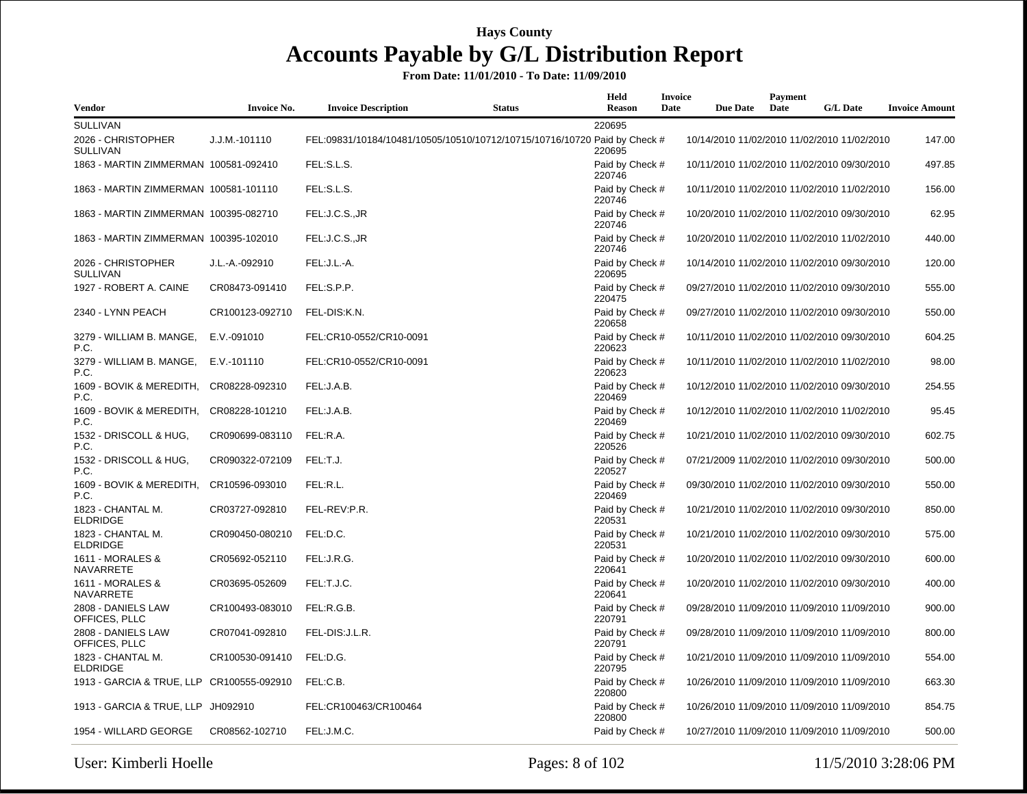# Hays County

## Accounts Payable by G/L Distribution Report

**From Date: 11/01/2010 - To Date: 11/09/2010**

| Vendor | Invoice No. | Invoice Description | Status | Held Reason | Invoice Date | Due Date | Payment Date | G/L Date | Invoice Amount |
|---|---|---|---|---|---|---|---|---|---|
| SULLIVAN | | | | 220695 | | | | | |
| 2026 - CHRISTOPHER SULLIVAN | J.J.M.-101110 | FEL:09831/10184/10481/10505/10510/10712/10715/10716/10720 | | Paid by Check # 220695 | 10/14/2010 | 11/02/2010 | 11/02/2010 | 11/02/2010 | 147.00 |
| 1863 - MARTIN ZIMMERMAN | 100581-092410 | FEL:S.L.S. | | Paid by Check # 220746 | 10/11/2010 | 11/02/2010 | 11/02/2010 | 09/30/2010 | 497.85 |
| 1863 - MARTIN ZIMMERMAN | 100581-101110 | FEL:S.L.S. | | Paid by Check # 220746 | 10/11/2010 | 11/02/2010 | 11/02/2010 | 11/02/2010 | 156.00 |
| 1863 - MARTIN ZIMMERMAN | 100395-082710 | FEL:J.C.S.,JR | | Paid by Check # 220746 | 10/20/2010 | 11/02/2010 | 11/02/2010 | 09/30/2010 | 62.95 |
| 1863 - MARTIN ZIMMERMAN | 100395-102010 | FEL:J.C.S.,JR | | Paid by Check # 220746 | 10/20/2010 | 11/02/2010 | 11/02/2010 | 11/02/2010 | 440.00 |
| 2026 - CHRISTOPHER SULLIVAN | J.L.-A.-092910 | FEL:J.L.-A. | | Paid by Check # 220695 | 10/14/2010 | 11/02/2010 | 11/02/2010 | 09/30/2010 | 120.00 |
| 1927 - ROBERT A. CAINE | CR08473-091410 | FEL:S.P.P. | | Paid by Check # 220475 | 09/27/2010 | 11/02/2010 | 11/02/2010 | 09/30/2010 | 555.00 |
| 2340 - LYNN PEACH | CR100123-092710 | FEL-DIS:K.N. | | Paid by Check # 220658 | 09/27/2010 | 11/02/2010 | 11/02/2010 | 09/30/2010 | 550.00 |
| 3279 - WILLIAM B. MANGE, P.C. | E.V.-091010 | FEL:CR10-0552/CR10-0091 | | Paid by Check # 220623 | 10/11/2010 | 11/02/2010 | 11/02/2010 | 09/30/2010 | 604.25 |
| 3279 - WILLIAM B. MANGE, P.C. | E.V.-101110 | FEL:CR10-0552/CR10-0091 | | Paid by Check # 220623 | 10/11/2010 | 11/02/2010 | 11/02/2010 | 11/02/2010 | 98.00 |
| 1609 - BOVIK & MEREDITH, P.C. | CR08228-092310 | FEL:J.A.B. | | Paid by Check # 220469 | 10/12/2010 | 11/02/2010 | 11/02/2010 | 09/30/2010 | 254.55 |
| 1609 - BOVIK & MEREDITH, P.C. | CR08228-101210 | FEL:J.A.B. | | Paid by Check # 220469 | 10/12/2010 | 11/02/2010 | 11/02/2010 | 11/02/2010 | 95.45 |
| 1532 - DRISCOLL & HUG, P.C. | CR090699-083110 | FEL:R.A. | | Paid by Check # 220526 | 10/21/2010 | 11/02/2010 | 11/02/2010 | 09/30/2010 | 602.75 |
| 1532 - DRISCOLL & HUG, P.C. | CR090322-072109 | FEL:T.J. | | Paid by Check # 220527 | 07/21/2009 | 11/02/2010 | 11/02/2010 | 09/30/2010 | 500.00 |
| 1609 - BOVIK & MEREDITH, P.C. | CR10596-093010 | FEL:R.L. | | Paid by Check # 220469 | 09/30/2010 | 11/02/2010 | 11/02/2010 | 09/30/2010 | 550.00 |
| 1823 - CHANTAL M. ELDRIDGE | CR03727-092810 | FEL-REV:P.R. | | Paid by Check # 220531 | 10/21/2010 | 11/02/2010 | 11/02/2010 | 09/30/2010 | 850.00 |
| 1823 - CHANTAL M. ELDRIDGE | CR090450-080210 | FEL:D.C. | | Paid by Check # 220531 | 10/21/2010 | 11/02/2010 | 11/02/2010 | 09/30/2010 | 575.00 |
| 1611 - MORALES & NAVARRETE | CR05692-052110 | FEL:J.R.G. | | Paid by Check # 220641 | 10/20/2010 | 11/02/2010 | 11/02/2010 | 09/30/2010 | 600.00 |
| 1611 - MORALES & NAVARRETE | CR03695-052609 | FEL:T.J.C. | | Paid by Check # 220641 | 10/20/2010 | 11/02/2010 | 11/02/2010 | 09/30/2010 | 400.00 |
| 2808 - DANIELS LAW OFFICES, PLLC | CR100493-083010 | FEL:R.G.B. | | Paid by Check # 220791 | 09/28/2010 | 11/09/2010 | 11/09/2010 | 11/09/2010 | 900.00 |
| 2808 - DANIELS LAW OFFICES, PLLC | CR07041-092810 | FEL-DIS:J.L.R. | | Paid by Check # 220791 | 09/28/2010 | 11/09/2010 | 11/09/2010 | 11/09/2010 | 800.00 |
| 1823 - CHANTAL M. ELDRIDGE | CR100530-091410 | FEL:D.G. | | Paid by Check # 220795 | 10/21/2010 | 11/09/2010 | 11/09/2010 | 11/09/2010 | 554.00 |
| 1913 - GARCIA & TRUE, LLP | CR100555-092910 | FEL:C.B. | | Paid by Check # 220800 | 10/26/2010 | 11/09/2010 | 11/09/2010 | 11/09/2010 | 663.30 |
| 1913 - GARCIA & TRUE, LLP | JH092910 | FEL:CR100463/CR100464 | | Paid by Check # 220800 | 10/26/2010 | 11/09/2010 | 11/09/2010 | 11/09/2010 | 854.75 |
| 1954 - WILLARD GEORGE | CR08562-102710 | FEL:J.M.C. | | Paid by Check # | 10/27/2010 | 11/09/2010 | 11/09/2010 | 11/09/2010 | 500.00 |

User: Kimberli Hoelle

11/5/2010 3:28:06 PM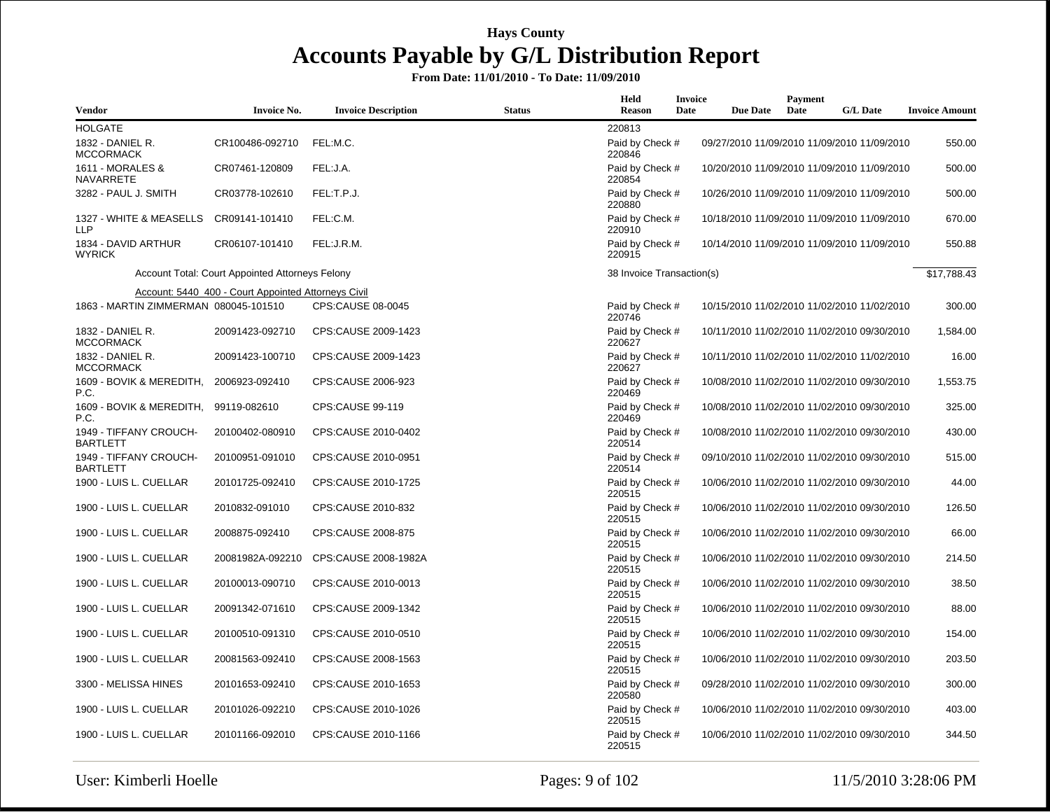# Hays County

## Accounts Payable by G/L Distribution Report

**From Date: 11/01/2010 - To Date: 11/09/2010**

| Vendor | Invoice No. | Invoice Description | Status | Held Reason | Invoice Date | Due Date | Payment Date | G/L Date | Invoice Amount |
|---|---|---|---|---|---|---|---|---|---|
| HOLGATE | | | | 220813 | | | | | |
| 1832 - DANIEL R. MCCORMACK | CR100486-092710 | FEL:M.C. | | Paid by Check # 220846 | 09/27/2010 | 11/09/2010 | 11/09/2010 | 11/09/2010 | 550.00 |
| 1611 - MORALES & NAVARRETE | CR07461-120809 | FEL:J.A. | | Paid by Check # 220854 | 10/20/2010 | 11/09/2010 | 11/09/2010 | 11/09/2010 | 500.00 |
| 3282 - PAUL J. SMITH | CR03778-102610 | FEL:T.P.J. | | Paid by Check # 220880 | 10/26/2010 | 11/09/2010 | 11/09/2010 | 11/09/2010 | 500.00 |
| 1327 - WHITE & MEASELLS LLP | CR09141-101410 | FEL:C.M. | | Paid by Check # 220910 | 10/18/2010 | 11/09/2010 | 11/09/2010 | 11/09/2010 | 670.00 |
| 1834 - DAVID ARTHUR WYRICK | CR06107-101410 | FEL:J.R.M. | | Paid by Check # 220915 | 10/14/2010 | 11/09/2010 | 11/09/2010 | 11/09/2010 | 550.88 |
| Account Total: Court Appointed Attorneys Felony | | | | 38 Invoice Transaction(s) | | | | | $17,788.43 |
| Account: 5440 400 - Court Appointed Attorneys Civil | | | | | | | | | |
| 1863 - MARTIN ZIMMERMAN | 080045-101510 | CPS:CAUSE 08-0045 | | Paid by Check # 220746 | 10/15/2010 | 11/02/2010 | 11/02/2010 | 11/02/2010 | 300.00 |
| 1832 - DANIEL R. MCCORMACK | 20091423-092710 | CPS:CAUSE 2009-1423 | | Paid by Check # 220627 | 10/11/2010 | 11/02/2010 | 11/02/2010 | 09/30/2010 | 1,584.00 |
| 1832 - DANIEL R. MCCORMACK | 20091423-100710 | CPS:CAUSE 2009-1423 | | Paid by Check # 220627 | 10/11/2010 | 11/02/2010 | 11/02/2010 | 11/02/2010 | 16.00 |
| 1609 - BOVIK & MEREDITH, P.C. | 2006923-092410 | CPS:CAUSE 2006-923 | | Paid by Check # 220469 | 10/08/2010 | 11/02/2010 | 11/02/2010 | 09/30/2010 | 1,553.75 |
| 1609 - BOVIK & MEREDITH, P.C. | 99119-082610 | CPS:CAUSE 99-119 | | Paid by Check # 220469 | 10/08/2010 | 11/02/2010 | 11/02/2010 | 09/30/2010 | 325.00 |
| 1949 - TIFFANY CROUCH-BARTLETT | 20100402-080910 | CPS:CAUSE 2010-0402 | | Paid by Check # 220514 | 10/08/2010 | 11/02/2010 | 11/02/2010 | 09/30/2010 | 430.00 |
| 1949 - TIFFANY CROUCH-BARTLETT | 20100951-091010 | CPS:CAUSE 2010-0951 | | Paid by Check # 220514 | 09/10/2010 | 11/02/2010 | 11/02/2010 | 09/30/2010 | 515.00 |
| 1900 - LUIS L. CUELLAR | 20101725-092410 | CPS:CAUSE 2010-1725 | | Paid by Check # 220515 | 10/06/2010 | 11/02/2010 | 11/02/2010 | 09/30/2010 | 44.00 |
| 1900 - LUIS L. CUELLAR | 2010832-091010 | CPS:CAUSE 2010-832 | | Paid by Check # 220515 | 10/06/2010 | 11/02/2010 | 11/02/2010 | 09/30/2010 | 126.50 |
| 1900 - LUIS L. CUELLAR | 2008875-092410 | CPS:CAUSE 2008-875 | | Paid by Check # 220515 | 10/06/2010 | 11/02/2010 | 11/02/2010 | 09/30/2010 | 66.00 |
| 1900 - LUIS L. CUELLAR | 20081982A-092210 | CPS:CAUSE 2008-1982A | | Paid by Check # 220515 | 10/06/2010 | 11/02/2010 | 11/02/2010 | 09/30/2010 | 214.50 |
| 1900 - LUIS L. CUELLAR | 20100013-090710 | CPS:CAUSE 2010-0013 | | Paid by Check # 220515 | 10/06/2010 | 11/02/2010 | 11/02/2010 | 09/30/2010 | 38.50 |
| 1900 - LUIS L. CUELLAR | 20091342-071610 | CPS:CAUSE 2009-1342 | | Paid by Check # 220515 | 10/06/2010 | 11/02/2010 | 11/02/2010 | 09/30/2010 | 88.00 |
| 1900 - LUIS L. CUELLAR | 20100510-091310 | CPS:CAUSE 2010-0510 | | Paid by Check # 220515 | 10/06/2010 | 11/02/2010 | 11/02/2010 | 09/30/2010 | 154.00 |
| 1900 - LUIS L. CUELLAR | 20081563-092410 | CPS:CAUSE 2008-1563 | | Paid by Check # 220515 | 10/06/2010 | 11/02/2010 | 11/02/2010 | 09/30/2010 | 203.50 |
| 3300 - MELISSA HINES | 20101653-092410 | CPS:CAUSE 2010-1653 | | Paid by Check # 220580 | 09/28/2010 | 11/02/2010 | 11/02/2010 | 09/30/2010 | 300.00 |
| 1900 - LUIS L. CUELLAR | 20101026-092210 | CPS:CAUSE 2010-1026 | | Paid by Check # 220515 | 10/06/2010 | 11/02/2010 | 11/02/2010 | 09/30/2010 | 403.00 |
| 1900 - LUIS L. CUELLAR | 20101166-092010 | CPS:CAUSE 2010-1166 | | Paid by Check # 220515 | 10/06/2010 | 11/02/2010 | 11/02/2010 | 09/30/2010 | 344.50 |

User: Kimberli Hoelle

11/5/2010 3:28:06 PM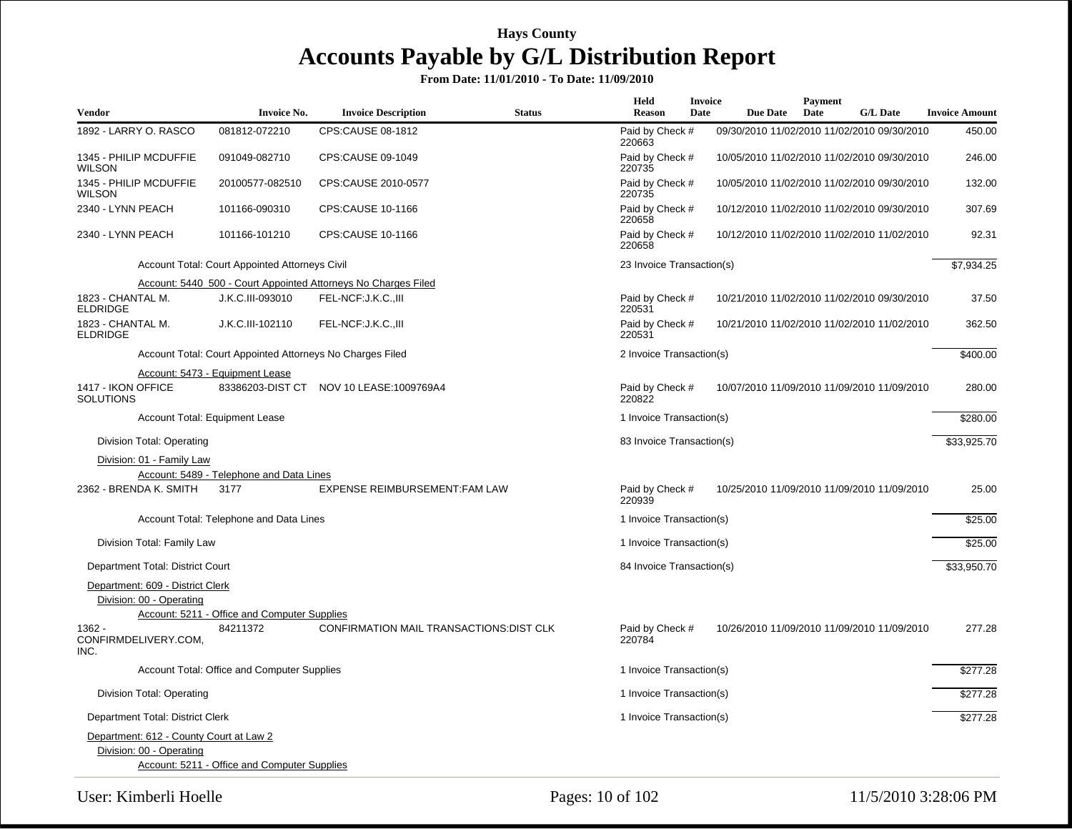# Hays County
# Accounts Payable by G/L Distribution Report

**From Date: 11/01/2010 - To Date: 11/09/2010**

| Vendor | Invoice No. | Invoice Description | Status | Held Reason | Invoice Date | Due Date | Payment Date | G/L Date | Invoice Amount |
|---|---|---|---|---|---|---|---|---|---|
| 1892 - LARRY O. RASCO | 081812-072210 | CPS:CAUSE 08-1812 | | Paid by Check # 220663 | 09/30/2010 | 11/02/2010 | 11/02/2010 | 09/30/2010 | 450.00 |
| 1345 - PHILIP MCDUFFIE WILSON | 091049-082710 | CPS:CAUSE 09-1049 | | Paid by Check # 220735 | 10/05/2010 | 11/02/2010 | 11/02/2010 | 09/30/2010 | 246.00 |
| 1345 - PHILIP MCDUFFIE WILSON | 20100577-082510 | CPS:CAUSE 2010-0577 | | Paid by Check # 220735 | 10/05/2010 | 11/02/2010 | 11/02/2010 | 09/30/2010 | 132.00 |
| 2340 - LYNN PEACH | 101166-090310 | CPS:CAUSE 10-1166 | | Paid by Check # 220658 | 10/12/2010 | 11/02/2010 | 11/02/2010 | 09/30/2010 | 307.69 |
| 2340 - LYNN PEACH | 101166-101210 | CPS:CAUSE 10-1166 | | Paid by Check # 220658 | 10/12/2010 | 11/02/2010 | 11/02/2010 | 11/02/2010 | 92.31 |
| | Account Total: Court Appointed Attorneys Civil | | | 23 Invoice Transaction(s) | | | | | $7,934.25 |
| | Account: 5440 500 - Court Appointed Attorneys No Charges Filed | | | | | | | | |
| 1823 - CHANTAL M. ELDRIDGE | J.K.C.III-093010 | FEL-NCF:J.K.C.,III | | Paid by Check # 220531 | 10/21/2010 | 11/02/2010 | 11/02/2010 | 09/30/2010 | 37.50 |
| 1823 - CHANTAL M. ELDRIDGE | J.K.C.III-102110 | FEL-NCF:J.K.C.,III | | Paid by Check # 220531 | 10/21/2010 | 11/02/2010 | 11/02/2010 | 11/02/2010 | 362.50 |
| | Account Total: Court Appointed Attorneys No Charges Filed | | | 2 Invoice Transaction(s) | | | | | $400.00 |
| | Account: 5473 - Equipment Lease | | | | | | | | |
| 1417 - IKON OFFICE SOLUTIONS | 83386203-DIST CT | NOV 10 LEASE:1009769A4 | | Paid by Check # 220822 | 10/07/2010 | 11/09/2010 | 11/09/2010 | 11/09/2010 | 280.00 |
| | Account Total: Equipment Lease | | | 1 Invoice Transaction(s) | | | | | $280.00 |
| Division Total: Operating | | | | 83 Invoice Transaction(s) | | | | | $33,925.70 |
| Division: 01 - Family Law | | | | | | | | | |
| | Account: 5489 - Telephone and Data Lines | | | | | | | | |
| 2362 - BRENDA K. SMITH | 3177 | EXPENSE REIMBURSEMENT:FAM LAW | | Paid by Check # 220939 | 10/25/2010 | 11/09/2010 | 11/09/2010 | 11/09/2010 | 25.00 |
| | Account Total: Telephone and Data Lines | | | 1 Invoice Transaction(s) | | | | | $25.00 |
| Division Total: Family Law | | | | 1 Invoice Transaction(s) | | | | | $25.00 |
| Department Total: District Court | | | | 84 Invoice Transaction(s) | | | | | $33,950.70 |
| Department: 609 - District Clerk | | | | | | | | | |
| Division: 00 - Operating | | | | | | | | | |
| | Account: 5211 - Office and Computer Supplies | | | | | | | | |
| 1362 - CONFIRMDELIVERY.COM, INC. | 84211372 | CONFIRMATION MAIL TRANSACTIONS:DIST CLK | | Paid by Check # 220784 | 10/26/2010 | 11/09/2010 | 11/09/2010 | 11/09/2010 | 277.28 |
| | Account Total: Office and Computer Supplies | | | 1 Invoice Transaction(s) | | | | | $277.28 |
| Division Total: Operating | | | | 1 Invoice Transaction(s) | | | | | $277.28 |
| Department Total: District Clerk | | | | 1 Invoice Transaction(s) | | | | | $277.28 |
| Department: 612 - County Court at Law 2 | | | | | | | | | |
| Division: 00 - Operating | | | | | | | | | |
| | Account: 5211 - Office and Computer Supplies | | | | | | | | |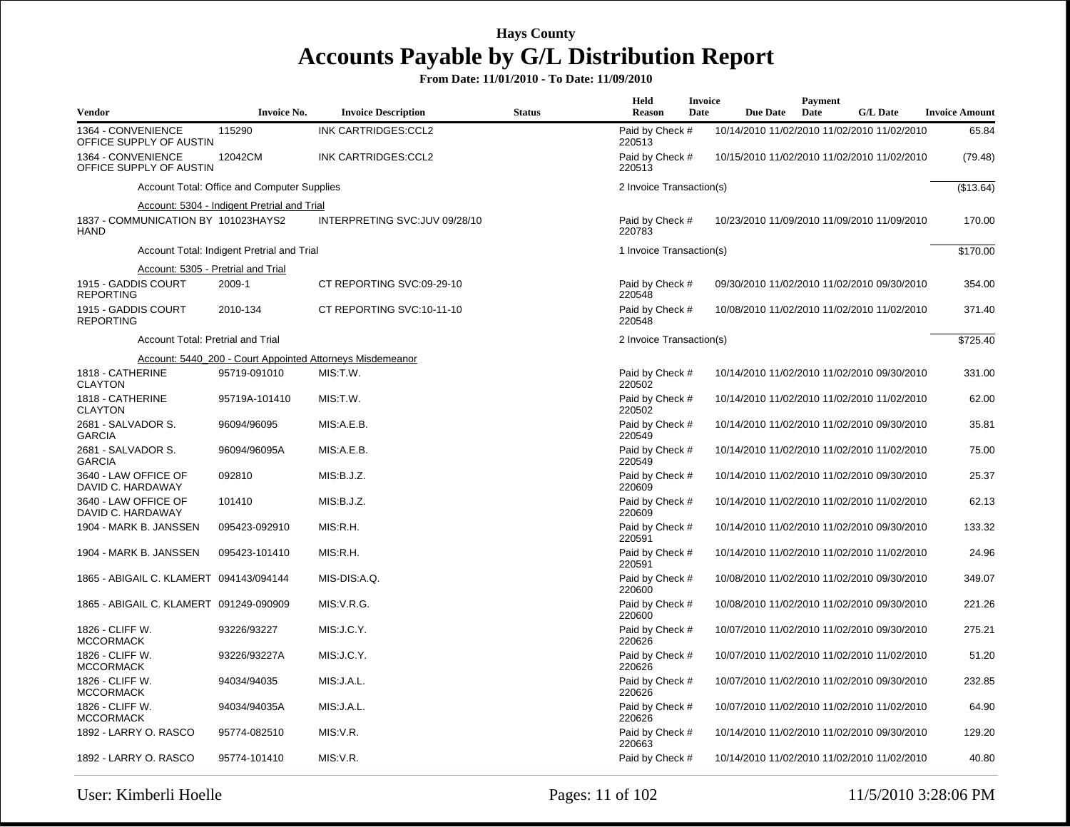# Hays County

## Accounts Payable by G/L Distribution Report

**From Date: 11/01/2010 - To Date: 11/09/2010**

| Vendor | Invoice No. | Invoice Description | Status | Held Reason | Invoice Date | Due Date | Payment Date | G/L Date | Invoice Amount |
|---|---|---|---|---|---|---|---|---|---|
| 1364 - CONVENIENCE OFFICE SUPPLY OF AUSTIN | 115290 | INK CARTRIDGES:CCL2 | | Paid by Check # 220513 | 10/14/2010 | 11/02/2010 | 11/02/2010 | 11/02/2010 | 65.84 |
| 1364 - CONVENIENCE OFFICE SUPPLY OF AUSTIN | 12042CM | INK CARTRIDGES:CCL2 | | Paid by Check # 220513 | 10/15/2010 | 11/02/2010 | 11/02/2010 | 11/02/2010 | (79.48) |
| | Account Total: Office and Computer Supplies | | | 2 Invoice Transaction(s) | | | | | ($13.64) |
| | Account: 5304 - Indigent Pretrial and Trial | | | | | | | | |
| 1837 - COMMUNICATION BY HAND | 101023HAYS2 | INTERPRETING SVC:JUV 09/28/10 | | Paid by Check # 220783 | 10/23/2010 | 11/09/2010 | 11/09/2010 | 11/09/2010 | 170.00 |
| | Account Total: Indigent Pretrial and Trial | | | 1 Invoice Transaction(s) | | | | | $170.00 |
| | Account: 5305 - Pretrial and Trial | | | | | | | | |
| 1915 - GADDIS COURT REPORTING | 2009-1 | CT REPORTING SVC:09-29-10 | | Paid by Check # 220548 | 09/30/2010 | 11/02/2010 | 11/02/2010 | 09/30/2010 | 354.00 |
| 1915 - GADDIS COURT REPORTING | 2010-134 | CT REPORTING SVC:10-11-10 | | Paid by Check # 220548 | 10/08/2010 | 11/02/2010 | 11/02/2010 | 11/02/2010 | 371.40 |
| | Account Total: Pretrial and Trial | | | 2 Invoice Transaction(s) | | | | | $725.40 |
| | Account: 5440_200 - Court Appointed Attorneys Misdemeanor | | | | | | | | |
| 1818 - CATHERINE CLAYTON | 95719-091010 | MIS:T.W. | | Paid by Check # 220502 | 10/14/2010 | 11/02/2010 | 11/02/2010 | 09/30/2010 | 331.00 |
| 1818 - CATHERINE CLAYTON | 95719A-101410 | MIS:T.W. | | Paid by Check # 220502 | 10/14/2010 | 11/02/2010 | 11/02/2010 | 11/02/2010 | 62.00 |
| 2681 - SALVADOR S. GARCIA | 96094/96095 | MIS:A.E.B. | | Paid by Check # 220549 | 10/14/2010 | 11/02/2010 | 11/02/2010 | 09/30/2010 | 35.81 |
| 2681 - SALVADOR S. GARCIA | 96094/96095A | MIS:A.E.B. | | Paid by Check # 220549 | 10/14/2010 | 11/02/2010 | 11/02/2010 | 11/02/2010 | 75.00 |
| 3640 - LAW OFFICE OF DAVID C. HARDAWAY | 092810 | MIS:B.J.Z. | | Paid by Check # 220609 | 10/14/2010 | 11/02/2010 | 11/02/2010 | 09/30/2010 | 25.37 |
| 3640 - LAW OFFICE OF DAVID C. HARDAWAY | 101410 | MIS:B.J.Z. | | Paid by Check # 220609 | 10/14/2010 | 11/02/2010 | 11/02/2010 | 11/02/2010 | 62.13 |
| 1904 - MARK B. JANSSEN | 095423-092910 | MIS:R.H. | | Paid by Check # 220591 | 10/14/2010 | 11/02/2010 | 11/02/2010 | 09/30/2010 | 133.32 |
| 1904 - MARK B. JANSSEN | 095423-101410 | MIS:R.H. | | Paid by Check # 220591 | 10/14/2010 | 11/02/2010 | 11/02/2010 | 11/02/2010 | 24.96 |
| 1865 - ABIGAIL C. KLAMERT | 094143/094144 | MIS-DIS:A.Q. | | Paid by Check # 220600 | 10/08/2010 | 11/02/2010 | 11/02/2010 | 09/30/2010 | 349.07 |
| 1865 - ABIGAIL C. KLAMERT | 091249-090909 | MIS:V.R.G. | | Paid by Check # 220600 | 10/08/2010 | 11/02/2010 | 11/02/2010 | 09/30/2010 | 221.26 |
| 1826 - CLIFF W. MCCORMACK | 93226/93227 | MIS:J.C.Y. | | Paid by Check # 220626 | 10/07/2010 | 11/02/2010 | 11/02/2010 | 09/30/2010 | 275.21 |
| 1826 - CLIFF W. MCCORMACK | 93226/93227A | MIS:J.C.Y. | | Paid by Check # 220626 | 10/07/2010 | 11/02/2010 | 11/02/2010 | 11/02/2010 | 51.20 |
| 1826 - CLIFF W. MCCORMACK | 94034/94035 | MIS:J.A.L. | | Paid by Check # 220626 | 10/07/2010 | 11/02/2010 | 11/02/2010 | 09/30/2010 | 232.85 |
| 1826 - CLIFF W. MCCORMACK | 94034/94035A | MIS:J.A.L. | | Paid by Check # 220626 | 10/07/2010 | 11/02/2010 | 11/02/2010 | 11/02/2010 | 64.90 |
| 1892 - LARRY O. RASCO | 95774-082510 | MIS:V.R. | | Paid by Check # 220663 | 10/14/2010 | 11/02/2010 | 11/02/2010 | 09/30/2010 | 129.20 |
| 1892 - LARRY O. RASCO | 95774-101410 | MIS:V.R. | | Paid by Check # | 10/14/2010 | 11/02/2010 | 11/02/2010 | 11/02/2010 | 40.80 |

User: Kimberli Hoelle

11/5/2010 3:28:06 PM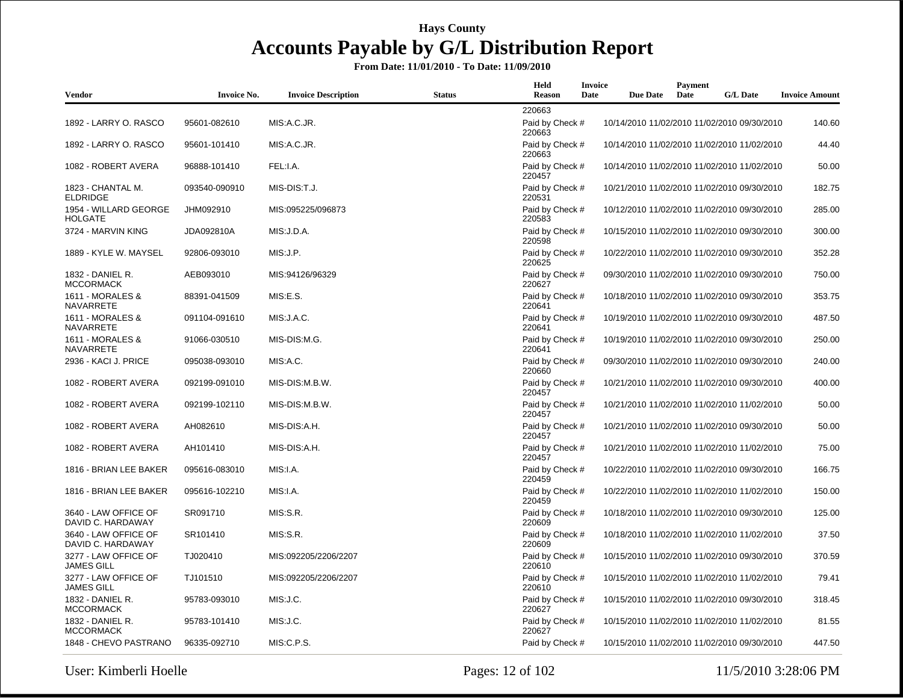# Hays County

# Accounts Payable by G/L Distribution Report

**From Date: 11/01/2010 - To Date: 11/09/2010**

| Vendor | Invoice No. | Invoice Description | Status | Held Reason | Invoice Date | Due Date | Payment Date | G/L Date | Invoice Amount |
|---|---|---|---|---|---|---|---|---|---|
| | | | | 220663 | | | | | |
| 1892 - LARRY O. RASCO | 95601-082610 | MIS:A.C.JR. | | Paid by Check # 220663 | 10/14/2010 | 11/02/2010 | 11/02/2010 | 09/30/2010 | 140.60 |
| 1892 - LARRY O. RASCO | 95601-101410 | MIS:A.C.JR. | | Paid by Check # 220663 | 10/14/2010 | 11/02/2010 | 11/02/2010 | 11/02/2010 | 44.40 |
| 1082 - ROBERT AVERA | 96888-101410 | FEL:I.A. | | Paid by Check # 220457 | 10/14/2010 | 11/02/2010 | 11/02/2010 | 11/02/2010 | 50.00 |
| 1823 - CHANTAL M. ELDRIDGE | 093540-090910 | MIS-DIS:T.J. | | Paid by Check # 220531 | 10/21/2010 | 11/02/2010 | 11/02/2010 | 09/30/2010 | 182.75 |
| 1954 - WILLARD GEORGE HOLGATE | JHM092910 | MIS:095225/096873 | | Paid by Check # 220583 | 10/12/2010 | 11/02/2010 | 11/02/2010 | 09/30/2010 | 285.00 |
| 3724 - MARVIN KING | JDA092810A | MIS:J.D.A. | | Paid by Check # 220598 | 10/15/2010 | 11/02/2010 | 11/02/2010 | 09/30/2010 | 300.00 |
| 1889 - KYLE W. MAYSEL | 92806-093010 | MIS:J.P. | | Paid by Check # 220625 | 10/22/2010 | 11/02/2010 | 11/02/2010 | 09/30/2010 | 352.28 |
| 1832 - DANIEL R. MCCORMACK | AEB093010 | MIS:94126/96329 | | Paid by Check # 220627 | 09/30/2010 | 11/02/2010 | 11/02/2010 | 09/30/2010 | 750.00 |
| 1611 - MORALES & NAVARRETE | 88391-041509 | MIS:E.S. | | Paid by Check # 220641 | 10/18/2010 | 11/02/2010 | 11/02/2010 | 09/30/2010 | 353.75 |
| 1611 - MORALES & NAVARRETE | 091104-091610 | MIS:J.A.C. | | Paid by Check # 220641 | 10/19/2010 | 11/02/2010 | 11/02/2010 | 09/30/2010 | 487.50 |
| 1611 - MORALES & NAVARRETE | 91066-030510 | MIS-DIS:M.G. | | Paid by Check # 220641 | 10/19/2010 | 11/02/2010 | 11/02/2010 | 09/30/2010 | 250.00 |
| 2936 - KACI J. PRICE | 095038-093010 | MIS:A.C. | | Paid by Check # 220660 | 09/30/2010 | 11/02/2010 | 11/02/2010 | 09/30/2010 | 240.00 |
| 1082 - ROBERT AVERA | 092199-091010 | MIS-DIS:M.B.W. | | Paid by Check # 220457 | 10/21/2010 | 11/02/2010 | 11/02/2010 | 09/30/2010 | 400.00 |
| 1082 - ROBERT AVERA | 092199-102110 | MIS-DIS:M.B.W. | | Paid by Check # 220457 | 10/21/2010 | 11/02/2010 | 11/02/2010 | 11/02/2010 | 50.00 |
| 1082 - ROBERT AVERA | AH082610 | MIS-DIS:A.H. | | Paid by Check # 220457 | 10/21/2010 | 11/02/2010 | 11/02/2010 | 09/30/2010 | 50.00 |
| 1082 - ROBERT AVERA | AH101410 | MIS-DIS:A.H. | | Paid by Check # 220457 | 10/21/2010 | 11/02/2010 | 11/02/2010 | 11/02/2010 | 75.00 |
| 1816 - BRIAN LEE BAKER | 095616-083010 | MIS:I.A. | | Paid by Check # 220459 | 10/22/2010 | 11/02/2010 | 11/02/2010 | 09/30/2010 | 166.75 |
| 1816 - BRIAN LEE BAKER | 095616-102210 | MIS:I.A. | | Paid by Check # 220459 | 10/22/2010 | 11/02/2010 | 11/02/2010 | 11/02/2010 | 150.00 |
| 3640 - LAW OFFICE OF DAVID C. HARDAWAY | SR091710 | MIS:S.R. | | Paid by Check # 220609 | 10/18/2010 | 11/02/2010 | 11/02/2010 | 09/30/2010 | 125.00 |
| 3640 - LAW OFFICE OF DAVID C. HARDAWAY | SR101410 | MIS:S.R. | | Paid by Check # 220609 | 10/18/2010 | 11/02/2010 | 11/02/2010 | 11/02/2010 | 37.50 |
| 3277 - LAW OFFICE OF JAMES GILL | TJ020410 | MIS:092205/2206/2207 | | Paid by Check # 220610 | 10/15/2010 | 11/02/2010 | 11/02/2010 | 09/30/2010 | 370.59 |
| 3277 - LAW OFFICE OF JAMES GILL | TJ101510 | MIS:092205/2206/2207 | | Paid by Check # 220610 | 10/15/2010 | 11/02/2010 | 11/02/2010 | 11/02/2010 | 79.41 |
| 1832 - DANIEL R. MCCORMACK | 95783-093010 | MIS:J.C. | | Paid by Check # 220627 | 10/15/2010 | 11/02/2010 | 11/02/2010 | 09/30/2010 | 318.45 |
| 1832 - DANIEL R. MCCORMACK | 95783-101410 | MIS:J.C. | | Paid by Check # 220627 | 10/15/2010 | 11/02/2010 | 11/02/2010 | 11/02/2010 | 81.55 |
| 1848 - CHEVO PASTRANO | 96335-092710 | MIS:C.P.S. | | Paid by Check # | 10/15/2010 | 11/02/2010 | 11/02/2010 | 09/30/2010 | 447.50 |

User: Kimberli Hoelle | 11/5/2010 3:28:06 PM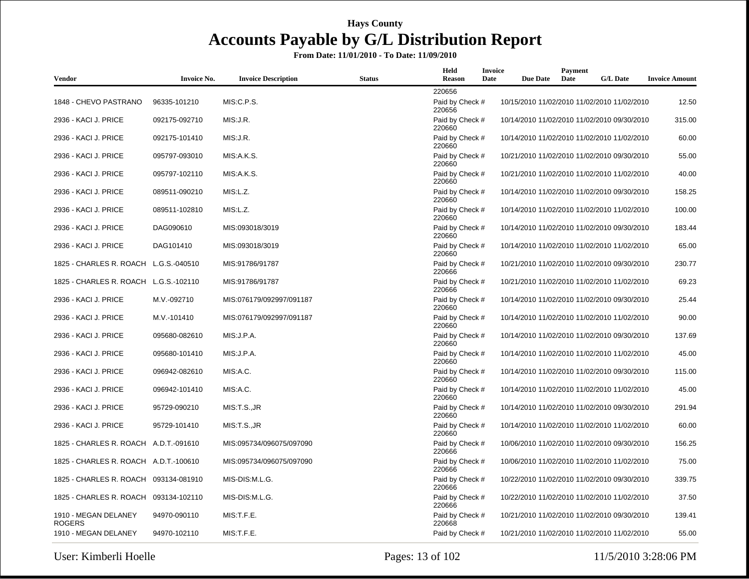# Hays County

## Accounts Payable by G/L Distribution Report

**From Date: 11/01/2010 - To Date: 11/09/2010**

| Vendor | Invoice No. | Invoice Description | Status | Held Reason | Invoice Date | Due Date | Payment Date | G/L Date | Invoice Amount |
|---|---|---|---|---|---|---|---|---|---|
| | | | | 220656 | | | | | |
| 1848 - CHEVO PASTRANO | 96335-101210 | MIS:C.P.S. | | Paid by Check # 220656 | 10/15/2010 | 11/02/2010 | 11/02/2010 | 11/02/2010 | 12.50 |
| 2936 - KACI J. PRICE | 092175-092710 | MIS:J.R. | | Paid by Check # 220660 | 10/14/2010 | 11/02/2010 | 11/02/2010 | 09/30/2010 | 315.00 |
| 2936 - KACI J. PRICE | 092175-101410 | MIS:J.R. | | Paid by Check # 220660 | 10/14/2010 | 11/02/2010 | 11/02/2010 | 11/02/2010 | 60.00 |
| 2936 - KACI J. PRICE | 095797-093010 | MIS:A.K.S. | | Paid by Check # 220660 | 10/21/2010 | 11/02/2010 | 11/02/2010 | 09/30/2010 | 55.00 |
| 2936 - KACI J. PRICE | 095797-102110 | MIS:A.K.S. | | Paid by Check # 220660 | 10/21/2010 | 11/02/2010 | 11/02/2010 | 11/02/2010 | 40.00 |
| 2936 - KACI J. PRICE | 089511-090210 | MIS:L.Z. | | Paid by Check # 220660 | 10/14/2010 | 11/02/2010 | 11/02/2010 | 09/30/2010 | 158.25 |
| 2936 - KACI J. PRICE | 089511-102810 | MIS:L.Z. | | Paid by Check # 220660 | 10/14/2010 | 11/02/2010 | 11/02/2010 | 11/02/2010 | 100.00 |
| 2936 - KACI J. PRICE | DAG090610 | MIS:093018/3019 | | Paid by Check # 220660 | 10/14/2010 | 11/02/2010 | 11/02/2010 | 09/30/2010 | 183.44 |
| 2936 - KACI J. PRICE | DAG101410 | MIS:093018/3019 | | Paid by Check # 220660 | 10/14/2010 | 11/02/2010 | 11/02/2010 | 11/02/2010 | 65.00 |
| 1825 - CHARLES R. ROACH | L.G.S.-040510 | MIS:91786/91787 | | Paid by Check # 220666 | 10/21/2010 | 11/02/2010 | 11/02/2010 | 09/30/2010 | 230.77 |
| 1825 - CHARLES R. ROACH | L.G.S.-102110 | MIS:91786/91787 | | Paid by Check # 220666 | 10/21/2010 | 11/02/2010 | 11/02/2010 | 11/02/2010 | 69.23 |
| 2936 - KACI J. PRICE | M.V.-092710 | MIS:076179/092997/091187 | | Paid by Check # 220660 | 10/14/2010 | 11/02/2010 | 11/02/2010 | 09/30/2010 | 25.44 |
| 2936 - KACI J. PRICE | M.V.-101410 | MIS:076179/092997/091187 | | Paid by Check # 220660 | 10/14/2010 | 11/02/2010 | 11/02/2010 | 11/02/2010 | 90.00 |
| 2936 - KACI J. PRICE | 095680-082610 | MIS:J.P.A. | | Paid by Check # 220660 | 10/14/2010 | 11/02/2010 | 11/02/2010 | 09/30/2010 | 137.69 |
| 2936 - KACI J. PRICE | 095680-101410 | MIS:J.P.A. | | Paid by Check # 220660 | 10/14/2010 | 11/02/2010 | 11/02/2010 | 11/02/2010 | 45.00 |
| 2936 - KACI J. PRICE | 096942-082610 | MIS:A.C. | | Paid by Check # 220660 | 10/14/2010 | 11/02/2010 | 11/02/2010 | 09/30/2010 | 115.00 |
| 2936 - KACI J. PRICE | 096942-101410 | MIS:A.C. | | Paid by Check # 220660 | 10/14/2010 | 11/02/2010 | 11/02/2010 | 11/02/2010 | 45.00 |
| 2936 - KACI J. PRICE | 95729-090210 | MIS:T.S.,JR | | Paid by Check # 220660 | 10/14/2010 | 11/02/2010 | 11/02/2010 | 09/30/2010 | 291.94 |
| 2936 - KACI J. PRICE | 95729-101410 | MIS:T.S.,JR | | Paid by Check # 220660 | 10/14/2010 | 11/02/2010 | 11/02/2010 | 11/02/2010 | 60.00 |
| 1825 - CHARLES R. ROACH | A.D.T.-091610 | MIS:095734/096075/097090 | | Paid by Check # 220666 | 10/06/2010 | 11/02/2010 | 11/02/2010 | 09/30/2010 | 156.25 |
| 1825 - CHARLES R. ROACH | A.D.T.-100610 | MIS:095734/096075/097090 | | Paid by Check # 220666 | 10/06/2010 | 11/02/2010 | 11/02/2010 | 11/02/2010 | 75.00 |
| 1825 - CHARLES R. ROACH | 093134-081910 | MIS-DIS:M.L.G. | | Paid by Check # 220666 | 10/22/2010 | 11/02/2010 | 11/02/2010 | 09/30/2010 | 339.75 |
| 1825 - CHARLES R. ROACH | 093134-102110 | MIS-DIS:M.L.G. | | Paid by Check # 220666 | 10/22/2010 | 11/02/2010 | 11/02/2010 | 11/02/2010 | 37.50 |
| 1910 - MEGAN DELANEY ROGERS | 94970-090110 | MIS:T.F.E. | | Paid by Check # 220668 | 10/21/2010 | 11/02/2010 | 11/02/2010 | 09/30/2010 | 139.41 |
| 1910 - MEGAN DELANEY | 94970-102110 | MIS:T.F.E. | | Paid by Check # | 10/21/2010 | 11/02/2010 | 11/02/2010 | 11/02/2010 | 55.00 |

User: Kimberli Hoelle | 11/5/2010 3:28:06 PM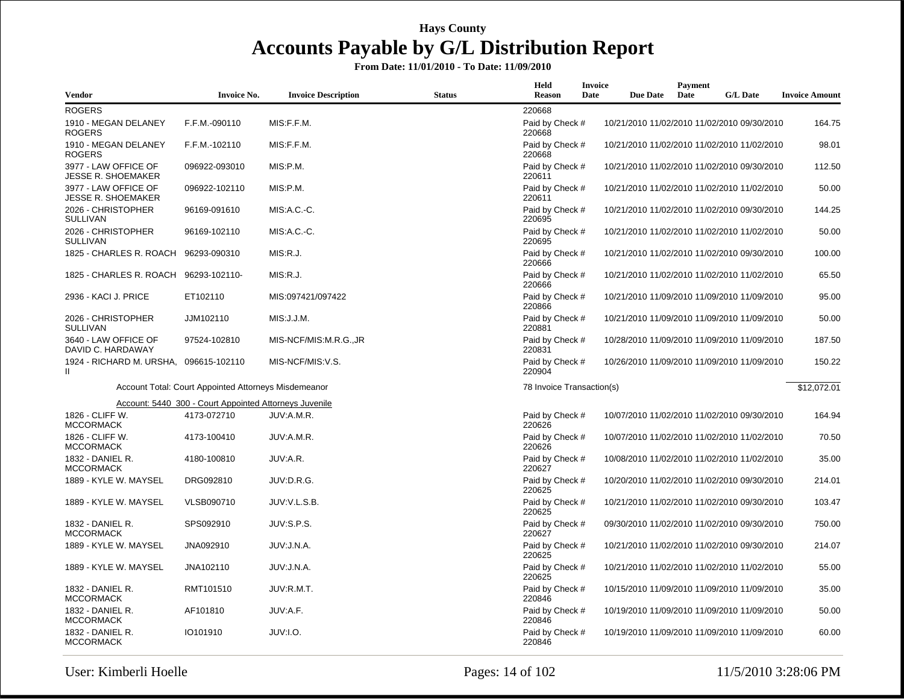Hays County

# Accounts Payable by G/L Distribution Report

**From Date: 11/01/2010 - To Date: 11/09/2010**

| Vendor | Invoice No. | Invoice Description | Status | Held Reason | Invoice Date | Due Date | Payment Date | G/L Date | Invoice Amount |
|---|---|---|---|---|---|---|---|---|---|
| ROGERS | | | | 220668 | | | | | |
| 1910 - MEGAN DELANEY ROGERS | F.F.M.-090110 | MIS:F.F.M. | | Paid by Check # 220668 | 10/21/2010 | 11/02/2010 | 11/02/2010 | 09/30/2010 | 164.75 |
| 1910 - MEGAN DELANEY ROGERS | F.F.M.-102110 | MIS:F.F.M. | | Paid by Check # 220668 | 10/21/2010 | 11/02/2010 | 11/02/2010 | 11/02/2010 | 98.01 |
| 3977 - LAW OFFICE OF JESSE R. SHOEMAKER | 096922-093010 | MIS:P.M. | | Paid by Check # 220611 | 10/21/2010 | 11/02/2010 | 11/02/2010 | 09/30/2010 | 112.50 |
| 3977 - LAW OFFICE OF JESSE R. SHOEMAKER | 096922-102110 | MIS:P.M. | | Paid by Check # 220611 | 10/21/2010 | 11/02/2010 | 11/02/2010 | 11/02/2010 | 50.00 |
| 2026 - CHRISTOPHER SULLIVAN | 96169-091610 | MIS:A.C.-C. | | Paid by Check # 220695 | 10/21/2010 | 11/02/2010 | 11/02/2010 | 09/30/2010 | 144.25 |
| 2026 - CHRISTOPHER SULLIVAN | 96169-102110 | MIS:A.C.-C. | | Paid by Check # 220695 | 10/21/2010 | 11/02/2010 | 11/02/2010 | 11/02/2010 | 50.00 |
| 1825 - CHARLES R. ROACH | 96293-090310 | MIS:R.J. | | Paid by Check # 220666 | 10/21/2010 | 11/02/2010 | 11/02/2010 | 09/30/2010 | 100.00 |
| 1825 - CHARLES R. ROACH | 96293-102110- | MIS:R.J. | | Paid by Check # 220666 | 10/21/2010 | 11/02/2010 | 11/02/2010 | 11/02/2010 | 65.50 |
| 2936 - KACI J. PRICE | ET102110 | MIS:097421/097422 | | Paid by Check # 220866 | 10/21/2010 | 11/09/2010 | 11/09/2010 | 11/09/2010 | 95.00 |
| 2026 - CHRISTOPHER SULLIVAN | JJM102110 | MIS:J.J.M. | | Paid by Check # 220881 | 10/21/2010 | 11/09/2010 | 11/09/2010 | 11/09/2010 | 50.00 |
| 3640 - LAW OFFICE OF DAVID C. HARDAWAY | 97524-102810 | MIS-NCF/MIS:M.R.G.,JR | | Paid by Check # 220831 | 10/28/2010 | 11/09/2010 | 11/09/2010 | 11/09/2010 | 187.50 |
| 1924 - RICHARD M. URSHA, II | 096615-102110 | MIS-NCF/MIS:V.S. | | Paid by Check # 220904 | 10/26/2010 | 11/09/2010 | 11/09/2010 | 11/09/2010 | 150.22 |
| | Account Total: Court Appointed Attorneys Misdemeanor | | | 78 Invoice Transaction(s) | | | | | $12,072.01 |
| | Account: 5440 300 - Court Appointed Attorneys Juvenile | | | | | | | | |
| 1826 - CLIFF W. MCCORMACK | 4173-072710 | JUV:A.M.R. | | Paid by Check # 220626 | 10/07/2010 | 11/02/2010 | 11/02/2010 | 09/30/2010 | 164.94 |
| 1826 - CLIFF W. MCCORMACK | 4173-100410 | JUV:A.M.R. | | Paid by Check # 220626 | 10/07/2010 | 11/02/2010 | 11/02/2010 | 11/02/2010 | 70.50 |
| 1832 - DANIEL R. MCCORMACK | 4180-100810 | JUV:A.R. | | Paid by Check # 220627 | 10/08/2010 | 11/02/2010 | 11/02/2010 | 11/02/2010 | 35.00 |
| 1889 - KYLE W. MAYSEL | DRG092810 | JUV:D.R.G. | | Paid by Check # 220625 | 10/20/2010 | 11/02/2010 | 11/02/2010 | 09/30/2010 | 214.01 |
| 1889 - KYLE W. MAYSEL | VLSB090710 | JUV:V.L.S.B. | | Paid by Check # 220625 | 10/21/2010 | 11/02/2010 | 11/02/2010 | 09/30/2010 | 103.47 |
| 1832 - DANIEL R. MCCORMACK | SPS092910 | JUV:S.P.S. | | Paid by Check # 220627 | 09/30/2010 | 11/02/2010 | 11/02/2010 | 09/30/2010 | 750.00 |
| 1889 - KYLE W. MAYSEL | JNA092910 | JUV:J.N.A. | | Paid by Check # 220625 | 10/21/2010 | 11/02/2010 | 11/02/2010 | 09/30/2010 | 214.07 |
| 1889 - KYLE W. MAYSEL | JNA102110 | JUV:J.N.A. | | Paid by Check # 220625 | 10/21/2010 | 11/02/2010 | 11/02/2010 | 11/02/2010 | 55.00 |
| 1832 - DANIEL R. MCCORMACK | RMT101510 | JUV:R.M.T. | | Paid by Check # 220846 | 10/15/2010 | 11/09/2010 | 11/09/2010 | 11/09/2010 | 35.00 |
| 1832 - DANIEL R. MCCORMACK | AF101810 | JUV:A.F. | | Paid by Check # 220846 | 10/19/2010 | 11/09/2010 | 11/09/2010 | 11/09/2010 | 50.00 |
| 1832 - DANIEL R. MCCORMACK | IO101910 | JUV:I.O. | | Paid by Check # 220846 | 10/19/2010 | 11/09/2010 | 11/09/2010 | 11/09/2010 | 60.00 |

User: Kimberli Hoelle 11/5/2010 3:28:06 PM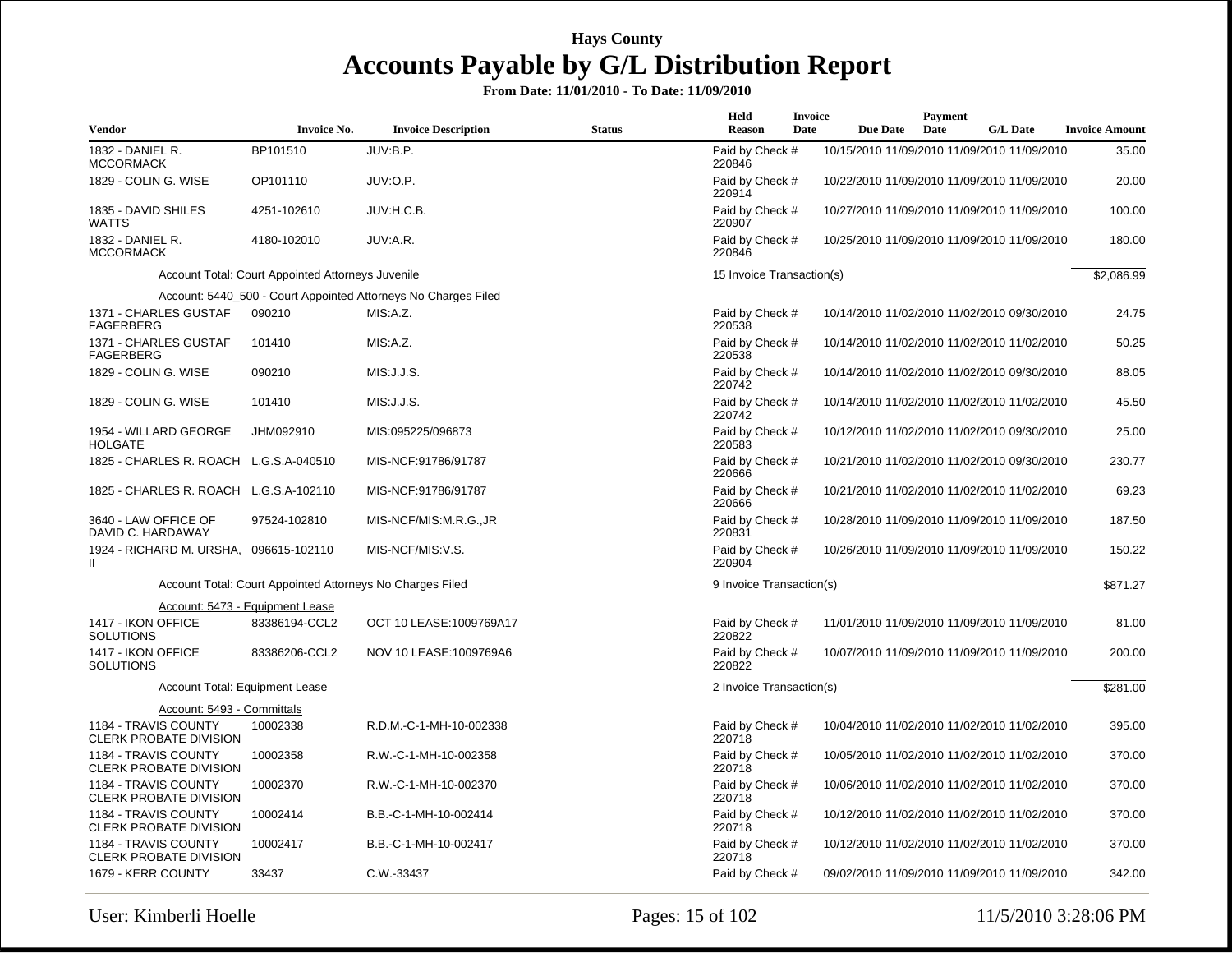# Hays County

# Accounts Payable by G/L Distribution Report

**From Date: 11/01/2010 - To Date: 11/09/2010**

| Vendor | Invoice No. | Invoice Description | Status | Held Reason | Invoice Date | Due Date | Payment Date | G/L Date | Invoice Amount |
|---|---|---|---|---|---|---|---|---|---|
| 1832 - DANIEL R. MCCORMACK | BP101510 | JUV:B.P. | | Paid by Check # 220846 | 10/15/2010 | 11/09/2010 | 11/09/2010 | 11/09/2010 | 35.00 |
| 1829 - COLIN G. WISE | OP101110 | JUV:O.P. | | Paid by Check # 220914 | 10/22/2010 | 11/09/2010 | 11/09/2010 | 11/09/2010 | 20.00 |
| 1835 - DAVID SHILES WATTS | 4251-102610 | JUV:H.C.B. | | Paid by Check # 220907 | 10/27/2010 | 11/09/2010 | 11/09/2010 | 11/09/2010 | 100.00 |
| 1832 - DANIEL R. MCCORMACK | 4180-102010 | JUV:A.R. | | Paid by Check # 220846 | 10/25/2010 | 11/09/2010 | 11/09/2010 | 11/09/2010 | 180.00 |
| | Account Total: Court Appointed Attorneys Juvenile | | | 15 Invoice Transaction(s) | | | | | $2,086.99 |
| | Account: 5440 500 - Court Appointed Attorneys No Charges Filed | | | | | | | | |
| 1371 - CHARLES GUSTAF FAGERBERG | 090210 | MIS:A.Z. | | Paid by Check # 220538 | 10/14/2010 | 11/02/2010 | 11/02/2010 | 09/30/2010 | 24.75 |
| 1371 - CHARLES GUSTAF FAGERBERG | 101410 | MIS:A.Z. | | Paid by Check # 220538 | 10/14/2010 | 11/02/2010 | 11/02/2010 | 11/02/2010 | 50.25 |
| 1829 - COLIN G. WISE | 090210 | MIS:J.J.S. | | Paid by Check # 220742 | 10/14/2010 | 11/02/2010 | 11/02/2010 | 09/30/2010 | 88.05 |
| 1829 - COLIN G. WISE | 101410 | MIS:J.J.S. | | Paid by Check # 220742 | 10/14/2010 | 11/02/2010 | 11/02/2010 | 11/02/2010 | 45.50 |
| 1954 - WILLARD GEORGE HOLGATE | JHM092910 | MIS:095225/096873 | | Paid by Check # 220583 | 10/12/2010 | 11/02/2010 | 11/02/2010 | 09/30/2010 | 25.00 |
| 1825 - CHARLES R. ROACH | L.G.S.A-040510 | MIS-NCF:91786/91787 | | Paid by Check # 220666 | 10/21/2010 | 11/02/2010 | 11/02/2010 | 09/30/2010 | 230.77 |
| 1825 - CHARLES R. ROACH | L.G.S.A-102110 | MIS-NCF:91786/91787 | | Paid by Check # 220666 | 10/21/2010 | 11/02/2010 | 11/02/2010 | 11/02/2010 | 69.23 |
| 3640 - LAW OFFICE OF DAVID C. HARDAWAY | 97524-102810 | MIS-NCF/MIS:M.R.G.,JR | | Paid by Check # 220831 | 10/28/2010 | 11/09/2010 | 11/09/2010 | 11/09/2010 | 187.50 |
| 1924 - RICHARD M. URSHA, II | 096615-102110 | MIS-NCF/MIS:V.S. | | Paid by Check # 220904 | 10/26/2010 | 11/09/2010 | 11/09/2010 | 11/09/2010 | 150.22 |
| | Account Total: Court Appointed Attorneys No Charges Filed | | | 9 Invoice Transaction(s) | | | | | $871.27 |
| | Account: 5473 - Equipment Lease | | | | | | | | |
| 1417 - IKON OFFICE SOLUTIONS | 83386194-CCL2 | OCT 10 LEASE:1009769A17 | | Paid by Check # 220822 | 11/01/2010 | 11/09/2010 | 11/09/2010 | 11/09/2010 | 81.00 |
| 1417 - IKON OFFICE SOLUTIONS | 83386206-CCL2 | NOV 10 LEASE:1009769A6 | | Paid by Check # 220822 | 10/07/2010 | 11/09/2010 | 11/09/2010 | 11/09/2010 | 200.00 |
| | Account Total: Equipment Lease | | | 2 Invoice Transaction(s) | | | | | $281.00 |
| | Account: 5493 - Committals | | | | | | | | |
| 1184 - TRAVIS COUNTY CLERK PROBATE DIVISION | 10002338 | R.D.M.-C-1-MH-10-002338 | | Paid by Check # 220718 | 10/04/2010 | 11/02/2010 | 11/02/2010 | 11/02/2010 | 395.00 |
| 1184 - TRAVIS COUNTY CLERK PROBATE DIVISION | 10002358 | R.W.-C-1-MH-10-002358 | | Paid by Check # 220718 | 10/05/2010 | 11/02/2010 | 11/02/2010 | 11/02/2010 | 370.00 |
| 1184 - TRAVIS COUNTY CLERK PROBATE DIVISION | 10002370 | R.W.-C-1-MH-10-002370 | | Paid by Check # 220718 | 10/06/2010 | 11/02/2010 | 11/02/2010 | 11/02/2010 | 370.00 |
| 1184 - TRAVIS COUNTY CLERK PROBATE DIVISION | 10002414 | B.B.-C-1-MH-10-002414 | | Paid by Check # 220718 | 10/12/2010 | 11/02/2010 | 11/02/2010 | 11/02/2010 | 370.00 |
| 1184 - TRAVIS COUNTY CLERK PROBATE DIVISION | 10002417 | B.B.-C-1-MH-10-002417 | | Paid by Check # 220718 | 10/12/2010 | 11/02/2010 | 11/02/2010 | 11/02/2010 | 370.00 |
| 1679 - KERR COUNTY | 33437 | C.W.-33437 | | Paid by Check # | 09/02/2010 | 11/09/2010 | 11/09/2010 | 11/09/2010 | 342.00 |

User: Kimberli Hoelle | 11/5/2010 3:28:06 PM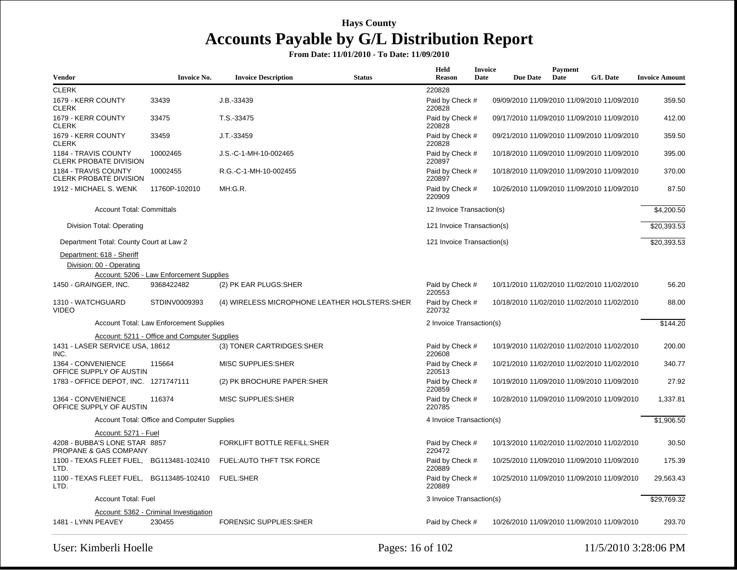# Hays County

## Accounts Payable by G/L Distribution Report

**From Date: 11/01/2010 - To Date: 11/09/2010**

| Vendor | Invoice No. | Invoice Description | Status | Held Reason | Invoice Date | Due Date | Payment Date | G/L Date | Invoice Amount |
|---|---|---|---|---|---|---|---|---|---|
| CLERK | | | | 220828 | | | | | |
| 1679 - KERR COUNTY CLERK | 33439 | J.B.-33439 | | Paid by Check # 220828 | 09/09/2010 | 11/09/2010 | 11/09/2010 | 11/09/2010 | 359.50 |
| 1679 - KERR COUNTY CLERK | 33475 | T.S.-33475 | | Paid by Check # 220828 | 09/17/2010 | 11/09/2010 | 11/09/2010 | 11/09/2010 | 412.00 |
| 1679 - KERR COUNTY CLERK | 33459 | J.T.-33459 | | Paid by Check # 220828 | 09/21/2010 | 11/09/2010 | 11/09/2010 | 11/09/2010 | 359.50 |
| 1184 - TRAVIS COUNTY CLERK PROBATE DIVISION | 10002465 | J.S.-C-1-MH-10-002465 | | Paid by Check # 220897 | 10/18/2010 | 11/09/2010 | 11/09/2010 | 11/09/2010 | 395.00 |
| 1184 - TRAVIS COUNTY CLERK PROBATE DIVISION | 10002455 | R.G.-C-1-MH-10-002455 | | Paid by Check # 220897 | 10/18/2010 | 11/09/2010 | 11/09/2010 | 11/09/2010 | 370.00 |
| 1912 - MICHAEL S. WENK | 11760P-102010 | MH:G.R. | | Paid by Check # 220909 | 10/26/2010 | 11/09/2010 | 11/09/2010 | 11/09/2010 | 87.50 |
| Account Total: Committals | | | | 12 Invoice Transaction(s) | | | | | $4,200.50 |
| Division Total: Operating | | | | 121 Invoice Transaction(s) | | | | | $20,393.53 |
| Department Total: County Court at Law 2 | | | | 121 Invoice Transaction(s) | | | | | $20,393.53 |
| Department: 618 - Sheriff | | | | | | | | | |
| Division: 00 - Operating | | | | | | | | | |
| Account: 5206 - Law Enforcement Supplies | | | | | | | | | |
| 1450 - GRAINGER, INC. | 9368422482 | (2) PK EAR PLUGS:SHER | | Paid by Check # 220553 | 10/11/2010 | 11/02/2010 | 11/02/2010 | 11/02/2010 | 56.20 |
| 1310 - WATCHGUARD VIDEO | STDINV0009393 | (4) WIRELESS MICROPHONE LEATHER HOLSTERS:SHER | | Paid by Check # 220732 | 10/18/2010 | 11/02/2010 | 11/02/2010 | 11/02/2010 | 88.00 |
| Account Total: Law Enforcement Supplies | | | | 2 Invoice Transaction(s) | | | | | $144.20 |
| Account: 5211 - Office and Computer Supplies | | | | | | | | | |
| 1431 - LASER SERVICE USA, INC. | 18612 | (3) TONER CARTRIDGES:SHER | | Paid by Check # 220608 | 10/19/2010 | 11/02/2010 | 11/02/2010 | 11/02/2010 | 200.00 |
| 1364 - CONVENIENCE OFFICE SUPPLY OF AUSTIN | 115664 | MISC SUPPLIES:SHER | | Paid by Check # 220513 | 10/21/2010 | 11/02/2010 | 11/02/2010 | 11/02/2010 | 340.77 |
| 1783 - OFFICE DEPOT, INC. | 1271747111 | (2) PK BROCHURE PAPER:SHER | | Paid by Check # 220859 | 10/19/2010 | 11/09/2010 | 11/09/2010 | 11/09/2010 | 27.92 |
| 1364 - CONVENIENCE OFFICE SUPPLY OF AUSTIN | 116374 | MISC SUPPLIES:SHER | | Paid by Check # 220785 | 10/28/2010 | 11/09/2010 | 11/09/2010 | 11/09/2010 | 1,337.81 |
| Account Total: Office and Computer Supplies | | | | 4 Invoice Transaction(s) | | | | | $1,906.50 |
| Account: 5271 - Fuel | | | | | | | | | |
| 4208 - BUBBA'S LONE STAR PROPANE & GAS COMPANY | 8857 | FORKLIFT BOTTLE REFILL:SHER | | Paid by Check # 220472 | 10/13/2010 | 11/02/2010 | 11/02/2010 | 11/02/2010 | 30.50 |
| 1100 - TEXAS FLEET FUEL, LTD. | BG113481-102410 | FUEL:AUTO THFT TSK FORCE | | Paid by Check # 220889 | 10/25/2010 | 11/09/2010 | 11/09/2010 | 11/09/2010 | 175.39 |
| 1100 - TEXAS FLEET FUEL, LTD. | BG113485-102410 | FUEL:SHER | | Paid by Check # 220889 | 10/25/2010 | 11/09/2010 | 11/09/2010 | 11/09/2010 | 29,563.43 |
| Account Total: Fuel | | | | 3 Invoice Transaction(s) | | | | | $29,769.32 |
| Account: 5362 - Criminal Investigation | | | | | | | | | |
| 1481 - LYNN PEAVEY | 230455 | FORENSIC SUPPLIES:SHER | | Paid by Check # | 10/26/2010 | 11/09/2010 | 11/09/2010 | 11/09/2010 | 293.70 |

User: Kimberli Hoelle

11/5/2010 3:28:06 PM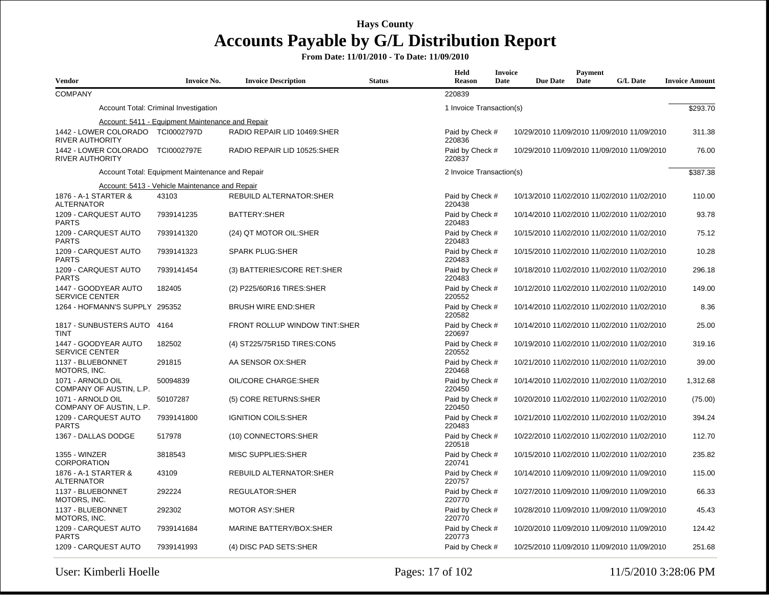# Hays County

## Accounts Payable by G/L Distribution Report

**From Date: 11/01/2010 - To Date: 11/09/2010**

| Vendor | Invoice No. | Invoice Description | Status | Held Reason | Invoice Date | Due Date | Payment Date | G/L Date | Invoice Amount |
|---|---|---|---|---|---|---|---|---|---|
| COMPANY | | | | 220839 | | | | | |
| Account Total: Criminal Investigation | | | | 1 Invoice Transaction(s) | | | | | $293.70 |
| Account: 5411 - Equipment Maintenance and Repair | | | | | | | | | |
| 1442 - LOWER COLORADO RIVER AUTHORITY | TCI0002797D | RADIO REPAIR LID 10469:SHER | | Paid by Check # 220836 | 10/29/2010 | 11/09/2010 | 11/09/2010 | 11/09/2010 | 311.38 |
| 1442 - LOWER COLORADO RIVER AUTHORITY | TCI0002797E | RADIO REPAIR LID 10525:SHER | | Paid by Check # 220837 | 10/29/2010 | 11/09/2010 | 11/09/2010 | 11/09/2010 | 76.00 |
| Account Total: Equipment Maintenance and Repair | | | | 2 Invoice Transaction(s) | | | | | $387.38 |
| Account: 5413 - Vehicle Maintenance and Repair | | | | | | | | | |
| 1876 - A-1 STARTER & ALTERNATOR | 43103 | REBUILD ALTERNATOR:SHER | | Paid by Check # 220438 | 10/13/2010 | 11/02/2010 | 11/02/2010 | 11/02/2010 | 110.00 |
| 1209 - CARQUEST AUTO PARTS | 7939141235 | BATTERY:SHER | | Paid by Check # 220483 | 10/14/2010 | 11/02/2010 | 11/02/2010 | 11/02/2010 | 93.78 |
| 1209 - CARQUEST AUTO PARTS | 7939141320 | (24) QT MOTOR OIL:SHER | | Paid by Check # 220483 | 10/15/2010 | 11/02/2010 | 11/02/2010 | 11/02/2010 | 75.12 |
| 1209 - CARQUEST AUTO PARTS | 7939141323 | SPARK PLUG:SHER | | Paid by Check # 220483 | 10/15/2010 | 11/02/2010 | 11/02/2010 | 11/02/2010 | 10.28 |
| 1209 - CARQUEST AUTO PARTS | 7939141454 | (3) BATTERIES/CORE RET:SHER | | Paid by Check # 220483 | 10/18/2010 | 11/02/2010 | 11/02/2010 | 11/02/2010 | 296.18 |
| 1447 - GOODYEAR AUTO SERVICE CENTER | 182405 | (2) P225/60R16 TIRES:SHER | | Paid by Check # 220552 | 10/12/2010 | 11/02/2010 | 11/02/2010 | 11/02/2010 | 149.00 |
| 1264 - HOFMANN'S SUPPLY | 295352 | BRUSH WIRE END:SHER | | Paid by Check # 220582 | 10/14/2010 | 11/02/2010 | 11/02/2010 | 11/02/2010 | 8.36 |
| 1817 - SUNBUSTERS AUTO TINT | 4164 | FRONT ROLLUP WINDOW TINT:SHER | | Paid by Check # 220697 | 10/14/2010 | 11/02/2010 | 11/02/2010 | 11/02/2010 | 25.00 |
| 1447 - GOODYEAR AUTO SERVICE CENTER | 182502 | (4) ST225/75R15D TIRES:CON5 | | Paid by Check # 220552 | 10/19/2010 | 11/02/2010 | 11/02/2010 | 11/02/2010 | 319.16 |
| 1137 - BLUEBONNET MOTORS, INC. | 291815 | AA SENSOR OX:SHER | | Paid by Check # 220468 | 10/21/2010 | 11/02/2010 | 11/02/2010 | 11/02/2010 | 39.00 |
| 1071 - ARNOLD OIL COMPANY OF AUSTIN, L.P. | 50094839 | OIL/CORE CHARGE:SHER | | Paid by Check # 220450 | 10/14/2010 | 11/02/2010 | 11/02/2010 | 11/02/2010 | 1,312.68 |
| 1071 - ARNOLD OIL COMPANY OF AUSTIN, L.P. | 50107287 | (5) CORE RETURNS:SHER | | Paid by Check # 220450 | 10/20/2010 | 11/02/2010 | 11/02/2010 | 11/02/2010 | (75.00) |
| 1209 - CARQUEST AUTO PARTS | 7939141800 | IGNITION COILS:SHER | | Paid by Check # 220483 | 10/21/2010 | 11/02/2010 | 11/02/2010 | 11/02/2010 | 394.24 |
| 1367 - DALLAS DODGE | 517978 | (10) CONNECTORS:SHER | | Paid by Check # 220518 | 10/22/2010 | 11/02/2010 | 11/02/2010 | 11/02/2010 | 112.70 |
| 1355 - WINZER CORPORATION | 3818543 | MISC SUPPLIES:SHER | | Paid by Check # 220741 | 10/15/2010 | 11/02/2010 | 11/02/2010 | 11/02/2010 | 235.82 |
| 1876 - A-1 STARTER & ALTERNATOR | 43109 | REBUILD ALTERNATOR:SHER | | Paid by Check # 220757 | 10/14/2010 | 11/09/2010 | 11/09/2010 | 11/09/2010 | 115.00 |
| 1137 - BLUEBONNET MOTORS, INC. | 292224 | REGULATOR:SHER | | Paid by Check # 220770 | 10/27/2010 | 11/09/2010 | 11/09/2010 | 11/09/2010 | 66.33 |
| 1137 - BLUEBONNET MOTORS, INC. | 292302 | MOTOR ASY:SHER | | Paid by Check # 220770 | 10/28/2010 | 11/09/2010 | 11/09/2010 | 11/09/2010 | 45.43 |
| 1209 - CARQUEST AUTO PARTS | 7939141684 | MARINE BATTERY/BOX:SHER | | Paid by Check # 220773 | 10/20/2010 | 11/09/2010 | 11/09/2010 | 11/09/2010 | 124.42 |
| 1209 - CARQUEST AUTO | 7939141993 | (4) DISC PAD SETS:SHER | | Paid by Check # | 10/25/2010 | 11/09/2010 | 11/09/2010 | 11/09/2010 | 251.68 |

User: Kimberli Hoelle | 11/5/2010 3:28:06 PM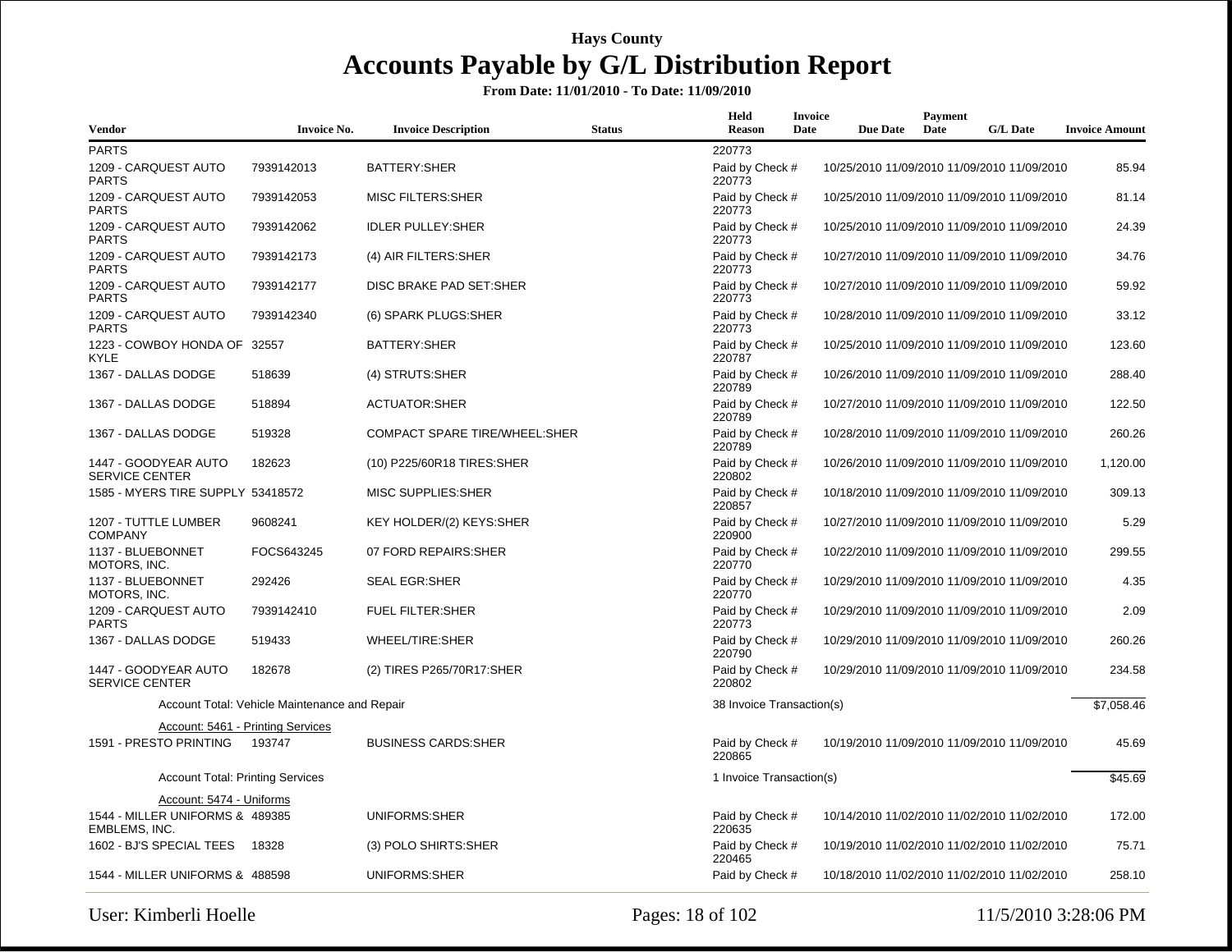# Hays County

## Accounts Payable by G/L Distribution Report

**From Date: 11/01/2010 - To Date: 11/09/2010**

| Vendor | Invoice No. | Invoice Description | Status | Held Reason | Invoice Date | Due Date | Payment Date | G/L Date | Invoice Amount |
|---|---|---|---|---|---|---|---|---|---|
| PARTS | | | | 220773 | | | | | |
| 1209 - CARQUEST AUTO PARTS | 7939142013 | BATTERY:SHER | | Paid by Check # 220773 | 10/25/2010 | 11/09/2010 | 11/09/2010 | 11/09/2010 | 85.94 |
| 1209 - CARQUEST AUTO PARTS | 7939142053 | MISC FILTERS:SHER | | Paid by Check # 220773 | 10/25/2010 | 11/09/2010 | 11/09/2010 | 11/09/2010 | 81.14 |
| 1209 - CARQUEST AUTO PARTS | 7939142062 | IDLER PULLEY:SHER | | Paid by Check # 220773 | 10/25/2010 | 11/09/2010 | 11/09/2010 | 11/09/2010 | 24.39 |
| 1209 - CARQUEST AUTO PARTS | 7939142173 | (4) AIR FILTERS:SHER | | Paid by Check # 220773 | 10/27/2010 | 11/09/2010 | 11/09/2010 | 11/09/2010 | 34.76 |
| 1209 - CARQUEST AUTO PARTS | 7939142177 | DISC BRAKE PAD SET:SHER | | Paid by Check # 220773 | 10/27/2010 | 11/09/2010 | 11/09/2010 | 11/09/2010 | 59.92 |
| 1209 - CARQUEST AUTO PARTS | 7939142340 | (6) SPARK PLUGS:SHER | | Paid by Check # 220773 | 10/28/2010 | 11/09/2010 | 11/09/2010 | 11/09/2010 | 33.12 |
| 1223 - COWBOY HONDA OF KYLE | 32557 | BATTERY:SHER | | Paid by Check # 220787 | 10/25/2010 | 11/09/2010 | 11/09/2010 | 11/09/2010 | 123.60 |
| 1367 - DALLAS DODGE | 518639 | (4) STRUTS:SHER | | Paid by Check # 220789 | 10/26/2010 | 11/09/2010 | 11/09/2010 | 11/09/2010 | 288.40 |
| 1367 - DALLAS DODGE | 518894 | ACTUATOR:SHER | | Paid by Check # 220789 | 10/27/2010 | 11/09/2010 | 11/09/2010 | 11/09/2010 | 122.50 |
| 1367 - DALLAS DODGE | 519328 | COMPACT SPARE TIRE/WHEEL:SHER | | Paid by Check # 220789 | 10/28/2010 | 11/09/2010 | 11/09/2010 | 11/09/2010 | 260.26 |
| 1447 - GOODYEAR AUTO SERVICE CENTER | 182623 | (10) P225/60R18 TIRES:SHER | | Paid by Check # 220802 | 10/26/2010 | 11/09/2010 | 11/09/2010 | 11/09/2010 | 1,120.00 |
| 1585 - MYERS TIRE SUPPLY | 53418572 | MISC SUPPLIES:SHER | | Paid by Check # 220857 | 10/18/2010 | 11/09/2010 | 11/09/2010 | 11/09/2010 | 309.13 |
| 1207 - TUTTLE LUMBER COMPANY | 9608241 | KEY HOLDER/(2) KEYS:SHER | | Paid by Check # 220900 | 10/27/2010 | 11/09/2010 | 11/09/2010 | 11/09/2010 | 5.29 |
| 1137 - BLUEBONNET MOTORS, INC. | FOCS643245 | 07 FORD REPAIRS:SHER | | Paid by Check # 220770 | 10/22/2010 | 11/09/2010 | 11/09/2010 | 11/09/2010 | 299.55 |
| 1137 - BLUEBONNET MOTORS, INC. | 292426 | SEAL EGR:SHER | | Paid by Check # 220770 | 10/29/2010 | 11/09/2010 | 11/09/2010 | 11/09/2010 | 4.35 |
| 1209 - CARQUEST AUTO PARTS | 7939142410 | FUEL FILTER:SHER | | Paid by Check # 220773 | 10/29/2010 | 11/09/2010 | 11/09/2010 | 11/09/2010 | 2.09 |
| 1367 - DALLAS DODGE | 519433 | WHEEL/TIRE:SHER | | Paid by Check # 220790 | 10/29/2010 | 11/09/2010 | 11/09/2010 | 11/09/2010 | 260.26 |
| 1447 - GOODYEAR AUTO SERVICE CENTER | 182678 | (2) TIRES P265/70R17:SHER | | Paid by Check # 220802 | 10/29/2010 | 11/09/2010 | 11/09/2010 | 11/09/2010 | 234.58 |
| | Account Total: Vehicle Maintenance and Repair | | | 38 Invoice Transaction(s) | | | | | $7,058.46 |
| | Account: 5461 - Printing Services | | | | | | | | |
| 1591 - PRESTO PRINTING | 193747 | BUSINESS CARDS:SHER | | Paid by Check # 220865 | 10/19/2010 | 11/09/2010 | 11/09/2010 | 11/09/2010 | 45.69 |
| | Account Total: Printing Services | | | 1 Invoice Transaction(s) | | | | | $45.69 |
| | Account: 5474 - Uniforms | | | | | | | | |
| 1544 - MILLER UNIFORMS & EMBLEMS, INC. | 489385 | UNIFORMS:SHER | | Paid by Check # 220635 | 10/14/2010 | 11/02/2010 | 11/02/2010 | 11/02/2010 | 172.00 |
| 1602 - BJ'S SPECIAL TEES | 18328 | (3) POLO SHIRTS:SHER | | Paid by Check # 220465 | 10/19/2010 | 11/02/2010 | 11/02/2010 | 11/02/2010 | 75.71 |
| 1544 - MILLER UNIFORMS & | 488598 | UNIFORMS:SHER | | Paid by Check # | 10/18/2010 | 11/02/2010 | 11/02/2010 | 11/02/2010 | 258.10 |

User: Kimberli Hoelle — 11/5/2010 3:28:06 PM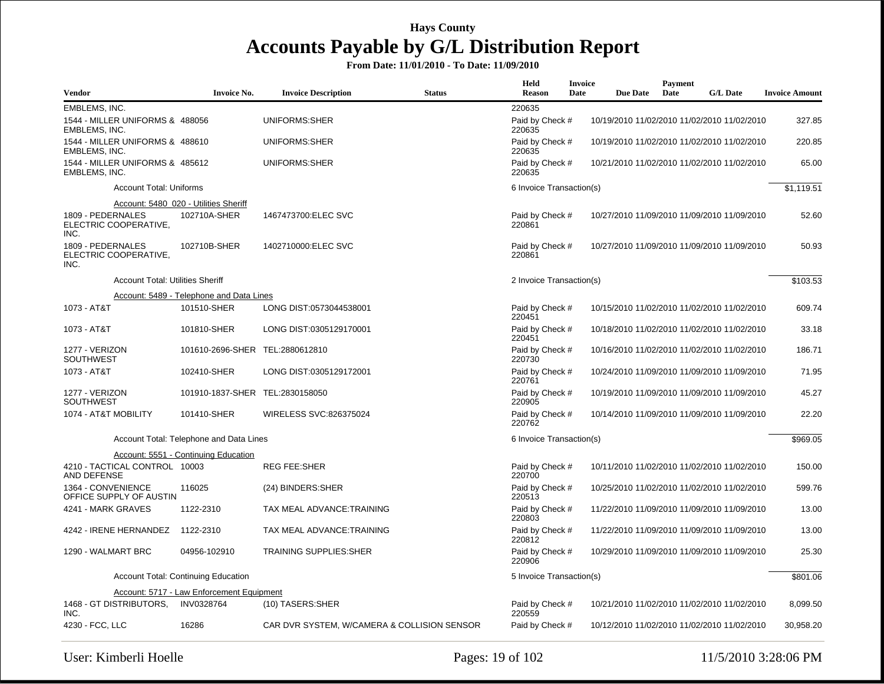# Hays County

## Accounts Payable by G/L Distribution Report

**From Date: 11/01/2010 - To Date: 11/09/2010**

| Vendor | Invoice No. | Invoice Description | Status | Held Reason | Invoice Date | Due Date | Payment Date | G/L Date | Invoice Amount |
|---|---|---|---|---|---|---|---|---|---|
| EMBLEMS, INC. | | | | 220635 | | | | | |
| 1544 - MILLER UNIFORMS & EMBLEMS, INC. | 488056 | UNIFORMS:SHER | Paid by Check # 220635 | | 10/19/2010 | 11/02/2010 | 11/02/2010 | 11/02/2010 | 327.85 |
| 1544 - MILLER UNIFORMS & EMBLEMS, INC. | 488610 | UNIFORMS:SHER | Paid by Check # 220635 | | 10/19/2010 | 11/02/2010 | 11/02/2010 | 11/02/2010 | 220.85 |
| 1544 - MILLER UNIFORMS & EMBLEMS, INC. | 485612 | UNIFORMS:SHER | Paid by Check # 220635 | | 10/21/2010 | 11/02/2010 | 11/02/2010 | 11/02/2010 | 65.00 |
| Account Total: Uniforms | | | 6 Invoice Transaction(s) | | | | | | $1,119.51 |
| Account: 5480_020 - Utilities Sheriff | | | | | | | | | |
| 1809 - PEDERNALES ELECTRIC COOPERATIVE, INC. | 102710A-SHER | 1467473700:ELEC SVC | Paid by Check # 220861 | | 10/27/2010 | 11/09/2010 | 11/09/2010 | 11/09/2010 | 52.60 |
| 1809 - PEDERNALES ELECTRIC COOPERATIVE, INC. | 102710B-SHER | 1402710000:ELEC SVC | Paid by Check # 220861 | | 10/27/2010 | 11/09/2010 | 11/09/2010 | 11/09/2010 | 50.93 |
| Account Total: Utilities Sheriff | | | 2 Invoice Transaction(s) | | | | | | $103.53 |
| Account: 5489 - Telephone and Data Lines | | | | | | | | | |
| 1073 - AT&T | 101510-SHER | LONG DIST:0573044538001 | Paid by Check # 220451 | | 10/15/2010 | 11/02/2010 | 11/02/2010 | 11/02/2010 | 609.74 |
| 1073 - AT&T | 101810-SHER | LONG DIST:0305129170001 | Paid by Check # 220451 | | 10/18/2010 | 11/02/2010 | 11/02/2010 | 11/02/2010 | 33.18 |
| 1277 - VERIZON SOUTHWEST | 101610-2696-SHER | TEL:2880612810 | Paid by Check # 220730 | | 10/16/2010 | 11/02/2010 | 11/02/2010 | 11/02/2010 | 186.71 |
| 1073 - AT&T | 102410-SHER | LONG DIST:0305129172001 | Paid by Check # 220761 | | 10/24/2010 | 11/09/2010 | 11/09/2010 | 11/09/2010 | 71.95 |
| 1277 - VERIZON SOUTHWEST | 101910-1837-SHER | TEL:2830158050 | Paid by Check # 220905 | | 10/19/2010 | 11/09/2010 | 11/09/2010 | 11/09/2010 | 45.27 |
| 1074 - AT&T MOBILITY | 101410-SHER | WIRELESS SVC:826375024 | Paid by Check # 220762 | | 10/14/2010 | 11/09/2010 | 11/09/2010 | 11/09/2010 | 22.20 |
| Account Total: Telephone and Data Lines | | | 6 Invoice Transaction(s) | | | | | | $969.05 |
| Account: 5551 - Continuing Education | | | | | | | | | |
| 4210 - TACTICAL CONTROL AND DEFENSE | 10003 | REG FEE:SHER | Paid by Check # 220700 | | 10/11/2010 | 11/02/2010 | 11/02/2010 | 11/02/2010 | 150.00 |
| 1364 - CONVENIENCE OFFICE SUPPLY OF AUSTIN | 116025 | (24) BINDERS:SHER | Paid by Check # 220513 | | 10/25/2010 | 11/02/2010 | 11/02/2010 | 11/02/2010 | 599.76 |
| 4241 - MARK GRAVES | 1122-2310 | TAX MEAL ADVANCE:TRAINING | Paid by Check # 220803 | | 11/22/2010 | 11/09/2010 | 11/09/2010 | 11/09/2010 | 13.00 |
| 4242 - IRENE HERNANDEZ | 1122-2310 | TAX MEAL ADVANCE:TRAINING | Paid by Check # 220812 | | 11/22/2010 | 11/09/2010 | 11/09/2010 | 11/09/2010 | 13.00 |
| 1290 - WALMART BRC | 04956-102910 | TRAINING SUPPLIES:SHER | Paid by Check # 220906 | | 10/29/2010 | 11/09/2010 | 11/09/2010 | 11/09/2010 | 25.30 |
| Account Total: Continuing Education | | | 5 Invoice Transaction(s) | | | | | | $801.06 |
| Account: 5717 - Law Enforcement Equipment | | | | | | | | | |
| 1468 - GT DISTRIBUTORS, INC. | INV0328764 | (10) TASERS:SHER | Paid by Check # 220559 | | 10/21/2010 | 11/02/2010 | 11/02/2010 | 11/02/2010 | 8,099.50 |
| 4230 - FCC, LLC | 16286 | CAR DVR SYSTEM, W/CAMERA & COLLISION SENSOR | Paid by Check # | | 10/12/2010 | 11/02/2010 | 11/02/2010 | 11/02/2010 | 30,958.20 |

User: Kimberli Hoelle | 11/5/2010 3:28:06 PM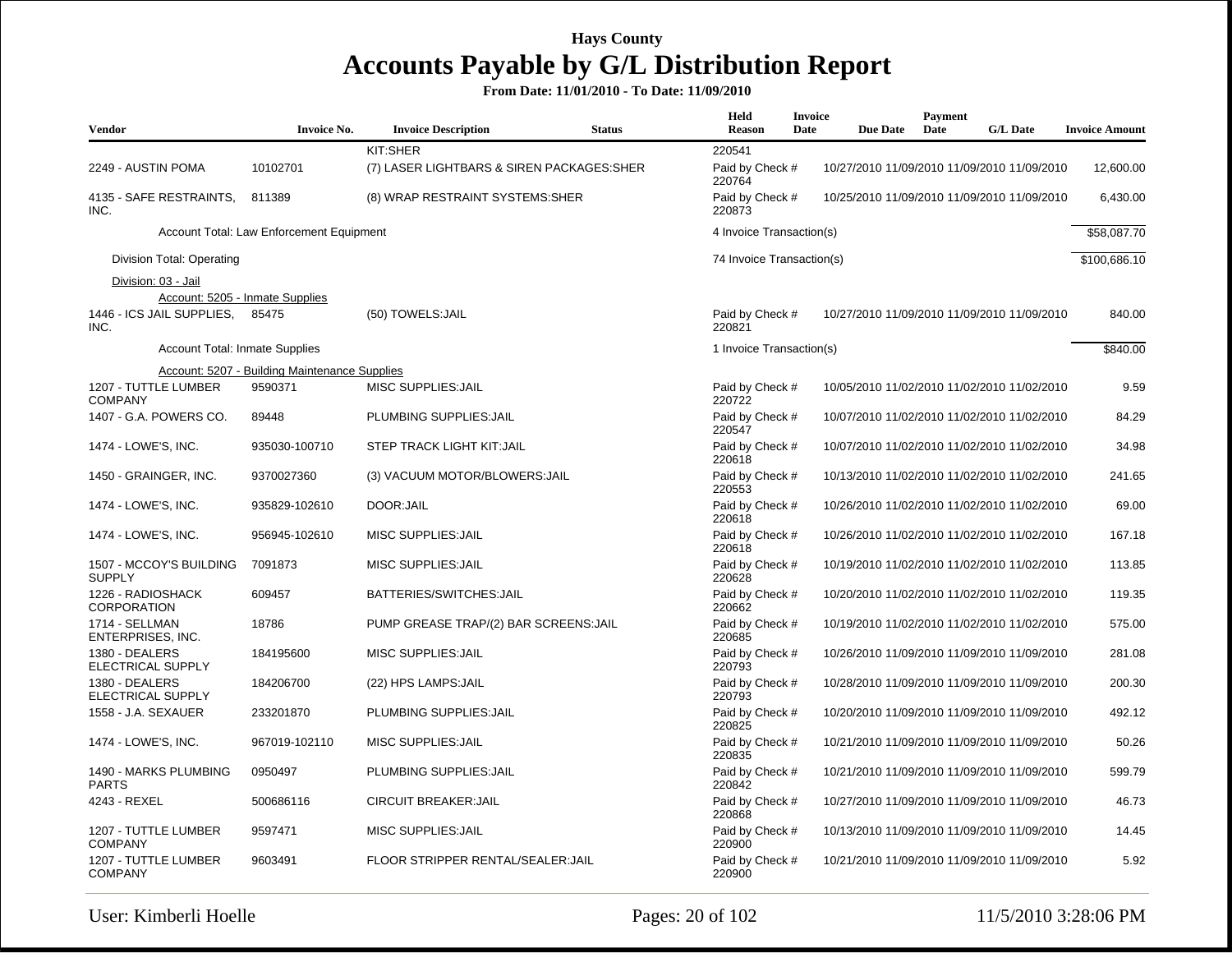# Hays County

## Accounts Payable by G/L Distribution Report

**From Date: 11/01/2010 - To Date: 11/09/2010**

| Vendor | Invoice No. | Invoice Description | Status | Held Reason | Invoice Date | Due Date | Payment Date | G/L Date | Invoice Amount |
|---|---|---|---|---|---|---|---|---|---|
| | | KIT:SHER | | 220541 | | | | | |
| 2249 - AUSTIN POMA | 10102701 | (7) LASER LIGHTBARS & SIREN PACKAGES:SHER | | Paid by Check # 220764 | 10/27/2010 | 11/09/2010 | 11/09/2010 | 11/09/2010 | 12,600.00 |
| 4135 - SAFE RESTRAINTS, INC. | 811389 | (8) WRAP RESTRAINT SYSTEMS:SHER | | Paid by Check # 220873 | 10/25/2010 | 11/09/2010 | 11/09/2010 | 11/09/2010 | 6,430.00 |
| Account Total: Law Enforcement Equipment | | | | 4 Invoice Transaction(s) | | | | | $58,087.70 |
| Division Total: Operating | | | | 74 Invoice Transaction(s) | | | | | $100,686.10 |
| Division: 03 - Jail | | | | | | | | | |
| Account: 5205 - Inmate Supplies | | | | | | | | | |
| 1446 - ICS JAIL SUPPLIES, INC. | 85475 | (50) TOWELS:JAIL | | Paid by Check # 220821 | 10/27/2010 | 11/09/2010 | 11/09/2010 | 11/09/2010 | 840.00 |
| Account Total: Inmate Supplies | | | | 1 Invoice Transaction(s) | | | | | $840.00 |
| Account: 5207 - Building Maintenance Supplies | | | | | | | | | |
| 1207 - TUTTLE LUMBER COMPANY | 9590371 | MISC SUPPLIES:JAIL | | Paid by Check # 220722 | 10/05/2010 | 11/02/2010 | 11/02/2010 | 11/02/2010 | 9.59 |
| 1407 - G.A. POWERS CO. | 89448 | PLUMBING SUPPLIES:JAIL | | Paid by Check # 220547 | 10/07/2010 | 11/02/2010 | 11/02/2010 | 11/02/2010 | 84.29 |
| 1474 - LOWE'S, INC. | 935030-100710 | STEP TRACK LIGHT KIT:JAIL | | Paid by Check # 220618 | 10/07/2010 | 11/02/2010 | 11/02/2010 | 11/02/2010 | 34.98 |
| 1450 - GRAINGER, INC. | 9370027360 | (3) VACUUM MOTOR/BLOWERS:JAIL | | Paid by Check # 220553 | 10/13/2010 | 11/02/2010 | 11/02/2010 | 11/02/2010 | 241.65 |
| 1474 - LOWE'S, INC. | 935829-102610 | DOOR:JAIL | | Paid by Check # 220618 | 10/26/2010 | 11/02/2010 | 11/02/2010 | 11/02/2010 | 69.00 |
| 1474 - LOWE'S, INC. | 956945-102610 | MISC SUPPLIES:JAIL | | Paid by Check # 220618 | 10/26/2010 | 11/02/2010 | 11/02/2010 | 11/02/2010 | 167.18 |
| 1507 - MCCOY'S BUILDING SUPPLY | 7091873 | MISC SUPPLIES:JAIL | | Paid by Check # 220628 | 10/19/2010 | 11/02/2010 | 11/02/2010 | 11/02/2010 | 113.85 |
| 1226 - RADIOSHACK CORPORATION | 609457 | BATTERIES/SWITCHES:JAIL | | Paid by Check # 220662 | 10/20/2010 | 11/02/2010 | 11/02/2010 | 11/02/2010 | 119.35 |
| 1714 - SELLMAN ENTERPRISES, INC. | 18786 | PUMP GREASE TRAP/(2) BAR SCREENS:JAIL | | Paid by Check # 220685 | 10/19/2010 | 11/02/2010 | 11/02/2010 | 11/02/2010 | 575.00 |
| 1380 - DEALERS ELECTRICAL SUPPLY | 184195600 | MISC SUPPLIES:JAIL | | Paid by Check # 220793 | 10/26/2010 | 11/09/2010 | 11/09/2010 | 11/09/2010 | 281.08 |
| 1380 - DEALERS ELECTRICAL SUPPLY | 184206700 | (22) HPS LAMPS:JAIL | | Paid by Check # 220793 | 10/28/2010 | 11/09/2010 | 11/09/2010 | 11/09/2010 | 200.30 |
| 1558 - J.A. SEXAUER | 233201870 | PLUMBING SUPPLIES:JAIL | | Paid by Check # 220825 | 10/20/2010 | 11/09/2010 | 11/09/2010 | 11/09/2010 | 492.12 |
| 1474 - LOWE'S, INC. | 967019-102110 | MISC SUPPLIES:JAIL | | Paid by Check # 220835 | 10/21/2010 | 11/09/2010 | 11/09/2010 | 11/09/2010 | 50.26 |
| 1490 - MARKS PLUMBING PARTS | 0950497 | PLUMBING SUPPLIES:JAIL | | Paid by Check # 220842 | 10/21/2010 | 11/09/2010 | 11/09/2010 | 11/09/2010 | 599.79 |
| 4243 - REXEL | 500686116 | CIRCUIT BREAKER:JAIL | | Paid by Check # 220868 | 10/27/2010 | 11/09/2010 | 11/09/2010 | 11/09/2010 | 46.73 |
| 1207 - TUTTLE LUMBER COMPANY | 9597471 | MISC SUPPLIES:JAIL | | Paid by Check # 220900 | 10/13/2010 | 11/09/2010 | 11/09/2010 | 11/09/2010 | 14.45 |
| 1207 - TUTTLE LUMBER COMPANY | 9603491 | FLOOR STRIPPER RENTAL/SEALER:JAIL | | Paid by Check # 220900 | 10/21/2010 | 11/09/2010 | 11/09/2010 | 11/09/2010 | 5.92 |

User: Kimberli Hoelle — 11/5/2010 3:28:06 PM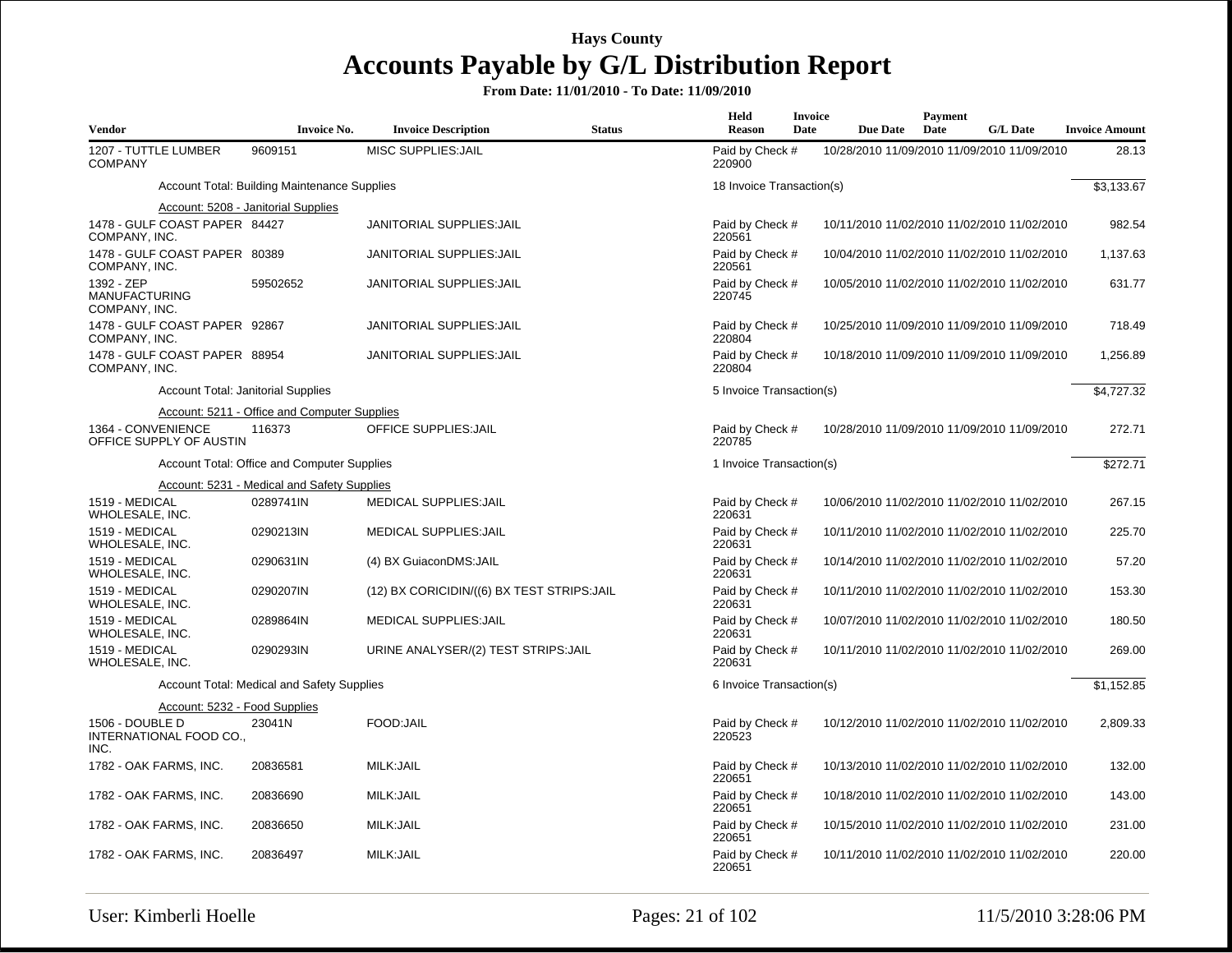# Hays County

## Accounts Payable by G/L Distribution Report

**From Date: 11/01/2010 - To Date: 11/09/2010**

| Vendor | Invoice No. | Invoice Description | Status | Held Reason | Invoice Date | Due Date | Payment Date | G/L Date | Invoice Amount |
|---|---|---|---|---|---|---|---|---|---|
| 1207 - TUTTLE LUMBER COMPANY | 9609151 | MISC SUPPLIES:JAIL | | Paid by Check # 220900 | 10/28/2010 | 11/09/2010 | 11/09/2010 | 11/09/2010 | 28.13 |
| | Account Total: Building Maintenance Supplies | | | 18 Invoice Transaction(s) | | | | | $3,133.67 |
| | Account: 5208 - Janitorial Supplies | | | | | | | | |
| 1478 - GULF COAST PAPER COMPANY, INC. | 84427 | JANITORIAL SUPPLIES:JAIL | | Paid by Check # 220561 | 10/11/2010 | 11/02/2010 | 11/02/2010 | 11/02/2010 | 982.54 |
| 1478 - GULF COAST PAPER COMPANY, INC. | 80389 | JANITORIAL SUPPLIES:JAIL | | Paid by Check # 220561 | 10/04/2010 | 11/02/2010 | 11/02/2010 | 11/02/2010 | 1,137.63 |
| 1392 - ZEP MANUFACTURING COMPANY, INC. | 59502652 | JANITORIAL SUPPLIES:JAIL | | Paid by Check # 220745 | 10/05/2010 | 11/02/2010 | 11/02/2010 | 11/02/2010 | 631.77 |
| 1478 - GULF COAST PAPER COMPANY, INC. | 92867 | JANITORIAL SUPPLIES:JAIL | | Paid by Check # 220804 | 10/25/2010 | 11/09/2010 | 11/09/2010 | 11/09/2010 | 718.49 |
| 1478 - GULF COAST PAPER COMPANY, INC. | 88954 | JANITORIAL SUPPLIES:JAIL | | Paid by Check # 220804 | 10/18/2010 | 11/09/2010 | 11/09/2010 | 11/09/2010 | 1,256.89 |
| | Account Total: Janitorial Supplies | | | 5 Invoice Transaction(s) | | | | | $4,727.32 |
| | Account: 5211 - Office and Computer Supplies | | | | | | | | |
| 1364 - CONVENIENCE OFFICE SUPPLY OF AUSTIN | 116373 | OFFICE SUPPLIES:JAIL | | Paid by Check # 220785 | 10/28/2010 | 11/09/2010 | 11/09/2010 | 11/09/2010 | 272.71 |
| | Account Total: Office and Computer Supplies | | | 1 Invoice Transaction(s) | | | | | $272.71 |
| | Account: 5231 - Medical and Safety Supplies | | | | | | | | |
| 1519 - MEDICAL WHOLESALE, INC. | 0289741IN | MEDICAL SUPPLIES:JAIL | | Paid by Check # 220631 | 10/06/2010 | 11/02/2010 | 11/02/2010 | 11/02/2010 | 267.15 |
| 1519 - MEDICAL WHOLESALE, INC. | 0290213IN | MEDICAL SUPPLIES:JAIL | | Paid by Check # 220631 | 10/11/2010 | 11/02/2010 | 11/02/2010 | 11/02/2010 | 225.70 |
| 1519 - MEDICAL WHOLESALE, INC. | 0290631IN | (4) BX GuiaconDMS:JAIL | | Paid by Check # 220631 | 10/14/2010 | 11/02/2010 | 11/02/2010 | 11/02/2010 | 57.20 |
| 1519 - MEDICAL WHOLESALE, INC. | 0290207IN | (12) BX CORICIDIN/((6) BX TEST STRIPS:JAIL | | Paid by Check # 220631 | 10/11/2010 | 11/02/2010 | 11/02/2010 | 11/02/2010 | 153.30 |
| 1519 - MEDICAL WHOLESALE, INC. | 0289864IN | MEDICAL SUPPLIES:JAIL | | Paid by Check # 220631 | 10/07/2010 | 11/02/2010 | 11/02/2010 | 11/02/2010 | 180.50 |
| 1519 - MEDICAL WHOLESALE, INC. | 0290293IN | URINE ANALYSER/(2) TEST STRIPS:JAIL | | Paid by Check # 220631 | 10/11/2010 | 11/02/2010 | 11/02/2010 | 11/02/2010 | 269.00 |
| | Account Total: Medical and Safety Supplies | | | 6 Invoice Transaction(s) | | | | | $1,152.85 |
| | Account: 5232 - Food Supplies | | | | | | | | |
| 1506 - DOUBLE D INTERNATIONAL FOOD CO., INC. | 23041N | FOOD:JAIL | | Paid by Check # 220523 | 10/12/2010 | 11/02/2010 | 11/02/2010 | 11/02/2010 | 2,809.33 |
| 1782 - OAK FARMS, INC. | 20836581 | MILK:JAIL | | Paid by Check # 220651 | 10/13/2010 | 11/02/2010 | 11/02/2010 | 11/02/2010 | 132.00 |
| 1782 - OAK FARMS, INC. | 20836690 | MILK:JAIL | | Paid by Check # 220651 | 10/18/2010 | 11/02/2010 | 11/02/2010 | 11/02/2010 | 143.00 |
| 1782 - OAK FARMS, INC. | 20836650 | MILK:JAIL | | Paid by Check # 220651 | 10/15/2010 | 11/02/2010 | 11/02/2010 | 11/02/2010 | 231.00 |
| 1782 - OAK FARMS, INC. | 20836497 | MILK:JAIL | | Paid by Check # 220651 | 10/11/2010 | 11/02/2010 | 11/02/2010 | 11/02/2010 | 220.00 |

User: Kimberli Hoelle

11/5/2010 3:28:06 PM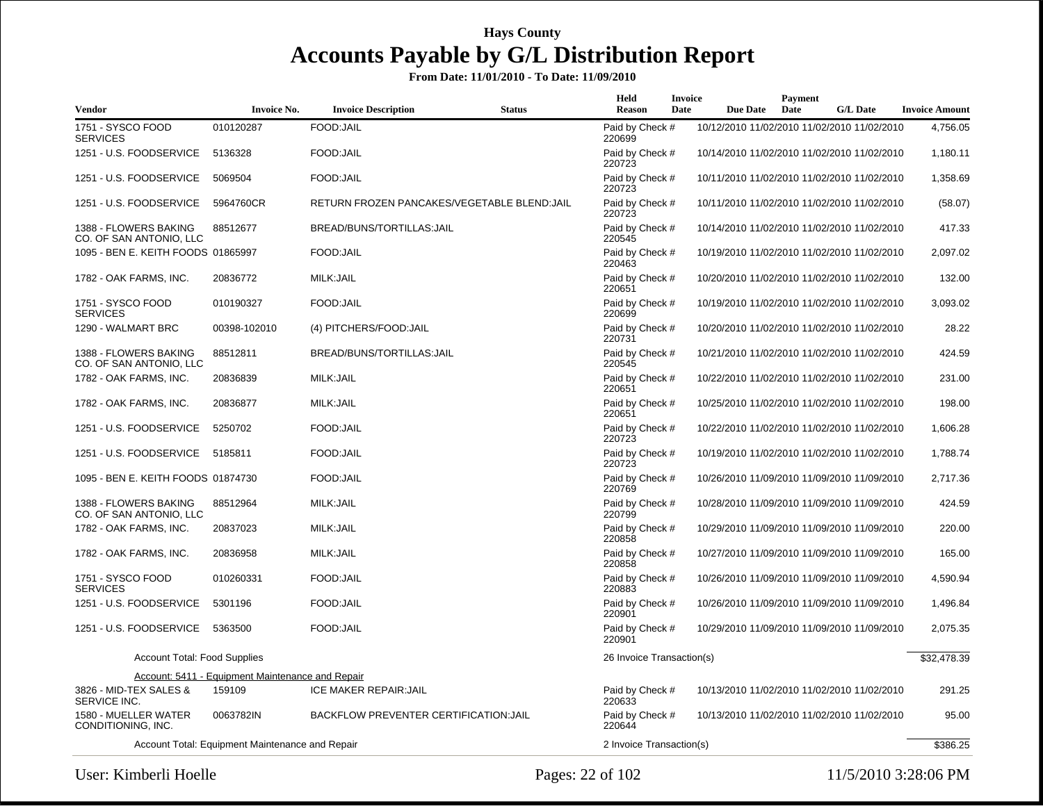# Hays County

# Accounts Payable by G/L Distribution Report

**From Date: 11/01/2010 - To Date: 11/09/2010**

| Vendor | Invoice No. | Invoice Description | Status | Held Reason | Invoice Date | Due Date | Payment Date | G/L Date | Invoice Amount |
|---|---|---|---|---|---|---|---|---|---|
| 1751 - SYSCO FOOD SERVICES | 010120287 | FOOD:JAIL | | Paid by Check # 220699 | 10/12/2010 | 11/02/2010 | 11/02/2010 | 11/02/2010 | 4,756.05 |
| 1251 - U.S. FOODSERVICE | 5136328 | FOOD:JAIL | | Paid by Check # 220723 | 10/14/2010 | 11/02/2010 | 11/02/2010 | 11/02/2010 | 1,180.11 |
| 1251 - U.S. FOODSERVICE | 5069504 | FOOD:JAIL | | Paid by Check # 220723 | 10/11/2010 | 11/02/2010 | 11/02/2010 | 11/02/2010 | 1,358.69 |
| 1251 - U.S. FOODSERVICE | 5964760CR | RETURN FROZEN PANCAKES/VEGETABLE BLEND:JAIL | | Paid by Check # 220723 | 10/11/2010 | 11/02/2010 | 11/02/2010 | 11/02/2010 | (58.07) |
| 1388 - FLOWERS BAKING CO. OF SAN ANTONIO, LLC | 88512677 | BREAD/BUNS/TORTILLAS:JAIL | | Paid by Check # 220545 | 10/14/2010 | 11/02/2010 | 11/02/2010 | 11/02/2010 | 417.33 |
| 1095 - BEN E. KEITH FOODS | 01865997 | FOOD:JAIL | | Paid by Check # 220463 | 10/19/2010 | 11/02/2010 | 11/02/2010 | 11/02/2010 | 2,097.02 |
| 1782 - OAK FARMS, INC. | 20836772 | MILK:JAIL | | Paid by Check # 220651 | 10/20/2010 | 11/02/2010 | 11/02/2010 | 11/02/2010 | 132.00 |
| 1751 - SYSCO FOOD SERVICES | 010190327 | FOOD:JAIL | | Paid by Check # 220699 | 10/19/2010 | 11/02/2010 | 11/02/2010 | 11/02/2010 | 3,093.02 |
| 1290 - WALMART BRC | 00398-102010 | (4) PITCHERS/FOOD:JAIL | | Paid by Check # 220731 | 10/20/2010 | 11/02/2010 | 11/02/2010 | 11/02/2010 | 28.22 |
| 1388 - FLOWERS BAKING CO. OF SAN ANTONIO, LLC | 88512811 | BREAD/BUNS/TORTILLAS:JAIL | | Paid by Check # 220545 | 10/21/2010 | 11/02/2010 | 11/02/2010 | 11/02/2010 | 424.59 |
| 1782 - OAK FARMS, INC. | 20836839 | MILK:JAIL | | Paid by Check # 220651 | 10/22/2010 | 11/02/2010 | 11/02/2010 | 11/02/2010 | 231.00 |
| 1782 - OAK FARMS, INC. | 20836877 | MILK:JAIL | | Paid by Check # 220651 | 10/25/2010 | 11/02/2010 | 11/02/2010 | 11/02/2010 | 198.00 |
| 1251 - U.S. FOODSERVICE | 5250702 | FOOD:JAIL | | Paid by Check # 220723 | 10/22/2010 | 11/02/2010 | 11/02/2010 | 11/02/2010 | 1,606.28 |
| 1251 - U.S. FOODSERVICE | 5185811 | FOOD:JAIL | | Paid by Check # 220723 | 10/19/2010 | 11/02/2010 | 11/02/2010 | 11/02/2010 | 1,788.74 |
| 1095 - BEN E. KEITH FOODS | 01874730 | FOOD:JAIL | | Paid by Check # 220769 | 10/26/2010 | 11/09/2010 | 11/09/2010 | 11/09/2010 | 2,717.36 |
| 1388 - FLOWERS BAKING CO. OF SAN ANTONIO, LLC | 88512964 | MILK:JAIL | | Paid by Check # 220799 | 10/28/2010 | 11/09/2010 | 11/09/2010 | 11/09/2010 | 424.59 |
| 1782 - OAK FARMS, INC. | 20837023 | MILK:JAIL | | Paid by Check # 220858 | 10/29/2010 | 11/09/2010 | 11/09/2010 | 11/09/2010 | 220.00 |
| 1782 - OAK FARMS, INC. | 20836958 | MILK:JAIL | | Paid by Check # 220858 | 10/27/2010 | 11/09/2010 | 11/09/2010 | 11/09/2010 | 165.00 |
| 1751 - SYSCO FOOD SERVICES | 010260331 | FOOD:JAIL | | Paid by Check # 220883 | 10/26/2010 | 11/09/2010 | 11/09/2010 | 11/09/2010 | 4,590.94 |
| 1251 - U.S. FOODSERVICE | 5301196 | FOOD:JAIL | | Paid by Check # 220901 | 10/26/2010 | 11/09/2010 | 11/09/2010 | 11/09/2010 | 1,496.84 |
| 1251 - U.S. FOODSERVICE | 5363500 | FOOD:JAIL | | Paid by Check # 220901 | 10/29/2010 | 11/09/2010 | 11/09/2010 | 11/09/2010 | 2,075.35 |
| Account Total: Food Supplies | | | | 26 Invoice Transaction(s) | | | | | $32,478.39 |

Account: 5411 - Equipment Maintenance and Repair

| Vendor | Invoice No. | Invoice Description | Status | Held Reason | Invoice Date | Due Date | Payment Date | G/L Date | Invoice Amount |
|---|---|---|---|---|---|---|---|---|---|
| 3826 - MID-TEX SALES & SERVICE INC. | 159109 | ICE MAKER REPAIR:JAIL | | Paid by Check # 220633 | 10/13/2010 | 11/02/2010 | 11/02/2010 | 11/02/2010 | 291.25 |
| 1580 - MUELLER WATER CONDITIONING, INC. | 0063782IN | BACKFLOW PREVENTER CERTIFICATION:JAIL | | Paid by Check # 220644 | 10/13/2010 | 11/02/2010 | 11/02/2010 | 11/02/2010 | 95.00 |
| Account Total: Equipment Maintenance and Repair | | | | 2 Invoice Transaction(s) | | | | | $386.25 |

User: Kimberli Hoelle

11/5/2010 3:28:06 PM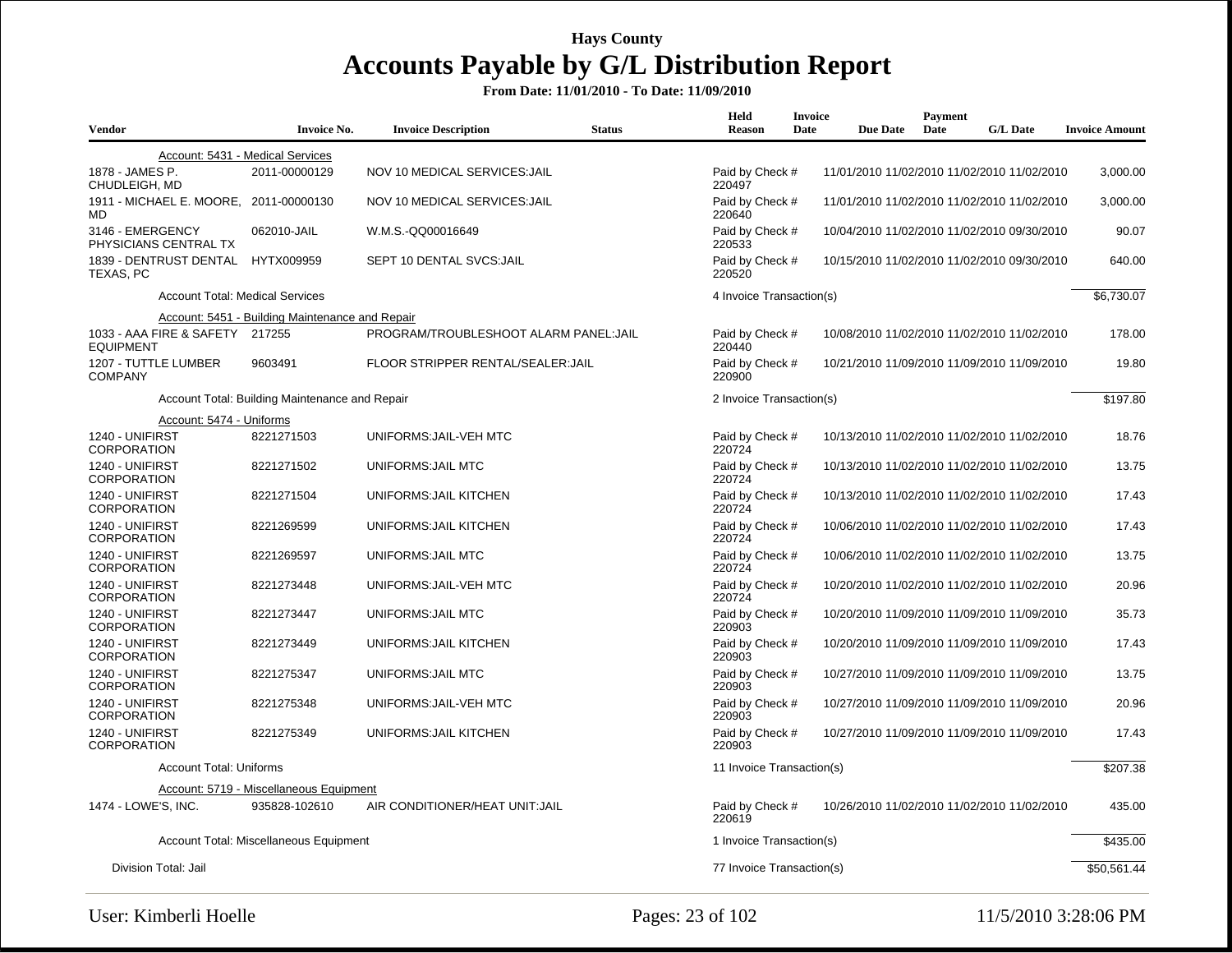**Hays County**

# Accounts Payable by G/L Distribution Report

**From Date: 11/01/2010 - To Date: 11/09/2010**

| Vendor | Invoice No. | Invoice Description | Status | Held Reason | Invoice Date | Due Date | Payment Date | G/L Date | Invoice Amount |
|---|---|---|---|---|---|---|---|---|---|
| Account: 5431 - Medical Services | | | | | | | | | |
| 1878 - JAMES P. CHUDLEIGH, MD | 2011-00000129 | NOV 10 MEDICAL SERVICES:JAIL | | Paid by Check # 220497 | 11/01/2010 | 11/02/2010 | 11/02/2010 | 11/02/2010 | 3,000.00 |
| 1911 - MICHAEL E. MOORE, MD | 2011-00000130 | NOV 10 MEDICAL SERVICES:JAIL | | Paid by Check # 220640 | 11/01/2010 | 11/02/2010 | 11/02/2010 | 11/02/2010 | 3,000.00 |
| 3146 - EMERGENCY PHYSICIANS CENTRAL TX | 062010-JAIL | W.M.S.-QQ00016649 | | Paid by Check # 220533 | 10/04/2010 | 11/02/2010 | 11/02/2010 | 09/30/2010 | 90.07 |
| 1839 - DENTRUST DENTAL TEXAS, PC | HYTX009959 | SEPT 10 DENTAL SVCS:JAIL | | Paid by Check # 220520 | 10/15/2010 | 11/02/2010 | 11/02/2010 | 09/30/2010 | 640.00 |
| Account Total: Medical Services | | | | 4 Invoice Transaction(s) | | | | | $6,730.07 |
| Account: 5451 - Building Maintenance and Repair | | | | | | | | | |
| 1033 - AAA FIRE & SAFETY EQUIPMENT | 217255 | PROGRAM/TROUBLESHOOT ALARM PANEL:JAIL | | Paid by Check # 220440 | 10/08/2010 | 11/02/2010 | 11/02/2010 | 11/02/2010 | 178.00 |
| 1207 - TUTTLE LUMBER COMPANY | 9603491 | FLOOR STRIPPER RENTAL/SEALER:JAIL | | Paid by Check # 220900 | 10/21/2010 | 11/09/2010 | 11/09/2010 | 11/09/2010 | 19.80 |
| Account Total: Building Maintenance and Repair | | | | 2 Invoice Transaction(s) | | | | | $197.80 |
| Account: 5474 - Uniforms | | | | | | | | | |
| 1240 - UNIFIRST CORPORATION | 8221271503 | UNIFORMS:JAIL-VEH MTC | | Paid by Check # 220724 | 10/13/2010 | 11/02/2010 | 11/02/2010 | 11/02/2010 | 18.76 |
| 1240 - UNIFIRST CORPORATION | 8221271502 | UNIFORMS:JAIL MTC | | Paid by Check # 220724 | 10/13/2010 | 11/02/2010 | 11/02/2010 | 11/02/2010 | 13.75 |
| 1240 - UNIFIRST CORPORATION | 8221271504 | UNIFORMS:JAIL KITCHEN | | Paid by Check # 220724 | 10/13/2010 | 11/02/2010 | 11/02/2010 | 11/02/2010 | 17.43 |
| 1240 - UNIFIRST CORPORATION | 8221269599 | UNIFORMS:JAIL KITCHEN | | Paid by Check # 220724 | 10/06/2010 | 11/02/2010 | 11/02/2010 | 11/02/2010 | 17.43 |
| 1240 - UNIFIRST CORPORATION | 8221269597 | UNIFORMS:JAIL MTC | | Paid by Check # 220724 | 10/06/2010 | 11/02/2010 | 11/02/2010 | 11/02/2010 | 13.75 |
| 1240 - UNIFIRST CORPORATION | 8221273448 | UNIFORMS:JAIL-VEH MTC | | Paid by Check # 220724 | 10/20/2010 | 11/02/2010 | 11/02/2010 | 11/02/2010 | 20.96 |
| 1240 - UNIFIRST CORPORATION | 8221273447 | UNIFORMS:JAIL MTC | | Paid by Check # 220903 | 10/20/2010 | 11/09/2010 | 11/09/2010 | 11/09/2010 | 35.73 |
| 1240 - UNIFIRST CORPORATION | 8221273449 | UNIFORMS:JAIL KITCHEN | | Paid by Check # 220903 | 10/20/2010 | 11/09/2010 | 11/09/2010 | 11/09/2010 | 17.43 |
| 1240 - UNIFIRST CORPORATION | 8221275347 | UNIFORMS:JAIL MTC | | Paid by Check # 220903 | 10/27/2010 | 11/09/2010 | 11/09/2010 | 11/09/2010 | 13.75 |
| 1240 - UNIFIRST CORPORATION | 8221275348 | UNIFORMS:JAIL-VEH MTC | | Paid by Check # 220903 | 10/27/2010 | 11/09/2010 | 11/09/2010 | 11/09/2010 | 20.96 |
| 1240 - UNIFIRST CORPORATION | 8221275349 | UNIFORMS:JAIL KITCHEN | | Paid by Check # 220903 | 10/27/2010 | 11/09/2010 | 11/09/2010 | 11/09/2010 | 17.43 |
| Account Total: Uniforms | | | | 11 Invoice Transaction(s) | | | | | $207.38 |
| Account: 5719 - Miscellaneous Equipment | | | | | | | | | |
| 1474 - LOWE'S, INC. | 935828-102610 | AIR CONDITIONER/HEAT UNIT:JAIL | | Paid by Check # 220619 | 10/26/2010 | 11/02/2010 | 11/02/2010 | 11/02/2010 | 435.00 |
| Account Total: Miscellaneous Equipment | | | | 1 Invoice Transaction(s) | | | | | $435.00 |
| Division Total: Jail | | | | 77 Invoice Transaction(s) | | | | | $50,561.44 |

User: Kimberli Hoelle

11/5/2010 3:28:06 PM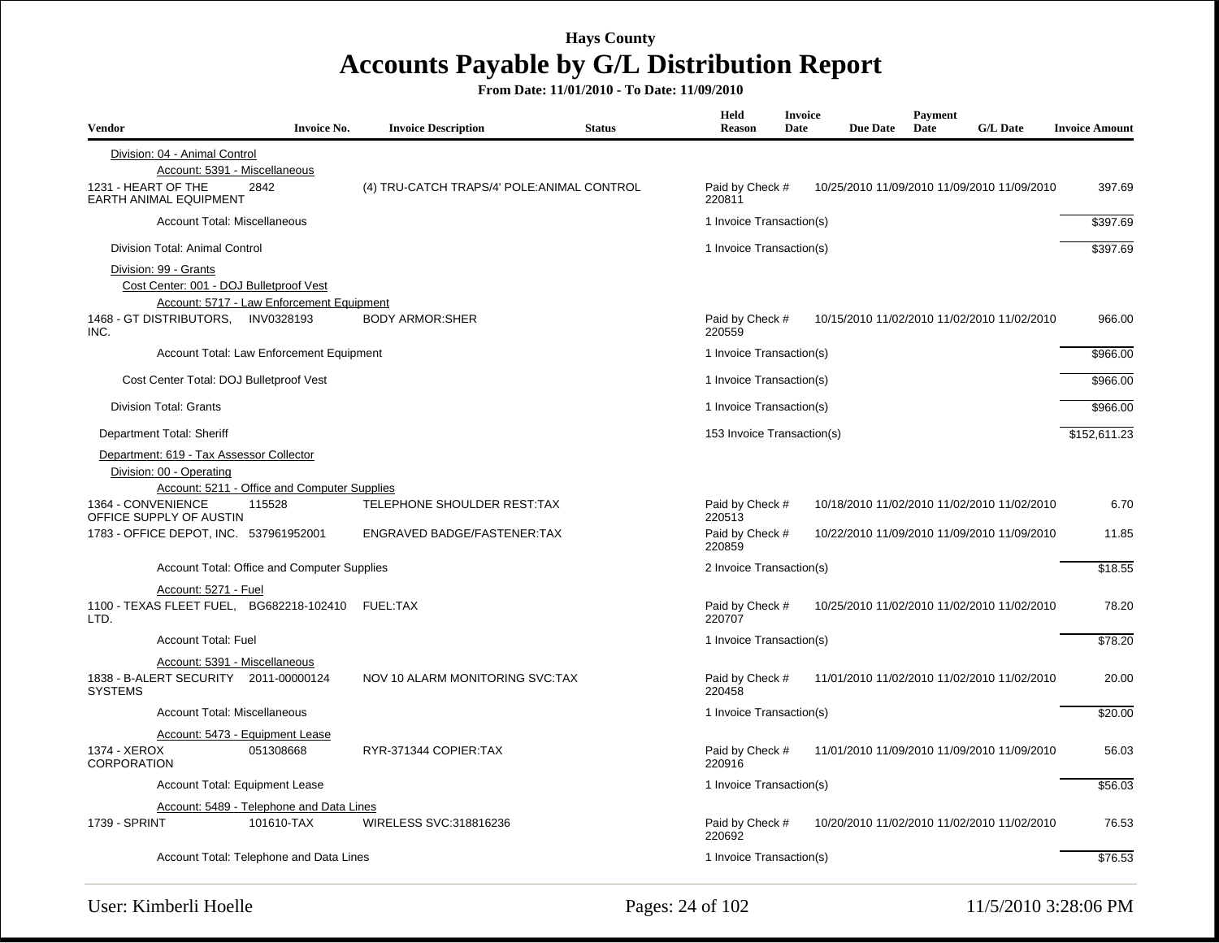# Hays County

## Accounts Payable by G/L Distribution Report

**From Date: 11/01/2010 - To Date: 11/09/2010**

| Vendor | Invoice No. | Invoice Description | Status | Held Reason | Invoice Date | Due Date | Payment Date | G/L Date | Invoice Amount |
|---|---|---|---|---|---|---|---|---|---|
| Division: 04 - Animal Control | | | | | | | | | |
| Account: 5391 - Miscellaneous | | | | | | | | | |
| 1231 - HEART OF THE EARTH ANIMAL EQUIPMENT | 2842 | (4) TRU-CATCH TRAPS/4' POLE:ANIMAL CONTROL | | Paid by Check # 220811 | 10/25/2010 | 11/09/2010 | 11/09/2010 | 11/09/2010 | 397.69 |
| Account Total: Miscellaneous | | | | 1 Invoice Transaction(s) | | | | | $397.69 |
| Division Total: Animal Control | | | | 1 Invoice Transaction(s) | | | | | $397.69 |
| Division: 99 - Grants | | | | | | | | | |
| Cost Center: 001 - DOJ Bulletproof Vest | | | | | | | | | |
| Account: 5717 - Law Enforcement Equipment | | | | | | | | | |
| 1468 - GT DISTRIBUTORS, INC. | INV0328193 | BODY ARMOR:SHER | | Paid by Check # 220559 | 10/15/2010 | 11/02/2010 | 11/02/2010 | 11/02/2010 | 966.00 |
| Account Total: Law Enforcement Equipment | | | | 1 Invoice Transaction(s) | | | | | $966.00 |
| Cost Center Total: DOJ Bulletproof Vest | | | | 1 Invoice Transaction(s) | | | | | $966.00 |
| Division Total: Grants | | | | 1 Invoice Transaction(s) | | | | | $966.00 |
| Department Total: Sheriff | | | | 153 Invoice Transaction(s) | | | | | $152,611.23 |
| Department: 619 - Tax Assessor Collector | | | | | | | | | |
| Division: 00 - Operating | | | | | | | | | |
| Account: 5211 - Office and Computer Supplies | | | | | | | | | |
| 1364 - CONVENIENCE OFFICE SUPPLY OF AUSTIN | 115528 | TELEPHONE SHOULDER REST:TAX | | Paid by Check # 220513 | 10/18/2010 | 11/02/2010 | 11/02/2010 | 11/02/2010 | 6.70 |
| 1783 - OFFICE DEPOT, INC. | 537961952001 | ENGRAVED BADGE/FASTENER:TAX | | Paid by Check # 220859 | 10/22/2010 | 11/09/2010 | 11/09/2010 | 11/09/2010 | 11.85 |
| Account Total: Office and Computer Supplies | | | | 2 Invoice Transaction(s) | | | | | $18.55 |
| Account: 5271 - Fuel | | | | | | | | | |
| 1100 - TEXAS FLEET FUEL, LTD. | BG682218-102410 | FUEL:TAX | | Paid by Check # 220707 | 10/25/2010 | 11/02/2010 | 11/02/2010 | 11/02/2010 | 78.20 |
| Account Total: Fuel | | | | 1 Invoice Transaction(s) | | | | | $78.20 |
| Account: 5391 - Miscellaneous | | | | | | | | | |
| 1838 - B-ALERT SECURITY SYSTEMS | 2011-00000124 | NOV 10 ALARM MONITORING SVC:TAX | | Paid by Check # 220458 | 11/01/2010 | 11/02/2010 | 11/02/2010 | 11/02/2010 | 20.00 |
| Account Total: Miscellaneous | | | | 1 Invoice Transaction(s) | | | | | $20.00 |
| Account: 5473 - Equipment Lease | | | | | | | | | |
| 1374 - XEROX CORPORATION | 051308668 | RYR-371344 COPIER:TAX | | Paid by Check # 220916 | 11/01/2010 | 11/09/2010 | 11/09/2010 | 11/09/2010 | 56.03 |
| Account Total: Equipment Lease | | | | 1 Invoice Transaction(s) | | | | | $56.03 |
| Account: 5489 - Telephone and Data Lines | | | | | | | | | |
| 1739 - SPRINT | 101610-TAX | WIRELESS SVC:318816236 | | Paid by Check # 220692 | 10/20/2010 | 11/02/2010 | 11/02/2010 | 11/02/2010 | 76.53 |
| Account Total: Telephone and Data Lines | | | | 1 Invoice Transaction(s) | | | | | $76.53 |

User: Kimberli Hoelle — 11/5/2010 3:28:06 PM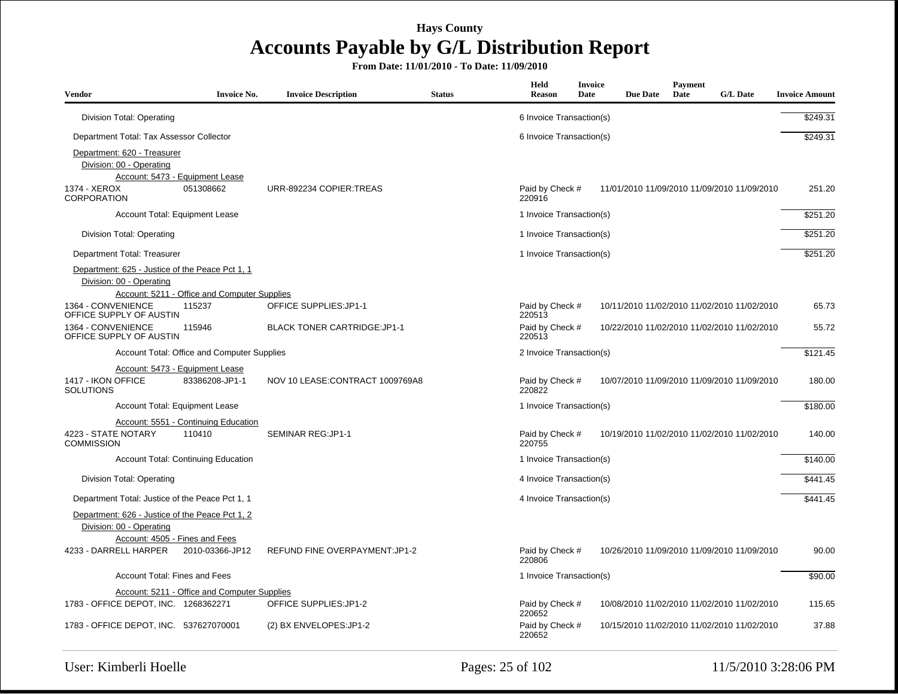# Hays County

## Accounts Payable by G/L Distribution Report

**From Date: 11/01/2010 - To Date: 11/09/2010**

| Vendor | Invoice No. | Invoice Description | Status | Held Reason | Invoice Date | Due Date | Payment Date | G/L Date | Invoice Amount |
|---|---|---|---|---|---|---|---|---|---|
| Division Total: Operating | | | | 6 Invoice Transaction(s) | | | | | $249.31 |
| Department Total: Tax Assessor Collector | | | | 6 Invoice Transaction(s) | | | | | $249.31 |
| Department: 620 - Treasurer | | | | | | | | | |
| Division: 00 - Operating | | | | | | | | | |
| Account: 5473 - Equipment Lease | | | | | | | | | |
| 1374 - XEROX CORPORATION | 051308662 | URR-892234 COPIER:TREAS | | Paid by Check # 220916 | 11/01/2010 | 11/09/2010 | 11/09/2010 | 11/09/2010 | 251.20 |
| Account Total: Equipment Lease | | | | 1 Invoice Transaction(s) | | | | | $251.20 |
| Division Total: Operating | | | | 1 Invoice Transaction(s) | | | | | $251.20 |
| Department Total: Treasurer | | | | 1 Invoice Transaction(s) | | | | | $251.20 |
| Department: 625 - Justice of the Peace Pct 1, 1 | | | | | | | | | |
| Division: 00 - Operating | | | | | | | | | |
| Account: 5211 - Office and Computer Supplies | | | | | | | | | |
| 1364 - CONVENIENCE OFFICE SUPPLY OF AUSTIN | 115237 | OFFICE SUPPLIES:JP1-1 | | Paid by Check # 220513 | 10/11/2010 | 11/02/2010 | 11/02/2010 | 11/02/2010 | 65.73 |
| 1364 - CONVENIENCE OFFICE SUPPLY OF AUSTIN | 115946 | BLACK TONER CARTRIDGE:JP1-1 | | Paid by Check # 220513 | 10/22/2010 | 11/02/2010 | 11/02/2010 | 11/02/2010 | 55.72 |
| Account Total: Office and Computer Supplies | | | | 2 Invoice Transaction(s) | | | | | $121.45 |
| Account: 5473 - Equipment Lease | | | | | | | | | |
| 1417 - IKON OFFICE SOLUTIONS | 83386208-JP1-1 | NOV 10 LEASE:CONTRACT 1009769A8 | | Paid by Check # 220822 | 10/07/2010 | 11/09/2010 | 11/09/2010 | 11/09/2010 | 180.00 |
| Account Total: Equipment Lease | | | | 1 Invoice Transaction(s) | | | | | $180.00 |
| Account: 5551 - Continuing Education | | | | | | | | | |
| 4223 - STATE NOTARY COMMISSION | 110410 | SEMINAR REG:JP1-1 | | Paid by Check # 220755 | 10/19/2010 | 11/02/2010 | 11/02/2010 | 11/02/2010 | 140.00 |
| Account Total: Continuing Education | | | | 1 Invoice Transaction(s) | | | | | $140.00 |
| Division Total: Operating | | | | 4 Invoice Transaction(s) | | | | | $441.45 |
| Department Total: Justice of the Peace Pct 1, 1 | | | | 4 Invoice Transaction(s) | | | | | $441.45 |
| Department: 626 - Justice of the Peace Pct 1, 2 | | | | | | | | | |
| Division: 00 - Operating | | | | | | | | | |
| Account: 4505 - Fines and Fees | | | | | | | | | |
| 4233 - DARRELL HARPER | 2010-03366-JP12 | REFUND FINE OVERPAYMENT:JP1-2 | | Paid by Check # 220806 | 10/26/2010 | 11/09/2010 | 11/09/2010 | 11/09/2010 | 90.00 |
| Account Total: Fines and Fees | | | | 1 Invoice Transaction(s) | | | | | $90.00 |
| Account: 5211 - Office and Computer Supplies | | | | | | | | | |
| 1783 - OFFICE DEPOT, INC. | 1268362271 | OFFICE SUPPLIES:JP1-2 | | Paid by Check # 220652 | 10/08/2010 | 11/02/2010 | 11/02/2010 | 11/02/2010 | 115.65 |
| 1783 - OFFICE DEPOT, INC. | 537627070001 | (2) BX ENVELOPES:JP1-2 | | Paid by Check # 220652 | 10/15/2010 | 11/02/2010 | 11/02/2010 | 11/02/2010 | 37.88 |

User: Kimberli Hoelle

11/5/2010 3:28:06 PM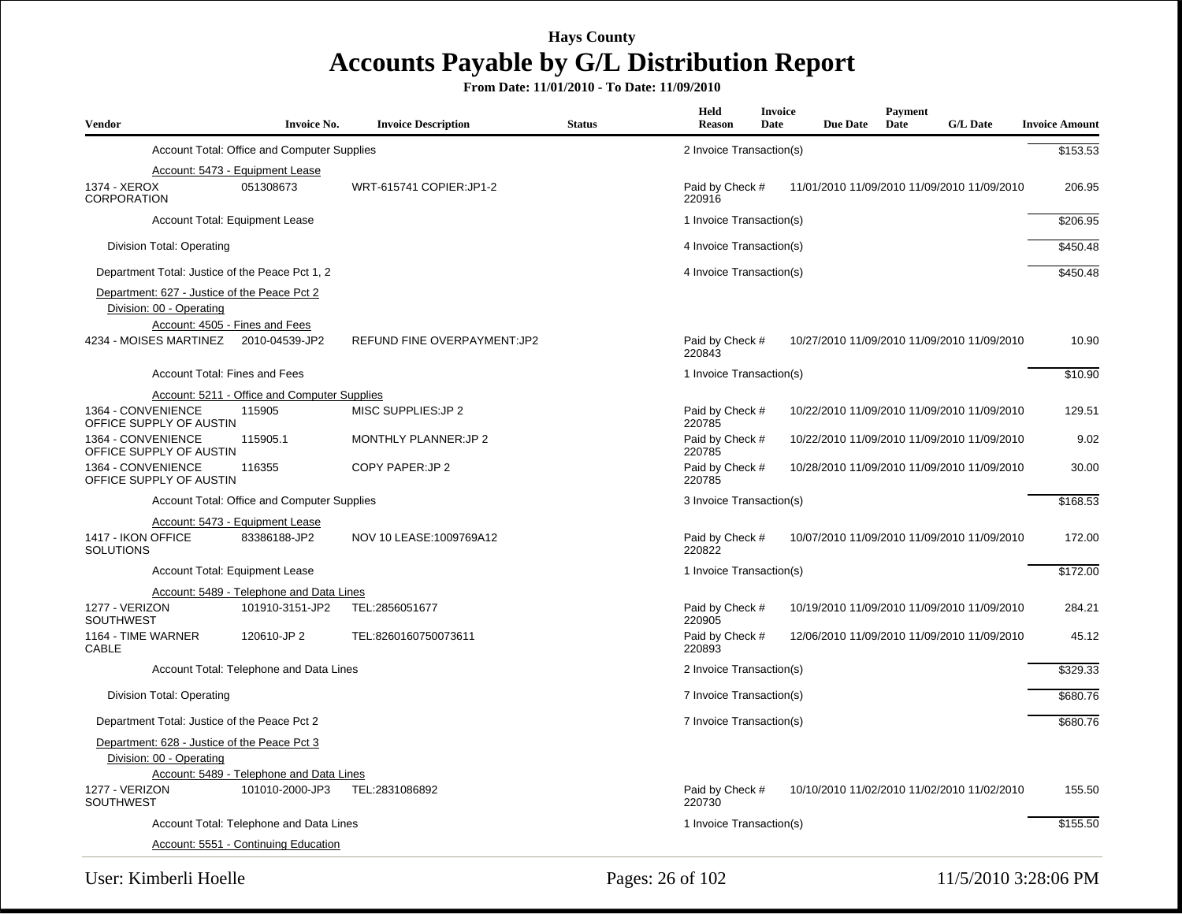# Hays County

## Accounts Payable by G/L Distribution Report

**From Date: 11/01/2010 - To Date: 11/09/2010**

| Vendor | Invoice No. | Invoice Description | Status | Held Reason | Invoice Date | Due Date | Payment Date | G/L Date | Invoice Amount |
|---|---|---|---|---|---|---|---|---|---|
| Account Total: Office and Computer Supplies | | | | 2 Invoice Transaction(s) | | | | | $153.53 |
| Account: 5473 - Equipment Lease | | | | | | | | | |
| 1374 - XEROX CORPORATION | 051308673 | WRT-615741 COPIER:JP1-2 | | Paid by Check # 220916 | 11/01/2010 | 11/09/2010 | 11/09/2010 | 11/09/2010 | 206.95 |
| Account Total: Equipment Lease | | | | 1 Invoice Transaction(s) | | | | | $206.95 |
| Division Total: Operating | | | | 4 Invoice Transaction(s) | | | | | $450.48 |
| Department Total: Justice of the Peace Pct 1, 2 | | | | 4 Invoice Transaction(s) | | | | | $450.48 |
| Department: 627 - Justice of the Peace Pct 2 | | | | | | | | | |
| Division: 00 - Operating | | | | | | | | | |
| Account: 4505 - Fines and Fees | | | | | | | | | |
| 4234 - MOISES MARTINEZ | 2010-04539-JP2 | REFUND FINE OVERPAYMENT:JP2 | | Paid by Check # 220843 | 10/27/2010 | 11/09/2010 | 11/09/2010 | 11/09/2010 | 10.90 |
| Account Total: Fines and Fees | | | | 1 Invoice Transaction(s) | | | | | $10.90 |
| Account: 5211 - Office and Computer Supplies | | | | | | | | | |
| 1364 - CONVENIENCE OFFICE SUPPLY OF AUSTIN | 115905 | MISC SUPPLIES:JP 2 | | Paid by Check # 220785 | 10/22/2010 | 11/09/2010 | 11/09/2010 | 11/09/2010 | 129.51 |
| 1364 - CONVENIENCE OFFICE SUPPLY OF AUSTIN | 115905.1 | MONTHLY PLANNER:JP 2 | | Paid by Check # 220785 | 10/22/2010 | 11/09/2010 | 11/09/2010 | 11/09/2010 | 9.02 |
| 1364 - CONVENIENCE OFFICE SUPPLY OF AUSTIN | 116355 | COPY PAPER:JP 2 | | Paid by Check # 220785 | 10/28/2010 | 11/09/2010 | 11/09/2010 | 11/09/2010 | 30.00 |
| Account Total: Office and Computer Supplies | | | | 3 Invoice Transaction(s) | | | | | $168.53 |
| Account: 5473 - Equipment Lease | | | | | | | | | |
| 1417 - IKON OFFICE SOLUTIONS | 83386188-JP2 | NOV 10 LEASE:1009769A12 | | Paid by Check # 220822 | 10/07/2010 | 11/09/2010 | 11/09/2010 | 11/09/2010 | 172.00 |
| Account Total: Equipment Lease | | | | 1 Invoice Transaction(s) | | | | | $172.00 |
| Account: 5489 - Telephone and Data Lines | | | | | | | | | |
| 1277 - VERIZON SOUTHWEST | 101910-3151-JP2 | TEL:2856051677 | | Paid by Check # 220905 | 10/19/2010 | 11/09/2010 | 11/09/2010 | 11/09/2010 | 284.21 |
| 1164 - TIME WARNER CABLE | 120610-JP 2 | TEL:8260160750073611 | | Paid by Check # 220893 | 12/06/2010 | 11/09/2010 | 11/09/2010 | 11/09/2010 | 45.12 |
| Account Total: Telephone and Data Lines | | | | 2 Invoice Transaction(s) | | | | | $329.33 |
| Division Total: Operating | | | | 7 Invoice Transaction(s) | | | | | $680.76 |
| Department Total: Justice of the Peace Pct 2 | | | | 7 Invoice Transaction(s) | | | | | $680.76 |
| Department: 628 - Justice of the Peace Pct 3 | | | | | | | | | |
| Division: 00 - Operating | | | | | | | | | |
| Account: 5489 - Telephone and Data Lines | | | | | | | | | |
| 1277 - VERIZON SOUTHWEST | 101010-2000-JP3 | TEL:2831086892 | | Paid by Check # 220730 | 10/10/2010 | 11/02/2010 | 11/02/2010 | 11/02/2010 | 155.50 |
| Account Total: Telephone and Data Lines | | | | 1 Invoice Transaction(s) | | | | | $155.50 |
| Account: 5551 - Continuing Education | | | | | | | | | |

User: Kimberli Hoelle

11/5/2010 3:28:06 PM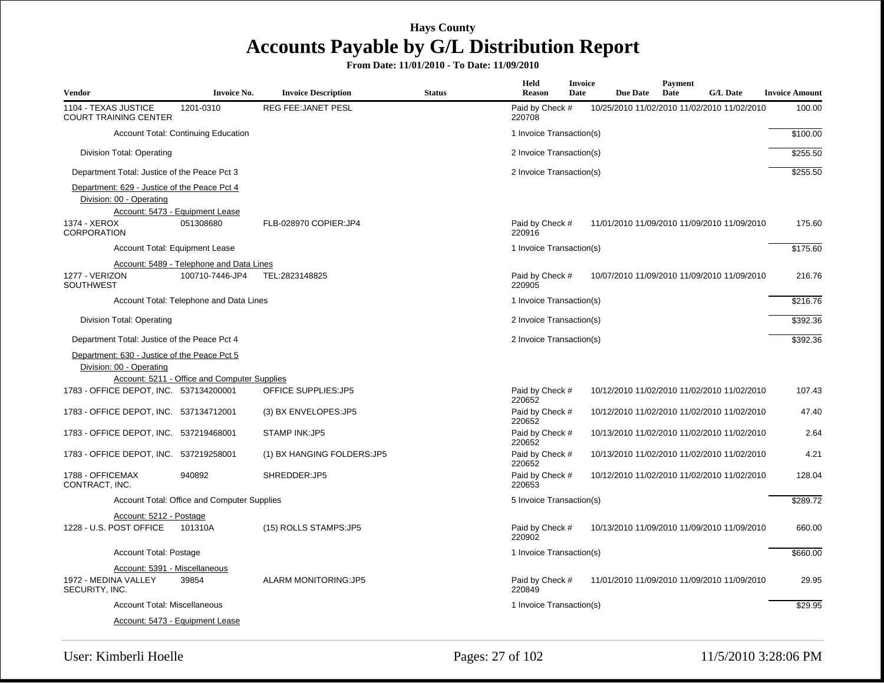# Hays County

# Accounts Payable by G/L Distribution Report

**From Date: 11/01/2010 - To Date: 11/09/2010**

| Vendor | Invoice No. | Invoice Description | Status | Held Reason | Invoice Date | Due Date | Payment Date | G/L Date | Invoice Amount |
|---|---|---|---|---|---|---|---|---|---|
| 1104 - TEXAS JUSTICE COURT TRAINING CENTER | 1201-0310 | REG FEE:JANET PESL | | Paid by Check # 220708 | 10/25/2010 | 11/02/2010 | 11/02/2010 | 11/02/2010 | 100.00 |
| Account Total: Continuing Education | | | | 1 Invoice Transaction(s) | | | | | $100.00 |
| Division Total: Operating | | | | 2 Invoice Transaction(s) | | | | | $255.50 |
| Department Total: Justice of the Peace Pct 3 | | | | 2 Invoice Transaction(s) | | | | | $255.50 |
| Department: 629 - Justice of the Peace Pct 4 | | | | | | | | | |
| Division: 00 - Operating | | | | | | | | | |
| Account: 5473 - Equipment Lease | | | | | | | | | |
| 1374 - XEROX CORPORATION | 051308680 | FLB-028970 COPIER:JP4 | | Paid by Check # 220916 | 11/01/2010 | 11/09/2010 | 11/09/2010 | 11/09/2010 | 175.60 |
| Account Total: Equipment Lease | | | | 1 Invoice Transaction(s) | | | | | $175.60 |
| Account: 5489 - Telephone and Data Lines | | | | | | | | | |
| 1277 - VERIZON SOUTHWEST | 100710-7446-JP4 | TEL:2823148825 | | Paid by Check # 220905 | 10/07/2010 | 11/09/2010 | 11/09/2010 | 11/09/2010 | 216.76 |
| Account Total: Telephone and Data Lines | | | | 1 Invoice Transaction(s) | | | | | $216.76 |
| Division Total: Operating | | | | 2 Invoice Transaction(s) | | | | | $392.36 |
| Department Total: Justice of the Peace Pct 4 | | | | 2 Invoice Transaction(s) | | | | | $392.36 |
| Department: 630 - Justice of the Peace Pct 5 | | | | | | | | | |
| Division: 00 - Operating | | | | | | | | | |
| Account: 5211 - Office and Computer Supplies | | | | | | | | | |
| 1783 - OFFICE DEPOT, INC. | 537134200001 | OFFICE SUPPLIES:JP5 | | Paid by Check # 220652 | 10/12/2010 | 11/02/2010 | 11/02/2010 | 11/02/2010 | 107.43 |
| 1783 - OFFICE DEPOT, INC. | 537134712001 | (3) BX ENVELOPES:JP5 | | Paid by Check # 220652 | 10/12/2010 | 11/02/2010 | 11/02/2010 | 11/02/2010 | 47.40 |
| 1783 - OFFICE DEPOT, INC. | 537219468001 | STAMP INK:JP5 | | Paid by Check # 220652 | 10/13/2010 | 11/02/2010 | 11/02/2010 | 11/02/2010 | 2.64 |
| 1783 - OFFICE DEPOT, INC. | 537219258001 | (1) BX HANGING FOLDERS:JP5 | | Paid by Check # 220652 | 10/13/2010 | 11/02/2010 | 11/02/2010 | 11/02/2010 | 4.21 |
| 1788 - OFFICEMAX CONTRACT, INC. | 940892 | SHREDDER:JP5 | | Paid by Check # 220653 | 10/12/2010 | 11/02/2010 | 11/02/2010 | 11/02/2010 | 128.04 |
| Account Total: Office and Computer Supplies | | | | 5 Invoice Transaction(s) | | | | | $289.72 |
| Account: 5212 - Postage | | | | | | | | | |
| 1228 - U.S. POST OFFICE | 101310A | (15) ROLLS STAMPS:JP5 | | Paid by Check # 220902 | 10/13/2010 | 11/09/2010 | 11/09/2010 | 11/09/2010 | 660.00 |
| Account Total: Postage | | | | 1 Invoice Transaction(s) | | | | | $660.00 |
| Account: 5391 - Miscellaneous | | | | | | | | | |
| 1972 - MEDINA VALLEY SECURITY, INC. | 39854 | ALARM MONITORING:JP5 | | Paid by Check # 220849 | 11/01/2010 | 11/09/2010 | 11/09/2010 | 11/09/2010 | 29.95 |
| Account Total: Miscellaneous | | | | 1 Invoice Transaction(s) | | | | | $29.95 |
| Account: 5473 - Equipment Lease | | | | | | | | | |

User: Kimberli Hoelle

11/5/2010 3:28:06 PM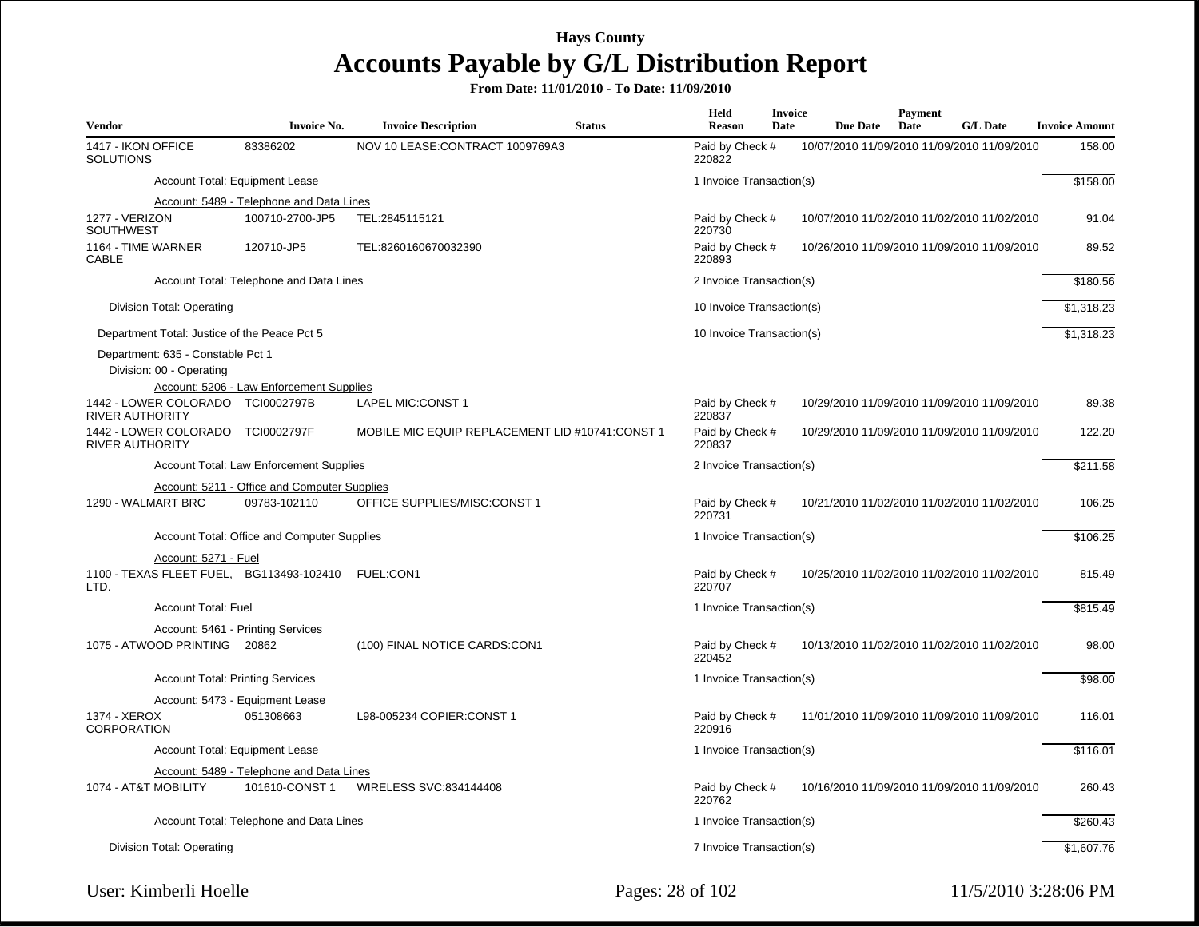# Hays County

## Accounts Payable by G/L Distribution Report

**From Date: 11/01/2010 - To Date: 11/09/2010**

| Vendor | Invoice No. | Invoice Description | Status | Held Reason | Invoice Date | Due Date | Payment Date | G/L Date | Invoice Amount |
|---|---|---|---|---|---|---|---|---|---|
| 1417 - IKON OFFICE SOLUTIONS | 83386202 | NOV 10 LEASE:CONTRACT 1009769A3 | | Paid by Check # 220822 | 10/07/2010 | 11/09/2010 | 11/09/2010 | 11/09/2010 | 158.00 |
| Account Total: Equipment Lease | | | | 1 Invoice Transaction(s) | | | | | $158.00 |
| Account: 5489 - Telephone and Data Lines | | | | | | | | | |
| 1277 - VERIZON SOUTHWEST | 100710-2700-JP5 | TEL:2845115121 | | Paid by Check # 220730 | 10/07/2010 | 11/02/2010 | 11/02/2010 | 11/02/2010 | 91.04 |
| 1164 - TIME WARNER CABLE | 120710-JP5 | TEL:8260160670032390 | | Paid by Check # 220893 | 10/26/2010 | 11/09/2010 | 11/09/2010 | 11/09/2010 | 89.52 |
| Account Total: Telephone and Data Lines | | | | 2 Invoice Transaction(s) | | | | | $180.56 |
| Division Total: Operating | | | | 10 Invoice Transaction(s) | | | | | $1,318.23 |
| Department Total: Justice of the Peace Pct 5 | | | | 10 Invoice Transaction(s) | | | | | $1,318.23 |
| Department: 635 - Constable Pct 1 | | | | | | | | | |
| Division: 00 - Operating | | | | | | | | | |
| Account: 5206 - Law Enforcement Supplies | | | | | | | | | |
| 1442 - LOWER COLORADO RIVER AUTHORITY | TCI0002797B | LAPEL MIC:CONST 1 | | Paid by Check # 220837 | 10/29/2010 | 11/09/2010 | 11/09/2010 | 11/09/2010 | 89.38 |
| 1442 - LOWER COLORADO RIVER AUTHORITY | TCI0002797F | MOBILE MIC EQUIP REPLACEMENT LID #10741:CONST 1 | | Paid by Check # 220837 | 10/29/2010 | 11/09/2010 | 11/09/2010 | 11/09/2010 | 122.20 |
| Account Total: Law Enforcement Supplies | | | | 2 Invoice Transaction(s) | | | | | $211.58 |
| Account: 5211 - Office and Computer Supplies | | | | | | | | | |
| 1290 - WALMART BRC | 09783-102110 | OFFICE SUPPLIES/MISC:CONST 1 | | Paid by Check # 220731 | 10/21/2010 | 11/02/2010 | 11/02/2010 | 11/02/2010 | 106.25 |
| Account Total: Office and Computer Supplies | | | | 1 Invoice Transaction(s) | | | | | $106.25 |
| Account: 5271 - Fuel | | | | | | | | | |
| 1100 - TEXAS FLEET FUEL, LTD. | BG113493-102410 | FUEL:CON1 | | Paid by Check # 220707 | 10/25/2010 | 11/02/2010 | 11/02/2010 | 11/02/2010 | 815.49 |
| Account Total: Fuel | | | | 1 Invoice Transaction(s) | | | | | $815.49 |
| Account: 5461 - Printing Services | | | | | | | | | |
| 1075 - ATWOOD PRINTING | 20862 | (100) FINAL NOTICE CARDS:CON1 | | Paid by Check # 220452 | 10/13/2010 | 11/02/2010 | 11/02/2010 | 11/02/2010 | 98.00 |
| Account Total: Printing Services | | | | 1 Invoice Transaction(s) | | | | | $98.00 |
| Account: 5473 - Equipment Lease | | | | | | | | | |
| 1374 - XEROX CORPORATION | 051308663 | L98-005234 COPIER:CONST 1 | | Paid by Check # 220916 | 11/01/2010 | 11/09/2010 | 11/09/2010 | 11/09/2010 | 116.01 |
| Account Total: Equipment Lease | | | | 1 Invoice Transaction(s) | | | | | $116.01 |
| Account: 5489 - Telephone and Data Lines | | | | | | | | | |
| 1074 - AT&T MOBILITY | 101610-CONST 1 | WIRELESS SVC:834144408 | | Paid by Check # 220762 | 10/16/2010 | 11/09/2010 | 11/09/2010 | 11/09/2010 | 260.43 |
| Account Total: Telephone and Data Lines | | | | 1 Invoice Transaction(s) | | | | | $260.43 |
| Division Total: Operating | | | | 7 Invoice Transaction(s) | | | | | $1,607.76 |

User: Kimberli Hoelle — 11/5/2010 3:28:06 PM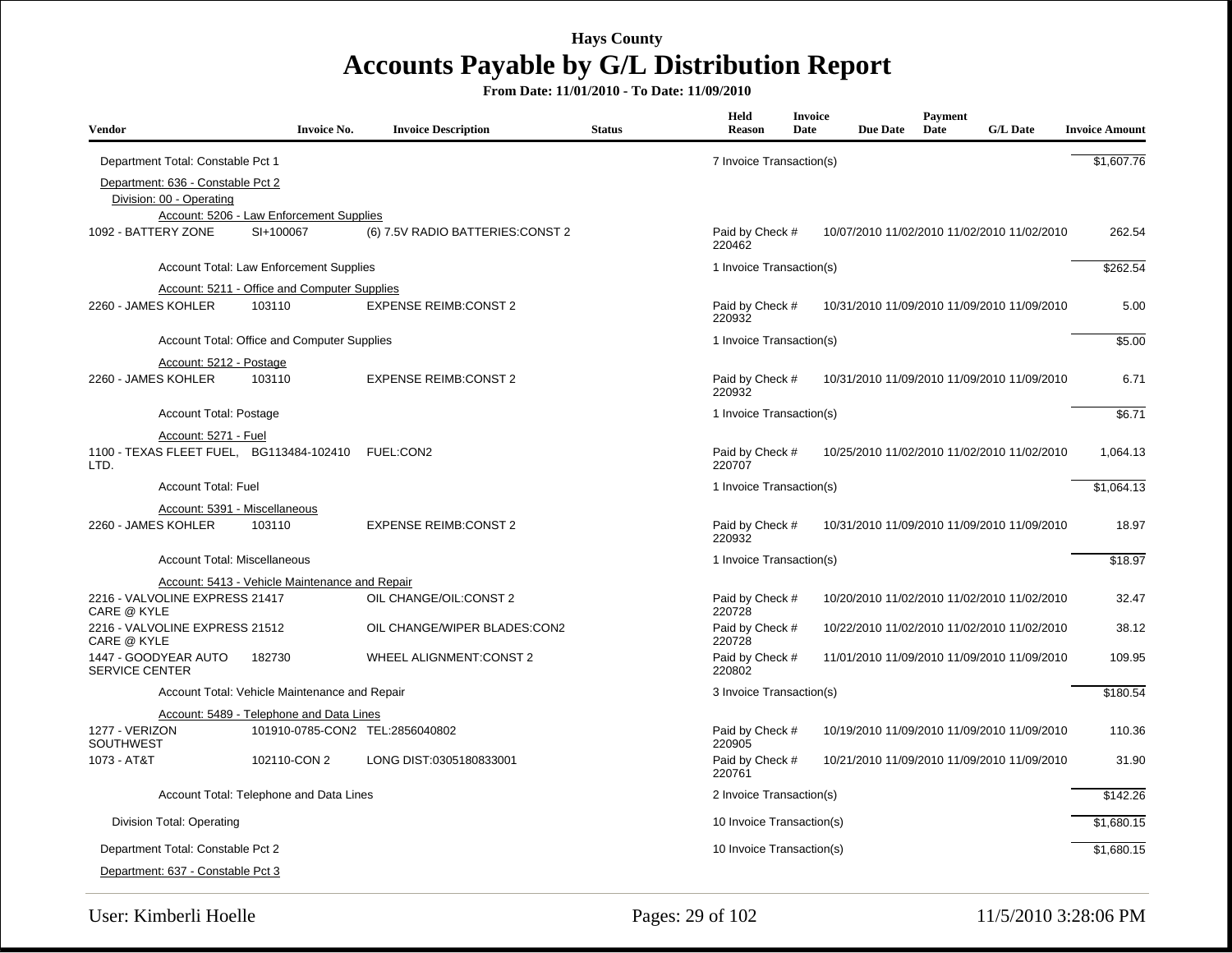# Hays County

## Accounts Payable by G/L Distribution Report

**From Date: 11/01/2010 - To Date: 11/09/2010**

| Vendor | Invoice No. | Invoice Description | Status | Held Reason | Invoice Date | Due Date | Payment Date | G/L Date | Invoice Amount |
|---|---|---|---|---|---|---|---|---|---|
| Department Total: Constable Pct 1 | | | | 7 Invoice Transaction(s) | | | | | $1,607.76 |
| Department: 636 - Constable Pct 2 | | | | | | | | | |
| Division: 00 - Operating | | | | | | | | | |
| Account: 5206 - Law Enforcement Supplies | | | | | | | | | |
| 1092 - BATTERY ZONE | SI+100067 | (6) 7.5V RADIO BATTERIES:CONST 2 | | Paid by Check # 220462 | 10/07/2010 | 11/02/2010 | 11/02/2010 | 11/02/2010 | 262.54 |
| Account Total: Law Enforcement Supplies | | | | 1 Invoice Transaction(s) | | | | | $262.54 |
| Account: 5211 - Office and Computer Supplies | | | | | | | | | |
| 2260 - JAMES KOHLER | 103110 | EXPENSE REIMB:CONST 2 | | Paid by Check # 220932 | 10/31/2010 | 11/09/2010 | 11/09/2010 | 11/09/2010 | 5.00 |
| Account Total: Office and Computer Supplies | | | | 1 Invoice Transaction(s) | | | | | $5.00 |
| Account: 5212 - Postage | | | | | | | | | |
| 2260 - JAMES KOHLER | 103110 | EXPENSE REIMB:CONST 2 | | Paid by Check # 220932 | 10/31/2010 | 11/09/2010 | 11/09/2010 | 11/09/2010 | 6.71 |
| Account Total: Postage | | | | 1 Invoice Transaction(s) | | | | | $6.71 |
| Account: 5271 - Fuel | | | | | | | | | |
| 1100 - TEXAS FLEET FUEL, LTD. | BG113484-102410 | FUEL:CON2 | | Paid by Check # 220707 | 10/25/2010 | 11/02/2010 | 11/02/2010 | 11/02/2010 | 1,064.13 |
| Account Total: Fuel | | | | 1 Invoice Transaction(s) | | | | | $1,064.13 |
| Account: 5391 - Miscellaneous | | | | | | | | | |
| 2260 - JAMES KOHLER | 103110 | EXPENSE REIMB:CONST 2 | | Paid by Check # 220932 | 10/31/2010 | 11/09/2010 | 11/09/2010 | 11/09/2010 | 18.97 |
| Account Total: Miscellaneous | | | | 1 Invoice Transaction(s) | | | | | $18.97 |
| Account: 5413 - Vehicle Maintenance and Repair | | | | | | | | | |
| 2216 - VALVOLINE EXPRESS CARE @ KYLE | 21417 | OIL CHANGE/OIL:CONST 2 | | Paid by Check # 220728 | 10/20/2010 | 11/02/2010 | 11/02/2010 | 11/02/2010 | 32.47 |
| 2216 - VALVOLINE EXPRESS CARE @ KYLE | 21512 | OIL CHANGE/WIPER BLADES:CON2 | | Paid by Check # 220728 | 10/22/2010 | 11/02/2010 | 11/02/2010 | 11/02/2010 | 38.12 |
| 1447 - GOODYEAR AUTO SERVICE CENTER | 182730 | WHEEL ALIGNMENT:CONST 2 | | Paid by Check # 220802 | 11/01/2010 | 11/09/2010 | 11/09/2010 | 11/09/2010 | 109.95 |
| Account Total: Vehicle Maintenance and Repair | | | | 3 Invoice Transaction(s) | | | | | $180.54 |
| Account: 5489 - Telephone and Data Lines | | | | | | | | | |
| 1277 - VERIZON SOUTHWEST | 101910-0785-CON2 | TEL:2856040802 | | Paid by Check # 220905 | 10/19/2010 | 11/09/2010 | 11/09/2010 | 11/09/2010 | 110.36 |
| 1073 - AT&T | 102110-CON 2 | LONG DIST:0305180833001 | | Paid by Check # 220761 | 10/21/2010 | 11/09/2010 | 11/09/2010 | 11/09/2010 | 31.90 |
| Account Total: Telephone and Data Lines | | | | 2 Invoice Transaction(s) | | | | | $142.26 |
| Division Total: Operating | | | | 10 Invoice Transaction(s) | | | | | $1,680.15 |
| Department Total: Constable Pct 2 | | | | 10 Invoice Transaction(s) | | | | | $1,680.15 |
| Department: 637 - Constable Pct 3 | | | | | | | | | |

User: Kimberli Hoelle | 11/5/2010 3:28:06 PM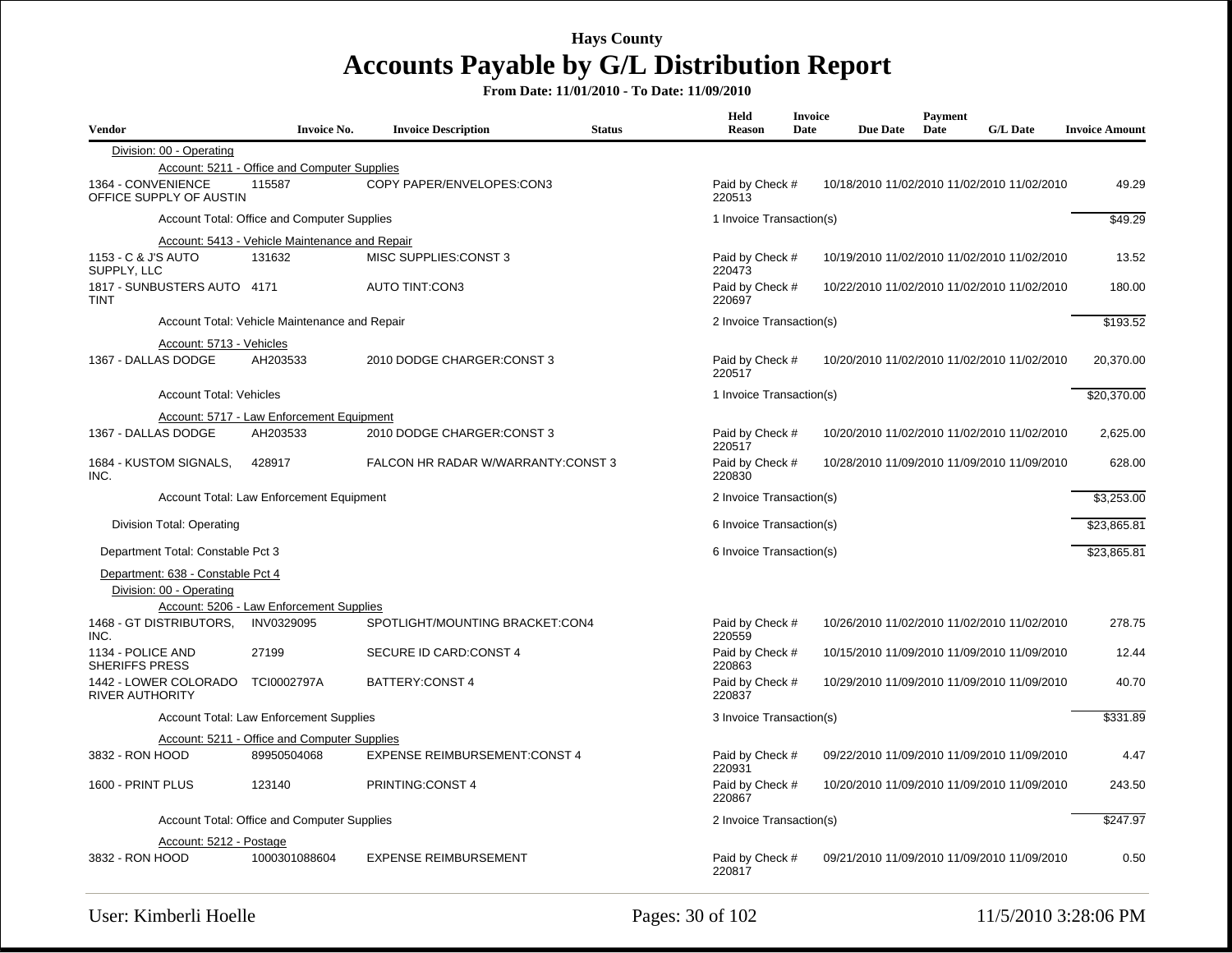# Hays County

## Accounts Payable by G/L Distribution Report

**From Date: 11/01/2010 - To Date: 11/09/2010**

| Vendor | Invoice No. | Invoice Description | Status | Held Reason | Invoice Date | Due Date | Payment Date | G/L Date | Invoice Amount |
|---|---|---|---|---|---|---|---|---|---|
| Division: 00 - Operating | | | | | | | | | |
| Account: 5211 - Office and Computer Supplies | | | | | | | | | |
| 1364 - CONVENIENCE OFFICE SUPPLY OF AUSTIN | 115587 | COPY PAPER/ENVELOPES:CON3 | | Paid by Check # 220513 | 10/18/2010 | 11/02/2010 | 11/02/2010 | 11/02/2010 | 49.29 |
| Account Total: Office and Computer Supplies | | | | 1 Invoice Transaction(s) | | | | | $49.29 |
| Account: 5413 - Vehicle Maintenance and Repair | | | | | | | | | |
| 1153 - C & J'S AUTO SUPPLY, LLC | 131632 | MISC SUPPLIES:CONST 3 | | Paid by Check # 220473 | 10/19/2010 | 11/02/2010 | 11/02/2010 | 11/02/2010 | 13.52 |
| 1817 - SUNBUSTERS AUTO TINT | 4171 | AUTO TINT:CON3 | | Paid by Check # 220697 | 10/22/2010 | 11/02/2010 | 11/02/2010 | 11/02/2010 | 180.00 |
| Account Total: Vehicle Maintenance and Repair | | | | 2 Invoice Transaction(s) | | | | | $193.52 |
| Account: 5713 - Vehicles | | | | | | | | | |
| 1367 - DALLAS DODGE | AH203533 | 2010 DODGE CHARGER:CONST 3 | | Paid by Check # 220517 | 10/20/2010 | 11/02/2010 | 11/02/2010 | 11/02/2010 | 20,370.00 |
| Account Total: Vehicles | | | | 1 Invoice Transaction(s) | | | | | $20,370.00 |
| Account: 5717 - Law Enforcement Equipment | | | | | | | | | |
| 1367 - DALLAS DODGE | AH203533 | 2010 DODGE CHARGER:CONST 3 | | Paid by Check # 220517 | 10/20/2010 | 11/02/2010 | 11/02/2010 | 11/02/2010 | 2,625.00 |
| 1684 - KUSTOM SIGNALS, INC. | 428917 | FALCON HR RADAR W/WARRANTY:CONST 3 | | Paid by Check # 220830 | 10/28/2010 | 11/09/2010 | 11/09/2010 | 11/09/2010 | 628.00 |
| Account Total: Law Enforcement Equipment | | | | 2 Invoice Transaction(s) | | | | | $3,253.00 |
| Division Total: Operating | | | | 6 Invoice Transaction(s) | | | | | $23,865.81 |
| Department Total: Constable Pct 3 | | | | 6 Invoice Transaction(s) | | | | | $23,865.81 |
| Department: 638 - Constable Pct 4 | | | | | | | | | |
| Division: 00 - Operating | | | | | | | | | |
| Account: 5206 - Law Enforcement Supplies | | | | | | | | | |
| 1468 - GT DISTRIBUTORS, INC. | INV0329095 | SPOTLIGHT/MOUNTING BRACKET:CON4 | | Paid by Check # 220559 | 10/26/2010 | 11/02/2010 | 11/02/2010 | 11/02/2010 | 278.75 |
| 1134 - POLICE AND SHERIFFS PRESS | 27199 | SECURE ID CARD:CONST 4 | | Paid by Check # 220863 | 10/15/2010 | 11/09/2010 | 11/09/2010 | 11/09/2010 | 12.44 |
| 1442 - LOWER COLORADO RIVER AUTHORITY | TCI0002797A | BATTERY:CONST 4 | | Paid by Check # 220837 | 10/29/2010 | 11/09/2010 | 11/09/2010 | 11/09/2010 | 40.70 |
| Account Total: Law Enforcement Supplies | | | | 3 Invoice Transaction(s) | | | | | $331.89 |
| Account: 5211 - Office and Computer Supplies | | | | | | | | | |
| 3832 - RON HOOD | 89950504068 | EXPENSE REIMBURSEMENT:CONST 4 | | Paid by Check # 220931 | 09/22/2010 | 11/09/2010 | 11/09/2010 | 11/09/2010 | 4.47 |
| 1600 - PRINT PLUS | 123140 | PRINTING:CONST 4 | | Paid by Check # 220867 | 10/20/2010 | 11/09/2010 | 11/09/2010 | 11/09/2010 | 243.50 |
| Account Total: Office and Computer Supplies | | | | 2 Invoice Transaction(s) | | | | | $247.97 |
| Account: 5212 - Postage | | | | | | | | | |
| 3832 - RON HOOD | 1000301088604 | EXPENSE REIMBURSEMENT | | Paid by Check # 220817 | 09/21/2010 | 11/09/2010 | 11/09/2010 | 11/09/2010 | 0.50 |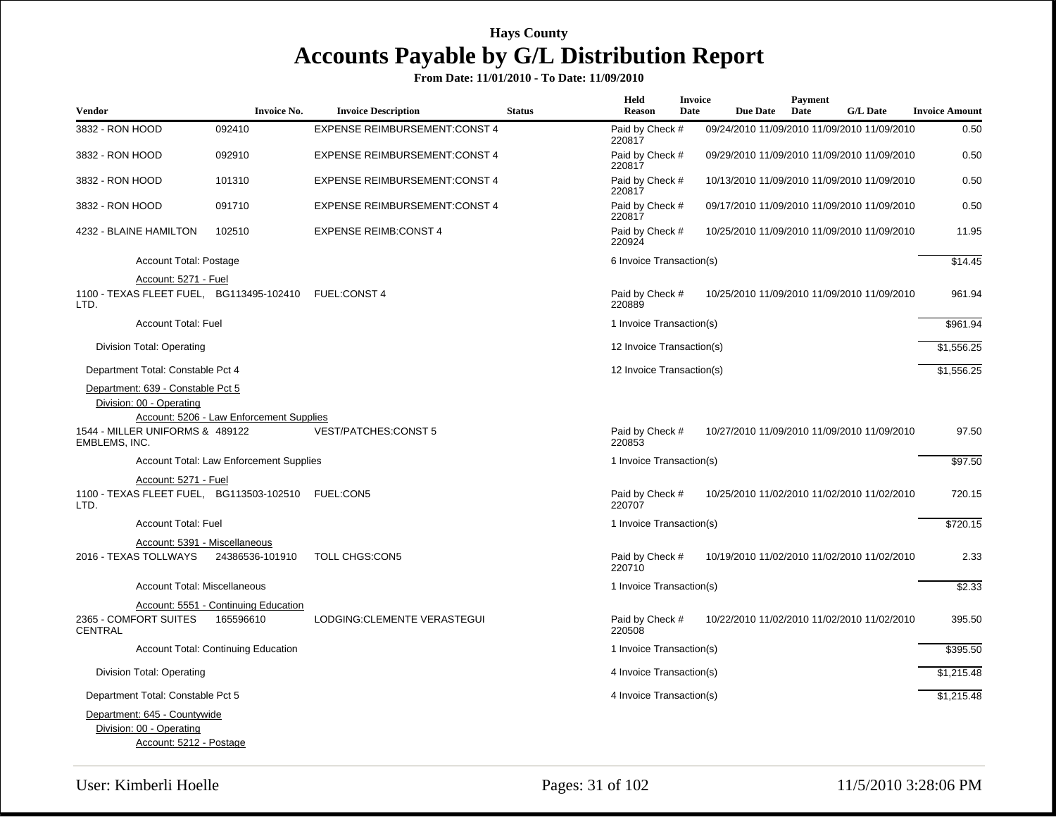**Hays County**

# Accounts Payable by G/L Distribution Report

**From Date: 11/01/2010 - To Date: 11/09/2010**

| Vendor | Invoice No. | Invoice Description | Status | Held Reason | Invoice Date | Due Date | Payment Date | G/L Date | Invoice Amount |
|---|---|---|---|---|---|---|---|---|---|
| 3832 - RON HOOD | 092410 | EXPENSE REIMBURSEMENT:CONST 4 | | Paid by Check # 220817 | 09/24/2010 | 11/09/2010 | 11/09/2010 | 11/09/2010 | 0.50 |
| 3832 - RON HOOD | 092910 | EXPENSE REIMBURSEMENT:CONST 4 | | Paid by Check # 220817 | 09/29/2010 | 11/09/2010 | 11/09/2010 | 11/09/2010 | 0.50 |
| 3832 - RON HOOD | 101310 | EXPENSE REIMBURSEMENT:CONST 4 | | Paid by Check # 220817 | 10/13/2010 | 11/09/2010 | 11/09/2010 | 11/09/2010 | 0.50 |
| 3832 - RON HOOD | 091710 | EXPENSE REIMBURSEMENT:CONST 4 | | Paid by Check # 220817 | 09/17/2010 | 11/09/2010 | 11/09/2010 | 11/09/2010 | 0.50 |
| 4232 - BLAINE HAMILTON | 102510 | EXPENSE REIMB:CONST 4 | | Paid by Check # 220924 | 10/25/2010 | 11/09/2010 | 11/09/2010 | 11/09/2010 | 11.95 |
| Account Total: Postage | | | | 6 Invoice Transaction(s) | | | | | $14.45 |
| Account: 5271 - Fuel | | | | | | | | | |
| 1100 - TEXAS FLEET FUEL, LTD. | BG113495-102410 | FUEL:CONST 4 | | Paid by Check # 220889 | 10/25/2010 | 11/09/2010 | 11/09/2010 | 11/09/2010 | 961.94 |
| Account Total: Fuel | | | | 1 Invoice Transaction(s) | | | | | $961.94 |
| Division Total: Operating | | | | 12 Invoice Transaction(s) | | | | | $1,556.25 |
| Department Total: Constable Pct 4 | | | | 12 Invoice Transaction(s) | | | | | $1,556.25 |
| Department: 639 - Constable Pct 5 | | | | | | | | | |
| Division: 00 - Operating | | | | | | | | | |
| Account: 5206 - Law Enforcement Supplies | | | | | | | | | |
| 1544 - MILLER UNIFORMS & EMBLEMS, INC. | 489122 | VEST/PATCHES:CONST 5 | | Paid by Check # 220853 | 10/27/2010 | 11/09/2010 | 11/09/2010 | 11/09/2010 | 97.50 |
| Account Total: Law Enforcement Supplies | | | | 1 Invoice Transaction(s) | | | | | $97.50 |
| Account: 5271 - Fuel | | | | | | | | | |
| 1100 - TEXAS FLEET FUEL, LTD. | BG113503-102510 | FUEL:CON5 | | Paid by Check # 220707 | 10/25/2010 | 11/02/2010 | 11/02/2010 | 11/02/2010 | 720.15 |
| Account Total: Fuel | | | | 1 Invoice Transaction(s) | | | | | $720.15 |
| Account: 5391 - Miscellaneous | | | | | | | | | |
| 2016 - TEXAS TOLLWAYS | 24386536-101910 | TOLL CHGS:CON5 | | Paid by Check # 220710 | 10/19/2010 | 11/02/2010 | 11/02/2010 | 11/02/2010 | 2.33 |
| Account Total: Miscellaneous | | | | 1 Invoice Transaction(s) | | | | | $2.33 |
| Account: 5551 - Continuing Education | | | | | | | | | |
| 2365 - COMFORT SUITES CENTRAL | 165596610 | LODGING:CLEMENTE VERASTEGUI | | Paid by Check # 220508 | 10/22/2010 | 11/02/2010 | 11/02/2010 | 11/02/2010 | 395.50 |
| Account Total: Continuing Education | | | | 1 Invoice Transaction(s) | | | | | $395.50 |
| Division Total: Operating | | | | 4 Invoice Transaction(s) | | | | | $1,215.48 |
| Department Total: Constable Pct 5 | | | | 4 Invoice Transaction(s) | | | | | $1,215.48 |
| Department: 645 - Countywide | | | | | | | | | |
| Division: 00 - Operating | | | | | | | | | |
| Account: 5212 - Postage | | | | | | | | | |

User: Kimberli Hoelle

11/5/2010 3:28:06 PM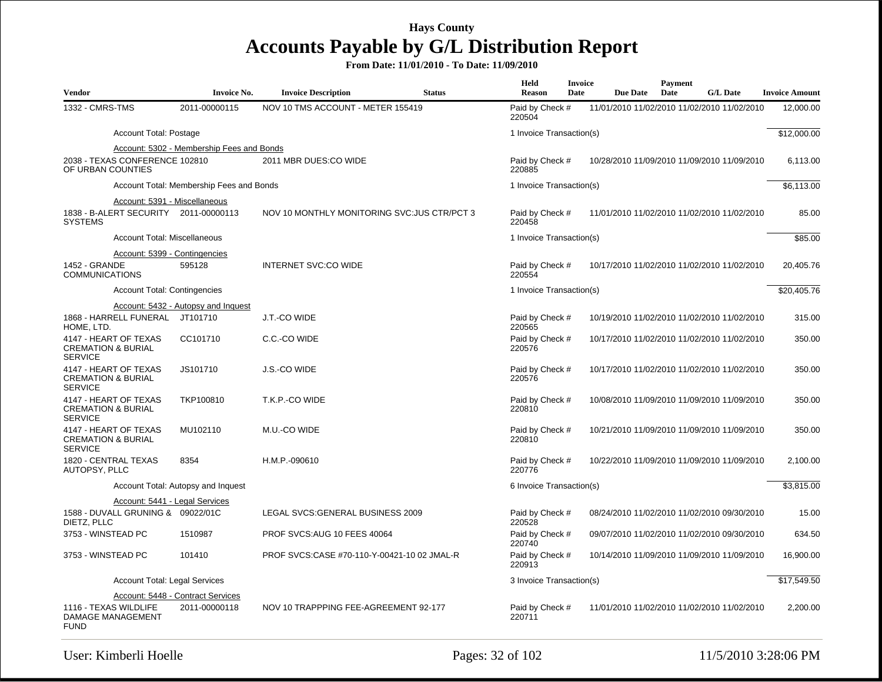# Hays County

## Accounts Payable by G/L Distribution Report

**From Date: 11/01/2010 - To Date: 11/09/2010**

| Vendor | Invoice No. | Invoice Description | Status | Held Reason | Invoice Date | Due Date | Payment Date | G/L Date | Invoice Amount |
|---|---|---|---|---|---|---|---|---|---|
| 1332 - CMRS-TMS | 2011-00000115 | NOV 10 TMS ACCOUNT - METER 155419 | | Paid by Check # 220504 | 11/01/2010 | 11/02/2010 | 11/02/2010 | 11/02/2010 | 12,000.00 |
| | Account Total: Postage | | | 1 Invoice Transaction(s) | | | | | $12,000.00 |
| | Account: 5302 - Membership Fees and Bonds | | | | | | | | |
| 2038 - TEXAS CONFERENCE OF URBAN COUNTIES | 102810 | 2011 MBR DUES:CO WIDE | | Paid by Check # 220885 | 10/28/2010 | 11/09/2010 | 11/09/2010 | 11/09/2010 | 6,113.00 |
| | Account Total: Membership Fees and Bonds | | | 1 Invoice Transaction(s) | | | | | $6,113.00 |
| | Account: 5391 - Miscellaneous | | | | | | | | |
| 1838 - B-ALERT SECURITY SYSTEMS | 2011-00000113 | NOV 10 MONTHLY MONITORING SVC:JUS CTR/PCT 3 | | Paid by Check # 220458 | 11/01/2010 | 11/02/2010 | 11/02/2010 | 11/02/2010 | 85.00 |
| | Account Total: Miscellaneous | | | 1 Invoice Transaction(s) | | | | | $85.00 |
| | Account: 5399 - Contingencies | | | | | | | | |
| 1452 - GRANDE COMMUNICATIONS | 595128 | INTERNET SVC:CO WIDE | | Paid by Check # 220554 | 10/17/2010 | 11/02/2010 | 11/02/2010 | 11/02/2010 | 20,405.76 |
| | Account Total: Contingencies | | | 1 Invoice Transaction(s) | | | | | $20,405.76 |
| | Account: 5432 - Autopsy and Inquest | | | | | | | | |
| 1868 - HARRELL FUNERAL HOME, LTD. | JT101710 | J.T.-CO WIDE | | Paid by Check # 220565 | 10/19/2010 | 11/02/2010 | 11/02/2010 | 11/02/2010 | 315.00 |
| 4147 - HEART OF TEXAS CREMATION & BURIAL SERVICE | CC101710 | C.C.-CO WIDE | | Paid by Check # 220576 | 10/17/2010 | 11/02/2010 | 11/02/2010 | 11/02/2010 | 350.00 |
| 4147 - HEART OF TEXAS CREMATION & BURIAL SERVICE | JS101710 | J.S.-CO WIDE | | Paid by Check # 220576 | 10/17/2010 | 11/02/2010 | 11/02/2010 | 11/02/2010 | 350.00 |
| 4147 - HEART OF TEXAS CREMATION & BURIAL SERVICE | TKP100810 | T.K.P.-CO WIDE | | Paid by Check # 220810 | 10/08/2010 | 11/09/2010 | 11/09/2010 | 11/09/2010 | 350.00 |
| 4147 - HEART OF TEXAS CREMATION & BURIAL SERVICE | MU102110 | M.U.-CO WIDE | | Paid by Check # 220810 | 10/21/2010 | 11/09/2010 | 11/09/2010 | 11/09/2010 | 350.00 |
| 1820 - CENTRAL TEXAS AUTOPSY, PLLC | 8354 | H.M.P.-090610 | | Paid by Check # 220776 | 10/22/2010 | 11/09/2010 | 11/09/2010 | 11/09/2010 | 2,100.00 |
| | Account Total: Autopsy and Inquest | | | 6 Invoice Transaction(s) | | | | | $3,815.00 |
| | Account: 5441 - Legal Services | | | | | | | | |
| 1588 - DUVALL GRUNING & DIETZ, PLLC | 09022/01C | LEGAL SVCS:GENERAL BUSINESS 2009 | | Paid by Check # 220528 | 08/24/2010 | 11/02/2010 | 11/02/2010 | 09/30/2010 | 15.00 |
| 3753 - WINSTEAD PC | 1510987 | PROF SVCS:AUG 10 FEES 40064 | | Paid by Check # 220740 | 09/07/2010 | 11/02/2010 | 11/02/2010 | 09/30/2010 | 634.50 |
| 3753 - WINSTEAD PC | 101410 | PROF SVCS:CASE #70-110-Y-00421-10 02 JMAL-R | | Paid by Check # 220913 | 10/14/2010 | 11/09/2010 | 11/09/2010 | 11/09/2010 | 16,900.00 |
| | Account Total: Legal Services | | | 3 Invoice Transaction(s) | | | | | $17,549.50 |
| | Account: 5448 - Contract Services | | | | | | | | |
| 1116 - TEXAS WILDLIFE DAMAGE MANAGEMENT FUND | 2011-00000118 | NOV 10 TRAPPPING FEE-AGREEMENT 92-177 | | Paid by Check # 220711 | 11/01/2010 | 11/02/2010 | 11/02/2010 | 11/02/2010 | 2,200.00 |

User: Kimberli Hoelle

11/5/2010 3:28:06 PM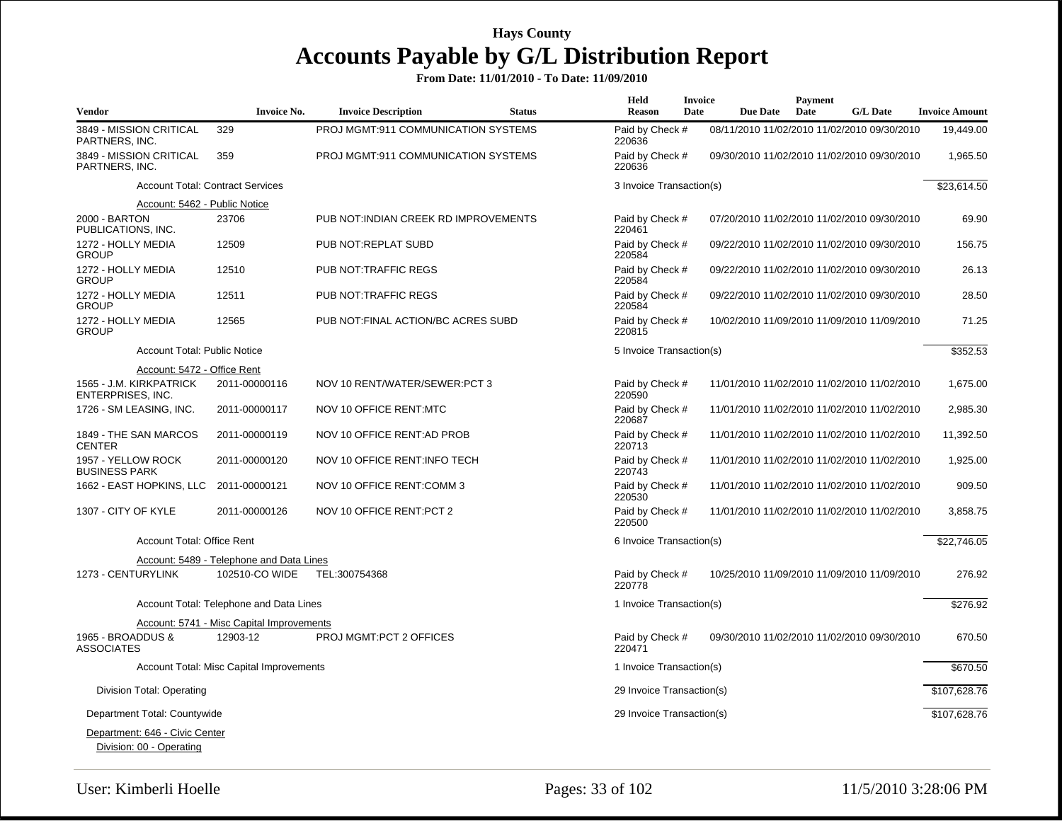# Hays County

## Accounts Payable by G/L Distribution Report

**From Date: 11/01/2010 - To Date: 11/09/2010**

| Vendor | Invoice No. | Invoice Description | Status | Held Reason | Invoice Date | Due Date | Payment Date | G/L Date | Invoice Amount |
|---|---|---|---|---|---|---|---|---|---|
| 3849 - MISSION CRITICAL PARTNERS, INC. | 329 | PROJ MGMT:911 COMMUNICATION SYSTEMS | | Paid by Check # 220636 | 08/11/2010 | 11/02/2010 | 11/02/2010 | 09/30/2010 | 19,449.00 |
| 3849 - MISSION CRITICAL PARTNERS, INC. | 359 | PROJ MGMT:911 COMMUNICATION SYSTEMS | | Paid by Check # 220636 | 09/30/2010 | 11/02/2010 | 11/02/2010 | 09/30/2010 | 1,965.50 |
| Account Total: Contract Services | | | | 3 Invoice Transaction(s) | | | | | $23,614.50 |
| Account: 5462 - Public Notice | | | | | | | | | |
| 2000 - BARTON PUBLICATIONS, INC. | 23706 | PUB NOT:INDIAN CREEK RD IMPROVEMENTS | | Paid by Check # 220461 | 07/20/2010 | 11/02/2010 | 11/02/2010 | 09/30/2010 | 69.90 |
| 1272 - HOLLY MEDIA GROUP | 12509 | PUB NOT:REPLAT SUBD | | Paid by Check # 220584 | 09/22/2010 | 11/02/2010 | 11/02/2010 | 09/30/2010 | 156.75 |
| 1272 - HOLLY MEDIA GROUP | 12510 | PUB NOT:TRAFFIC REGS | | Paid by Check # 220584 | 09/22/2010 | 11/02/2010 | 11/02/2010 | 09/30/2010 | 26.13 |
| 1272 - HOLLY MEDIA GROUP | 12511 | PUB NOT:TRAFFIC REGS | | Paid by Check # 220584 | 09/22/2010 | 11/02/2010 | 11/02/2010 | 09/30/2010 | 28.50 |
| 1272 - HOLLY MEDIA GROUP | 12565 | PUB NOT:FINAL ACTION/BC ACRES SUBD | | Paid by Check # 220815 | 10/02/2010 | 11/09/2010 | 11/09/2010 | 11/09/2010 | 71.25 |
| Account Total: Public Notice | | | | 5 Invoice Transaction(s) | | | | | $352.53 |
| Account: 5472 - Office Rent | | | | | | | | | |
| 1565 - J.M. KIRKPATRICK ENTERPRISES, INC. | 2011-00000116 | NOV 10 RENT/WATER/SEWER:PCT 3 | | Paid by Check # 220590 | 11/01/2010 | 11/02/2010 | 11/02/2010 | 11/02/2010 | 1,675.00 |
| 1726 - SM LEASING, INC. | 2011-00000117 | NOV 10 OFFICE RENT:MTC | | Paid by Check # 220687 | 11/01/2010 | 11/02/2010 | 11/02/2010 | 11/02/2010 | 2,985.30 |
| 1849 - THE SAN MARCOS CENTER | 2011-00000119 | NOV 10 OFFICE RENT:AD PROB | | Paid by Check # 220713 | 11/01/2010 | 11/02/2010 | 11/02/2010 | 11/02/2010 | 11,392.50 |
| 1957 - YELLOW ROCK BUSINESS PARK | 2011-00000120 | NOV 10 OFFICE RENT:INFO TECH | | Paid by Check # 220743 | 11/01/2010 | 11/02/2010 | 11/02/2010 | 11/02/2010 | 1,925.00 |
| 1662 - EAST HOPKINS, LLC | 2011-00000121 | NOV 10 OFFICE RENT:COMM 3 | | Paid by Check # 220530 | 11/01/2010 | 11/02/2010 | 11/02/2010 | 11/02/2010 | 909.50 |
| 1307 - CITY OF KYLE | 2011-00000126 | NOV 10 OFFICE RENT:PCT 2 | | Paid by Check # 220500 | 11/01/2010 | 11/02/2010 | 11/02/2010 | 11/02/2010 | 3,858.75 |
| Account Total: Office Rent | | | | 6 Invoice Transaction(s) | | | | | $22,746.05 |
| Account: 5489 - Telephone and Data Lines | | | | | | | | | |
| 1273 - CENTURYLINK | 102510-CO WIDE | TEL:300754368 | | Paid by Check # 220778 | 10/25/2010 | 11/09/2010 | 11/09/2010 | 11/09/2010 | 276.92 |
| Account Total: Telephone and Data Lines | | | | 1 Invoice Transaction(s) | | | | | $276.92 |
| Account: 5741 - Misc Capital Improvements | | | | | | | | | |
| 1965 - BROADDUS & ASSOCIATES | 12903-12 | PROJ MGMT:PCT 2 OFFICES | | Paid by Check # 220471 | 09/30/2010 | 11/02/2010 | 11/02/2010 | 09/30/2010 | 670.50 |
| Account Total: Misc Capital Improvements | | | | 1 Invoice Transaction(s) | | | | | $670.50 |
| Division Total: Operating | | | | 29 Invoice Transaction(s) | | | | | $107,628.76 |
| Department Total: Countywide | | | | 29 Invoice Transaction(s) | | | | | $107,628.76 |

Department: 646 - Civic Center

Division: 00 - Operating

User: Kimberli Hoelle

11/5/2010 3:28:06 PM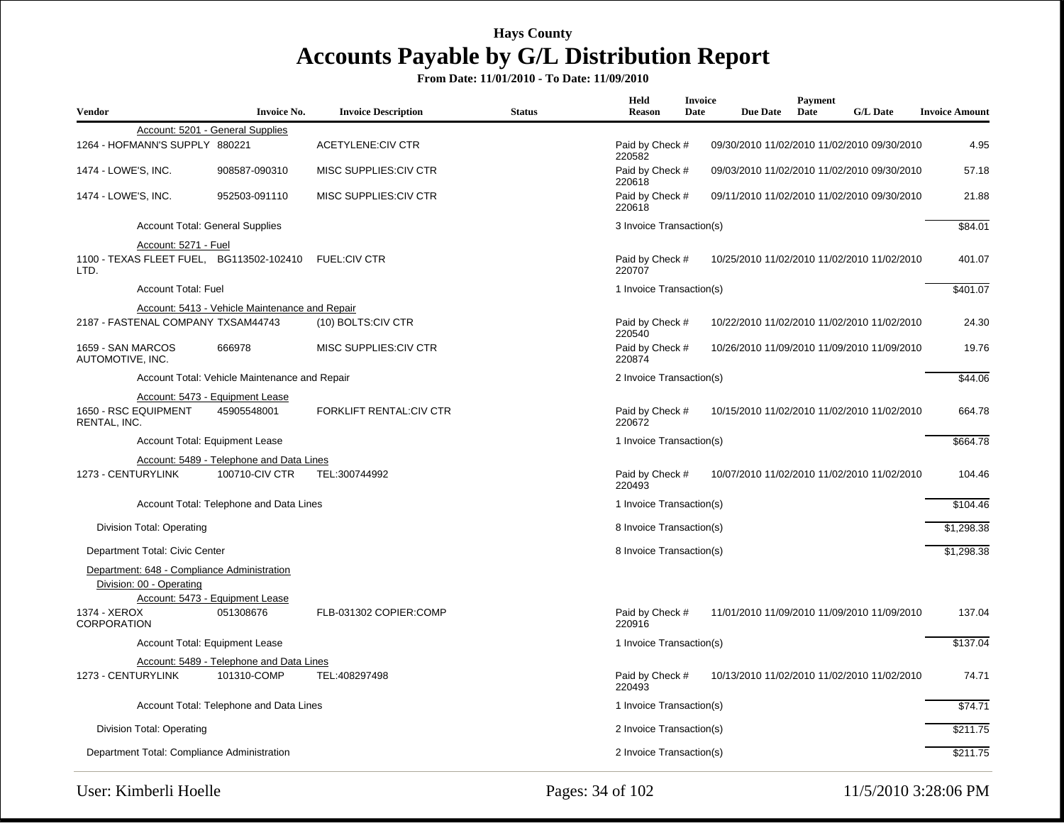# Hays County

# Accounts Payable by G/L Distribution Report

**From Date: 11/01/2010 - To Date: 11/09/2010**

| Vendor | Invoice No. | Invoice Description | Status | Held Reason | Invoice Date | Due Date | Payment Date | G/L Date | Invoice Amount |
|---|---|---|---|---|---|---|---|---|---|
| Account: 5201 - General Supplies | | | | | | | | | |
| 1264 - HOFMANN'S SUPPLY | 880221 | ACETYLENE:CIV CTR | | Paid by Check # 220582 | 09/30/2010 | 11/02/2010 | 11/02/2010 | 09/30/2010 | 4.95 |
| 1474 - LOWE'S, INC. | 908587-090310 | MISC SUPPLIES:CIV CTR | | Paid by Check # 220618 | 09/03/2010 | 11/02/2010 | 11/02/2010 | 09/30/2010 | 57.18 |
| 1474 - LOWE'S, INC. | 952503-091110 | MISC SUPPLIES:CIV CTR | | Paid by Check # 220618 | 09/11/2010 | 11/02/2010 | 11/02/2010 | 09/30/2010 | 21.88 |
| Account Total: General Supplies | | | | 3 Invoice Transaction(s) | | | | | $84.01 |
| Account: 5271 - Fuel | | | | | | | | | |
| 1100 - TEXAS FLEET FUEL, LTD. | BG113502-102410 | FUEL:CIV CTR | | Paid by Check # 220707 | 10/25/2010 | 11/02/2010 | 11/02/2010 | 11/02/2010 | 401.07 |
| Account Total: Fuel | | | | 1 Invoice Transaction(s) | | | | | $401.07 |
| Account: 5413 - Vehicle Maintenance and Repair | | | | | | | | | |
| 2187 - FASTENAL COMPANY | TXSAM44743 | (10) BOLTS:CIV CTR | | Paid by Check # 220540 | 10/22/2010 | 11/02/2010 | 11/02/2010 | 11/02/2010 | 24.30 |
| 1659 - SAN MARCOS AUTOMOTIVE, INC. | 666978 | MISC SUPPLIES:CIV CTR | | Paid by Check # 220874 | 10/26/2010 | 11/09/2010 | 11/09/2010 | 11/09/2010 | 19.76 |
| Account Total: Vehicle Maintenance and Repair | | | | 2 Invoice Transaction(s) | | | | | $44.06 |
| Account: 5473 - Equipment Lease | | | | | | | | | |
| 1650 - RSC EQUIPMENT RENTAL, INC. | 45905548001 | FORKLIFT RENTAL:CIV CTR | | Paid by Check # 220672 | 10/15/2010 | 11/02/2010 | 11/02/2010 | 11/02/2010 | 664.78 |
| Account Total: Equipment Lease | | | | 1 Invoice Transaction(s) | | | | | $664.78 |
| Account: 5489 - Telephone and Data Lines | | | | | | | | | |
| 1273 - CENTURYLINK | 100710-CIV CTR | TEL:300744992 | | Paid by Check # 220493 | 10/07/2010 | 11/02/2010 | 11/02/2010 | 11/02/2010 | 104.46 |
| Account Total: Telephone and Data Lines | | | | 1 Invoice Transaction(s) | | | | | $104.46 |
| Division Total: Operating | | | | 8 Invoice Transaction(s) | | | | | $1,298.38 |
| Department Total: Civic Center | | | | 8 Invoice Transaction(s) | | | | | $1,298.38 |
| Department: 648 - Compliance Administration | | | | | | | | | |
| Division: 00 - Operating | | | | | | | | | |
| Account: 5473 - Equipment Lease | | | | | | | | | |
| 1374 - XEROX CORPORATION | 051308676 | FLB-031302 COPIER:COMP | | Paid by Check # 220916 | 11/01/2010 | 11/09/2010 | 11/09/2010 | 11/09/2010 | 137.04 |
| Account Total: Equipment Lease | | | | 1 Invoice Transaction(s) | | | | | $137.04 |
| Account: 5489 - Telephone and Data Lines | | | | | | | | | |
| 1273 - CENTURYLINK | 101310-COMP | TEL:408297498 | | Paid by Check # 220493 | 10/13/2010 | 11/02/2010 | 11/02/2010 | 11/02/2010 | 74.71 |
| Account Total: Telephone and Data Lines | | | | 1 Invoice Transaction(s) | | | | | $74.71 |
| Division Total: Operating | | | | 2 Invoice Transaction(s) | | | | | $211.75 |
| Department Total: Compliance Administration | | | | 2 Invoice Transaction(s) | | | | | $211.75 |

User: Kimberli Hoelle

11/5/2010 3:28:06 PM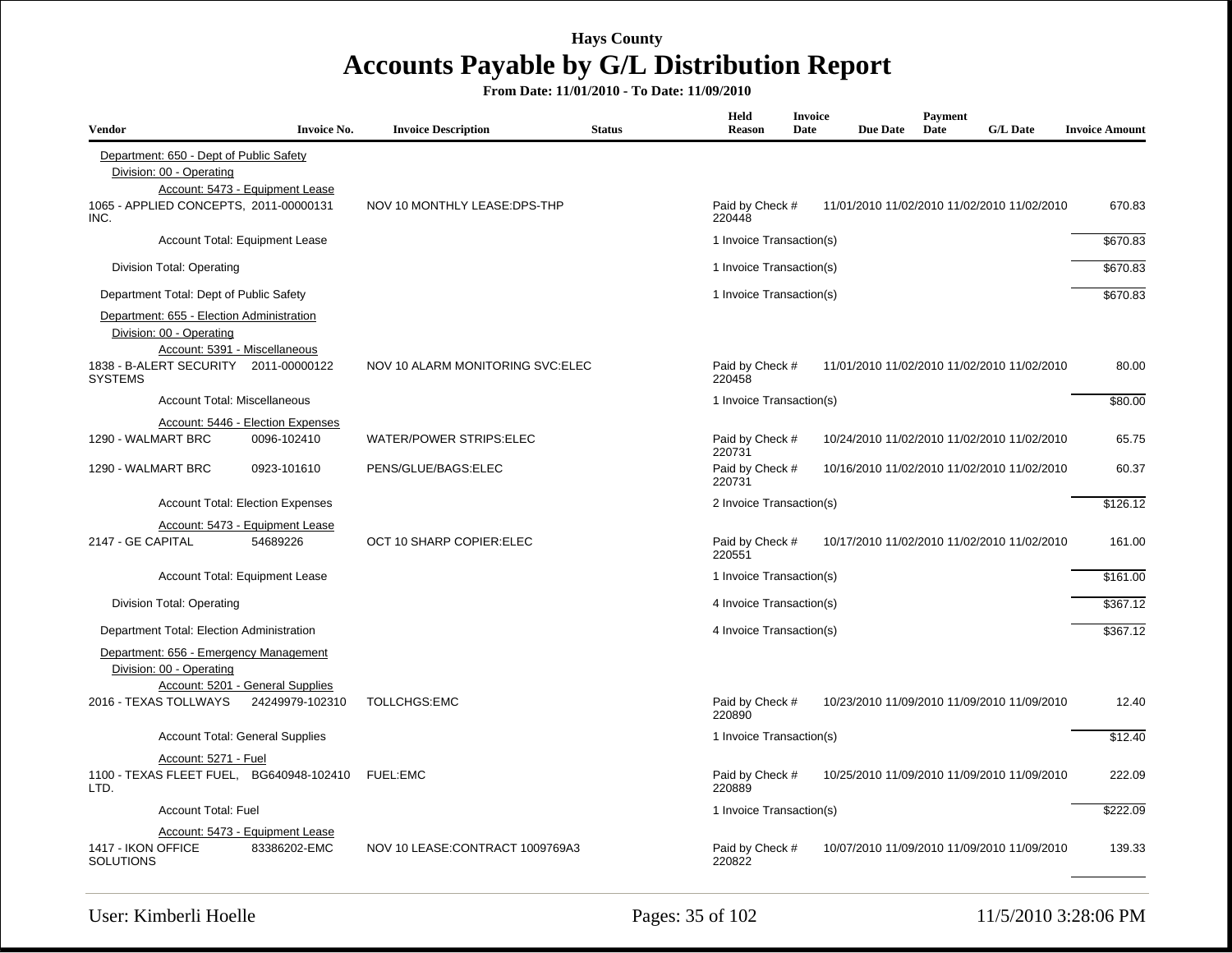# Hays County

## Accounts Payable by G/L Distribution Report

**From Date: 11/01/2010 - To Date: 11/09/2010**

| Vendor | Invoice No. | Invoice Description | Status | Held Reason | Invoice Date | Due Date | Payment Date | G/L Date | Invoice Amount |
|---|---|---|---|---|---|---|---|---|---|
| Department: 650 - Dept of Public Safety | | | | | | | | | |
| Division: 00 - Operating | | | | | | | | | |
| Account: 5473 - Equipment Lease | | | | | | | | | |
| 1065 - APPLIED CONCEPTS, INC. | 2011-00000131 | NOV 10 MONTHLY LEASE:DPS-THP | | Paid by Check # 220448 | 11/01/2010 | 11/02/2010 | 11/02/2010 | 11/02/2010 | 670.83 |
| Account Total: Equipment Lease | | | | 1 Invoice Transaction(s) | | | | | $670.83 |
| Division Total: Operating | | | | 1 Invoice Transaction(s) | | | | | $670.83 |
| Department Total: Dept of Public Safety | | | | 1 Invoice Transaction(s) | | | | | $670.83 |
| Department: 655 - Election Administration | | | | | | | | | |
| Division: 00 - Operating | | | | | | | | | |
| Account: 5391 - Miscellaneous | | | | | | | | | |
| 1838 - B-ALERT SECURITY SYSTEMS | 2011-00000122 | NOV 10 ALARM MONITORING SVC:ELEC | | Paid by Check # 220458 | 11/01/2010 | 11/02/2010 | 11/02/2010 | 11/02/2010 | 80.00 |
| Account Total: Miscellaneous | | | | 1 Invoice Transaction(s) | | | | | $80.00 |
| Account: 5446 - Election Expenses | | | | | | | | | |
| 1290 - WALMART BRC | 0096-102410 | WATER/POWER STRIPS:ELEC | | Paid by Check # 220731 | 10/24/2010 | 11/02/2010 | 11/02/2010 | 11/02/2010 | 65.75 |
| 1290 - WALMART BRC | 0923-101610 | PENS/GLUE/BAGS:ELEC | | Paid by Check # 220731 | 10/16/2010 | 11/02/2010 | 11/02/2010 | 11/02/2010 | 60.37 |
| Account Total: Election Expenses | | | | 2 Invoice Transaction(s) | | | | | $126.12 |
| Account: 5473 - Equipment Lease | | | | | | | | | |
| 2147 - GE CAPITAL | 54689226 | OCT 10 SHARP COPIER:ELEC | | Paid by Check # 220551 | 10/17/2010 | 11/02/2010 | 11/02/2010 | 11/02/2010 | 161.00 |
| Account Total: Equipment Lease | | | | 1 Invoice Transaction(s) | | | | | $161.00 |
| Division Total: Operating | | | | 4 Invoice Transaction(s) | | | | | $367.12 |
| Department Total: Election Administration | | | | 4 Invoice Transaction(s) | | | | | $367.12 |
| Department: 656 - Emergency Management | | | | | | | | | |
| Division: 00 - Operating | | | | | | | | | |
| Account: 5201 - General Supplies | | | | | | | | | |
| 2016 - TEXAS TOLLWAYS | 24249979-102310 | TOLLCHGS:EMC | | Paid by Check # 220890 | 10/23/2010 | 11/09/2010 | 11/09/2010 | 11/09/2010 | 12.40 |
| Account Total: General Supplies | | | | 1 Invoice Transaction(s) | | | | | $12.40 |
| Account: 5271 - Fuel | | | | | | | | | |
| 1100 - TEXAS FLEET FUEL, LTD. | BG640948-102410 | FUEL:EMC | | Paid by Check # 220889 | 10/25/2010 | 11/09/2010 | 11/09/2010 | 11/09/2010 | 222.09 |
| Account Total: Fuel | | | | 1 Invoice Transaction(s) | | | | | $222.09 |
| Account: 5473 - Equipment Lease | | | | | | | | | |
| 1417 - IKON OFFICE SOLUTIONS | 83386202-EMC | NOV 10 LEASE:CONTRACT 1009769A3 | | Paid by Check # 220822 | 10/07/2010 | 11/09/2010 | 11/09/2010 | 11/09/2010 | 139.33 |

User: Kimberli Hoelle — 11/5/2010 3:28:06 PM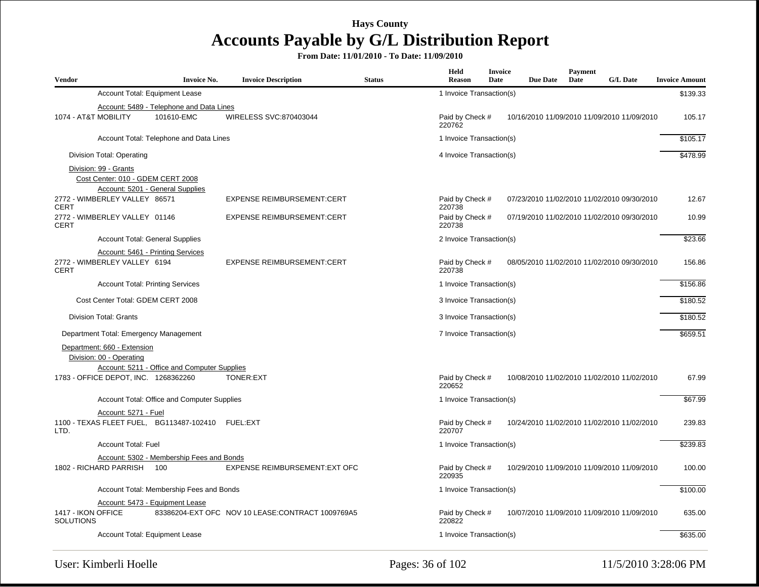# Hays County

## Accounts Payable by G/L Distribution Report

**From Date: 11/01/2010 - To Date: 11/09/2010**

| Vendor | Invoice No. | Invoice Description | Status | Held Reason | Invoice Date | Due Date | Payment Date | G/L Date | Invoice Amount |
|---|---|---|---|---|---|---|---|---|---|
| Account Total: Equipment Lease | | | | 1 Invoice Transaction(s) | | | | | $139.33 |
| Account: 5489 - Telephone and Data Lines | | | | | | | | | |
| 1074 - AT&T MOBILITY | 101610-EMC | WIRELESS SVC:870403044 | | Paid by Check # 220762 | 10/16/2010 | 11/09/2010 | 11/09/2010 | 11/09/2010 | 105.17 |
| Account Total: Telephone and Data Lines | | | | 1 Invoice Transaction(s) | | | | | $105.17 |
| Division Total: Operating | | | | 4 Invoice Transaction(s) | | | | | $478.99 |
| Division: 99 - Grants | | | | | | | | | |
| Cost Center: 010 - GDEM CERT 2008 | | | | | | | | | |
| Account: 5201 - General Supplies | | | | | | | | | |
| 2772 - WIMBERLEY VALLEY CERT | 86571 | EXPENSE REIMBURSEMENT:CERT | | Paid by Check # 220738 | 07/23/2010 | 11/02/2010 | 11/02/2010 | 09/30/2010 | 12.67 |
| 2772 - WIMBERLEY VALLEY CERT | 01146 | EXPENSE REIMBURSEMENT:CERT | | Paid by Check # 220738 | 07/19/2010 | 11/02/2010 | 11/02/2010 | 09/30/2010 | 10.99 |
| Account Total: General Supplies | | | | 2 Invoice Transaction(s) | | | | | $23.66 |
| Account: 5461 - Printing Services | | | | | | | | | |
| 2772 - WIMBERLEY VALLEY CERT | 6194 | EXPENSE REIMBURSEMENT:CERT | | Paid by Check # 220738 | 08/05/2010 | 11/02/2010 | 11/02/2010 | 09/30/2010 | 156.86 |
| Account Total: Printing Services | | | | 1 Invoice Transaction(s) | | | | | $156.86 |
| Cost Center Total: GDEM CERT 2008 | | | | 3 Invoice Transaction(s) | | | | | $180.52 |
| Division Total: Grants | | | | 3 Invoice Transaction(s) | | | | | $180.52 |
| Department Total: Emergency Management | | | | 7 Invoice Transaction(s) | | | | | $659.51 |
| Department: 660 - Extension | | | | | | | | | |
| Division: 00 - Operating | | | | | | | | | |
| Account: 5211 - Office and Computer Supplies | | | | | | | | | |
| 1783 - OFFICE DEPOT, INC. | 1268362260 | TONER:EXT | | Paid by Check # 220652 | 10/08/2010 | 11/02/2010 | 11/02/2010 | 11/02/2010 | 67.99 |
| Account Total: Office and Computer Supplies | | | | 1 Invoice Transaction(s) | | | | | $67.99 |
| Account: 5271 - Fuel | | | | | | | | | |
| 1100 - TEXAS FLEET FUEL, LTD. | BG113487-102410 | FUEL:EXT | | Paid by Check # 220707 | 10/24/2010 | 11/02/2010 | 11/02/2010 | 11/02/2010 | 239.83 |
| Account Total: Fuel | | | | 1 Invoice Transaction(s) | | | | | $239.83 |
| Account: 5302 - Membership Fees and Bonds | | | | | | | | | |
| 1802 - RICHARD PARRISH | 100 | EXPENSE REIMBURSEMENT:EXT OFC | | Paid by Check # 220935 | 10/29/2010 | 11/09/2010 | 11/09/2010 | 11/09/2010 | 100.00 |
| Account Total: Membership Fees and Bonds | | | | 1 Invoice Transaction(s) | | | | | $100.00 |
| Account: 5473 - Equipment Lease | | | | | | | | | |
| 1417 - IKON OFFICE SOLUTIONS | 83386204-EXT OFC | NOV 10 LEASE:CONTRACT 1009769A5 | | Paid by Check # 220822 | 10/07/2010 | 11/09/2010 | 11/09/2010 | 11/09/2010 | 635.00 |
| Account Total: Equipment Lease | | | | 1 Invoice Transaction(s) | | | | | $635.00 |

User: Kimberli Hoelle | 11/5/2010 3:28:06 PM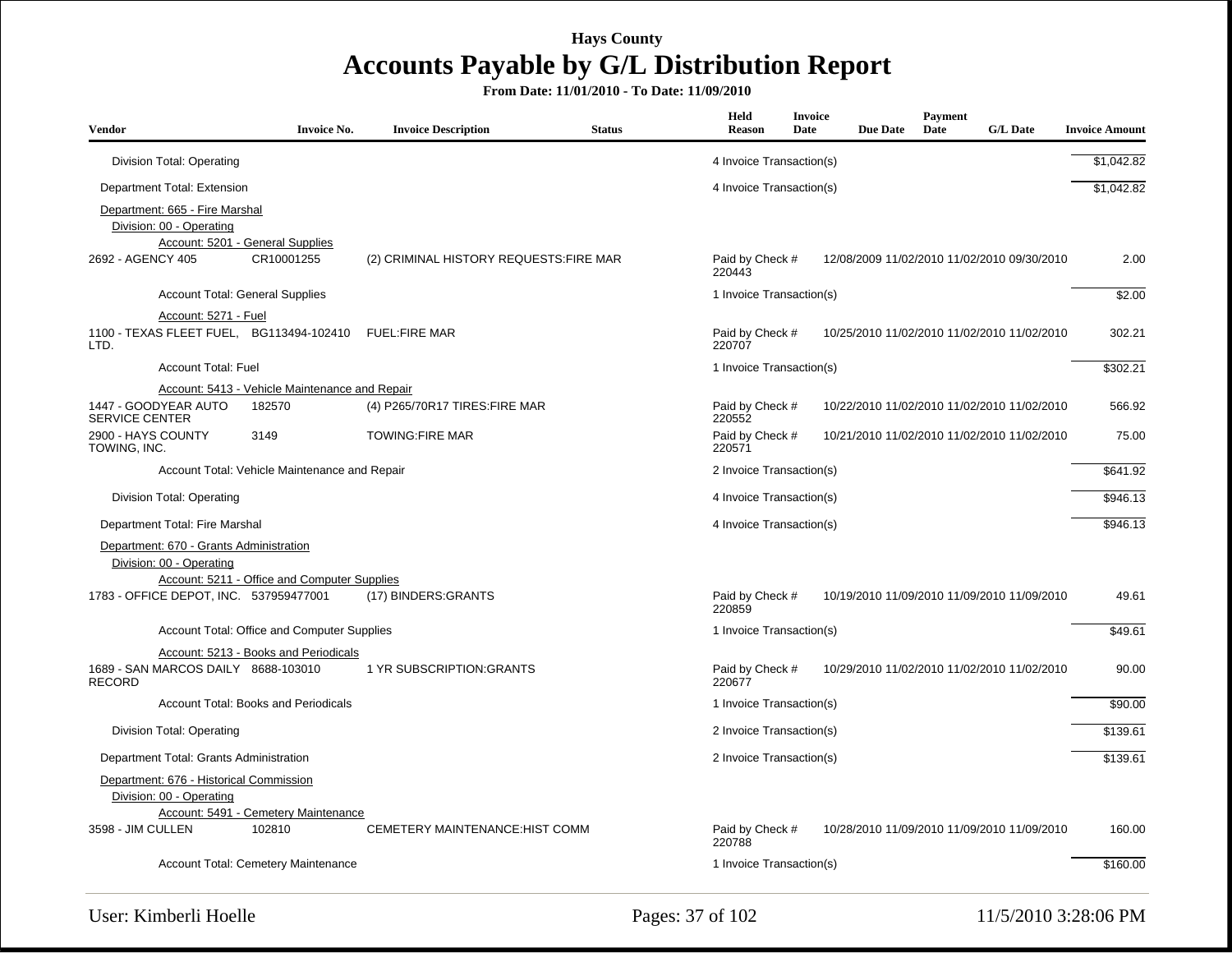# Hays County

## Accounts Payable by G/L Distribution Report

**From Date: 11/01/2010 - To Date: 11/09/2010**

| Vendor | Invoice No. | Invoice Description | Status | Held Reason | Invoice Date | Due Date | Payment Date | G/L Date | Invoice Amount |
|---|---|---|---|---|---|---|---|---|---|
| Division Total: Operating | | | | 4 Invoice Transaction(s) | | | | | $1,042.82 |
| Department Total: Extension | | | | 4 Invoice Transaction(s) | | | | | $1,042.82 |
| Department: 665 - Fire Marshal | | | | | | | | | |
| Division: 00 - Operating | | | | | | | | | |
| Account: 5201 - General Supplies | | | | | | | | | |
| 2692 - AGENCY 405 | CR10001255 | (2) CRIMINAL HISTORY REQUESTS:FIRE MAR | | Paid by Check # 220443 | 12/08/2009 | 11/02/2010 | 11/02/2010 | 09/30/2010 | 2.00 |
| Account Total: General Supplies | | | | 1 Invoice Transaction(s) | | | | | $2.00 |
| Account: 5271 - Fuel | | | | | | | | | |
| 1100 - TEXAS FLEET FUEL, LTD. | BG113494-102410 | FUEL:FIRE MAR | | Paid by Check # 220707 | 10/25/2010 | 11/02/2010 | 11/02/2010 | 11/02/2010 | 302.21 |
| Account Total: Fuel | | | | 1 Invoice Transaction(s) | | | | | $302.21 |
| Account: 5413 - Vehicle Maintenance and Repair | | | | | | | | | |
| 1447 - GOODYEAR AUTO SERVICE CENTER | 182570 | (4) P265/70R17 TIRES:FIRE MAR | | Paid by Check # 220552 | 10/22/2010 | 11/02/2010 | 11/02/2010 | 11/02/2010 | 566.92 |
| 2900 - HAYS COUNTY TOWING, INC. | 3149 | TOWING:FIRE MAR | | Paid by Check # 220571 | 10/21/2010 | 11/02/2010 | 11/02/2010 | 11/02/2010 | 75.00 |
| Account Total: Vehicle Maintenance and Repair | | | | 2 Invoice Transaction(s) | | | | | $641.92 |
| Division Total: Operating | | | | 4 Invoice Transaction(s) | | | | | $946.13 |
| Department Total: Fire Marshal | | | | 4 Invoice Transaction(s) | | | | | $946.13 |
| Department: 670 - Grants Administration | | | | | | | | | |
| Division: 00 - Operating | | | | | | | | | |
| Account: 5211 - Office and Computer Supplies | | | | | | | | | |
| 1783 - OFFICE DEPOT, INC. | 537959477001 | (17) BINDERS:GRANTS | | Paid by Check # 220859 | 10/19/2010 | 11/09/2010 | 11/09/2010 | 11/09/2010 | 49.61 |
| Account Total: Office and Computer Supplies | | | | 1 Invoice Transaction(s) | | | | | $49.61 |
| Account: 5213 - Books and Periodicals | | | | | | | | | |
| 1689 - SAN MARCOS DAILY RECORD | 8688-103010 | 1 YR SUBSCRIPTION:GRANTS | | Paid by Check # 220677 | 10/29/2010 | 11/02/2010 | 11/02/2010 | 11/02/2010 | 90.00 |
| Account Total: Books and Periodicals | | | | 1 Invoice Transaction(s) | | | | | $90.00 |
| Division Total: Operating | | | | 2 Invoice Transaction(s) | | | | | $139.61 |
| Department Total: Grants Administration | | | | 2 Invoice Transaction(s) | | | | | $139.61 |
| Department: 676 - Historical Commission | | | | | | | | | |
| Division: 00 - Operating | | | | | | | | | |
| Account: 5491 - Cemetery Maintenance | | | | | | | | | |
| 3598 - JIM CULLEN | 102810 | CEMETERY MAINTENANCE:HIST COMM | | Paid by Check # 220788 | 10/28/2010 | 11/09/2010 | 11/09/2010 | 11/09/2010 | 160.00 |
| Account Total: Cemetery Maintenance | | | | 1 Invoice Transaction(s) | | | | | $160.00 |

User: Kimberli Hoelle

11/5/2010 3:28:06 PM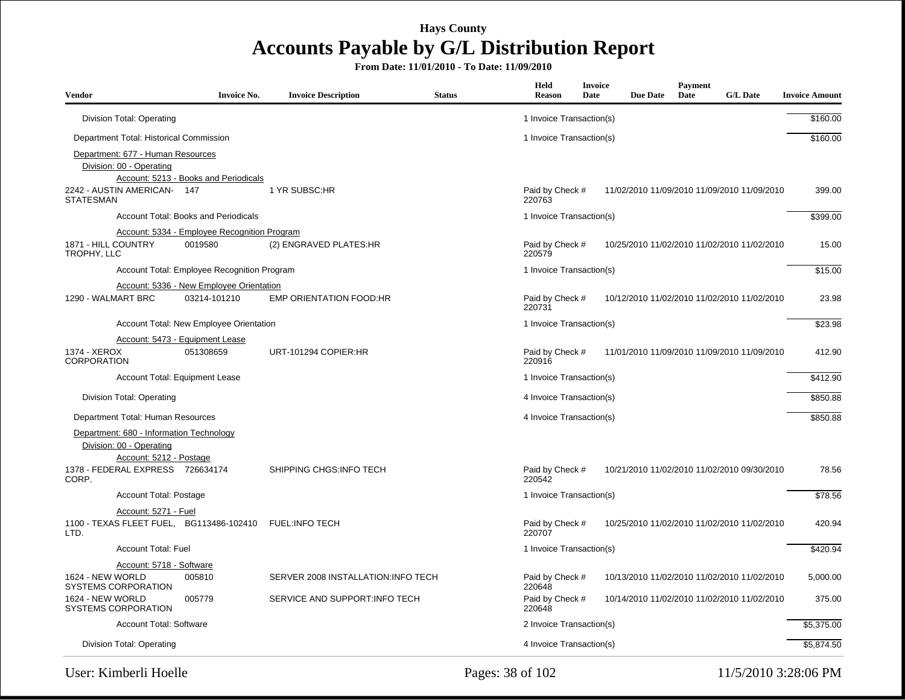# Hays County

## Accounts Payable by G/L Distribution Report

**From Date: 11/01/2010 - To Date: 11/09/2010**

| Vendor | Invoice No. | Invoice Description | Status | Held Reason | Invoice Date | Due Date | Payment Date | G/L Date | Invoice Amount |
|---|---|---|---|---|---|---|---|---|---|
| Division Total: Operating | | | | 1 Invoice Transaction(s) | | | | | $160.00 |
| Department Total: Historical Commission | | | | 1 Invoice Transaction(s) | | | | | $160.00 |
| Department: 677 - Human Resources | | | | | | | | | |
| Division: 00 - Operating | | | | | | | | | |
| Account: 5213 - Books and Periodicals | | | | | | | | | |
| 2242 - AUSTIN AMERICAN-STATESMAN | 147 | 1 YR SUBSC:HR | | Paid by Check # 220763 | 11/02/2010 | 11/09/2010 | 11/09/2010 | 11/09/2010 | 399.00 |
| Account Total: Books and Periodicals | | | | 1 Invoice Transaction(s) | | | | | $399.00 |
| Account: 5334 - Employee Recognition Program | | | | | | | | | |
| 1871 - HILL COUNTRY TROPHY, LLC | 0019580 | (2) ENGRAVED PLATES:HR | | Paid by Check # 220579 | 10/25/2010 | 11/02/2010 | 11/02/2010 | 11/02/2010 | 15.00 |
| Account Total: Employee Recognition Program | | | | 1 Invoice Transaction(s) | | | | | $15.00 |
| Account: 5336 - New Employee Orientation | | | | | | | | | |
| 1290 - WALMART BRC | 03214-101210 | EMP ORIENTATION FOOD:HR | | Paid by Check # 220731 | 10/12/2010 | 11/02/2010 | 11/02/2010 | 11/02/2010 | 23.98 |
| Account Total: New Employee Orientation | | | | 1 Invoice Transaction(s) | | | | | $23.98 |
| Account: 5473 - Equipment Lease | | | | | | | | | |
| 1374 - XEROX CORPORATION | 051308659 | URT-101294 COPIER:HR | | Paid by Check # 220916 | 11/01/2010 | 11/09/2010 | 11/09/2010 | 11/09/2010 | 412.90 |
| Account Total: Equipment Lease | | | | 1 Invoice Transaction(s) | | | | | $412.90 |
| Division Total: Operating | | | | 4 Invoice Transaction(s) | | | | | $850.88 |
| Department Total: Human Resources | | | | 4 Invoice Transaction(s) | | | | | $850.88 |
| Department: 680 - Information Technology | | | | | | | | | |
| Division: 00 - Operating | | | | | | | | | |
| Account: 5212 - Postage | | | | | | | | | |
| 1378 - FEDERAL EXPRESS CORP. | 726634174 | SHIPPING CHGS:INFO TECH | | Paid by Check # 220542 | 10/21/2010 | 11/02/2010 | 11/02/2010 | 09/30/2010 | 78.56 |
| Account Total: Postage | | | | 1 Invoice Transaction(s) | | | | | $78.56 |
| Account: 5271 - Fuel | | | | | | | | | |
| 1100 - TEXAS FLEET FUEL, LTD. | BG113486-102410 | FUEL:INFO TECH | | Paid by Check # 220707 | 10/25/2010 | 11/02/2010 | 11/02/2010 | 11/02/2010 | 420.94 |
| Account Total: Fuel | | | | 1 Invoice Transaction(s) | | | | | $420.94 |
| Account: 5718 - Software | | | | | | | | | |
| 1624 - NEW WORLD SYSTEMS CORPORATION | 005810 | SERVER 2008 INSTALLATION:INFO TECH | | Paid by Check # 220648 | 10/13/2010 | 11/02/2010 | 11/02/2010 | 11/02/2010 | 5,000.00 |
| 1624 - NEW WORLD SYSTEMS CORPORATION | 005779 | SERVICE AND SUPPORT:INFO TECH | | Paid by Check # 220648 | 10/14/2010 | 11/02/2010 | 11/02/2010 | 11/02/2010 | 375.00 |
| Account Total: Software | | | | 2 Invoice Transaction(s) | | | | | $5,375.00 |
| Division Total: Operating | | | | 4 Invoice Transaction(s) | | | | | $5,874.50 |

User: Kimberli Hoelle    11/5/2010 3:28:06 PM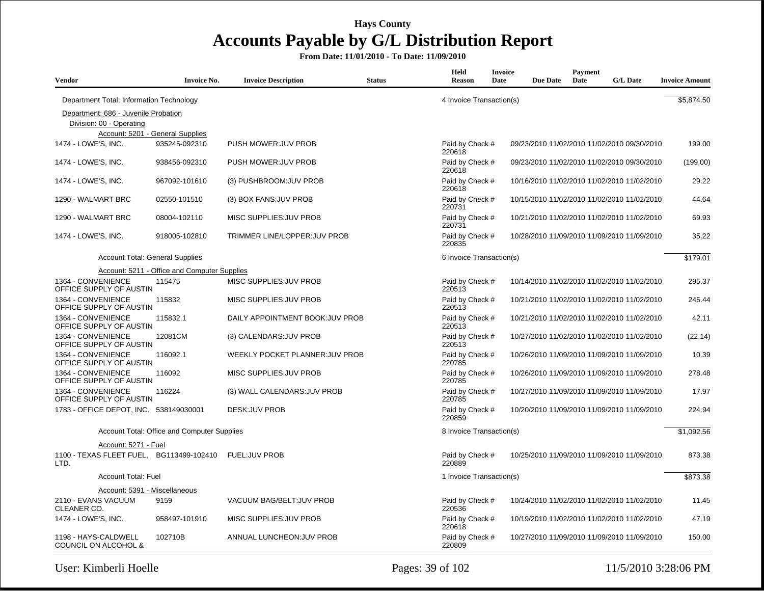# Hays County

## Accounts Payable by G/L Distribution Report

**From Date: 11/01/2010 - To Date: 11/09/2010**

| Vendor | Invoice No. | Invoice Description | Status | Held Reason | Invoice Date | Due Date | Payment Date | G/L Date | Invoice Amount |
|---|---|---|---|---|---|---|---|---|---|
| Department Total: Information Technology | | | | 4 Invoice Transaction(s) | | | | | $5,874.50 |
| Department: 686 - Juvenile Probation | | | | | | | | | |
| Division: 00 - Operating | | | | | | | | | |
| Account: 5201 - General Supplies | | | | | | | | | |
| 1474 - LOWE'S, INC. | 935245-092310 | PUSH MOWER:JUV PROB | | Paid by Check # 220618 | 09/23/2010 | 11/02/2010 | 11/02/2010 | 09/30/2010 | 199.00 |
| 1474 - LOWE'S, INC. | 938456-092310 | PUSH MOWER:JUV PROB | | Paid by Check # 220618 | 09/23/2010 | 11/02/2010 | 11/02/2010 | 09/30/2010 | (199.00) |
| 1474 - LOWE'S, INC. | 967092-101610 | (3) PUSHBROOM:JUV PROB | | Paid by Check # 220618 | 10/16/2010 | 11/02/2010 | 11/02/2010 | 11/02/2010 | 29.22 |
| 1290 - WALMART BRC | 02550-101510 | (3) BOX FANS:JUV PROB | | Paid by Check # 220731 | 10/15/2010 | 11/02/2010 | 11/02/2010 | 11/02/2010 | 44.64 |
| 1290 - WALMART BRC | 08004-102110 | MISC SUPPLIES:JUV PROB | | Paid by Check # 220731 | 10/21/2010 | 11/02/2010 | 11/02/2010 | 11/02/2010 | 69.93 |
| 1474 - LOWE'S, INC. | 918005-102810 | TRIMMER LINE/LOPPER:JUV PROB | | Paid by Check # 220835 | 10/28/2010 | 11/09/2010 | 11/09/2010 | 11/09/2010 | 35.22 |
| Account Total: General Supplies | | | | 6 Invoice Transaction(s) | | | | | $179.01 |
| Account: 5211 - Office and Computer Supplies | | | | | | | | | |
| 1364 - CONVENIENCE OFFICE SUPPLY OF AUSTIN | 115475 | MISC SUPPLIES:JUV PROB | | Paid by Check # 220513 | 10/14/2010 | 11/02/2010 | 11/02/2010 | 11/02/2010 | 295.37 |
| 1364 - CONVENIENCE OFFICE SUPPLY OF AUSTIN | 115832 | MISC SUPPLIES:JUV PROB | | Paid by Check # 220513 | 10/21/2010 | 11/02/2010 | 11/02/2010 | 11/02/2010 | 245.44 |
| 1364 - CONVENIENCE OFFICE SUPPLY OF AUSTIN | 115832.1 | DAILY APPOINTMENT BOOK:JUV PROB | | Paid by Check # 220513 | 10/21/2010 | 11/02/2010 | 11/02/2010 | 11/02/2010 | 42.11 |
| 1364 - CONVENIENCE OFFICE SUPPLY OF AUSTIN | 12081CM | (3) CALENDARS:JUV PROB | | Paid by Check # 220513 | 10/27/2010 | 11/02/2010 | 11/02/2010 | 11/02/2010 | (22.14) |
| 1364 - CONVENIENCE OFFICE SUPPLY OF AUSTIN | 116092.1 | WEEKLY POCKET PLANNER:JUV PROB | | Paid by Check # 220785 | 10/26/2010 | 11/09/2010 | 11/09/2010 | 11/09/2010 | 10.39 |
| 1364 - CONVENIENCE OFFICE SUPPLY OF AUSTIN | 116092 | MISC SUPPLIES:JUV PROB | | Paid by Check # 220785 | 10/26/2010 | 11/09/2010 | 11/09/2010 | 11/09/2010 | 278.48 |
| 1364 - CONVENIENCE OFFICE SUPPLY OF AUSTIN | 116224 | (3) WALL CALENDARS:JUV PROB | | Paid by Check # 220785 | 10/27/2010 | 11/09/2010 | 11/09/2010 | 11/09/2010 | 17.97 |
| 1783 - OFFICE DEPOT, INC. | 538149030001 | DESK:JUV PROB | | Paid by Check # 220859 | 10/20/2010 | 11/09/2010 | 11/09/2010 | 11/09/2010 | 224.94 |
| Account Total: Office and Computer Supplies | | | | 8 Invoice Transaction(s) | | | | | $1,092.56 |
| Account: 5271 - Fuel | | | | | | | | | |
| 1100 - TEXAS FLEET FUEL, LTD. | BG113499-102410 | FUEL:JUV PROB | | Paid by Check # 220889 | 10/25/2010 | 11/09/2010 | 11/09/2010 | 11/09/2010 | 873.38 |
| Account Total: Fuel | | | | 1 Invoice Transaction(s) | | | | | $873.38 |
| Account: 5391 - Miscellaneous | | | | | | | | | |
| 2110 - EVANS VACUUM CLEANER CO. | 9159 | VACUUM BAG/BELT:JUV PROB | | Paid by Check # 220536 | 10/24/2010 | 11/02/2010 | 11/02/2010 | 11/02/2010 | 11.45 |
| 1474 - LOWE'S, INC. | 958497-101910 | MISC SUPPLIES:JUV PROB | | Paid by Check # 220618 | 10/19/2010 | 11/02/2010 | 11/02/2010 | 11/02/2010 | 47.19 |
| 1198 - HAYS-CALDWELL COUNCIL ON ALCOHOL & | 102710B | ANNUAL LUNCHEON:JUV PROB | | Paid by Check # 220809 | 10/27/2010 | 11/09/2010 | 11/09/2010 | 11/09/2010 | 150.00 |

User: Kimberli Hoelle

11/5/2010 3:28:06 PM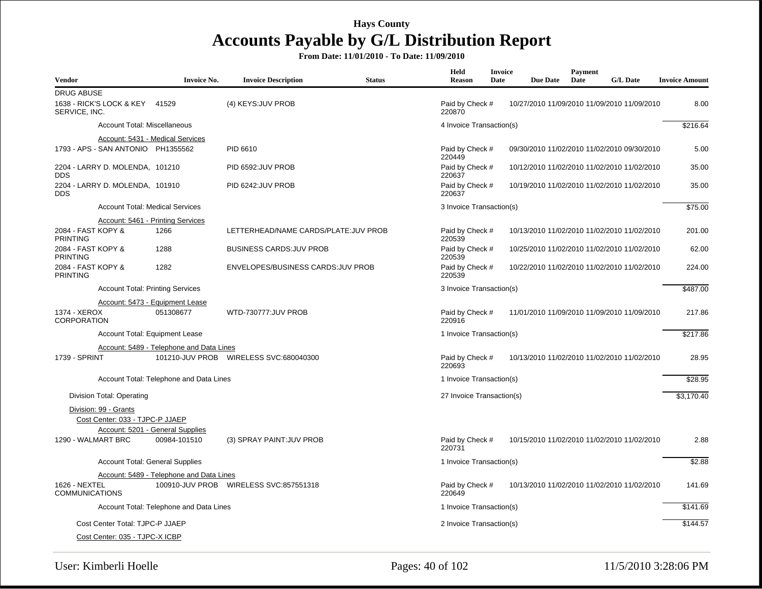# Hays County

## Accounts Payable by G/L Distribution Report

**From Date: 11/01/2010 - To Date: 11/09/2010**

| Vendor | Invoice No. | Invoice Description | Status | Held Reason | Invoice Date | Due Date | Payment Date | G/L Date | Invoice Amount |
|---|---|---|---|---|---|---|---|---|---|
| DRUG ABUSE | | | | | | | | | |
| 1638 - RICK'S LOCK & KEY SERVICE, INC. | 41529 | (4) KEYS:JUV PROB | | Paid by Check # 220870 | 10/27/2010 | 11/09/2010 | 11/09/2010 | 11/09/2010 | 8.00 |
| Account Total: Miscellaneous | | | | 4 Invoice Transaction(s) | | | | | $216.64 |
| Account: 5431 - Medical Services | | | | | | | | | |
| 1793 - APS - SAN ANTONIO | PH1355562 | PID 6610 | | Paid by Check # 220449 | 09/30/2010 | 11/02/2010 | 11/02/2010 | 09/30/2010 | 5.00 |
| 2204 - LARRY D. MOLENDA, DDS | 101210 | PID 6592:JUV PROB | | Paid by Check # 220637 | 10/12/2010 | 11/02/2010 | 11/02/2010 | 11/02/2010 | 35.00 |
| 2204 - LARRY D. MOLENDA, DDS | 101910 | PID 6242:JUV PROB | | Paid by Check # 220637 | 10/19/2010 | 11/02/2010 | 11/02/2010 | 11/02/2010 | 35.00 |
| Account Total: Medical Services | | | | 3 Invoice Transaction(s) | | | | | $75.00 |
| Account: 5461 - Printing Services | | | | | | | | | |
| 2084 - FAST KOPY & PRINTING | 1266 | LETTERHEAD/NAME CARDS/PLATE:JUV PROB | | Paid by Check # 220539 | 10/13/2010 | 11/02/2010 | 11/02/2010 | 11/02/2010 | 201.00 |
| 2084 - FAST KOPY & PRINTING | 1288 | BUSINESS CARDS:JUV PROB | | Paid by Check # 220539 | 10/25/2010 | 11/02/2010 | 11/02/2010 | 11/02/2010 | 62.00 |
| 2084 - FAST KOPY & PRINTING | 1282 | ENVELOPES/BUSINESS CARDS:JUV PROB | | Paid by Check # 220539 | 10/22/2010 | 11/02/2010 | 11/02/2010 | 11/02/2010 | 224.00 |
| Account Total: Printing Services | | | | 3 Invoice Transaction(s) | | | | | $487.00 |
| Account: 5473 - Equipment Lease | | | | | | | | | |
| 1374 - XEROX CORPORATION | 051308677 | WTD-730777:JUV PROB | | Paid by Check # 220916 | 11/01/2010 | 11/09/2010 | 11/09/2010 | 11/09/2010 | 217.86 |
| Account Total: Equipment Lease | | | | 1 Invoice Transaction(s) | | | | | $217.86 |
| Account: 5489 - Telephone and Data Lines | | | | | | | | | |
| 1739 - SPRINT | 101210-JUV PROB | WIRELESS SVC:680040300 | | Paid by Check # 220693 | 10/13/2010 | 11/02/2010 | 11/02/2010 | 11/02/2010 | 28.95 |
| Account Total: Telephone and Data Lines | | | | 1 Invoice Transaction(s) | | | | | $28.95 |
| Division Total: Operating | | | | 27 Invoice Transaction(s) | | | | | $3,170.40 |
| Division: 99 - Grants | | | | | | | | | |
| Cost Center: 033 - TJPC-P JJAEP | | | | | | | | | |
| Account: 5201 - General Supplies | | | | | | | | | |
| 1290 - WALMART BRC | 00984-101510 | (3) SPRAY PAINT:JUV PROB | | Paid by Check # 220731 | 10/15/2010 | 11/02/2010 | 11/02/2010 | 11/02/2010 | 2.88 |
| Account Total: General Supplies | | | | 1 Invoice Transaction(s) | | | | | $2.88 |
| Account: 5489 - Telephone and Data Lines | | | | | | | | | |
| 1626 - NEXTEL COMMUNICATIONS | 100910-JUV PROB | WIRELESS SVC:857551318 | | Paid by Check # 220649 | 10/13/2010 | 11/02/2010 | 11/02/2010 | 11/02/2010 | 141.69 |
| Account Total: Telephone and Data Lines | | | | 1 Invoice Transaction(s) | | | | | $141.69 |
| Cost Center Total: TJPC-P JJAEP | | | | 2 Invoice Transaction(s) | | | | | $144.57 |
| Cost Center: 035 - TJPC-X ICBP | | | | | | | | | |

User: Kimberli Hoelle — 11/5/2010 3:28:06 PM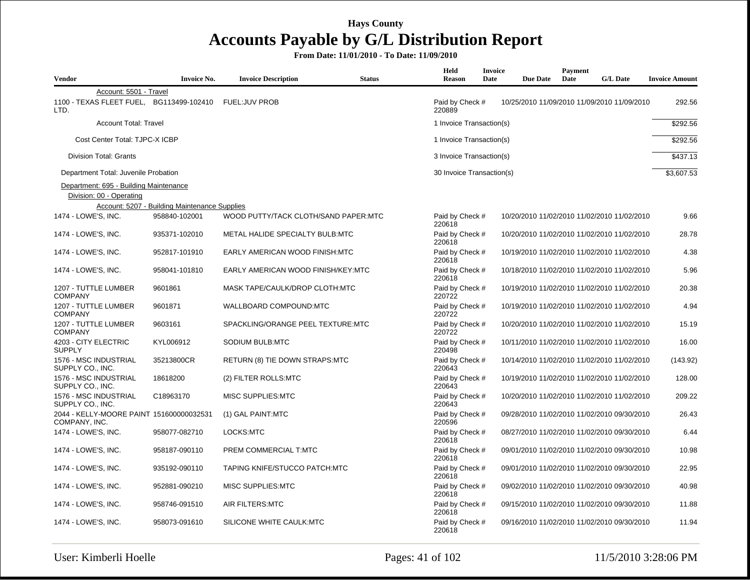# Hays County

## Accounts Payable by G/L Distribution Report

**From Date: 11/01/2010 - To Date: 11/09/2010**

| Vendor | Invoice No. | Invoice Description | Status | Held Reason | Invoice Date | Due Date | Payment Date | G/L Date | Invoice Amount |
|---|---|---|---|---|---|---|---|---|---|
| Account: 5501 - Travel | | | | | | | | | |
| 1100 - TEXAS FLEET FUEL, LTD. | BG113499-102410 | FUEL:JUV PROB | | Paid by Check # 220889 | 10/25/2010 | 11/09/2010 | 11/09/2010 | 11/09/2010 | 292.56 |
| Account Total: Travel | | | | 1 Invoice Transaction(s) | | | | | $292.56 |
| Cost Center Total: TJPC-X ICBP | | | | 1 Invoice Transaction(s) | | | | | $292.56 |
| Division Total: Grants | | | | 3 Invoice Transaction(s) | | | | | $437.13 |
| Department Total: Juvenile Probation | | | | 30 Invoice Transaction(s) | | | | | $3,607.53 |
| Department: 695 - Building Maintenance | | | | | | | | | |
| Division: 00 - Operating | | | | | | | | | |
| Account: 5207 - Building Maintenance Supplies | | | | | | | | | |
| 1474 - LOWE'S, INC. | 958840-102001 | WOOD PUTTY/TACK CLOTH/SAND PAPER:MTC | | Paid by Check # 220618 | 10/20/2010 | 11/02/2010 | 11/02/2010 | 11/02/2010 | 9.66 |
| 1474 - LOWE'S, INC. | 935371-102010 | METAL HALIDE SPECIALTY BULB:MTC | | Paid by Check # 220618 | 10/20/2010 | 11/02/2010 | 11/02/2010 | 11/02/2010 | 28.78 |
| 1474 - LOWE'S, INC. | 952817-101910 | EARLY AMERICAN WOOD FINISH:MTC | | Paid by Check # 220618 | 10/19/2010 | 11/02/2010 | 11/02/2010 | 11/02/2010 | 4.38 |
| 1474 - LOWE'S, INC. | 958041-101810 | EARLY AMERICAN WOOD FINISH/KEY:MTC | | Paid by Check # 220618 | 10/18/2010 | 11/02/2010 | 11/02/2010 | 11/02/2010 | 5.96 |
| 1207 - TUTTLE LUMBER COMPANY | 9601861 | MASK TAPE/CAULK/DROP CLOTH:MTC | | Paid by Check # 220722 | 10/19/2010 | 11/02/2010 | 11/02/2010 | 11/02/2010 | 20.38 |
| 1207 - TUTTLE LUMBER COMPANY | 9601871 | WALLBOARD COMPOUND:MTC | | Paid by Check # 220722 | 10/19/2010 | 11/02/2010 | 11/02/2010 | 11/02/2010 | 4.94 |
| 1207 - TUTTLE LUMBER COMPANY | 9603161 | SPACKLING/ORANGE PEEL TEXTURE:MTC | | Paid by Check # 220722 | 10/20/2010 | 11/02/2010 | 11/02/2010 | 11/02/2010 | 15.19 |
| 4203 - CITY ELECTRIC SUPPLY | KYL006912 | SODIUM BULB:MTC | | Paid by Check # 220498 | 10/11/2010 | 11/02/2010 | 11/02/2010 | 11/02/2010 | 16.00 |
| 1576 - MSC INDUSTRIAL SUPPLY CO., INC. | 35213800CR | RETURN (8) TIE DOWN STRAPS:MTC | | Paid by Check # 220643 | 10/14/2010 | 11/02/2010 | 11/02/2010 | 11/02/2010 | (143.92) |
| 1576 - MSC INDUSTRIAL SUPPLY CO., INC. | 18618200 | (2) FILTER ROLLS:MTC | | Paid by Check # 220643 | 10/19/2010 | 11/02/2010 | 11/02/2010 | 11/02/2010 | 128.00 |
| 1576 - MSC INDUSTRIAL SUPPLY CO., INC. | C18963170 | MISC SUPPLIES:MTC | | Paid by Check # 220643 | 10/20/2010 | 11/02/2010 | 11/02/2010 | 11/02/2010 | 209.22 |
| 2044 - KELLY-MOORE PAINT COMPANY, INC. | 151600000032531 | (1) GAL PAINT:MTC | | Paid by Check # 220596 | 09/28/2010 | 11/02/2010 | 11/02/2010 | 09/30/2010 | 26.43 |
| 1474 - LOWE'S, INC. | 958077-082710 | LOCKS:MTC | | Paid by Check # 220618 | 08/27/2010 | 11/02/2010 | 11/02/2010 | 09/30/2010 | 6.44 |
| 1474 - LOWE'S, INC. | 958187-090110 | PREM COMMERCIAL T:MTC | | Paid by Check # 220618 | 09/01/2010 | 11/02/2010 | 11/02/2010 | 09/30/2010 | 10.98 |
| 1474 - LOWE'S, INC. | 935192-090110 | TAPING KNIFE/STUCCO PATCH:MTC | | Paid by Check # 220618 | 09/01/2010 | 11/02/2010 | 11/02/2010 | 09/30/2010 | 22.95 |
| 1474 - LOWE'S, INC. | 952881-090210 | MISC SUPPLIES:MTC | | Paid by Check # 220618 | 09/02/2010 | 11/02/2010 | 11/02/2010 | 09/30/2010 | 40.98 |
| 1474 - LOWE'S, INC. | 958746-091510 | AIR FILTERS:MTC | | Paid by Check # 220618 | 09/15/2010 | 11/02/2010 | 11/02/2010 | 09/30/2010 | 11.88 |
| 1474 - LOWE'S, INC. | 958073-091610 | SILICONE WHITE CAULK:MTC | | Paid by Check # 220618 | 09/16/2010 | 11/02/2010 | 11/02/2010 | 09/30/2010 | 11.94 |

User: Kimberli Hoelle | 11/5/2010 3:28:06 PM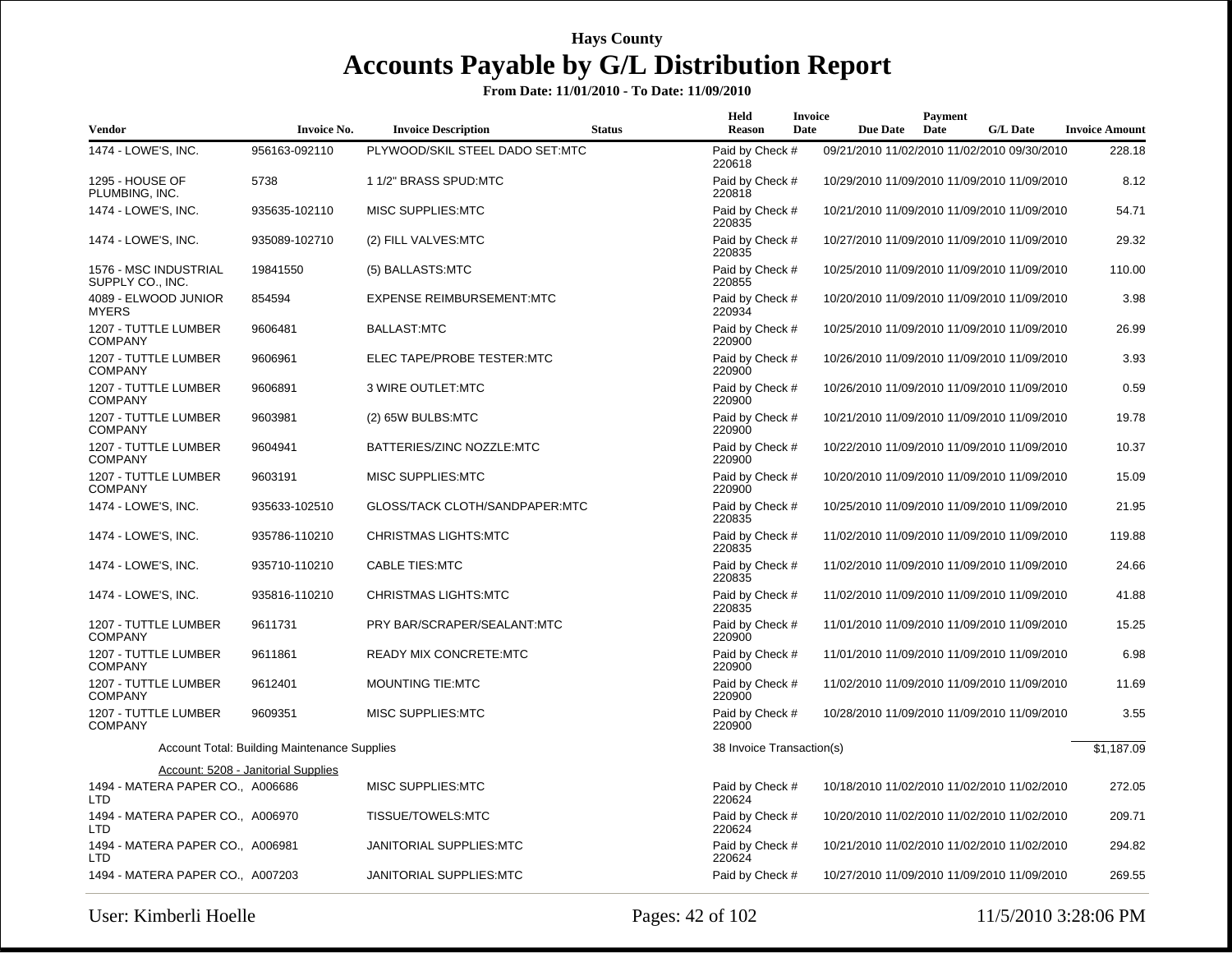# Hays County

# Accounts Payable by G/L Distribution Report

**From Date: 11/01/2010 - To Date: 11/09/2010**

| Vendor | Invoice No. | Invoice Description | Status | Held Reason | Invoice Date | Due Date | Payment Date | G/L Date | Invoice Amount |
|---|---|---|---|---|---|---|---|---|---|
| 1474 - LOWE'S, INC. | 956163-092110 | PLYWOOD/SKIL STEEL DADO SET:MTC | | Paid by Check # 220618 | 09/21/2010 | 11/02/2010 | 11/02/2010 | 09/30/2010 | 228.18 |
| 1295 - HOUSE OF PLUMBING, INC. | 5738 | 1 1/2" BRASS SPUD:MTC | | Paid by Check # 220818 | 10/29/2010 | 11/09/2010 | 11/09/2010 | 11/09/2010 | 8.12 |
| 1474 - LOWE'S, INC. | 935635-102110 | MISC SUPPLIES:MTC | | Paid by Check # 220835 | 10/21/2010 | 11/09/2010 | 11/09/2010 | 11/09/2010 | 54.71 |
| 1474 - LOWE'S, INC. | 935089-102710 | (2) FILL VALVES:MTC | | Paid by Check # 220835 | 10/27/2010 | 11/09/2010 | 11/09/2010 | 11/09/2010 | 29.32 |
| 1576 - MSC INDUSTRIAL SUPPLY CO., INC. | 19841550 | (5) BALLASTS:MTC | | Paid by Check # 220855 | 10/25/2010 | 11/09/2010 | 11/09/2010 | 11/09/2010 | 110.00 |
| 4089 - ELWOOD JUNIOR MYERS | 854594 | EXPENSE REIMBURSEMENT:MTC | | Paid by Check # 220934 | 10/20/2010 | 11/09/2010 | 11/09/2010 | 11/09/2010 | 3.98 |
| 1207 - TUTTLE LUMBER COMPANY | 9606481 | BALLAST:MTC | | Paid by Check # 220900 | 10/25/2010 | 11/09/2010 | 11/09/2010 | 11/09/2010 | 26.99 |
| 1207 - TUTTLE LUMBER COMPANY | 9606961 | ELEC TAPE/PROBE TESTER:MTC | | Paid by Check # 220900 | 10/26/2010 | 11/09/2010 | 11/09/2010 | 11/09/2010 | 3.93 |
| 1207 - TUTTLE LUMBER COMPANY | 9606891 | 3 WIRE OUTLET:MTC | | Paid by Check # 220900 | 10/26/2010 | 11/09/2010 | 11/09/2010 | 11/09/2010 | 0.59 |
| 1207 - TUTTLE LUMBER COMPANY | 9603981 | (2) 65W BULBS:MTC | | Paid by Check # 220900 | 10/21/2010 | 11/09/2010 | 11/09/2010 | 11/09/2010 | 19.78 |
| 1207 - TUTTLE LUMBER COMPANY | 9604941 | BATTERIES/ZINC NOZZLE:MTC | | Paid by Check # 220900 | 10/22/2010 | 11/09/2010 | 11/09/2010 | 11/09/2010 | 10.37 |
| 1207 - TUTTLE LUMBER COMPANY | 9603191 | MISC SUPPLIES:MTC | | Paid by Check # 220900 | 10/20/2010 | 11/09/2010 | 11/09/2010 | 11/09/2010 | 15.09 |
| 1474 - LOWE'S, INC. | 935633-102510 | GLOSS/TACK CLOTH/SANDPAPER:MTC | | Paid by Check # 220835 | 10/25/2010 | 11/09/2010 | 11/09/2010 | 11/09/2010 | 21.95 |
| 1474 - LOWE'S, INC. | 935786-110210 | CHRISTMAS LIGHTS:MTC | | Paid by Check # 220835 | 11/02/2010 | 11/09/2010 | 11/09/2010 | 11/09/2010 | 119.88 |
| 1474 - LOWE'S, INC. | 935710-110210 | CABLE TIES:MTC | | Paid by Check # 220835 | 11/02/2010 | 11/09/2010 | 11/09/2010 | 11/09/2010 | 24.66 |
| 1474 - LOWE'S, INC. | 935816-110210 | CHRISTMAS LIGHTS:MTC | | Paid by Check # 220835 | 11/02/2010 | 11/09/2010 | 11/09/2010 | 11/09/2010 | 41.88 |
| 1207 - TUTTLE LUMBER COMPANY | 9611731 | PRY BAR/SCRAPER/SEALANT:MTC | | Paid by Check # 220900 | 11/01/2010 | 11/09/2010 | 11/09/2010 | 11/09/2010 | 15.25 |
| 1207 - TUTTLE LUMBER COMPANY | 9611861 | READY MIX CONCRETE:MTC | | Paid by Check # 220900 | 11/01/2010 | 11/09/2010 | 11/09/2010 | 11/09/2010 | 6.98 |
| 1207 - TUTTLE LUMBER COMPANY | 9612401 | MOUNTING TIE:MTC | | Paid by Check # 220900 | 11/02/2010 | 11/09/2010 | 11/09/2010 | 11/09/2010 | 11.69 |
| 1207 - TUTTLE LUMBER COMPANY | 9609351 | MISC SUPPLIES:MTC | | Paid by Check # 220900 | 10/28/2010 | 11/09/2010 | 11/09/2010 | 11/09/2010 | 3.55 |
| Account Total: Building Maintenance Supplies | | | | 38 Invoice Transaction(s) | | | | | $1,187.09 |
| Account: 5208 - Janitorial Supplies | | | | | | | | | |
| 1494 - MATERA PAPER CO., LTD | A006686 | MISC SUPPLIES:MTC | | Paid by Check # 220624 | 10/18/2010 | 11/02/2010 | 11/02/2010 | 11/02/2010 | 272.05 |
| 1494 - MATERA PAPER CO., LTD | A006970 | TISSUE/TOWELS:MTC | | Paid by Check # 220624 | 10/20/2010 | 11/02/2010 | 11/02/2010 | 11/02/2010 | 209.71 |
| 1494 - MATERA PAPER CO., LTD | A006981 | JANITORIAL SUPPLIES:MTC | | Paid by Check # 220624 | 10/21/2010 | 11/02/2010 | 11/02/2010 | 11/02/2010 | 294.82 |
| 1494 - MATERA PAPER CO., | A007203 | JANITORIAL SUPPLIES:MTC | | Paid by Check # | 10/27/2010 | 11/09/2010 | 11/09/2010 | 11/09/2010 | 269.55 |

User: Kimberli Hoelle | 11/5/2010 3:28:06 PM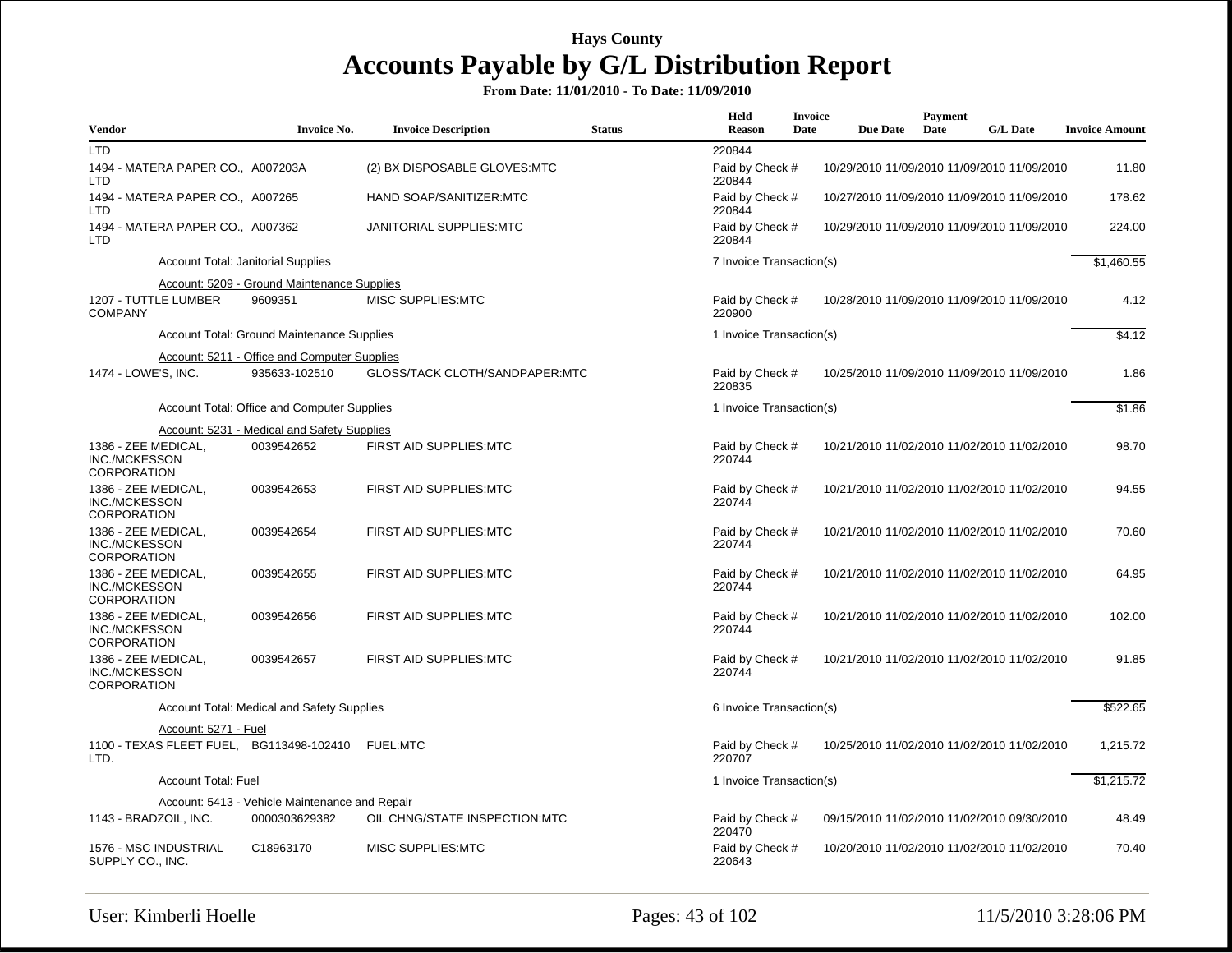# Hays County

# Accounts Payable by G/L Distribution Report

**From Date: 11/01/2010 - To Date: 11/09/2010**

| Vendor | Invoice No. | Invoice Description | Status | Held Reason | Invoice Date | Due Date | Payment Date | G/L Date | Invoice Amount |
|---|---|---|---|---|---|---|---|---|---|
| LTD | | | | 220844 | | | | | |
| 1494 - MATERA PAPER CO., LTD | A007203A | (2) BX DISPOSABLE GLOVES:MTC | | Paid by Check # 220844 | 10/29/2010 | 11/09/2010 | 11/09/2010 | 11/09/2010 | 11.80 |
| 1494 - MATERA PAPER CO., LTD | A007265 | HAND SOAP/SANITIZER:MTC | | Paid by Check # 220844 | 10/27/2010 | 11/09/2010 | 11/09/2010 | 11/09/2010 | 178.62 |
| 1494 - MATERA PAPER CO., LTD | A007362 | JANITORIAL SUPPLIES:MTC | | Paid by Check # 220844 | 10/29/2010 | 11/09/2010 | 11/09/2010 | 11/09/2010 | 224.00 |
| | Account Total: Janitorial Supplies | | | 7 Invoice Transaction(s) | | | | | $1,460.55 |
| | Account: 5209 - Ground Maintenance Supplies | | | | | | | | |
| 1207 - TUTTLE LUMBER COMPANY | 9609351 | MISC SUPPLIES:MTC | | Paid by Check # 220900 | 10/28/2010 | 11/09/2010 | 11/09/2010 | 11/09/2010 | 4.12 |
| | Account Total: Ground Maintenance Supplies | | | 1 Invoice Transaction(s) | | | | | $4.12 |
| | Account: 5211 - Office and Computer Supplies | | | | | | | | |
| 1474 - LOWE'S, INC. | 935633-102510 | GLOSS/TACK CLOTH/SANDPAPER:MTC | | Paid by Check # 220835 | 10/25/2010 | 11/09/2010 | 11/09/2010 | 11/09/2010 | 1.86 |
| | Account Total: Office and Computer Supplies | | | 1 Invoice Transaction(s) | | | | | $1.86 |
| | Account: 5231 - Medical and Safety Supplies | | | | | | | | |
| 1386 - ZEE MEDICAL, INC./MCKESSON CORPORATION | 0039542652 | FIRST AID SUPPLIES:MTC | | Paid by Check # 220744 | 10/21/2010 | 11/02/2010 | 11/02/2010 | 11/02/2010 | 98.70 |
| 1386 - ZEE MEDICAL, INC./MCKESSON CORPORATION | 0039542653 | FIRST AID SUPPLIES:MTC | | Paid by Check # 220744 | 10/21/2010 | 11/02/2010 | 11/02/2010 | 11/02/2010 | 94.55 |
| 1386 - ZEE MEDICAL, INC./MCKESSON CORPORATION | 0039542654 | FIRST AID SUPPLIES:MTC | | Paid by Check # 220744 | 10/21/2010 | 11/02/2010 | 11/02/2010 | 11/02/2010 | 70.60 |
| 1386 - ZEE MEDICAL, INC./MCKESSON CORPORATION | 0039542655 | FIRST AID SUPPLIES:MTC | | Paid by Check # 220744 | 10/21/2010 | 11/02/2010 | 11/02/2010 | 11/02/2010 | 64.95 |
| 1386 - ZEE MEDICAL, INC./MCKESSON CORPORATION | 0039542656 | FIRST AID SUPPLIES:MTC | | Paid by Check # 220744 | 10/21/2010 | 11/02/2010 | 11/02/2010 | 11/02/2010 | 102.00 |
| 1386 - ZEE MEDICAL, INC./MCKESSON CORPORATION | 0039542657 | FIRST AID SUPPLIES:MTC | | Paid by Check # 220744 | 10/21/2010 | 11/02/2010 | 11/02/2010 | 11/02/2010 | 91.85 |
| | Account Total: Medical and Safety Supplies | | | 6 Invoice Transaction(s) | | | | | $522.65 |
| | Account: 5271 - Fuel | | | | | | | | |
| 1100 - TEXAS FLEET FUEL, LTD. | BG113498-102410 | FUEL:MTC | | Paid by Check # 220707 | 10/25/2010 | 11/02/2010 | 11/02/2010 | 11/02/2010 | 1,215.72 |
| | Account Total: Fuel | | | 1 Invoice Transaction(s) | | | | | $1,215.72 |
| | Account: 5413 - Vehicle Maintenance and Repair | | | | | | | | |
| 1143 - BRADZOIL, INC. | 0000303629382 | OIL CHNG/STATE INSPECTION:MTC | | Paid by Check # 220470 | 09/15/2010 | 11/02/2010 | 11/02/2010 | 09/30/2010 | 48.49 |
| 1576 - MSC INDUSTRIAL SUPPLY CO., INC. | C18963170 | MISC SUPPLIES:MTC | | Paid by Check # 220643 | 10/20/2010 | 11/02/2010 | 11/02/2010 | 11/02/2010 | 70.40 |

User: Kimberli Hoelle

11/5/2010 3:28:06 PM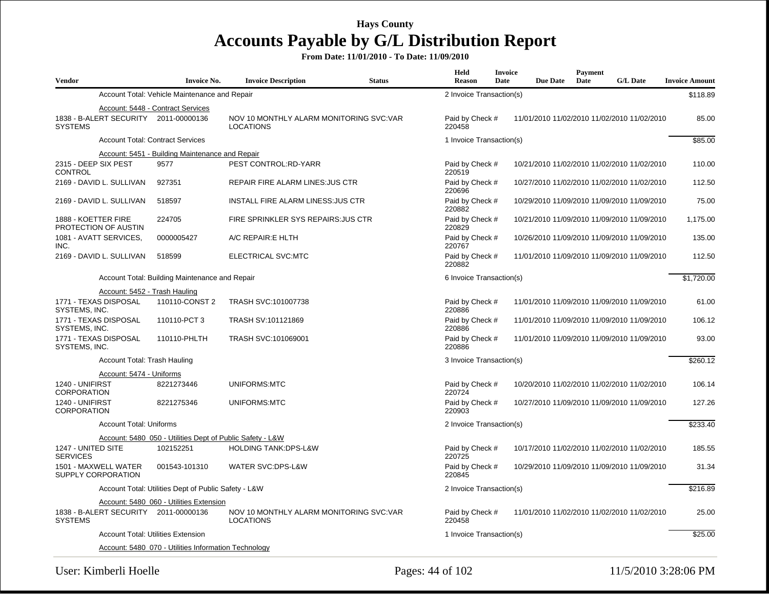# Hays County

## Accounts Payable by G/L Distribution Report

**From Date: 11/01/2010 - To Date: 11/09/2010**

| Vendor | Invoice No. | Invoice Description | Status | Held Reason | Invoice Date | Due Date | Payment Date | G/L Date | Invoice Amount |
|---|---|---|---|---|---|---|---|---|---|
| Account Total: Vehicle Maintenance and Repair | | | | 2 Invoice Transaction(s) | | | | | $118.89 |
| Account: 5448 - Contract Services | | | | | | | | | |
| 1838 - B-ALERT SECURITY SYSTEMS | 2011-00000136 | NOV 10 MONTHLY ALARM MONITORING SVC:VAR LOCATIONS | | Paid by Check # 220458 | 11/01/2010 | 11/02/2010 | 11/02/2010 | 11/02/2010 | 85.00 |
| Account Total: Contract Services | | | | 1 Invoice Transaction(s) | | | | | $85.00 |
| Account: 5451 - Building Maintenance and Repair | | | | | | | | | |
| 2315 - DEEP SIX PEST CONTROL | 9577 | PEST CONTROL:RD-YARR | | Paid by Check # 220519 | 10/21/2010 | 11/02/2010 | 11/02/2010 | 11/02/2010 | 110.00 |
| 2169 - DAVID L. SULLIVAN | 927351 | REPAIR FIRE ALARM LINES:JUS CTR | | Paid by Check # 220696 | 10/27/2010 | 11/02/2010 | 11/02/2010 | 11/02/2010 | 112.50 |
| 2169 - DAVID L. SULLIVAN | 518597 | INSTALL FIRE ALARM LINESS:JUS CTR | | Paid by Check # 220882 | 10/29/2010 | 11/09/2010 | 11/09/2010 | 11/09/2010 | 75.00 |
| 1888 - KOETTER FIRE PROTECTION OF AUSTIN | 224705 | FIRE SPRINKLER SYS REPAIRS:JUS CTR | | Paid by Check # 220829 | 10/21/2010 | 11/09/2010 | 11/09/2010 | 11/09/2010 | 1,175.00 |
| 1081 - AVATT SERVICES, INC. | 0000005427 | A/C REPAIR:E HLTH | | Paid by Check # 220767 | 10/26/2010 | 11/09/2010 | 11/09/2010 | 11/09/2010 | 135.00 |
| 2169 - DAVID L. SULLIVAN | 518599 | ELECTRICAL SVC:MTC | | Paid by Check # 220882 | 11/01/2010 | 11/09/2010 | 11/09/2010 | 11/09/2010 | 112.50 |
| Account Total: Building Maintenance and Repair | | | | 6 Invoice Transaction(s) | | | | | $1,720.00 |
| Account: 5452 - Trash Hauling | | | | | | | | | |
| 1771 - TEXAS DISPOSAL SYSTEMS, INC. | 110110-CONST 2 | TRASH SVC:101007738 | | Paid by Check # 220886 | 11/01/2010 | 11/09/2010 | 11/09/2010 | 11/09/2010 | 61.00 |
| 1771 - TEXAS DISPOSAL SYSTEMS, INC. | 110110-PCT 3 | TRASH SV:101121869 | | Paid by Check # 220886 | 11/01/2010 | 11/09/2010 | 11/09/2010 | 11/09/2010 | 106.12 |
| 1771 - TEXAS DISPOSAL SYSTEMS, INC. | 110110-PHLTH | TRASH SVC:101069001 | | Paid by Check # 220886 | 11/01/2010 | 11/09/2010 | 11/09/2010 | 11/09/2010 | 93.00 |
| Account Total: Trash Hauling | | | | 3 Invoice Transaction(s) | | | | | $260.12 |
| Account: 5474 - Uniforms | | | | | | | | | |
| 1240 - UNIFIRST CORPORATION | 8221273446 | UNIFORMS:MTC | | Paid by Check # 220724 | 10/20/2010 | 11/02/2010 | 11/02/2010 | 11/02/2010 | 106.14 |
| 1240 - UNIFIRST CORPORATION | 8221275346 | UNIFORMS:MTC | | Paid by Check # 220903 | 10/27/2010 | 11/09/2010 | 11/09/2010 | 11/09/2010 | 127.26 |
| Account Total: Uniforms | | | | 2 Invoice Transaction(s) | | | | | $233.40 |
| Account: 5480_050 - Utilities Dept of Public Safety - L&W | | | | | | | | | |
| 1247 - UNITED SITE SERVICES | 102152251 | HOLDING TANK:DPS-L&W | | Paid by Check # 220725 | 10/17/2010 | 11/02/2010 | 11/02/2010 | 11/02/2010 | 185.55 |
| 1501 - MAXWELL WATER SUPPLY CORPORATION | 001543-101310 | WATER SVC:DPS-L&W | | Paid by Check # 220845 | 10/29/2010 | 11/09/2010 | 11/09/2010 | 11/09/2010 | 31.34 |
| Account Total: Utilities Dept of Public Safety - L&W | | | | 2 Invoice Transaction(s) | | | | | $216.89 |
| Account: 5480_060 - Utilities Extension | | | | | | | | | |
| 1838 - B-ALERT SECURITY SYSTEMS | 2011-00000136 | NOV 10 MONTHLY ALARM MONITORING SVC:VAR LOCATIONS | | Paid by Check # 220458 | 11/01/2010 | 11/02/2010 | 11/02/2010 | 11/02/2010 | 25.00 |
| Account Total: Utilities Extension | | | | 1 Invoice Transaction(s) | | | | | $25.00 |
| Account: 5480_070 - Utilities Information Technology | | | | | | | | | |

User: Kimberli Hoelle | 11/5/2010 3:28:06 PM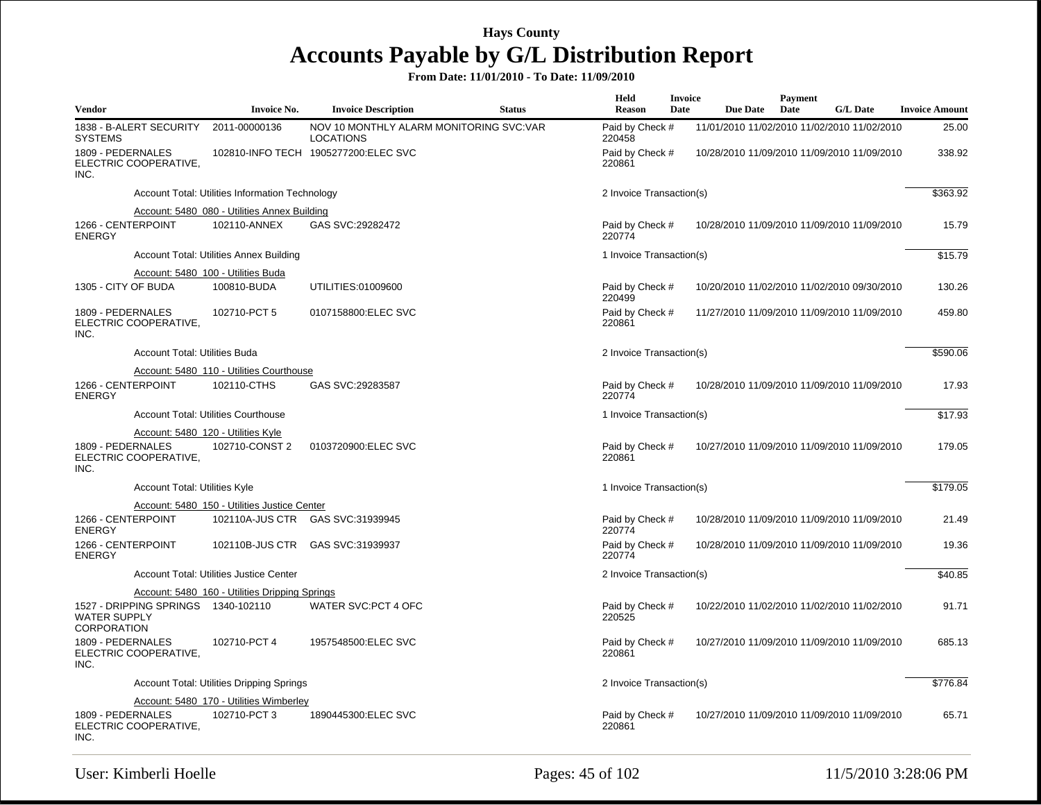# Hays County

## Accounts Payable by G/L Distribution Report

**From Date: 11/01/2010 - To Date: 11/09/2010**

| Vendor | Invoice No. | Invoice Description | Status | Held Reason | Invoice Date | Due Date | Payment Date | G/L Date | Invoice Amount |
|---|---|---|---|---|---|---|---|---|---|
| 1838 - B-ALERT SECURITY SYSTEMS | 2011-00000136 | NOV 10 MONTHLY ALARM MONITORING SVC:VAR LOCATIONS | | Paid by Check # 220458 | 11/01/2010 | 11/02/2010 | 11/02/2010 | 11/02/2010 | 25.00 |
| 1809 - PEDERNALES ELECTRIC COOPERATIVE, INC. | 102810-INFO TECH | 1905277200:ELEC SVC | | Paid by Check # 220861 | 10/28/2010 | 11/09/2010 | 11/09/2010 | 11/09/2010 | 338.92 |
| Account Total: Utilities Information Technology | | | | 2 Invoice Transaction(s) | | | | | $363.92 |
| Account: 5480_080 - Utilities Annex Building | | | | | | | | | |
| 1266 - CENTERPOINT ENERGY | 102110-ANNEX | GAS SVC:29282472 | | Paid by Check # 220774 | 10/28/2010 | 11/09/2010 | 11/09/2010 | 11/09/2010 | 15.79 |
| Account Total: Utilities Annex Building | | | | 1 Invoice Transaction(s) | | | | | $15.79 |
| Account: 5480_100 - Utilities Buda | | | | | | | | | |
| 1305 - CITY OF BUDA | 100810-BUDA | UTILITIES:01009600 | | Paid by Check # 220499 | 10/20/2010 | 11/02/2010 | 11/02/2010 | 09/30/2010 | 130.26 |
| 1809 - PEDERNALES ELECTRIC COOPERATIVE, INC. | 102710-PCT 5 | 0107158800:ELEC SVC | | Paid by Check # 220861 | 11/27/2010 | 11/09/2010 | 11/09/2010 | 11/09/2010 | 459.80 |
| Account Total: Utilities Buda | | | | 2 Invoice Transaction(s) | | | | | $590.06 |
| Account: 5480_110 - Utilities Courthouse | | | | | | | | | |
| 1266 - CENTERPOINT ENERGY | 102110-CTHS | GAS SVC:29283587 | | Paid by Check # 220774 | 10/28/2010 | 11/09/2010 | 11/09/2010 | 11/09/2010 | 17.93 |
| Account Total: Utilities Courthouse | | | | 1 Invoice Transaction(s) | | | | | $17.93 |
| Account: 5480_120 - Utilities Kyle | | | | | | | | | |
| 1809 - PEDERNALES ELECTRIC COOPERATIVE, INC. | 102710-CONST 2 | 0103720900:ELEC SVC | | Paid by Check # 220861 | 10/27/2010 | 11/09/2010 | 11/09/2010 | 11/09/2010 | 179.05 |
| Account Total: Utilities Kyle | | | | 1 Invoice Transaction(s) | | | | | $179.05 |
| Account: 5480_150 - Utilities Justice Center | | | | | | | | | |
| 1266 - CENTERPOINT ENERGY | 102110A-JUS CTR | GAS SVC:31939945 | | Paid by Check # 220774 | 10/28/2010 | 11/09/2010 | 11/09/2010 | 11/09/2010 | 21.49 |
| 1266 - CENTERPOINT ENERGY | 102110B-JUS CTR | GAS SVC:31939937 | | Paid by Check # 220774 | 10/28/2010 | 11/09/2010 | 11/09/2010 | 11/09/2010 | 19.36 |
| Account Total: Utilities Justice Center | | | | 2 Invoice Transaction(s) | | | | | $40.85 |
| Account: 5480_160 - Utilities Dripping Springs | | | | | | | | | |
| 1527 - DRIPPING SPRINGS WATER SUPPLY CORPORATION | 1340-102110 | WATER SVC:PCT 4 OFC | | Paid by Check # 220525 | 10/22/2010 | 11/02/2010 | 11/02/2010 | 11/02/2010 | 91.71 |
| 1809 - PEDERNALES ELECTRIC COOPERATIVE, INC. | 102710-PCT 4 | 1957548500:ELEC SVC | | Paid by Check # 220861 | 10/27/2010 | 11/09/2010 | 11/09/2010 | 11/09/2010 | 685.13 |
| Account Total: Utilities Dripping Springs | | | | 2 Invoice Transaction(s) | | | | | $776.84 |
| Account: 5480_170 - Utilities Wimberley | | | | | | | | | |
| 1809 - PEDERNALES ELECTRIC COOPERATIVE, INC. | 102710-PCT 3 | 1890445300:ELEC SVC | | Paid by Check # 220861 | 10/27/2010 | 11/09/2010 | 11/09/2010 | 11/09/2010 | 65.71 |

User: Kimberli Hoelle 11/5/2010 3:28:06 PM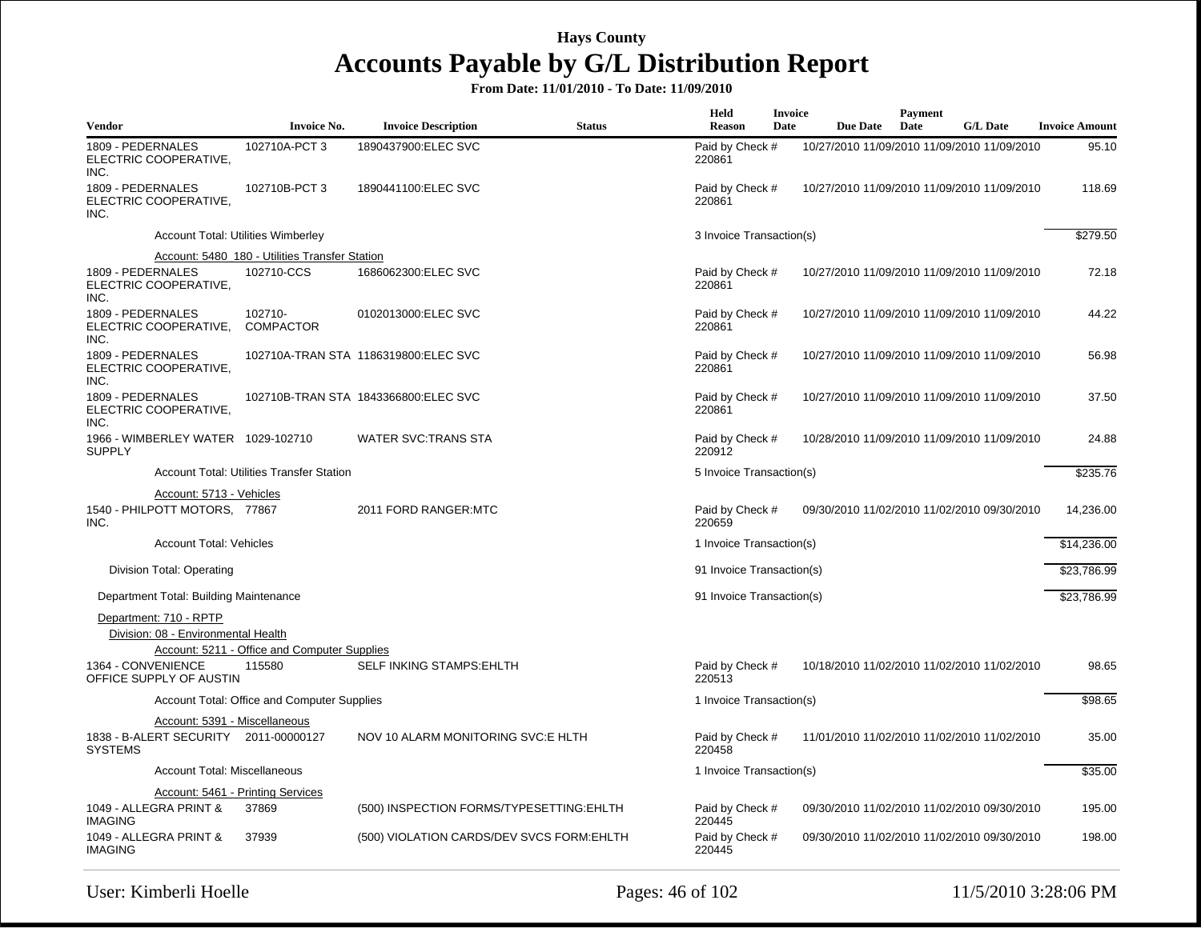**Hays County**

# Accounts Payable by G/L Distribution Report

**From Date: 11/01/2010 - To Date: 11/09/2010**

| Vendor | Invoice No. | Invoice Description | Status | Held Reason | Invoice Date | Due Date | Payment Date | G/L Date | Invoice Amount |
|---|---|---|---|---|---|---|---|---|---|
| 1809 - PEDERNALES ELECTRIC COOPERATIVE, INC. | 102710A-PCT 3 | 1890437900:ELEC SVC | | Paid by Check # 220861 | 10/27/2010 | 11/09/2010 | 11/09/2010 | 11/09/2010 | 95.10 |
| 1809 - PEDERNALES ELECTRIC COOPERATIVE, INC. | 102710B-PCT 3 | 1890441100:ELEC SVC | | Paid by Check # 220861 | 10/27/2010 | 11/09/2010 | 11/09/2010 | 11/09/2010 | 118.69 |
| Account Total: Utilities Wimberley | | | | 3 Invoice Transaction(s) | | | | | $279.50 |
| Account: 5480 180 - Utilities Transfer Station | | | | | | | | | |
| 1809 - PEDERNALES ELECTRIC COOPERATIVE, INC. | 102710-CCS | 1686062300:ELEC SVC | | Paid by Check # 220861 | 10/27/2010 | 11/09/2010 | 11/09/2010 | 11/09/2010 | 72.18 |
| 1809 - PEDERNALES ELECTRIC COOPERATIVE, INC. | 102710-COMPACTOR | 0102013000:ELEC SVC | | Paid by Check # 220861 | 10/27/2010 | 11/09/2010 | 11/09/2010 | 11/09/2010 | 44.22 |
| 1809 - PEDERNALES ELECTRIC COOPERATIVE, INC. | 102710A-TRAN STA | 1186319800:ELEC SVC | | Paid by Check # 220861 | 10/27/2010 | 11/09/2010 | 11/09/2010 | 11/09/2010 | 56.98 |
| 1809 - PEDERNALES ELECTRIC COOPERATIVE, INC. | 102710B-TRAN STA | 1843366800:ELEC SVC | | Paid by Check # 220861 | 10/27/2010 | 11/09/2010 | 11/09/2010 | 11/09/2010 | 37.50 |
| 1966 - WIMBERLEY WATER SUPPLY | 1029-102710 | WATER SVC:TRANS STA | | Paid by Check # 220912 | 10/28/2010 | 11/09/2010 | 11/09/2010 | 11/09/2010 | 24.88 |
| Account Total: Utilities Transfer Station | | | | 5 Invoice Transaction(s) | | | | | $235.76 |
| Account: 5713 - Vehicles | | | | | | | | | |
| 1540 - PHILPOTT MOTORS, INC. | 77867 | 2011 FORD RANGER:MTC | | Paid by Check # 220659 | 09/30/2010 | 11/02/2010 | 11/02/2010 | 09/30/2010 | 14,236.00 |
| Account Total: Vehicles | | | | 1 Invoice Transaction(s) | | | | | $14,236.00 |
| Division Total: Operating | | | | 91 Invoice Transaction(s) | | | | | $23,786.99 |
| Department Total: Building Maintenance | | | | 91 Invoice Transaction(s) | | | | | $23,786.99 |
| Department: 710 - RPTP | | | | | | | | | |
| Division: 08 - Environmental Health | | | | | | | | | |
| Account: 5211 - Office and Computer Supplies | | | | | | | | | |
| 1364 - CONVENIENCE OFFICE SUPPLY OF AUSTIN | 115580 | SELF INKING STAMPS:EHLTH | | Paid by Check # 220513 | 10/18/2010 | 11/02/2010 | 11/02/2010 | 11/02/2010 | 98.65 |
| Account Total: Office and Computer Supplies | | | | 1 Invoice Transaction(s) | | | | | $98.65 |
| Account: 5391 - Miscellaneous | | | | | | | | | |
| 1838 - B-ALERT SECURITY SYSTEMS | 2011-00000127 | NOV 10 ALARM MONITORING SVC:E HLTH | | Paid by Check # 220458 | 11/01/2010 | 11/02/2010 | 11/02/2010 | 11/02/2010 | 35.00 |
| Account Total: Miscellaneous | | | | 1 Invoice Transaction(s) | | | | | $35.00 |
| Account: 5461 - Printing Services | | | | | | | | | |
| 1049 - ALLEGRA PRINT & IMAGING | 37869 | (500) INSPECTION FORMS/TYPESETTING:EHLTH | | Paid by Check # 220445 | 09/30/2010 | 11/02/2010 | 11/02/2010 | 09/30/2010 | 195.00 |
| 1049 - ALLEGRA PRINT & IMAGING | 37939 | (500) VIOLATION CARDS/DEV SVCS FORM:EHLTH | | Paid by Check # 220445 | 09/30/2010 | 11/02/2010 | 11/02/2010 | 09/30/2010 | 198.00 |

User: Kimberli Hoelle　　　　11/5/2010 3:28:06 PM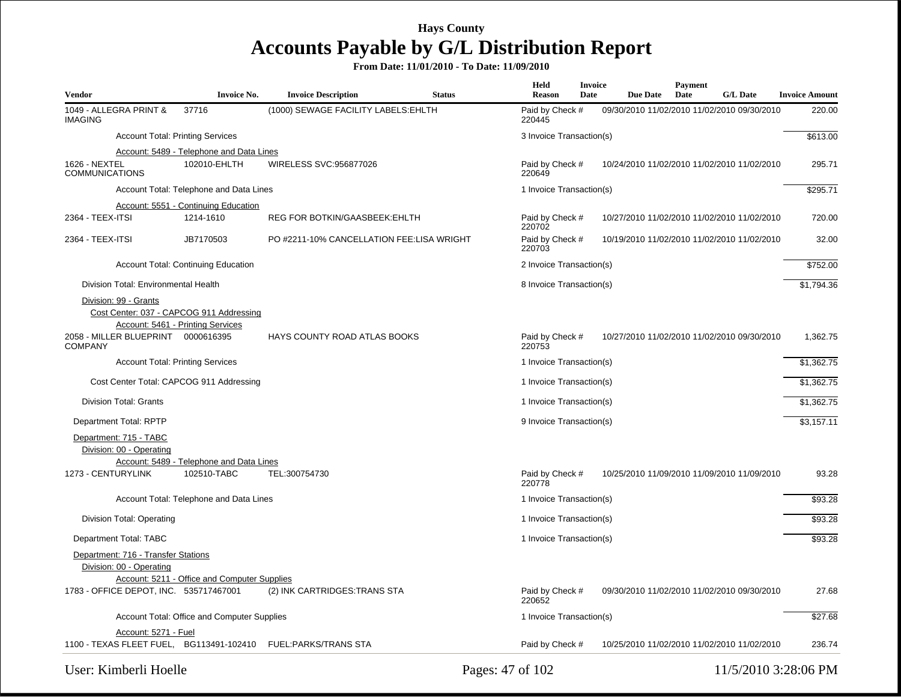# Hays County

## Accounts Payable by G/L Distribution Report

**From Date: 11/01/2010 - To Date: 11/09/2010**

| Vendor | Invoice No. | Invoice Description | Status | Held Reason | Invoice Date | Due Date | Payment Date | G/L Date | Invoice Amount |
|---|---|---|---|---|---|---|---|---|---|
| 1049 - ALLEGRA PRINT & IMAGING | 37716 | (1000) SEWAGE FACILITY LABELS:EHLTH | | Paid by Check # 220445 | 09/30/2010 | 11/02/2010 | 11/02/2010 | 09/30/2010 | 220.00 |
| Account Total: Printing Services | | | | 3 Invoice Transaction(s) | | | | | $613.00 |
| Account: 5489 - Telephone and Data Lines | | | | | | | | | |
| 1626 - NEXTEL COMMUNICATIONS | 102010-EHLTH | WIRELESS SVC:956877026 | | Paid by Check # 220649 | 10/24/2010 | 11/02/2010 | 11/02/2010 | 11/02/2010 | 295.71 |
| Account Total: Telephone and Data Lines | | | | 1 Invoice Transaction(s) | | | | | $295.71 |
| Account: 5551 - Continuing Education | | | | | | | | | |
| 2364 - TEEX-ITSI | 1214-1610 | REG FOR BOTKIN/GAASBEEK:EHLTH | | Paid by Check # 220702 | 10/27/2010 | 11/02/2010 | 11/02/2010 | 11/02/2010 | 720.00 |
| 2364 - TEEX-ITSI | JB7170503 | PO #2211-10% CANCELLATION FEE:LISA WRIGHT | | Paid by Check # 220703 | 10/19/2010 | 11/02/2010 | 11/02/2010 | 11/02/2010 | 32.00 |
| Account Total: Continuing Education | | | | 2 Invoice Transaction(s) | | | | | $752.00 |
| Division Total: Environmental Health | | | | 8 Invoice Transaction(s) | | | | | $1,794.36 |
| Division: 99 - Grants | | | | | | | | | |
| Cost Center: 037 - CAPCOG 911 Addressing | | | | | | | | | |
| Account: 5461 - Printing Services | | | | | | | | | |
| 2058 - MILLER BLUEPRINT COMPANY | 0000616395 | HAYS COUNTY ROAD ATLAS BOOKS | | Paid by Check # 220753 | 10/27/2010 | 11/02/2010 | 11/02/2010 | 09/30/2010 | 1,362.75 |
| Account Total: Printing Services | | | | 1 Invoice Transaction(s) | | | | | $1,362.75 |
| Cost Center Total: CAPCOG 911 Addressing | | | | 1 Invoice Transaction(s) | | | | | $1,362.75 |
| Division Total: Grants | | | | 1 Invoice Transaction(s) | | | | | $1,362.75 |
| Department Total: RPTP | | | | 9 Invoice Transaction(s) | | | | | $3,157.11 |
| Department: 715 - TABC | | | | | | | | | |
| Division: 00 - Operating | | | | | | | | | |
| Account: 5489 - Telephone and Data Lines | | | | | | | | | |
| 1273 - CENTURYLINK | 102510-TABC | TEL:300754730 | | Paid by Check # 220778 | 10/25/2010 | 11/09/2010 | 11/09/2010 | 11/09/2010 | 93.28 |
| Account Total: Telephone and Data Lines | | | | 1 Invoice Transaction(s) | | | | | $93.28 |
| Division Total: Operating | | | | 1 Invoice Transaction(s) | | | | | $93.28 |
| Department Total: TABC | | | | 1 Invoice Transaction(s) | | | | | $93.28 |
| Department: 716 - Transfer Stations | | | | | | | | | |
| Division: 00 - Operating | | | | | | | | | |
| Account: 5211 - Office and Computer Supplies | | | | | | | | | |
| 1783 - OFFICE DEPOT, INC. | 535717467001 | (2) INK CARTRIDGES:TRANS STA | | Paid by Check # 220652 | 09/30/2010 | 11/02/2010 | 11/02/2010 | 09/30/2010 | 27.68 |
| Account Total: Office and Computer Supplies | | | | 1 Invoice Transaction(s) | | | | | $27.68 |
| Account: 5271 - Fuel | | | | | | | | | |
| 1100 - TEXAS FLEET FUEL, | BG113491-102410 | FUEL:PARKS/TRANS STA | | Paid by Check # | 10/25/2010 | 11/02/2010 | 11/02/2010 | 11/02/2010 | 236.74 |

User: Kimberli Hoelle

11/5/2010 3:28:06 PM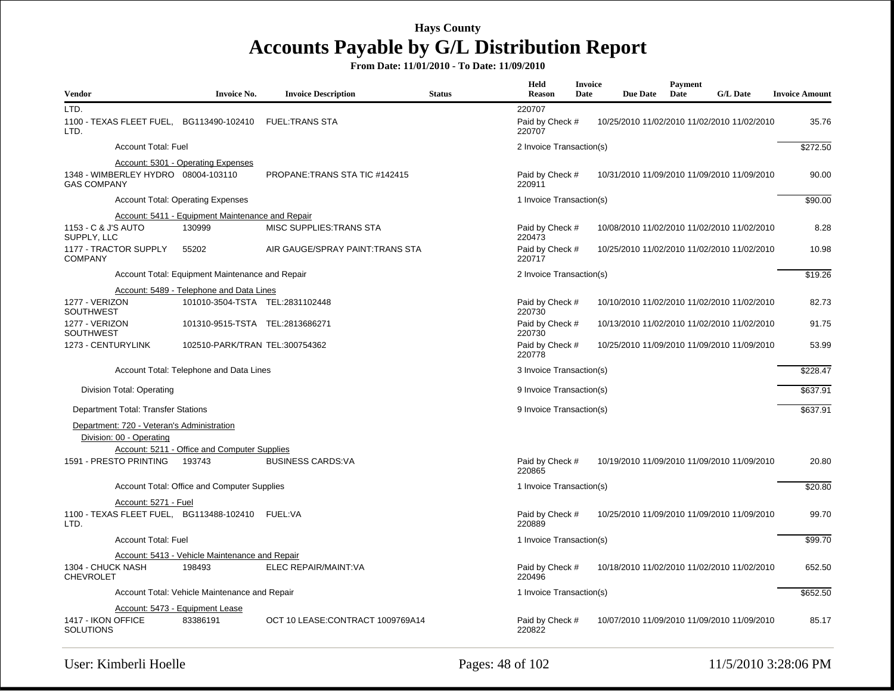# Hays County

## Accounts Payable by G/L Distribution Report

**From Date: 11/01/2010 - To Date: 11/09/2010**

| Vendor | Invoice No. | Invoice Description | Status | Held Reason | Invoice Date | Due Date | Payment Date | G/L Date | Invoice Amount |
|---|---|---|---|---|---|---|---|---|---|
| LTD. | | | | 220707 | | | | | |
| 1100 - TEXAS FLEET FUEL, LTD. | BG113490-102410 | FUEL:TRANS STA | | Paid by Check # 220707 | 10/25/2010 | 11/02/2010 | 11/02/2010 | 11/02/2010 | 35.76 |
| Account Total: Fuel | | | | 2 Invoice Transaction(s) | | | | | $272.50 |
| Account: 5301 - Operating Expenses | | | | | | | | | |
| 1348 - WIMBERLEY HYDRO GAS COMPANY | 08004-103110 | PROPANE:TRANS STA TIC #142415 | | Paid by Check # 220911 | 10/31/2010 | 11/09/2010 | 11/09/2010 | 11/09/2010 | 90.00 |
| Account Total: Operating Expenses | | | | 1 Invoice Transaction(s) | | | | | $90.00 |
| Account: 5411 - Equipment Maintenance and Repair | | | | | | | | | |
| 1153 - C & J'S AUTO SUPPLY, LLC | 130999 | MISC SUPPLIES:TRANS STA | | Paid by Check # 220473 | 10/08/2010 | 11/02/2010 | 11/02/2010 | 11/02/2010 | 8.28 |
| 1177 - TRACTOR SUPPLY COMPANY | 55202 | AIR GAUGE/SPRAY PAINT:TRANS STA | | Paid by Check # 220717 | 10/25/2010 | 11/02/2010 | 11/02/2010 | 11/02/2010 | 10.98 |
| Account Total: Equipment Maintenance and Repair | | | | 2 Invoice Transaction(s) | | | | | $19.26 |
| Account: 5489 - Telephone and Data Lines | | | | | | | | | |
| 1277 - VERIZON SOUTHWEST | 101010-3504-TSTA | TEL:2831102448 | | Paid by Check # 220730 | 10/10/2010 | 11/02/2010 | 11/02/2010 | 11/02/2010 | 82.73 |
| 1277 - VERIZON SOUTHWEST | 101310-9515-TSTA | TEL:2813686271 | | Paid by Check # 220730 | 10/13/2010 | 11/02/2010 | 11/02/2010 | 11/02/2010 | 91.75 |
| 1273 - CENTURYLINK | 102510-PARK/TRAN | TEL:300754362 | | Paid by Check # 220778 | 10/25/2010 | 11/09/2010 | 11/09/2010 | 11/09/2010 | 53.99 |
| Account Total: Telephone and Data Lines | | | | 3 Invoice Transaction(s) | | | | | $228.47 |
| Division Total: Operating | | | | 9 Invoice Transaction(s) | | | | | $637.91 |
| Department Total: Transfer Stations | | | | 9 Invoice Transaction(s) | | | | | $637.91 |
| Department: 720 - Veteran's Administration | | | | | | | | | |
| Division: 00 - Operating | | | | | | | | | |
| Account: 5211 - Office and Computer Supplies | | | | | | | | | |
| 1591 - PRESTO PRINTING | 193743 | BUSINESS CARDS:VA | | Paid by Check # 220865 | 10/19/2010 | 11/09/2010 | 11/09/2010 | 11/09/2010 | 20.80 |
| Account Total: Office and Computer Supplies | | | | 1 Invoice Transaction(s) | | | | | $20.80 |
| Account: 5271 - Fuel | | | | | | | | | |
| 1100 - TEXAS FLEET FUEL, LTD. | BG113488-102410 | FUEL:VA | | Paid by Check # 220889 | 10/25/2010 | 11/09/2010 | 11/09/2010 | 11/09/2010 | 99.70 |
| Account Total: Fuel | | | | 1 Invoice Transaction(s) | | | | | $99.70 |
| Account: 5413 - Vehicle Maintenance and Repair | | | | | | | | | |
| 1304 - CHUCK NASH CHEVROLET | 198493 | ELEC REPAIR/MAINT:VA | | Paid by Check # 220496 | 10/18/2010 | 11/02/2010 | 11/02/2010 | 11/02/2010 | 652.50 |
| Account Total: Vehicle Maintenance and Repair | | | | 1 Invoice Transaction(s) | | | | | $652.50 |
| Account: 5473 - Equipment Lease | | | | | | | | | |
| 1417 - IKON OFFICE SOLUTIONS | 83386191 | OCT 10 LEASE:CONTRACT 1009769A14 | | Paid by Check # 220822 | 10/07/2010 | 11/09/2010 | 11/09/2010 | 11/09/2010 | 85.17 |

User: Kimberli Hoelle

11/5/2010 3:28:06 PM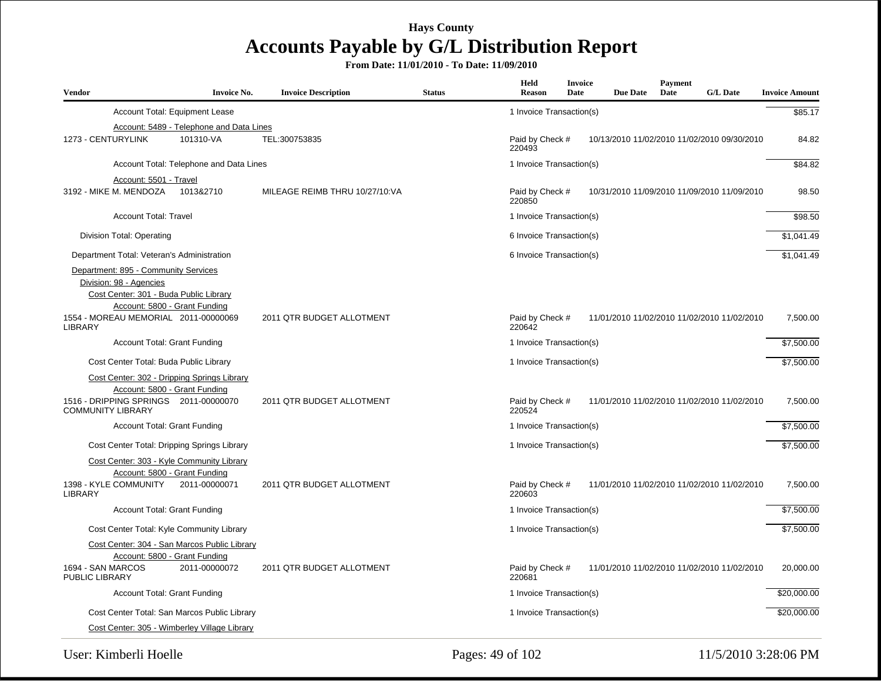# Hays County

## Accounts Payable by G/L Distribution Report

**From Date: 11/01/2010 - To Date: 11/09/2010**

| Vendor | Invoice No. | Invoice Description | Status | Held Reason | Invoice Date | Due Date | Payment Date | G/L Date | Invoice Amount |
|---|---|---|---|---|---|---|---|---|---|
| Account Total: Equipment Lease | | | | 1 Invoice Transaction(s) | | | | | $85.17 |
| Account: 5489 - Telephone and Data Lines | | | | | | | | | |
| 1273 - CENTURYLINK | 101310-VA | TEL:300753835 | | Paid by Check # 220493 | 10/13/2010 | 11/02/2010 | 11/02/2010 | 09/30/2010 | 84.82 |
| Account Total: Telephone and Data Lines | | | | 1 Invoice Transaction(s) | | | | | $84.82 |
| Account: 5501 - Travel | | | | | | | | | |
| 3192 - MIKE M. MENDOZA | 1013&2710 | MILEAGE REIMB THRU 10/27/10:VA | | Paid by Check # 220850 | 10/31/2010 | 11/09/2010 | 11/09/2010 | 11/09/2010 | 98.50 |
| Account Total: Travel | | | | 1 Invoice Transaction(s) | | | | | $98.50 |
| Division Total: Operating | | | | 6 Invoice Transaction(s) | | | | | $1,041.49 |
| Department Total: Veteran's Administration | | | | 6 Invoice Transaction(s) | | | | | $1,041.49 |
| Department: 895 - Community Services | | | | | | | | | |
| Division: 98 - Agencies | | | | | | | | | |
| Cost Center: 301 - Buda Public Library | | | | | | | | | |
| Account: 5800 - Grant Funding | | | | | | | | | |
| 1554 - MOREAU MEMORIAL LIBRARY | 2011-00000069 | 2011 QTR BUDGET ALLOTMENT | | Paid by Check # 220642 | 11/01/2010 | 11/02/2010 | 11/02/2010 | 11/02/2010 | 7,500.00 |
| Account Total: Grant Funding | | | | 1 Invoice Transaction(s) | | | | | $7,500.00 |
| Cost Center Total: Buda Public Library | | | | 1 Invoice Transaction(s) | | | | | $7,500.00 |
| Cost Center: 302 - Dripping Springs Library | | | | | | | | | |
| Account: 5800 - Grant Funding | | | | | | | | | |
| 1516 - DRIPPING SPRINGS COMMUNITY LIBRARY | 2011-00000070 | 2011 QTR BUDGET ALLOTMENT | | Paid by Check # 220524 | 11/01/2010 | 11/02/2010 | 11/02/2010 | 11/02/2010 | 7,500.00 |
| Account Total: Grant Funding | | | | 1 Invoice Transaction(s) | | | | | $7,500.00 |
| Cost Center Total: Dripping Springs Library | | | | 1 Invoice Transaction(s) | | | | | $7,500.00 |
| Cost Center: 303 - Kyle Community Library | | | | | | | | | |
| Account: 5800 - Grant Funding | | | | | | | | | |
| 1398 - KYLE COMMUNITY LIBRARY | 2011-00000071 | 2011 QTR BUDGET ALLOTMENT | | Paid by Check # 220603 | 11/01/2010 | 11/02/2010 | 11/02/2010 | 11/02/2010 | 7,500.00 |
| Account Total: Grant Funding | | | | 1 Invoice Transaction(s) | | | | | $7,500.00 |
| Cost Center Total: Kyle Community Library | | | | 1 Invoice Transaction(s) | | | | | $7,500.00 |
| Cost Center: 304 - San Marcos Public Library | | | | | | | | | |
| Account: 5800 - Grant Funding | | | | | | | | | |
| 1694 - SAN MARCOS PUBLIC LIBRARY | 2011-00000072 | 2011 QTR BUDGET ALLOTMENT | | Paid by Check # 220681 | 11/01/2010 | 11/02/2010 | 11/02/2010 | 11/02/2010 | 20,000.00 |
| Account Total: Grant Funding | | | | 1 Invoice Transaction(s) | | | | | $20,000.00 |
| Cost Center Total: San Marcos Public Library | | | | 1 Invoice Transaction(s) | | | | | $20,000.00 |
| Cost Center: 305 - Wimberley Village Library | | | | | | | | | |

User: Kimberli Hoelle — 11/5/2010 3:28:06 PM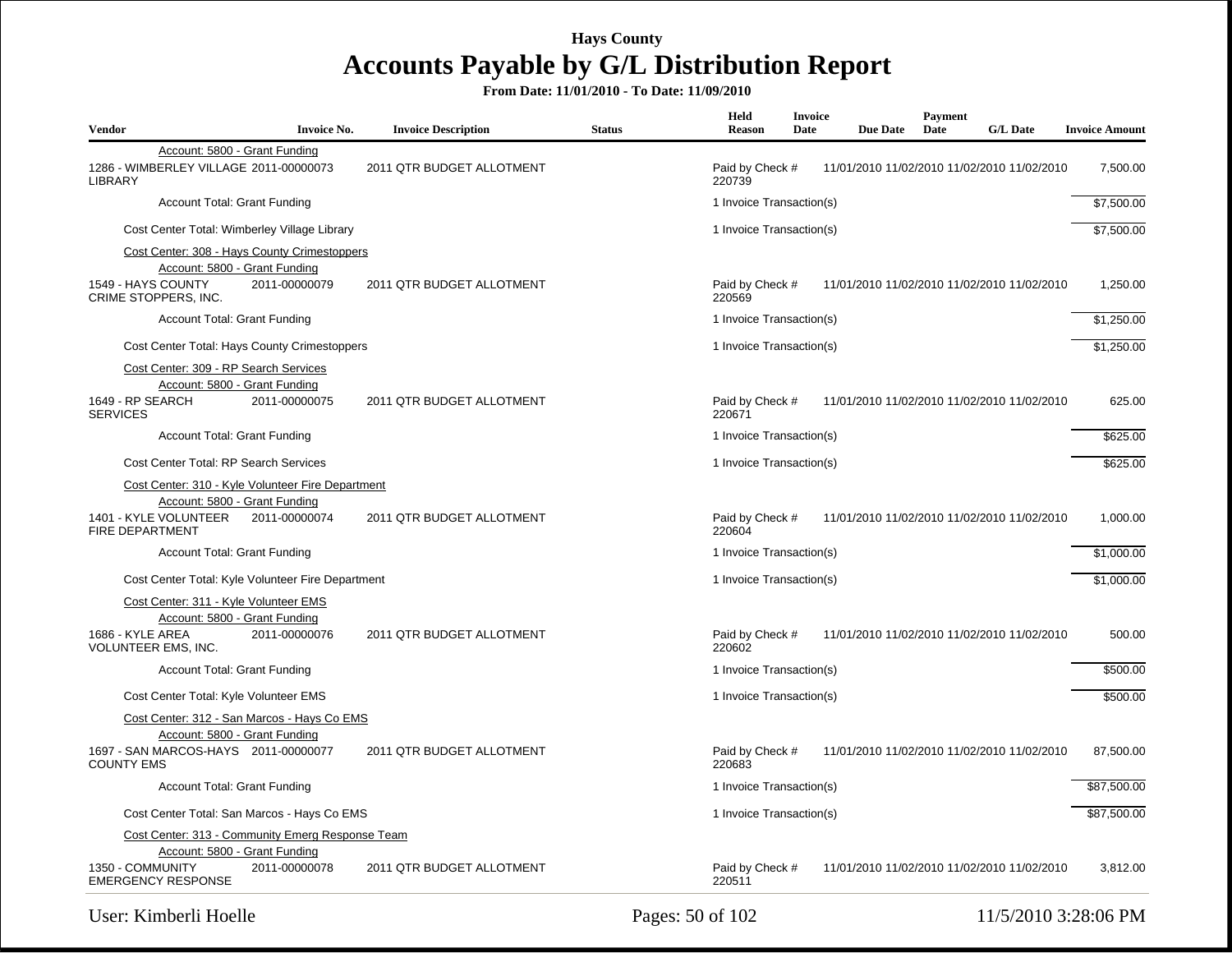Hays County

# Accounts Payable by G/L Distribution Report

**From Date: 11/01/2010 - To Date: 11/09/2010**

| Vendor | Invoice No. | Invoice Description | Status | Held Reason | Invoice Date | Due Date | Payment Date | G/L Date | Invoice Amount |
|---|---|---|---|---|---|---|---|---|---|
| Account: 5800 - Grant Funding | | | | | | | | | |
| 1286 - WIMBERLEY VILLAGE LIBRARY | 2011-00000073 | 2011 QTR BUDGET ALLOTMENT | | Paid by Check # 220739 | 11/01/2010 | 11/02/2010 | 11/02/2010 | 11/02/2010 | 7,500.00 |
| Account Total: Grant Funding | | | | 1 Invoice Transaction(s) | | | | | $7,500.00 |
| Cost Center Total: Wimberley Village Library | | | | 1 Invoice Transaction(s) | | | | | $7,500.00 |
| Cost Center: 308 - Hays County Crimestoppers | | | | | | | | | |
| Account: 5800 - Grant Funding | | | | | | | | | |
| 1549 - HAYS COUNTY CRIME STOPPERS, INC. | 2011-00000079 | 2011 QTR BUDGET ALLOTMENT | | Paid by Check # 220569 | 11/01/2010 | 11/02/2010 | 11/02/2010 | 11/02/2010 | 1,250.00 |
| Account Total: Grant Funding | | | | 1 Invoice Transaction(s) | | | | | $1,250.00 |
| Cost Center Total: Hays County Crimestoppers | | | | 1 Invoice Transaction(s) | | | | | $1,250.00 |
| Cost Center: 309 - RP Search Services | | | | | | | | | |
| Account: 5800 - Grant Funding | | | | | | | | | |
| 1649 - RP SEARCH SERVICES | 2011-00000075 | 2011 QTR BUDGET ALLOTMENT | | Paid by Check # 220671 | 11/01/2010 | 11/02/2010 | 11/02/2010 | 11/02/2010 | 625.00 |
| Account Total: Grant Funding | | | | 1 Invoice Transaction(s) | | | | | $625.00 |
| Cost Center Total: RP Search Services | | | | 1 Invoice Transaction(s) | | | | | $625.00 |
| Cost Center: 310 - Kyle Volunteer Fire Department | | | | | | | | | |
| Account: 5800 - Grant Funding | | | | | | | | | |
| 1401 - KYLE VOLUNTEER FIRE DEPARTMENT | 2011-00000074 | 2011 QTR BUDGET ALLOTMENT | | Paid by Check # 220604 | 11/01/2010 | 11/02/2010 | 11/02/2010 | 11/02/2010 | 1,000.00 |
| Account Total: Grant Funding | | | | 1 Invoice Transaction(s) | | | | | $1,000.00 |
| Cost Center Total: Kyle Volunteer Fire Department | | | | 1 Invoice Transaction(s) | | | | | $1,000.00 |
| Cost Center: 311 - Kyle Volunteer EMS | | | | | | | | | |
| Account: 5800 - Grant Funding | | | | | | | | | |
| 1686 - KYLE AREA VOLUNTEER EMS, INC. | 2011-00000076 | 2011 QTR BUDGET ALLOTMENT | | Paid by Check # 220602 | 11/01/2010 | 11/02/2010 | 11/02/2010 | 11/02/2010 | 500.00 |
| Account Total: Grant Funding | | | | 1 Invoice Transaction(s) | | | | | $500.00 |
| Cost Center Total: Kyle Volunteer EMS | | | | 1 Invoice Transaction(s) | | | | | $500.00 |
| Cost Center: 312 - San Marcos - Hays Co EMS | | | | | | | | | |
| Account: 5800 - Grant Funding | | | | | | | | | |
| 1697 - SAN MARCOS-HAYS COUNTY EMS | 2011-00000077 | 2011 QTR BUDGET ALLOTMENT | | Paid by Check # 220683 | 11/01/2010 | 11/02/2010 | 11/02/2010 | 11/02/2010 | 87,500.00 |
| Account Total: Grant Funding | | | | 1 Invoice Transaction(s) | | | | | $87,500.00 |
| Cost Center Total: San Marcos - Hays Co EMS | | | | 1 Invoice Transaction(s) | | | | | $87,500.00 |
| Cost Center: 313 - Community Emerg Response Team | | | | | | | | | |
| Account: 5800 - Grant Funding | | | | | | | | | |
| 1350 - COMMUNITY EMERGENCY RESPONSE | 2011-00000078 | 2011 QTR BUDGET ALLOTMENT | | Paid by Check # 220511 | 11/01/2010 | 11/02/2010 | 11/02/2010 | 11/02/2010 | 3,812.00 |

User: Kimberli Hoelle

11/5/2010 3:28:06 PM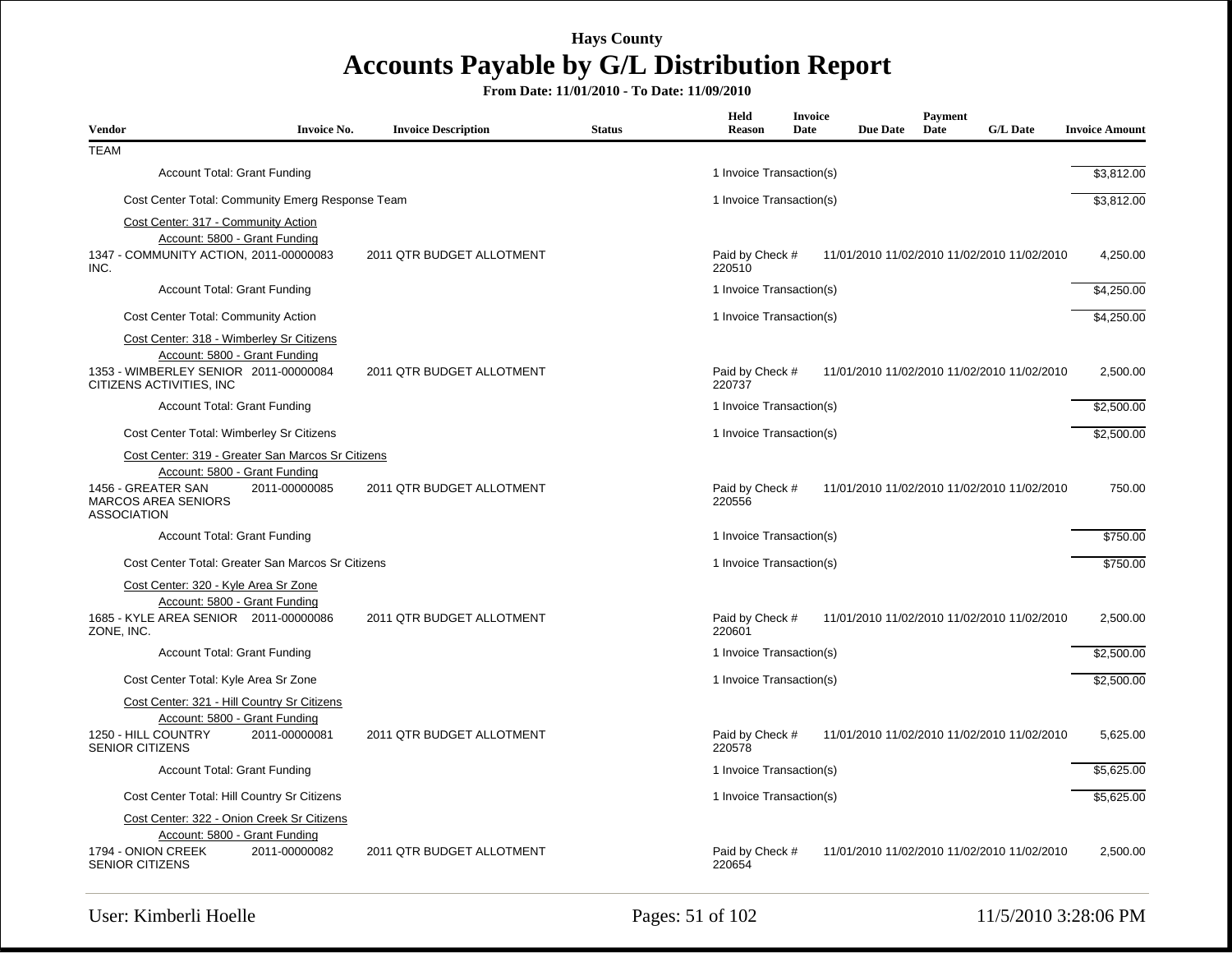# Hays County

## Accounts Payable by G/L Distribution Report

**From Date: 11/01/2010 - To Date: 11/09/2010**

| Vendor | Invoice No. | Invoice Description | Status | Held Reason | Invoice Date | Due Date | Payment Date | G/L Date | Invoice Amount |
|---|---|---|---|---|---|---|---|---|---|
| TEAM | | | | | | | | | |
| Account Total: Grant Funding | | | | 1 Invoice Transaction(s) | | | | | $3,812.00 |
| Cost Center Total: Community Emerg Response Team | | | | 1 Invoice Transaction(s) | | | | | $3,812.00 |
| Cost Center: 317 - Community Action | | | | | | | | | |
| Account: 5800 - Grant Funding | | | | | | | | | |
| 1347 - COMMUNITY ACTION, INC. | 2011-00000083 | 2011 QTR BUDGET ALLOTMENT | | Paid by Check # 220510 | 11/01/2010 | 11/02/2010 | 11/02/2010 | 11/02/2010 | 4,250.00 |
| Account Total: Grant Funding | | | | 1 Invoice Transaction(s) | | | | | $4,250.00 |
| Cost Center Total: Community Action | | | | 1 Invoice Transaction(s) | | | | | $4,250.00 |
| Cost Center: 318 - Wimberley Sr Citizens | | | | | | | | | |
| Account: 5800 - Grant Funding | | | | | | | | | |
| 1353 - WIMBERLEY SENIOR CITIZENS ACTIVITIES, INC | 2011-00000084 | 2011 QTR BUDGET ALLOTMENT | | Paid by Check # 220737 | 11/01/2010 | 11/02/2010 | 11/02/2010 | 11/02/2010 | 2,500.00 |
| Account Total: Grant Funding | | | | 1 Invoice Transaction(s) | | | | | $2,500.00 |
| Cost Center Total: Wimberley Sr Citizens | | | | 1 Invoice Transaction(s) | | | | | $2,500.00 |
| Cost Center: 319 - Greater San Marcos Sr Citizens | | | | | | | | | |
| Account: 5800 - Grant Funding | | | | | | | | | |
| 1456 - GREATER SAN MARCOS AREA SENIORS ASSOCIATION | 2011-00000085 | 2011 QTR BUDGET ALLOTMENT | | Paid by Check # 220556 | 11/01/2010 | 11/02/2010 | 11/02/2010 | 11/02/2010 | 750.00 |
| Account Total: Grant Funding | | | | 1 Invoice Transaction(s) | | | | | $750.00 |
| Cost Center Total: Greater San Marcos Sr Citizens | | | | 1 Invoice Transaction(s) | | | | | $750.00 |
| Cost Center: 320 - Kyle Area Sr Zone | | | | | | | | | |
| Account: 5800 - Grant Funding | | | | | | | | | |
| 1685 - KYLE AREA SENIOR ZONE, INC. | 2011-00000086 | 2011 QTR BUDGET ALLOTMENT | | Paid by Check # 220601 | 11/01/2010 | 11/02/2010 | 11/02/2010 | 11/02/2010 | 2,500.00 |
| Account Total: Grant Funding | | | | 1 Invoice Transaction(s) | | | | | $2,500.00 |
| Cost Center Total: Kyle Area Sr Zone | | | | 1 Invoice Transaction(s) | | | | | $2,500.00 |
| Cost Center: 321 - Hill Country Sr Citizens | | | | | | | | | |
| Account: 5800 - Grant Funding | | | | | | | | | |
| 1250 - HILL COUNTRY SENIOR CITIZENS | 2011-00000081 | 2011 QTR BUDGET ALLOTMENT | | Paid by Check # 220578 | 11/01/2010 | 11/02/2010 | 11/02/2010 | 11/02/2010 | 5,625.00 |
| Account Total: Grant Funding | | | | 1 Invoice Transaction(s) | | | | | $5,625.00 |
| Cost Center Total: Hill Country Sr Citizens | | | | 1 Invoice Transaction(s) | | | | | $5,625.00 |
| Cost Center: 322 - Onion Creek Sr Citizens | | | | | | | | | |
| Account: 5800 - Grant Funding | | | | | | | | | |
| 1794 - ONION CREEK SENIOR CITIZENS | 2011-00000082 | 2011 QTR BUDGET ALLOTMENT | | Paid by Check # 220654 | 11/01/2010 | 11/02/2010 | 11/02/2010 | 11/02/2010 | 2,500.00 |

User: Kimberli Hoelle — 11/5/2010 3:28:06 PM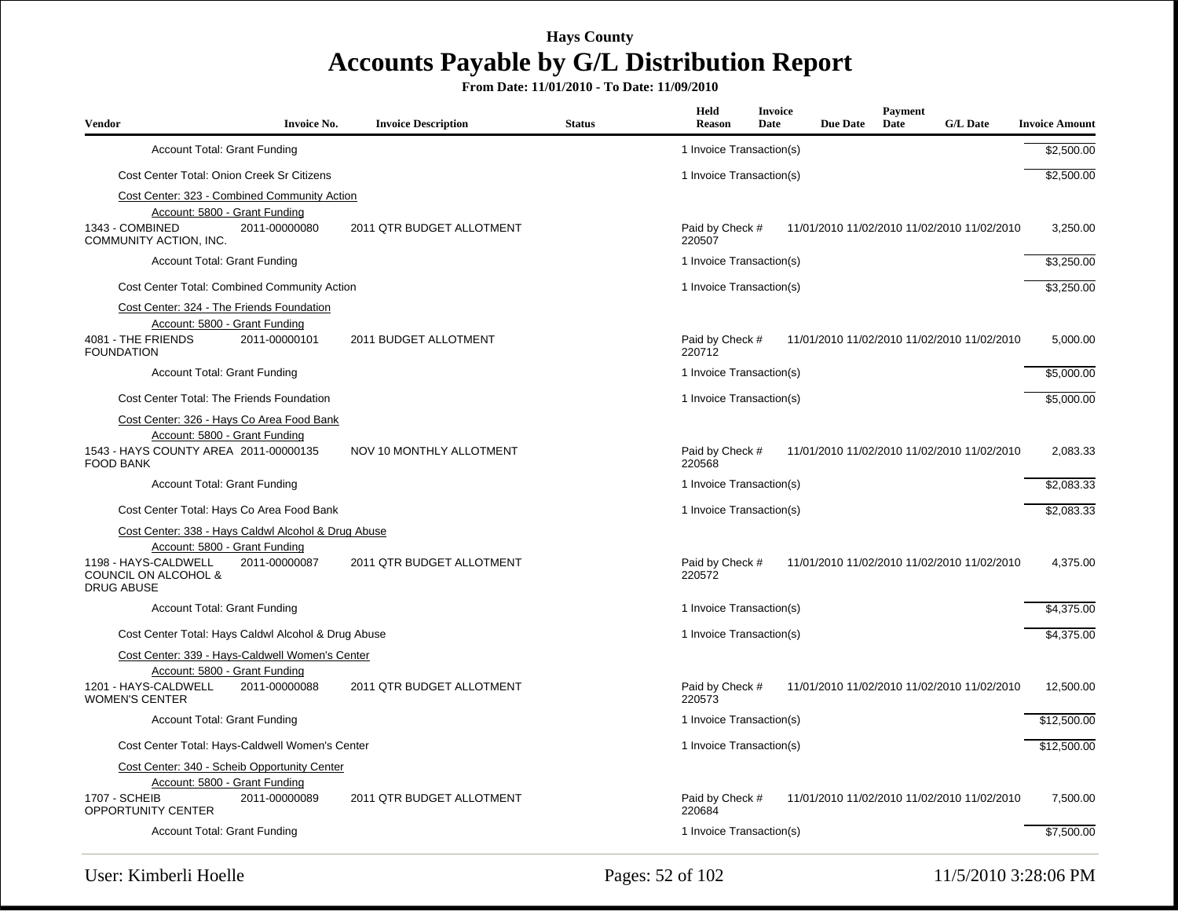**Hays County**

# Accounts Payable by G/L Distribution Report

**From Date: 11/01/2010 - To Date: 11/09/2010**

| Vendor | Invoice No. | Invoice Description | Status | Held Reason | Invoice Date | Due Date | Payment Date | G/L Date | Invoice Amount |
|---|---|---|---|---|---|---|---|---|---|
| Account Total: Grant Funding | | | | 1 Invoice Transaction(s) | | | | | $2,500.00 |
| Cost Center Total: Onion Creek Sr Citizens | | | | 1 Invoice Transaction(s) | | | | | $2,500.00 |
| Cost Center: 323 - Combined Community Action | | | | | | | | | |
| Account: 5800 - Grant Funding | | | | | | | | | |
| 1343 - COMBINED COMMUNITY ACTION, INC. | 2011-00000080 | 2011 QTR BUDGET ALLOTMENT | | Paid by Check # 220507 | 11/01/2010 | 11/02/2010 | 11/02/2010 | 11/02/2010 | 3,250.00 |
| Account Total: Grant Funding | | | | 1 Invoice Transaction(s) | | | | | $3,250.00 |
| Cost Center Total: Combined Community Action | | | | 1 Invoice Transaction(s) | | | | | $3,250.00 |
| Cost Center: 324 - The Friends Foundation | | | | | | | | | |
| Account: 5800 - Grant Funding | | | | | | | | | |
| 4081 - THE FRIENDS FOUNDATION | 2011-00000101 | 2011 BUDGET ALLOTMENT | | Paid by Check # 220712 | 11/01/2010 | 11/02/2010 | 11/02/2010 | 11/02/2010 | 5,000.00 |
| Account Total: Grant Funding | | | | 1 Invoice Transaction(s) | | | | | $5,000.00 |
| Cost Center Total: The Friends Foundation | | | | 1 Invoice Transaction(s) | | | | | $5,000.00 |
| Cost Center: 326 - Hays Co Area Food Bank | | | | | | | | | |
| Account: 5800 - Grant Funding | | | | | | | | | |
| 1543 - HAYS COUNTY AREA FOOD BANK | 2011-00000135 | NOV 10 MONTHLY ALLOTMENT | | Paid by Check # 220568 | 11/01/2010 | 11/02/2010 | 11/02/2010 | 11/02/2010 | 2,083.33 |
| Account Total: Grant Funding | | | | 1 Invoice Transaction(s) | | | | | $2,083.33 |
| Cost Center Total: Hays Co Area Food Bank | | | | 1 Invoice Transaction(s) | | | | | $2,083.33 |
| Cost Center: 338 - Hays Caldwl Alcohol & Drug Abuse | | | | | | | | | |
| Account: 5800 - Grant Funding | | | | | | | | | |
| 1198 - HAYS-CALDWELL COUNCIL ON ALCOHOL & DRUG ABUSE | 2011-00000087 | 2011 QTR BUDGET ALLOTMENT | | Paid by Check # 220572 | 11/01/2010 | 11/02/2010 | 11/02/2010 | 11/02/2010 | 4,375.00 |
| Account Total: Grant Funding | | | | 1 Invoice Transaction(s) | | | | | $4,375.00 |
| Cost Center Total: Hays Caldwl Alcohol & Drug Abuse | | | | 1 Invoice Transaction(s) | | | | | $4,375.00 |
| Cost Center: 339 - Hays-Caldwell Women's Center | | | | | | | | | |
| Account: 5800 - Grant Funding | | | | | | | | | |
| 1201 - HAYS-CALDWELL WOMEN'S CENTER | 2011-00000088 | 2011 QTR BUDGET ALLOTMENT | | Paid by Check # 220573 | 11/01/2010 | 11/02/2010 | 11/02/2010 | 11/02/2010 | 12,500.00 |
| Account Total: Grant Funding | | | | 1 Invoice Transaction(s) | | | | | $12,500.00 |
| Cost Center Total: Hays-Caldwell Women's Center | | | | 1 Invoice Transaction(s) | | | | | $12,500.00 |
| Cost Center: 340 - Scheib Opportunity Center | | | | | | | | | |
| Account: 5800 - Grant Funding | | | | | | | | | |
| 1707 - SCHEIB OPPORTUNITY CENTER | 2011-00000089 | 2011 QTR BUDGET ALLOTMENT | | Paid by Check # 220684 | 11/01/2010 | 11/02/2010 | 11/02/2010 | 11/02/2010 | 7,500.00 |
| Account Total: Grant Funding | | | | 1 Invoice Transaction(s) | | | | | $7,500.00 |

User: Kimberli Hoelle — 11/5/2010 3:28:06 PM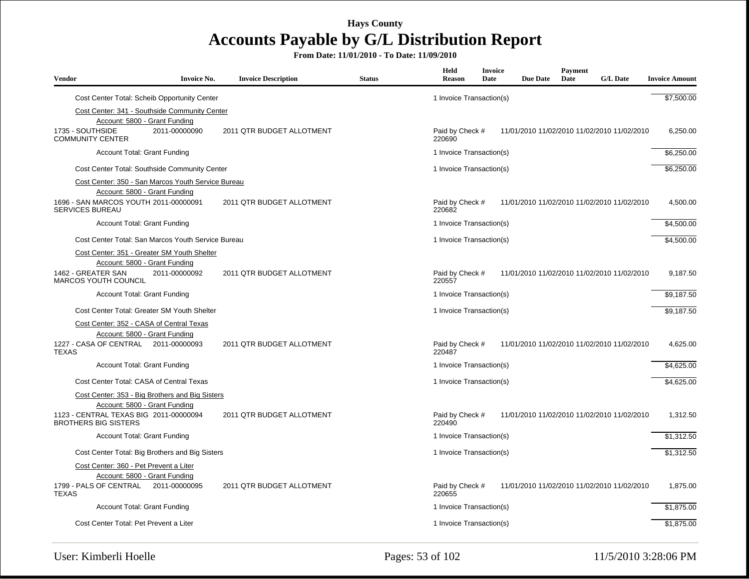# Hays County

# Accounts Payable by G/L Distribution Report

**From Date: 11/01/2010 - To Date: 11/09/2010**

| Vendor | Invoice No. | Invoice Description | Status | Held Reason | Invoice Date | Due Date | Payment Date | G/L Date | Invoice Amount |
|---|---|---|---|---|---|---|---|---|---|
| Cost Center Total: Scheib Opportunity Center | | | | 1 Invoice Transaction(s) | | | | | $7,500.00 |
| Cost Center: 341 - Southside Community Center | | | | | | | | | |
| Account: 5800 - Grant Funding | | | | | | | | | |
| 1735 - SOUTHSIDE COMMUNITY CENTER | 2011-00000090 | 2011 QTR BUDGET ALLOTMENT | | Paid by Check # 220690 | 11/01/2010 | 11/02/2010 | 11/02/2010 | 11/02/2010 | 6,250.00 |
| Account Total: Grant Funding | | | | 1 Invoice Transaction(s) | | | | | $6,250.00 |
| Cost Center Total: Southside Community Center | | | | 1 Invoice Transaction(s) | | | | | $6,250.00 |
| Cost Center: 350 - San Marcos Youth Service Bureau | | | | | | | | | |
| Account: 5800 - Grant Funding | | | | | | | | | |
| 1696 - SAN MARCOS YOUTH SERVICES BUREAU | 2011-00000091 | 2011 QTR BUDGET ALLOTMENT | | Paid by Check # 220682 | 11/01/2010 | 11/02/2010 | 11/02/2010 | 11/02/2010 | 4,500.00 |
| Account Total: Grant Funding | | | | 1 Invoice Transaction(s) | | | | | $4,500.00 |
| Cost Center Total: San Marcos Youth Service Bureau | | | | 1 Invoice Transaction(s) | | | | | $4,500.00 |
| Cost Center: 351 - Greater SM Youth Shelter | | | | | | | | | |
| Account: 5800 - Grant Funding | | | | | | | | | |
| 1462 - GREATER SAN MARCOS YOUTH COUNCIL | 2011-00000092 | 2011 QTR BUDGET ALLOTMENT | | Paid by Check # 220557 | 11/01/2010 | 11/02/2010 | 11/02/2010 | 11/02/2010 | 9,187.50 |
| Account Total: Grant Funding | | | | 1 Invoice Transaction(s) | | | | | $9,187.50 |
| Cost Center Total: Greater SM Youth Shelter | | | | 1 Invoice Transaction(s) | | | | | $9,187.50 |
| Cost Center: 352 - CASA of Central Texas | | | | | | | | | |
| Account: 5800 - Grant Funding | | | | | | | | | |
| 1227 - CASA OF CENTRAL TEXAS | 2011-00000093 | 2011 QTR BUDGET ALLOTMENT | | Paid by Check # 220487 | 11/01/2010 | 11/02/2010 | 11/02/2010 | 11/02/2010 | 4,625.00 |
| Account Total: Grant Funding | | | | 1 Invoice Transaction(s) | | | | | $4,625.00 |
| Cost Center Total: CASA of Central Texas | | | | 1 Invoice Transaction(s) | | | | | $4,625.00 |
| Cost Center: 353 - Big Brothers and Big Sisters | | | | | | | | | |
| Account: 5800 - Grant Funding | | | | | | | | | |
| 1123 - CENTRAL TEXAS BIG BROTHERS BIG SISTERS | 2011-00000094 | 2011 QTR BUDGET ALLOTMENT | | Paid by Check # 220490 | 11/01/2010 | 11/02/2010 | 11/02/2010 | 11/02/2010 | 1,312.50 |
| Account Total: Grant Funding | | | | 1 Invoice Transaction(s) | | | | | $1,312.50 |
| Cost Center Total: Big Brothers and Big Sisters | | | | 1 Invoice Transaction(s) | | | | | $1,312.50 |
| Cost Center: 360 - Pet Prevent a Liter | | | | | | | | | |
| Account: 5800 - Grant Funding | | | | | | | | | |
| 1799 - PALS OF CENTRAL TEXAS | 2011-00000095 | 2011 QTR BUDGET ALLOTMENT | | Paid by Check # 220655 | 11/01/2010 | 11/02/2010 | 11/02/2010 | 11/02/2010 | 1,875.00 |
| Account Total: Grant Funding | | | | 1 Invoice Transaction(s) | | | | | $1,875.00 |
| Cost Center Total: Pet Prevent a Liter | | | | 1 Invoice Transaction(s) | | | | | $1,875.00 |

User: Kimberli Hoelle 11/5/2010 3:28:06 PM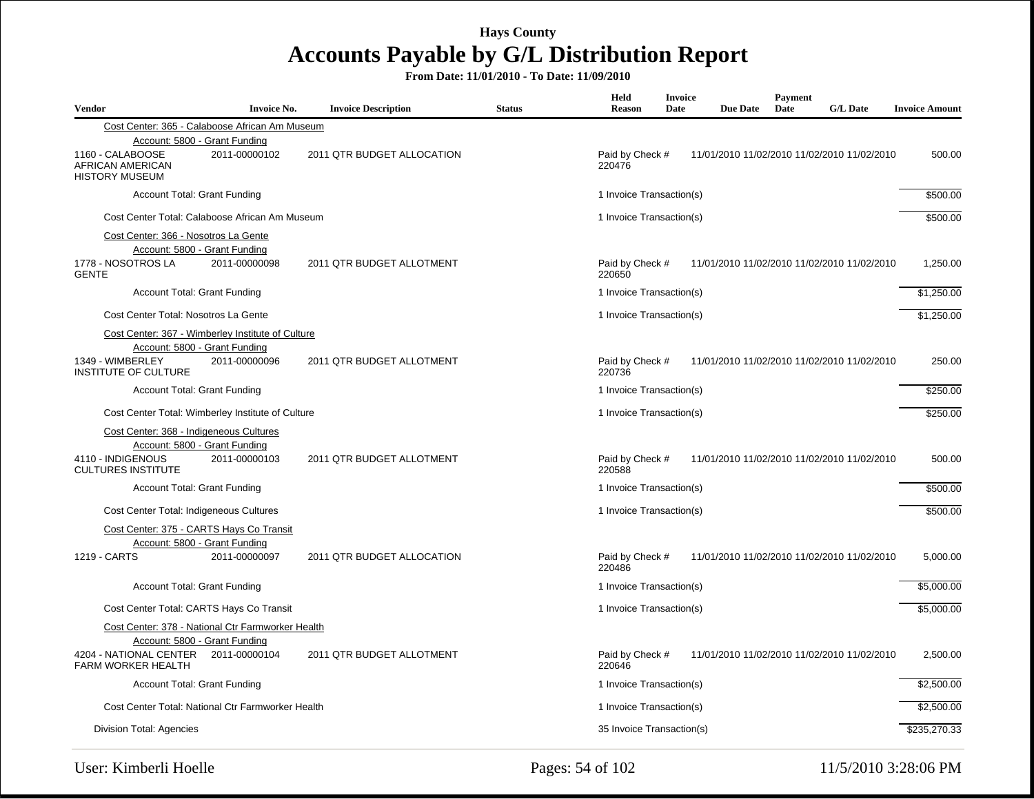**Hays County**

# Accounts Payable by G/L Distribution Report

**From Date: 11/01/2010 - To Date: 11/09/2010**

| Vendor | Invoice No. | Invoice Description | Status | Held Reason | Invoice Date | Due Date | Payment Date | G/L Date | Invoice Amount |
|---|---|---|---|---|---|---|---|---|---|
| Cost Center: 365 - Calaboose African Am Museum | | | | | | | | | |
| Account: 5800 - Grant Funding | | | | | | | | | |
| 1160 - CALABOOSE AFRICAN AMERICAN HISTORY MUSEUM | 2011-00000102 | 2011 QTR BUDGET ALLOCATION | | Paid by Check # 220476 | 11/01/2010 | 11/02/2010 | 11/02/2010 | 11/02/2010 | 500.00 |
| Account Total: Grant Funding | | | | 1 Invoice Transaction(s) | | | | | $500.00 |
| Cost Center Total: Calaboose African Am Museum | | | | 1 Invoice Transaction(s) | | | | | $500.00 |
| Cost Center: 366 - Nosotros La Gente | | | | | | | | | |
| Account: 5800 - Grant Funding | | | | | | | | | |
| 1778 - NOSOTROS LA GENTE | 2011-00000098 | 2011 QTR BUDGET ALLOTMENT | | Paid by Check # 220650 | 11/01/2010 | 11/02/2010 | 11/02/2010 | 11/02/2010 | 1,250.00 |
| Account Total: Grant Funding | | | | 1 Invoice Transaction(s) | | | | | $1,250.00 |
| Cost Center Total: Nosotros La Gente | | | | 1 Invoice Transaction(s) | | | | | $1,250.00 |
| Cost Center: 367 - Wimberley Institute of Culture | | | | | | | | | |
| Account: 5800 - Grant Funding | | | | | | | | | |
| 1349 - WIMBERLEY INSTITUTE OF CULTURE | 2011-00000096 | 2011 QTR BUDGET ALLOTMENT | | Paid by Check # 220736 | 11/01/2010 | 11/02/2010 | 11/02/2010 | 11/02/2010 | 250.00 |
| Account Total: Grant Funding | | | | 1 Invoice Transaction(s) | | | | | $250.00 |
| Cost Center Total: Wimberley Institute of Culture | | | | 1 Invoice Transaction(s) | | | | | $250.00 |
| Cost Center: 368 - Indigeneous Cultures | | | | | | | | | |
| Account: 5800 - Grant Funding | | | | | | | | | |
| 4110 - INDIGENOUS CULTURES INSTITUTE | 2011-00000103 | 2011 QTR BUDGET ALLOTMENT | | Paid by Check # 220588 | 11/01/2010 | 11/02/2010 | 11/02/2010 | 11/02/2010 | 500.00 |
| Account Total: Grant Funding | | | | 1 Invoice Transaction(s) | | | | | $500.00 |
| Cost Center Total: Indigeneous Cultures | | | | 1 Invoice Transaction(s) | | | | | $500.00 |
| Cost Center: 375 - CARTS Hays Co Transit | | | | | | | | | |
| Account: 5800 - Grant Funding | | | | | | | | | |
| 1219 - CARTS | 2011-00000097 | 2011 QTR BUDGET ALLOCATION | | Paid by Check # 220486 | 11/01/2010 | 11/02/2010 | 11/02/2010 | 11/02/2010 | 5,000.00 |
| Account Total: Grant Funding | | | | 1 Invoice Transaction(s) | | | | | $5,000.00 |
| Cost Center Total: CARTS Hays Co Transit | | | | 1 Invoice Transaction(s) | | | | | $5,000.00 |
| Cost Center: 378 - National Ctr Farmworker Health | | | | | | | | | |
| Account: 5800 - Grant Funding | | | | | | | | | |
| 4204 - NATIONAL CENTER FARM WORKER HEALTH | 2011-00000104 | 2011 QTR BUDGET ALLOTMENT | | Paid by Check # 220646 | 11/01/2010 | 11/02/2010 | 11/02/2010 | 11/02/2010 | 2,500.00 |
| Account Total: Grant Funding | | | | 1 Invoice Transaction(s) | | | | | $2,500.00 |
| Cost Center Total: National Ctr Farmworker Health | | | | 1 Invoice Transaction(s) | | | | | $2,500.00 |
| Division Total: Agencies | | | | 35 Invoice Transaction(s) | | | | | $235,270.33 |

User: Kimberli Hoelle

11/5/2010 3:28:06 PM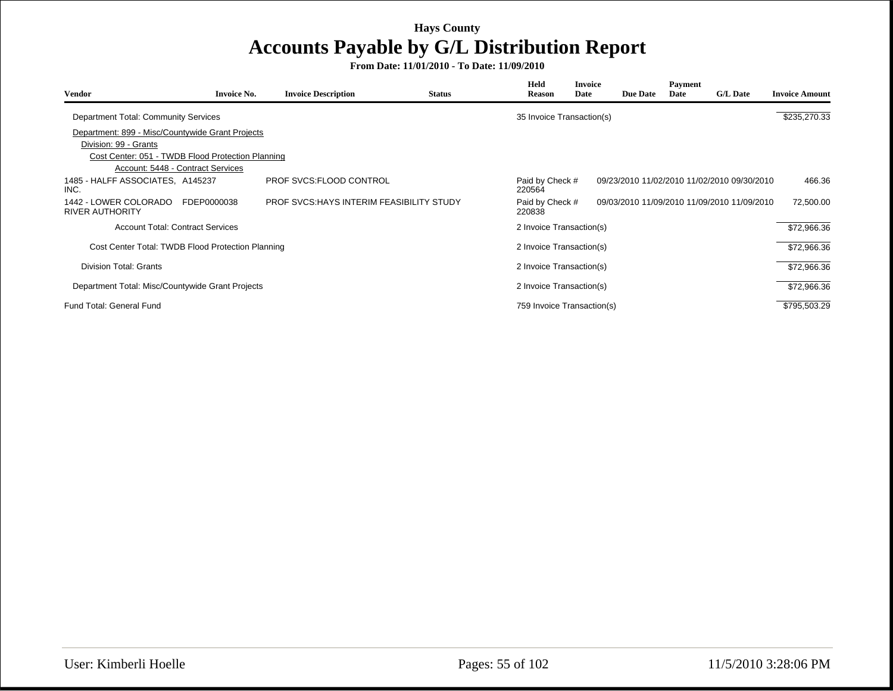# Hays County

## Accounts Payable by G/L Distribution Report

**From Date: 11/01/2010 - To Date: 11/09/2010**

| Vendor | Invoice No. | Invoice Description | Status | Held Reason | Invoice Date | Due Date | Payment Date | G/L Date | Invoice Amount |
|---|---|---|---|---|---|---|---|---|---|
| Department Total: Community Services | | | | 35 Invoice Transaction(s) | | | | | $235,270.33 |
| Department: 899 - Misc/Countywide Grant Projects | | | | | | | | | |
| Division: 99 - Grants | | | | | | | | | |
| Cost Center: 051 - TWDB Flood Protection Planning | | | | | | | | | |
| Account: 5448 - Contract Services | | | | | | | | | |
| 1485 - HALFF ASSOCIATES, INC. | A145237 | PROF SVCS:FLOOD CONTROL | | Paid by Check # 220564 | 09/23/2010 | 11/02/2010 | 11/02/2010 | 09/30/2010 | 466.36 |
| 1442 - LOWER COLORADO RIVER AUTHORITY | FDEP0000038 | PROF SVCS:HAYS INTERIM FEASIBILITY STUDY | | Paid by Check # 220838 | 09/03/2010 | 11/09/2010 | 11/09/2010 | 11/09/2010 | 72,500.00 |
| Account Total: Contract Services | | | | 2 Invoice Transaction(s) | | | | | $72,966.36 |
| Cost Center Total: TWDB Flood Protection Planning | | | | 2 Invoice Transaction(s) | | | | | $72,966.36 |
| Division Total: Grants | | | | 2 Invoice Transaction(s) | | | | | $72,966.36 |
| Department Total: Misc/Countywide Grant Projects | | | | 2 Invoice Transaction(s) | | | | | $72,966.36 |
| Fund Total: General Fund | | | | 759 Invoice Transaction(s) | | | | | $795,503.29 |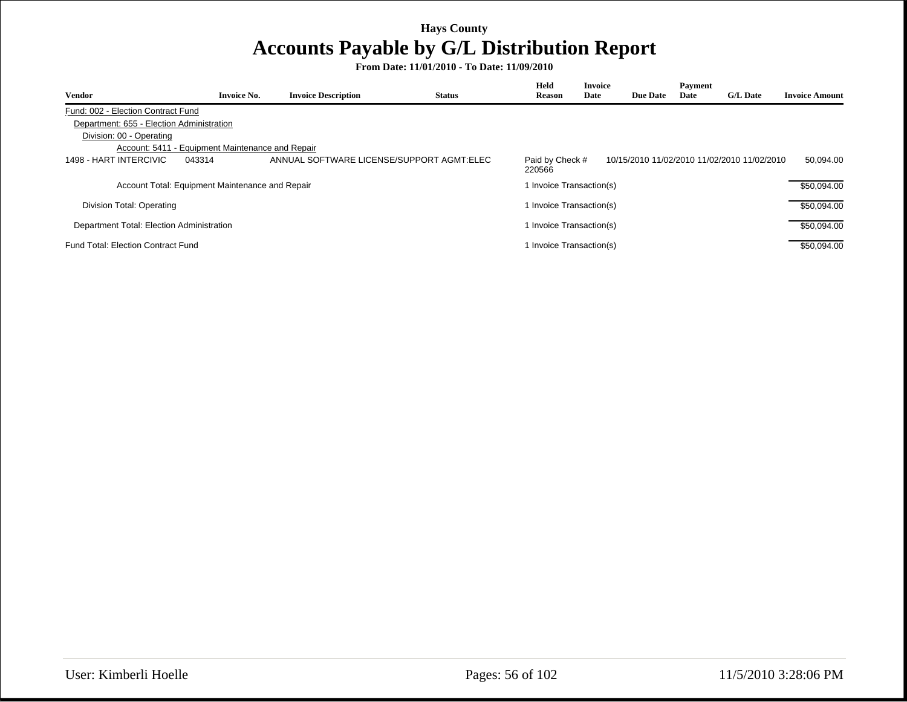**Hays County**

# Accounts Payable by G/L Distribution Report

**From Date: 11/01/2010 - To Date: 11/09/2010**

| Vendor | Invoice No. | Invoice Description | Status | Held Reason | Invoice Date | Due Date | Payment Date | G/L Date | Invoice Amount |
|---|---|---|---|---|---|---|---|---|---|
| Fund: 002 - Election Contract Fund | | | | | | | | | |
| Department: 655 - Election Administration | | | | | | | | | |
| Division: 00 - Operating | | | | | | | | | |
| Account: 5411 - Equipment Maintenance and Repair | | | | | | | | | |
| 1498 - HART INTERCIVIC | 043314 | ANNUAL SOFTWARE LICENSE/SUPPORT AGMT:ELEC | Paid by Check # 220566 | | 10/15/2010 | 11/02/2010 | 11/02/2010 | 11/02/2010 | 50,094.00 |
| Account Total: Equipment Maintenance and Repair | | | 1 Invoice Transaction(s) | | | | | | $50,094.00 |
| Division Total: Operating | | | 1 Invoice Transaction(s) | | | | | | $50,094.00 |
| Department Total: Election Administration | | | 1 Invoice Transaction(s) | | | | | | $50,094.00 |
| Fund Total: Election Contract Fund | | | 1 Invoice Transaction(s) | | | | | | $50,094.00 |

User: Kimberli Hoelle

11/5/2010 3:28:06 PM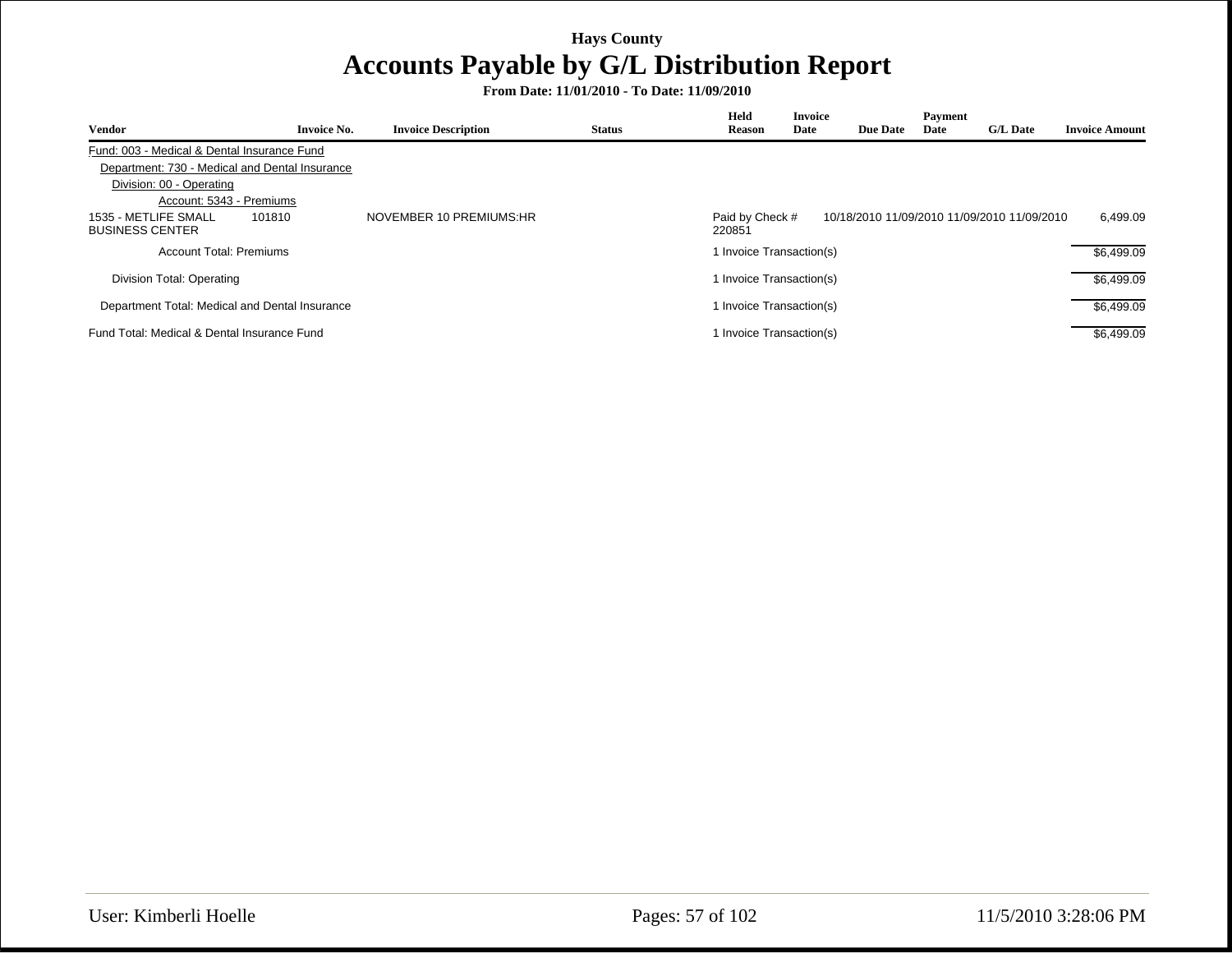**Hays County**

# Accounts Payable by G/L Distribution Report

**From Date: 11/01/2010 - To Date: 11/09/2010**

| Vendor | Invoice No. | Invoice Description | Status | Held Reason | Invoice Date | Due Date | Payment Date | G/L Date | Invoice Amount |
|---|---|---|---|---|---|---|---|---|---|
| Fund: 003 - Medical & Dental Insurance Fund | | | | | | | | | |
| Department: 730 - Medical and Dental Insurance | | | | | | | | | |
| Division: 00 - Operating | | | | | | | | | |
| Account: 5343 - Premiums | | | | | | | | | |
| 1535 - METLIFE SMALL BUSINESS CENTER | 101810 | NOVEMBER 10 PREMIUMS:HR | | Paid by Check # 220851 | 10/18/2010 | 11/09/2010 | 11/09/2010 | 11/09/2010 | 6,499.09 |
| Account Total: Premiums | | | | 1 Invoice Transaction(s) | | | | | $6,499.09 |
| Division Total: Operating | | | | 1 Invoice Transaction(s) | | | | | $6,499.09 |
| Department Total: Medical and Dental Insurance | | | | 1 Invoice Transaction(s) | | | | | $6,499.09 |
| Fund Total: Medical & Dental Insurance Fund | | | | 1 Invoice Transaction(s) | | | | | $6,499.09 |

User: Kimberli Hoelle

11/5/2010 3:28:06 PM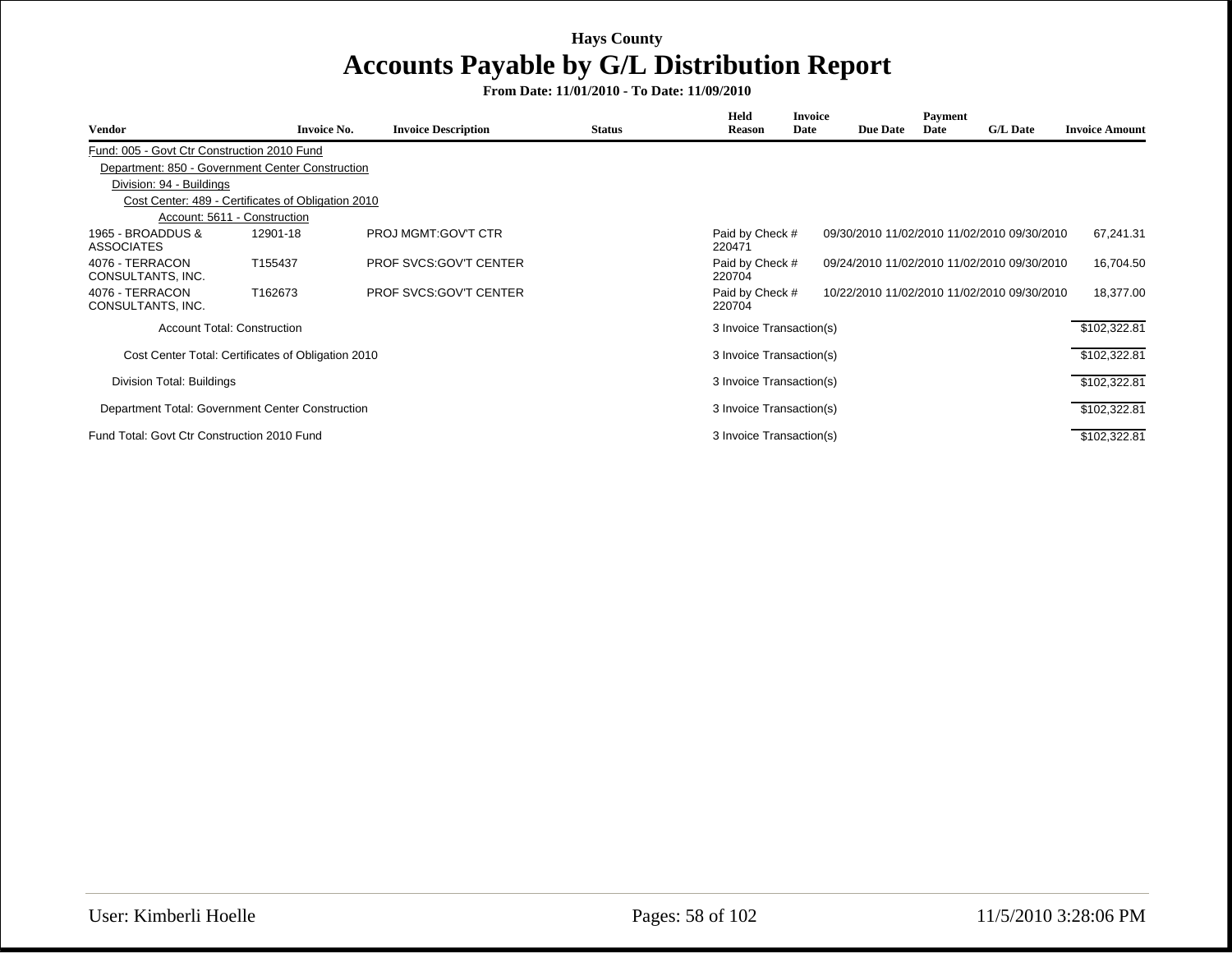Hays County

# Accounts Payable by G/L Distribution Report

**From Date: 11/01/2010 - To Date: 11/09/2010**

| Vendor | Invoice No. | Invoice Description | Status | Held Reason | Invoice Date | Due Date | Payment Date | G/L Date | Invoice Amount |
|---|---|---|---|---|---|---|---|---|---|
| Fund: 005 - Govt Ctr Construction 2010 Fund | | | | | | | | | |
| Department: 850 - Government Center Construction | | | | | | | | | |
| Division: 94 - Buildings | | | | | | | | | |
| Cost Center: 489 - Certificates of Obligation 2010 | | | | | | | | | |
| Account: 5611 - Construction | | | | | | | | | |
| 1965 - BROADDUS & ASSOCIATES | 12901-18 | PROJ MGMT:GOV'T CTR | | Paid by Check # 220471 | 09/30/2010 | 11/02/2010 | 11/02/2010 | 09/30/2010 | 67,241.31 |
| 4076 - TERRACON CONSULTANTS, INC. | T155437 | PROF SVCS:GOV'T CENTER | | Paid by Check # 220704 | 09/24/2010 | 11/02/2010 | 11/02/2010 | 09/30/2010 | 16,704.50 |
| 4076 - TERRACON CONSULTANTS, INC. | T162673 | PROF SVCS:GOV'T CENTER | | Paid by Check # 220704 | 10/22/2010 | 11/02/2010 | 11/02/2010 | 09/30/2010 | 18,377.00 |
| Account Total: Construction | | | | 3 Invoice Transaction(s) | | | | | $102,322.81 |
| Cost Center Total: Certificates of Obligation 2010 | | | | 3 Invoice Transaction(s) | | | | | $102,322.81 |
| Division Total: Buildings | | | | 3 Invoice Transaction(s) | | | | | $102,322.81 |
| Department Total: Government Center Construction | | | | 3 Invoice Transaction(s) | | | | | $102,322.81 |
| Fund Total: Govt Ctr Construction 2010 Fund | | | | 3 Invoice Transaction(s) | | | | | $102,322.81 |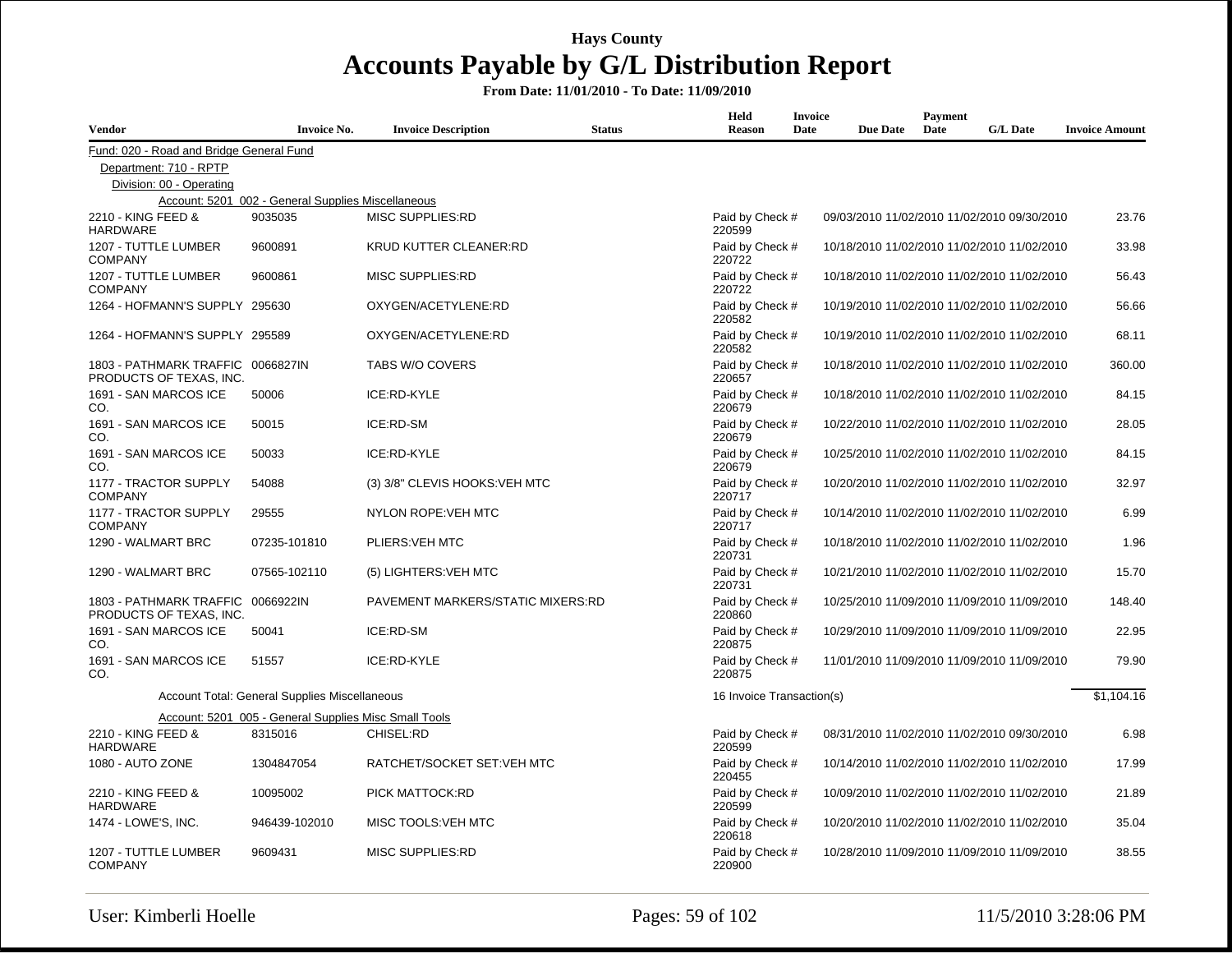# Hays County

## Accounts Payable by G/L Distribution Report

**From Date: 11/01/2010 - To Date: 11/09/2010**

| Vendor | Invoice No. | Invoice Description | Status | Held Reason | Invoice Date | Due Date | Payment Date | G/L Date | Invoice Amount |
|---|---|---|---|---|---|---|---|---|---|
| Fund: 020 - Road and Bridge General Fund | | | | | | | | | |
| Department: 710 - RPTP | | | | | | | | | |
| Division: 00 - Operating | | | | | | | | | |
| Account: 5201_002 - General Supplies Miscellaneous | | | | | | | | | |
| 2210 - KING FEED & HARDWARE | 9035035 | MISC SUPPLIES:RD | | Paid by Check # 220599 | 09/03/2010 | 11/02/2010 | 11/02/2010 | 09/30/2010 | 23.76 |
| 1207 - TUTTLE LUMBER COMPANY | 9600891 | KRUD KUTTER CLEANER:RD | | Paid by Check # 220722 | 10/18/2010 | 11/02/2010 | 11/02/2010 | 11/02/2010 | 33.98 |
| 1207 - TUTTLE LUMBER COMPANY | 9600861 | MISC SUPPLIES:RD | | Paid by Check # 220722 | 10/18/2010 | 11/02/2010 | 11/02/2010 | 11/02/2010 | 56.43 |
| 1264 - HOFMANN'S SUPPLY | 295630 | OXYGEN/ACETYLENE:RD | | Paid by Check # 220582 | 10/19/2010 | 11/02/2010 | 11/02/2010 | 11/02/2010 | 56.66 |
| 1264 - HOFMANN'S SUPPLY | 295589 | OXYGEN/ACETYLENE:RD | | Paid by Check # 220582 | 10/19/2010 | 11/02/2010 | 11/02/2010 | 11/02/2010 | 68.11 |
| 1803 - PATHMARK TRAFFIC PRODUCTS OF TEXAS, INC. | 0066827IN | TABS W/O COVERS | | Paid by Check # 220657 | 10/18/2010 | 11/02/2010 | 11/02/2010 | 11/02/2010 | 360.00 |
| 1691 - SAN MARCOS ICE CO. | 50006 | ICE:RD-KYLE | | Paid by Check # 220679 | 10/18/2010 | 11/02/2010 | 11/02/2010 | 11/02/2010 | 84.15 |
| 1691 - SAN MARCOS ICE CO. | 50015 | ICE:RD-SM | | Paid by Check # 220679 | 10/22/2010 | 11/02/2010 | 11/02/2010 | 11/02/2010 | 28.05 |
| 1691 - SAN MARCOS ICE CO. | 50033 | ICE:RD-KYLE | | Paid by Check # 220679 | 10/25/2010 | 11/02/2010 | 11/02/2010 | 11/02/2010 | 84.15 |
| 1177 - TRACTOR SUPPLY COMPANY | 54088 | (3) 3/8" CLEVIS HOOKS:VEH MTC | | Paid by Check # 220717 | 10/20/2010 | 11/02/2010 | 11/02/2010 | 11/02/2010 | 32.97 |
| 1177 - TRACTOR SUPPLY COMPANY | 29555 | NYLON ROPE:VEH MTC | | Paid by Check # 220717 | 10/14/2010 | 11/02/2010 | 11/02/2010 | 11/02/2010 | 6.99 |
| 1290 - WALMART BRC | 07235-101810 | PLIERS:VEH MTC | | Paid by Check # 220731 | 10/18/2010 | 11/02/2010 | 11/02/2010 | 11/02/2010 | 1.96 |
| 1290 - WALMART BRC | 07565-102110 | (5) LIGHTERS:VEH MTC | | Paid by Check # 220731 | 10/21/2010 | 11/02/2010 | 11/02/2010 | 11/02/2010 | 15.70 |
| 1803 - PATHMARK TRAFFIC PRODUCTS OF TEXAS, INC. | 0066922IN | PAVEMENT MARKERS/STATIC MIXERS:RD | | Paid by Check # 220860 | 10/25/2010 | 11/09/2010 | 11/09/2010 | 11/09/2010 | 148.40 |
| 1691 - SAN MARCOS ICE CO. | 50041 | ICE:RD-SM | | Paid by Check # 220875 | 10/29/2010 | 11/09/2010 | 11/09/2010 | 11/09/2010 | 22.95 |
| 1691 - SAN MARCOS ICE CO. | 51557 | ICE:RD-KYLE | | Paid by Check # 220875 | 11/01/2010 | 11/09/2010 | 11/09/2010 | 11/09/2010 | 79.90 |
| Account Total: General Supplies Miscellaneous | | | | 16 Invoice Transaction(s) | | | | | $1,104.16 |
| Account: 5201_005 - General Supplies Misc Small Tools | | | | | | | | | |
| 2210 - KING FEED & HARDWARE | 8315016 | CHISEL:RD | | Paid by Check # 220599 | 08/31/2010 | 11/02/2010 | 11/02/2010 | 09/30/2010 | 6.98 |
| 1080 - AUTO ZONE | 1304847054 | RATCHET/SOCKET SET:VEH MTC | | Paid by Check # 220455 | 10/14/2010 | 11/02/2010 | 11/02/2010 | 11/02/2010 | 17.99 |
| 2210 - KING FEED & HARDWARE | 10095002 | PICK MATTOCK:RD | | Paid by Check # 220599 | 10/09/2010 | 11/02/2010 | 11/02/2010 | 11/02/2010 | 21.89 |
| 1474 - LOWE'S, INC. | 946439-102010 | MISC TOOLS:VEH MTC | | Paid by Check # 220618 | 10/20/2010 | 11/02/2010 | 11/02/2010 | 11/02/2010 | 35.04 |
| 1207 - TUTTLE LUMBER COMPANY | 9609431 | MISC SUPPLIES:RD | | Paid by Check # 220900 | 10/28/2010 | 11/09/2010 | 11/09/2010 | 11/09/2010 | 38.55 |

User: Kimberli Hoelle — 11/5/2010 3:28:06 PM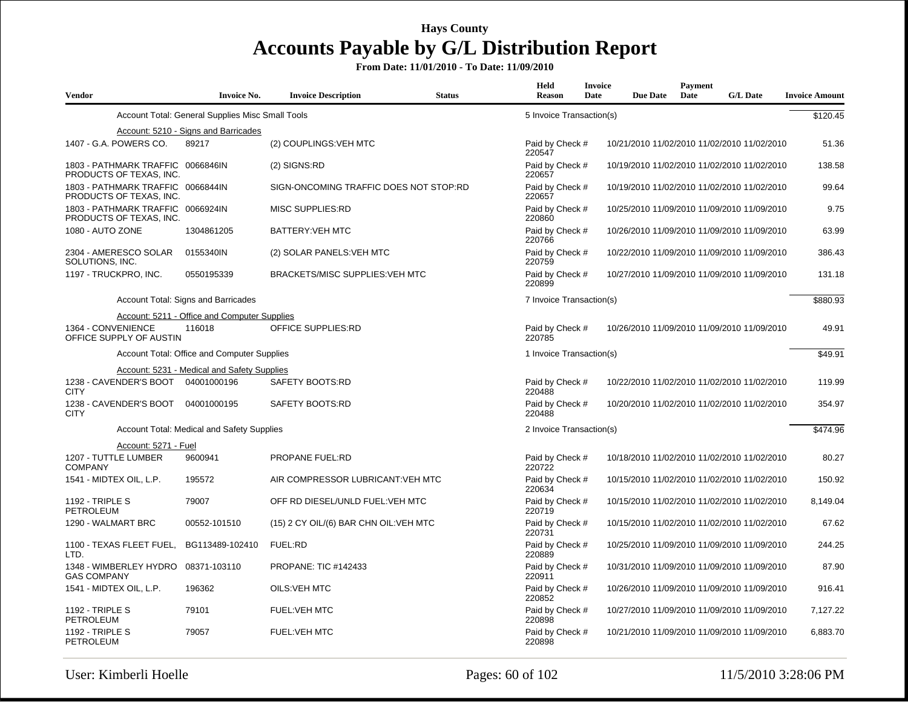# Hays County

## Accounts Payable by G/L Distribution Report

**From Date: 11/01/2010 - To Date: 11/09/2010**

| Vendor | Invoice No. | Invoice Description | Status | Held Reason | Invoice Date | Due Date | Payment Date | G/L Date | Invoice Amount |
|---|---|---|---|---|---|---|---|---|---|
| | Account Total: General Supplies Misc Small Tools | | | 5 Invoice Transaction(s) | | | | | $120.45 |
| | Account: 5210 - Signs and Barricades | | | | | | | | |
| 1407 - G.A. POWERS CO. | 89217 | (2) COUPLINGS:VEH MTC | | Paid by Check # 220547 | 10/21/2010 | 11/02/2010 | 11/02/2010 | 11/02/2010 | 51.36 |
| 1803 - PATHMARK TRAFFIC PRODUCTS OF TEXAS, INC. | 0066846IN | (2) SIGNS:RD | | Paid by Check # 220657 | 10/19/2010 | 11/02/2010 | 11/02/2010 | 11/02/2010 | 138.58 |
| 1803 - PATHMARK TRAFFIC PRODUCTS OF TEXAS, INC. | 0066844IN | SIGN-ONCOMING TRAFFIC DOES NOT STOP:RD | | Paid by Check # 220657 | 10/19/2010 | 11/02/2010 | 11/02/2010 | 11/02/2010 | 99.64 |
| 1803 - PATHMARK TRAFFIC PRODUCTS OF TEXAS, INC. | 0066924IN | MISC SUPPLIES:RD | | Paid by Check # 220860 | 10/25/2010 | 11/09/2010 | 11/09/2010 | 11/09/2010 | 9.75 |
| 1080 - AUTO ZONE | 1304861205 | BATTERY:VEH MTC | | Paid by Check # 220766 | 10/26/2010 | 11/09/2010 | 11/09/2010 | 11/09/2010 | 63.99 |
| 2304 - AMERESCO SOLAR SOLUTIONS, INC. | 0155340IN | (2) SOLAR PANELS:VEH MTC | | Paid by Check # 220759 | 10/22/2010 | 11/09/2010 | 11/09/2010 | 11/09/2010 | 386.43 |
| 1197 - TRUCKPRO, INC. | 0550195339 | BRACKETS/MISC SUPPLIES:VEH MTC | | Paid by Check # 220899 | 10/27/2010 | 11/09/2010 | 11/09/2010 | 11/09/2010 | 131.18 |
| | Account Total: Signs and Barricades | | | 7 Invoice Transaction(s) | | | | | $880.93 |
| | Account: 5211 - Office and Computer Supplies | | | | | | | | |
| 1364 - CONVENIENCE OFFICE SUPPLY OF AUSTIN | 116018 | OFFICE SUPPLIES:RD | | Paid by Check # 220785 | 10/26/2010 | 11/09/2010 | 11/09/2010 | 11/09/2010 | 49.91 |
| | Account Total: Office and Computer Supplies | | | 1 Invoice Transaction(s) | | | | | $49.91 |
| | Account: 5231 - Medical and Safety Supplies | | | | | | | | |
| 1238 - CAVENDER'S BOOT CITY | 04001000196 | SAFETY BOOTS:RD | | Paid by Check # 220488 | 10/22/2010 | 11/02/2010 | 11/02/2010 | 11/02/2010 | 119.99 |
| 1238 - CAVENDER'S BOOT CITY | 04001000195 | SAFETY BOOTS:RD | | Paid by Check # 220488 | 10/20/2010 | 11/02/2010 | 11/02/2010 | 11/02/2010 | 354.97 |
| | Account Total: Medical and Safety Supplies | | | 2 Invoice Transaction(s) | | | | | $474.96 |
| | Account: 5271 - Fuel | | | | | | | | |
| 1207 - TUTTLE LUMBER COMPANY | 9600941 | PROPANE FUEL:RD | | Paid by Check # 220722 | 10/18/2010 | 11/02/2010 | 11/02/2010 | 11/02/2010 | 80.27 |
| 1541 - MIDTEX OIL, L.P. | 195572 | AIR COMPRESSOR LUBRICANT:VEH MTC | | Paid by Check # 220634 | 10/15/2010 | 11/02/2010 | 11/02/2010 | 11/02/2010 | 150.92 |
| 1192 - TRIPLE S PETROLEUM | 79007 | OFF RD DIESEL/UNLD FUEL:VEH MTC | | Paid by Check # 220719 | 10/15/2010 | 11/02/2010 | 11/02/2010 | 11/02/2010 | 8,149.04 |
| 1290 - WALMART BRC | 00552-101510 | (15) 2 CY OIL/(6) BAR CHN OIL:VEH MTC | | Paid by Check # 220731 | 10/15/2010 | 11/02/2010 | 11/02/2010 | 11/02/2010 | 67.62 |
| 1100 - TEXAS FLEET FUEL, LTD. | BG113489-102410 | FUEL:RD | | Paid by Check # 220889 | 10/25/2010 | 11/09/2010 | 11/09/2010 | 11/09/2010 | 244.25 |
| 1348 - WIMBERLEY HYDRO GAS COMPANY | 08371-103110 | PROPANE: TIC #142433 | | Paid by Check # 220911 | 10/31/2010 | 11/09/2010 | 11/09/2010 | 11/09/2010 | 87.90 |
| 1541 - MIDTEX OIL, L.P. | 196362 | OILS:VEH MTC | | Paid by Check # 220852 | 10/26/2010 | 11/09/2010 | 11/09/2010 | 11/09/2010 | 916.41 |
| 1192 - TRIPLE S PETROLEUM | 79101 | FUEL:VEH MTC | | Paid by Check # 220898 | 10/27/2010 | 11/09/2010 | 11/09/2010 | 11/09/2010 | 7,127.22 |
| 1192 - TRIPLE S PETROLEUM | 79057 | FUEL:VEH MTC | | Paid by Check # 220898 | 10/21/2010 | 11/09/2010 | 11/09/2010 | 11/09/2010 | 6,883.70 |

User: Kimberli Hoelle | 11/5/2010 3:28:06 PM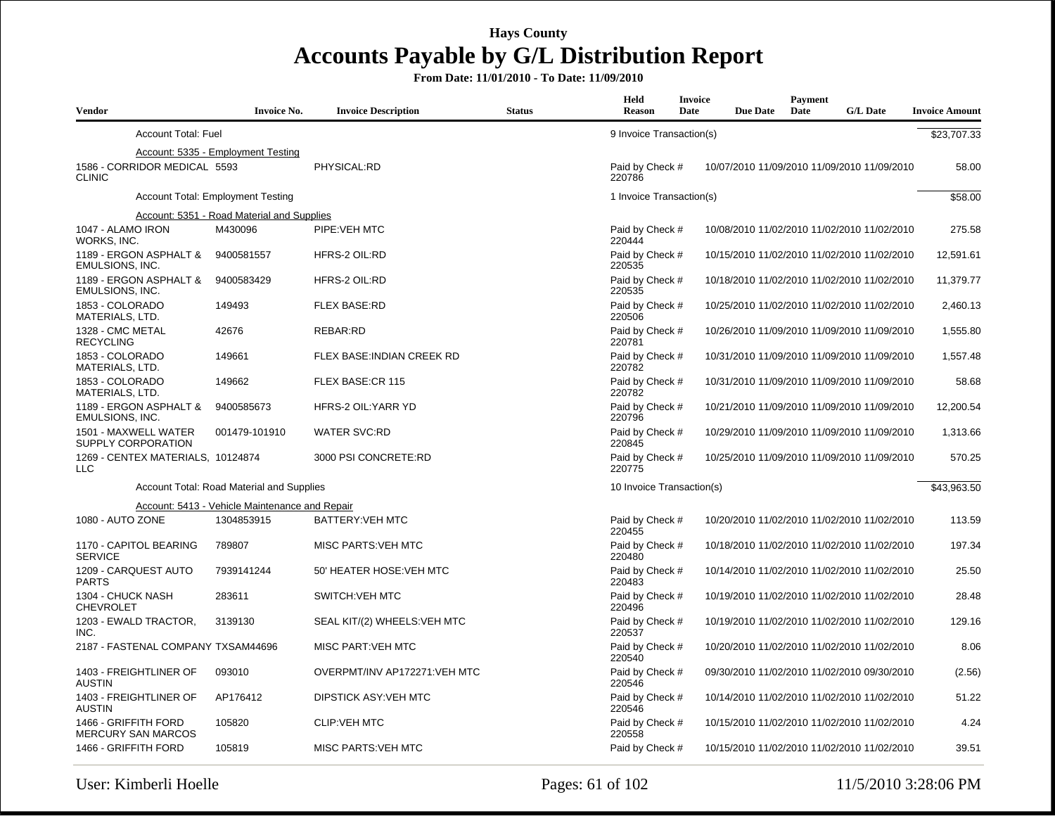**Hays County**

# Accounts Payable by G/L Distribution Report

**From Date: 11/01/2010 - To Date: 11/09/2010**

| Vendor | Invoice No. | Invoice Description | Status | Held Reason | Invoice Date | Due Date | Payment Date | G/L Date | Invoice Amount |
|---|---|---|---|---|---|---|---|---|---|
| Account Total: Fuel | | | | 9 Invoice Transaction(s) | | | | | $23,707.33 |
| Account: 5335 - Employment Testing | | | | | | | | | |
| 1586 - CORRIDOR MEDICAL CLINIC | 5593 | PHYSICAL:RD | | Paid by Check # 220786 | 10/07/2010 | 11/09/2010 | 11/09/2010 | 11/09/2010 | 58.00 |
| Account Total: Employment Testing | | | | 1 Invoice Transaction(s) | | | | | $58.00 |
| Account: 5351 - Road Material and Supplies | | | | | | | | | |
| 1047 - ALAMO IRON WORKS, INC. | M430096 | PIPE:VEH MTC | | Paid by Check # 220444 | 10/08/2010 | 11/02/2010 | 11/02/2010 | 11/02/2010 | 275.58 |
| 1189 - ERGON ASPHALT & EMULSIONS, INC. | 9400581557 | HFRS-2 OIL:RD | | Paid by Check # 220535 | 10/15/2010 | 11/02/2010 | 11/02/2010 | 11/02/2010 | 12,591.61 |
| 1189 - ERGON ASPHALT & EMULSIONS, INC. | 9400583429 | HFRS-2 OIL:RD | | Paid by Check # 220535 | 10/18/2010 | 11/02/2010 | 11/02/2010 | 11/02/2010 | 11,379.77 |
| 1853 - COLORADO MATERIALS, LTD. | 149493 | FLEX BASE:RD | | Paid by Check # 220506 | 10/25/2010 | 11/02/2010 | 11/02/2010 | 11/02/2010 | 2,460.13 |
| 1328 - CMC METAL RECYCLING | 42676 | REBAR:RD | | Paid by Check # 220781 | 10/26/2010 | 11/09/2010 | 11/09/2010 | 11/09/2010 | 1,555.80 |
| 1853 - COLORADO MATERIALS, LTD. | 149661 | FLEX BASE:INDIAN CREEK RD | | Paid by Check # 220782 | 10/31/2010 | 11/09/2010 | 11/09/2010 | 11/09/2010 | 1,557.48 |
| 1853 - COLORADO MATERIALS, LTD. | 149662 | FLEX BASE:CR 115 | | Paid by Check # 220782 | 10/31/2010 | 11/09/2010 | 11/09/2010 | 11/09/2010 | 58.68 |
| 1189 - ERGON ASPHALT & EMULSIONS, INC. | 9400585673 | HFRS-2 OIL:YARR YD | | Paid by Check # 220796 | 10/21/2010 | 11/09/2010 | 11/09/2010 | 11/09/2010 | 12,200.54 |
| 1501 - MAXWELL WATER SUPPLY CORPORATION | 001479-101910 | WATER SVC:RD | | Paid by Check # 220845 | 10/29/2010 | 11/09/2010 | 11/09/2010 | 11/09/2010 | 1,313.66 |
| 1269 - CENTEX MATERIALS, LLC | 10124874 | 3000 PSI CONCRETE:RD | | Paid by Check # 220775 | 10/25/2010 | 11/09/2010 | 11/09/2010 | 11/09/2010 | 570.25 |
| Account Total: Road Material and Supplies | | | | 10 Invoice Transaction(s) | | | | | $43,963.50 |
| Account: 5413 - Vehicle Maintenance and Repair | | | | | | | | | |
| 1080 - AUTO ZONE | 1304853915 | BATTERY:VEH MTC | | Paid by Check # 220455 | 10/20/2010 | 11/02/2010 | 11/02/2010 | 11/02/2010 | 113.59 |
| 1170 - CAPITOL BEARING SERVICE | 789807 | MISC PARTS:VEH MTC | | Paid by Check # 220480 | 10/18/2010 | 11/02/2010 | 11/02/2010 | 11/02/2010 | 197.34 |
| 1209 - CARQUEST AUTO PARTS | 7939141244 | 50' HEATER HOSE:VEH MTC | | Paid by Check # 220483 | 10/14/2010 | 11/02/2010 | 11/02/2010 | 11/02/2010 | 25.50 |
| 1304 - CHUCK NASH CHEVROLET | 283611 | SWITCH:VEH MTC | | Paid by Check # 220496 | 10/19/2010 | 11/02/2010 | 11/02/2010 | 11/02/2010 | 28.48 |
| 1203 - EWALD TRACTOR, INC. | 3139130 | SEAL KIT/(2) WHEELS:VEH MTC | | Paid by Check # 220537 | 10/19/2010 | 11/02/2010 | 11/02/2010 | 11/02/2010 | 129.16 |
| 2187 - FASTENAL COMPANY | TXSAM44696 | MISC PART:VEH MTC | | Paid by Check # 220540 | 10/20/2010 | 11/02/2010 | 11/02/2010 | 11/02/2010 | 8.06 |
| 1403 - FREIGHTLINER OF AUSTIN | 093010 | OVERPMT/INV AP172271:VEH MTC | | Paid by Check # 220546 | 09/30/2010 | 11/02/2010 | 11/02/2010 | 09/30/2010 | (2.56) |
| 1403 - FREIGHTLINER OF AUSTIN | AP176412 | DIPSTICK ASY:VEH MTC | | Paid by Check # 220546 | 10/14/2010 | 11/02/2010 | 11/02/2010 | 11/02/2010 | 51.22 |
| 1466 - GRIFFITH FORD MERCURY SAN MARCOS | 105820 | CLIP:VEH MTC | | Paid by Check # 220558 | 10/15/2010 | 11/02/2010 | 11/02/2010 | 11/02/2010 | 4.24 |
| 1466 - GRIFFITH FORD | 105819 | MISC PARTS:VEH MTC | | Paid by Check # | 10/15/2010 | 11/02/2010 | 11/02/2010 | 11/02/2010 | 39.51 |

User: Kimberli Hoelle

11/5/2010 3:28:06 PM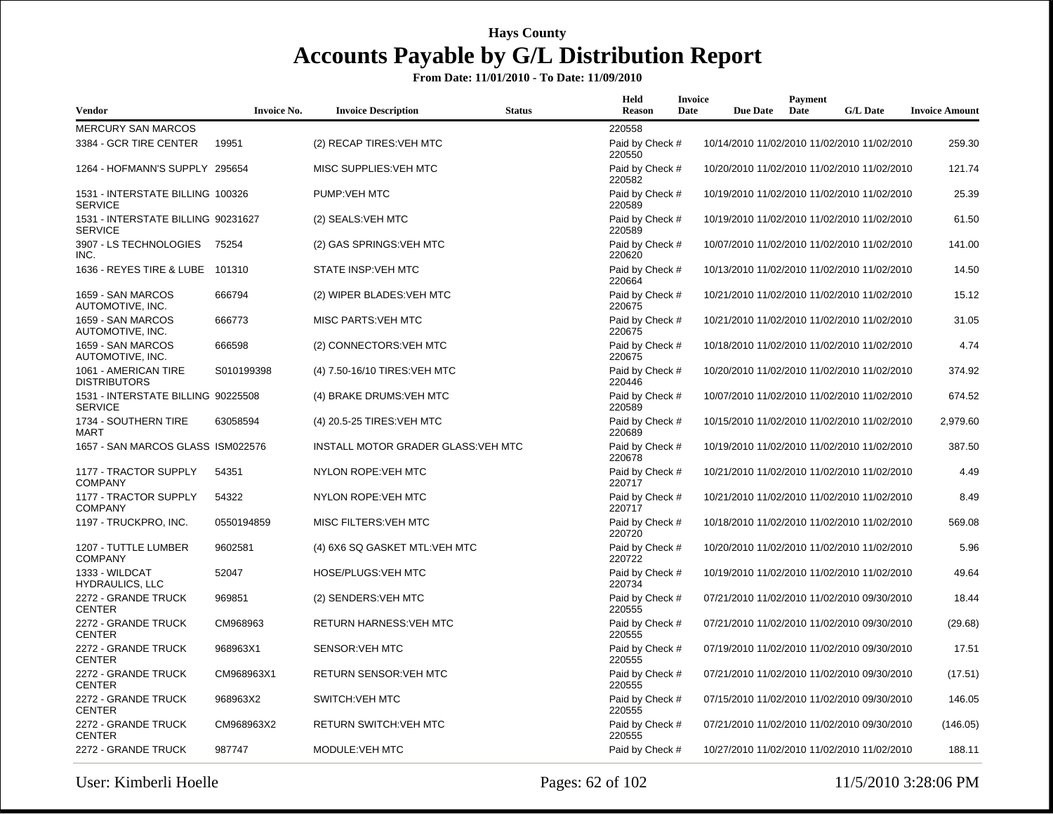# Hays County

## Accounts Payable by G/L Distribution Report

**From Date: 11/01/2010 - To Date: 11/09/2010**

| Vendor | Invoice No. | Invoice Description | Status | Held Reason | Invoice Date | Due Date | Payment Date | G/L Date | Invoice Amount |
|---|---|---|---|---|---|---|---|---|---|
| MERCURY SAN MARCOS | | | 220558 | | | | | | |
| 3384 - GCR TIRE CENTER | 19951 | (2) RECAP TIRES:VEH MTC | Paid by Check # 220550 | | 10/14/2010 | 11/02/2010 | 11/02/2010 | 11/02/2010 | 259.30 |
| 1264 - HOFMANN'S SUPPLY | 295654 | MISC SUPPLIES:VEH MTC | Paid by Check # 220582 | | 10/20/2010 | 11/02/2010 | 11/02/2010 | 11/02/2010 | 121.74 |
| 1531 - INTERSTATE BILLING SERVICE | 100326 | PUMP:VEH MTC | Paid by Check # 220589 | | 10/19/2010 | 11/02/2010 | 11/02/2010 | 11/02/2010 | 25.39 |
| 1531 - INTERSTATE BILLING SERVICE | 90231627 | (2) SEALS:VEH MTC | Paid by Check # 220589 | | 10/19/2010 | 11/02/2010 | 11/02/2010 | 11/02/2010 | 61.50 |
| 3907 - LS TECHNOLOGIES INC. | 75254 | (2) GAS SPRINGS:VEH MTC | Paid by Check # 220620 | | 10/07/2010 | 11/02/2010 | 11/02/2010 | 11/02/2010 | 141.00 |
| 1636 - REYES TIRE & LUBE | 101310 | STATE INSP:VEH MTC | Paid by Check # 220664 | | 10/13/2010 | 11/02/2010 | 11/02/2010 | 11/02/2010 | 14.50 |
| 1659 - SAN MARCOS AUTOMOTIVE, INC. | 666794 | (2) WIPER BLADES:VEH MTC | Paid by Check # 220675 | | 10/21/2010 | 11/02/2010 | 11/02/2010 | 11/02/2010 | 15.12 |
| 1659 - SAN MARCOS AUTOMOTIVE, INC. | 666773 | MISC PARTS:VEH MTC | Paid by Check # 220675 | | 10/21/2010 | 11/02/2010 | 11/02/2010 | 11/02/2010 | 31.05 |
| 1659 - SAN MARCOS AUTOMOTIVE, INC. | 666598 | (2) CONNECTORS:VEH MTC | Paid by Check # 220675 | | 10/18/2010 | 11/02/2010 | 11/02/2010 | 11/02/2010 | 4.74 |
| 1061 - AMERICAN TIRE DISTRIBUTORS | S010199398 | (4) 7.50-16/10 TIRES:VEH MTC | Paid by Check # 220446 | | 10/20/2010 | 11/02/2010 | 11/02/2010 | 11/02/2010 | 374.92 |
| 1531 - INTERSTATE BILLING SERVICE | 90225508 | (4) BRAKE DRUMS:VEH MTC | Paid by Check # 220589 | | 10/07/2010 | 11/02/2010 | 11/02/2010 | 11/02/2010 | 674.52 |
| 1734 - SOUTHERN TIRE MART | 63058594 | (4) 20.5-25 TIRES:VEH MTC | Paid by Check # 220689 | | 10/15/2010 | 11/02/2010 | 11/02/2010 | 11/02/2010 | 2,979.60 |
| 1657 - SAN MARCOS GLASS | ISM022576 | INSTALL MOTOR GRADER GLASS:VEH MTC | Paid by Check # 220678 | | 10/19/2010 | 11/02/2010 | 11/02/2010 | 11/02/2010 | 387.50 |
| 1177 - TRACTOR SUPPLY COMPANY | 54351 | NYLON ROPE:VEH MTC | Paid by Check # 220717 | | 10/21/2010 | 11/02/2010 | 11/02/2010 | 11/02/2010 | 4.49 |
| 1177 - TRACTOR SUPPLY COMPANY | 54322 | NYLON ROPE:VEH MTC | Paid by Check # 220717 | | 10/21/2010 | 11/02/2010 | 11/02/2010 | 11/02/2010 | 8.49 |
| 1197 - TRUCKPRO, INC. | 0550194859 | MISC FILTERS:VEH MTC | Paid by Check # 220720 | | 10/18/2010 | 11/02/2010 | 11/02/2010 | 11/02/2010 | 569.08 |
| 1207 - TUTTLE LUMBER COMPANY | 9602581 | (4) 6X6 SQ GASKET MTL:VEH MTC | Paid by Check # 220722 | | 10/20/2010 | 11/02/2010 | 11/02/2010 | 11/02/2010 | 5.96 |
| 1333 - WILDCAT HYDRAULICS, LLC | 52047 | HOSE/PLUGS:VEH MTC | Paid by Check # 220734 | | 10/19/2010 | 11/02/2010 | 11/02/2010 | 11/02/2010 | 49.64 |
| 2272 - GRANDE TRUCK CENTER | 969851 | (2) SENDERS:VEH MTC | Paid by Check # 220555 | | 07/21/2010 | 11/02/2010 | 11/02/2010 | 09/30/2010 | 18.44 |
| 2272 - GRANDE TRUCK CENTER | CM968963 | RETURN HARNESS:VEH MTC | Paid by Check # 220555 | | 07/21/2010 | 11/02/2010 | 11/02/2010 | 09/30/2010 | (29.68) |
| 2272 - GRANDE TRUCK CENTER | 968963X1 | SENSOR:VEH MTC | Paid by Check # 220555 | | 07/19/2010 | 11/02/2010 | 11/02/2010 | 09/30/2010 | 17.51 |
| 2272 - GRANDE TRUCK CENTER | CM968963X1 | RETURN SENSOR:VEH MTC | Paid by Check # 220555 | | 07/21/2010 | 11/02/2010 | 11/02/2010 | 09/30/2010 | (17.51) |
| 2272 - GRANDE TRUCK CENTER | 968963X2 | SWITCH:VEH MTC | Paid by Check # 220555 | | 07/15/2010 | 11/02/2010 | 11/02/2010 | 09/30/2010 | 146.05 |
| 2272 - GRANDE TRUCK CENTER | CM968963X2 | RETURN SWITCH:VEH MTC | Paid by Check # 220555 | | 07/21/2010 | 11/02/2010 | 11/02/2010 | 09/30/2010 | (146.05) |
| 2272 - GRANDE TRUCK | 987747 | MODULE:VEH MTC | Paid by Check # | | 10/27/2010 | 11/02/2010 | 11/02/2010 | 11/02/2010 | 188.11 |

User: Kimberli Hoelle

11/5/2010 3:28:06 PM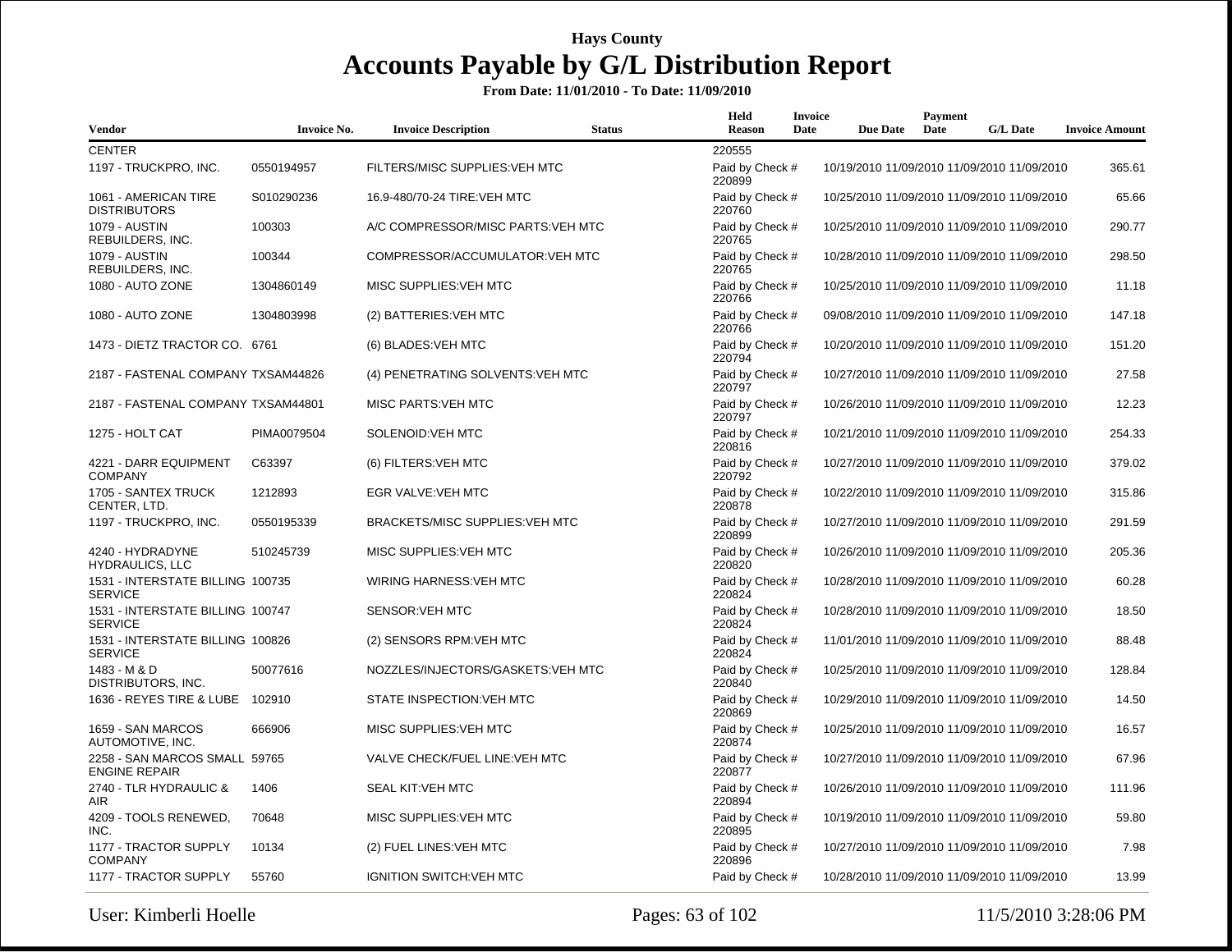# Hays County

## Accounts Payable by G/L Distribution Report

**From Date: 11/01/2010 - To Date: 11/09/2010**

| Vendor | Invoice No. | Invoice Description | Status | Held Reason | Invoice Date | Due Date | Payment Date | G/L Date | Invoice Amount |
|---|---|---|---|---|---|---|---|---|---|
| CENTER | | | | 220555 | | | | | |
| 1197 - TRUCKPRO, INC. | 0550194957 | FILTERS/MISC SUPPLIES:VEH MTC | | Paid by Check # 220899 | 10/19/2010 | 11/09/2010 | 11/09/2010 | 11/09/2010 | 365.61 |
| 1061 - AMERICAN TIRE DISTRIBUTORS | S010290236 | 16.9-480/70-24 TIRE:VEH MTC | | Paid by Check # 220760 | 10/25/2010 | 11/09/2010 | 11/09/2010 | 11/09/2010 | 65.66 |
| 1079 - AUSTIN REBUILDERS, INC. | 100303 | A/C COMPRESSOR/MISC PARTS:VEH MTC | | Paid by Check # 220765 | 10/25/2010 | 11/09/2010 | 11/09/2010 | 11/09/2010 | 290.77 |
| 1079 - AUSTIN REBUILDERS, INC. | 100344 | COMPRESSOR/ACCUMULATOR:VEH MTC | | Paid by Check # 220765 | 10/28/2010 | 11/09/2010 | 11/09/2010 | 11/09/2010 | 298.50 |
| 1080 - AUTO ZONE | 1304860149 | MISC SUPPLIES:VEH MTC | | Paid by Check # 220766 | 10/25/2010 | 11/09/2010 | 11/09/2010 | 11/09/2010 | 11.18 |
| 1080 - AUTO ZONE | 1304803998 | (2) BATTERIES:VEH MTC | | Paid by Check # 220766 | 09/08/2010 | 11/09/2010 | 11/09/2010 | 11/09/2010 | 147.18 |
| 1473 - DIETZ TRACTOR CO. | 6761 | (6) BLADES:VEH MTC | | Paid by Check # 220794 | 10/20/2010 | 11/09/2010 | 11/09/2010 | 11/09/2010 | 151.20 |
| 2187 - FASTENAL COMPANY | TXSAM44826 | (4) PENETRATING SOLVENTS:VEH MTC | | Paid by Check # 220797 | 10/27/2010 | 11/09/2010 | 11/09/2010 | 11/09/2010 | 27.58 |
| 2187 - FASTENAL COMPANY | TXSAM44801 | MISC PARTS:VEH MTC | | Paid by Check # 220797 | 10/26/2010 | 11/09/2010 | 11/09/2010 | 11/09/2010 | 12.23 |
| 1275 - HOLT CAT | PIMA0079504 | SOLENOID:VEH MTC | | Paid by Check # 220816 | 10/21/2010 | 11/09/2010 | 11/09/2010 | 11/09/2010 | 254.33 |
| 4221 - DARR EQUIPMENT COMPANY | C63397 | (6) FILTERS:VEH MTC | | Paid by Check # 220792 | 10/27/2010 | 11/09/2010 | 11/09/2010 | 11/09/2010 | 379.02 |
| 1705 - SANTEX TRUCK CENTER, LTD. | 1212893 | EGR VALVE:VEH MTC | | Paid by Check # 220878 | 10/22/2010 | 11/09/2010 | 11/09/2010 | 11/09/2010 | 315.86 |
| 1197 - TRUCKPRO, INC. | 0550195339 | BRACKETS/MISC SUPPLIES:VEH MTC | | Paid by Check # 220899 | 10/27/2010 | 11/09/2010 | 11/09/2010 | 11/09/2010 | 291.59 |
| 4240 - HYDRADYNE HYDRAULICS, LLC | 510245739 | MISC SUPPLIES:VEH MTC | | Paid by Check # 220820 | 10/26/2010 | 11/09/2010 | 11/09/2010 | 11/09/2010 | 205.36 |
| 1531 - INTERSTATE BILLING SERVICE | 100735 | WIRING HARNESS:VEH MTC | | Paid by Check # 220824 | 10/28/2010 | 11/09/2010 | 11/09/2010 | 11/09/2010 | 60.28 |
| 1531 - INTERSTATE BILLING SERVICE | 100747 | SENSOR:VEH MTC | | Paid by Check # 220824 | 10/28/2010 | 11/09/2010 | 11/09/2010 | 11/09/2010 | 18.50 |
| 1531 - INTERSTATE BILLING SERVICE | 100826 | (2) SENSORS RPM:VEH MTC | | Paid by Check # 220824 | 11/01/2010 | 11/09/2010 | 11/09/2010 | 11/09/2010 | 88.48 |
| 1483 - M & D DISTRIBUTORS, INC. | 50077616 | NOZZLES/INJECTORS/GASKETS:VEH MTC | | Paid by Check # 220840 | 10/25/2010 | 11/09/2010 | 11/09/2010 | 11/09/2010 | 128.84 |
| 1636 - REYES TIRE & LUBE | 102910 | STATE INSPECTION:VEH MTC | | Paid by Check # 220869 | 10/29/2010 | 11/09/2010 | 11/09/2010 | 11/09/2010 | 14.50 |
| 1659 - SAN MARCOS AUTOMOTIVE, INC. | 666906 | MISC SUPPLIES:VEH MTC | | Paid by Check # 220874 | 10/25/2010 | 11/09/2010 | 11/09/2010 | 11/09/2010 | 16.57 |
| 2258 - SAN MARCOS SMALL ENGINE REPAIR | 59765 | VALVE CHECK/FUEL LINE:VEH MTC | | Paid by Check # 220877 | 10/27/2010 | 11/09/2010 | 11/09/2010 | 11/09/2010 | 67.96 |
| 2740 - TLR HYDRAULIC & AIR | 1406 | SEAL KIT:VEH MTC | | Paid by Check # 220894 | 10/26/2010 | 11/09/2010 | 11/09/2010 | 11/09/2010 | 111.96 |
| 4209 - TOOLS RENEWED, INC. | 70648 | MISC SUPPLIES:VEH MTC | | Paid by Check # 220895 | 10/19/2010 | 11/09/2010 | 11/09/2010 | 11/09/2010 | 59.80 |
| 1177 - TRACTOR SUPPLY COMPANY | 10134 | (2) FUEL LINES:VEH MTC | | Paid by Check # 220896 | 10/27/2010 | 11/09/2010 | 11/09/2010 | 11/09/2010 | 7.98 |
| 1177 - TRACTOR SUPPLY | 55760 | IGNITION SWITCH:VEH MTC | | Paid by Check # | 10/28/2010 | 11/09/2010 | 11/09/2010 | 11/09/2010 | 13.99 |

User: Kimberli Hoelle　　11/5/2010 3:28:06 PM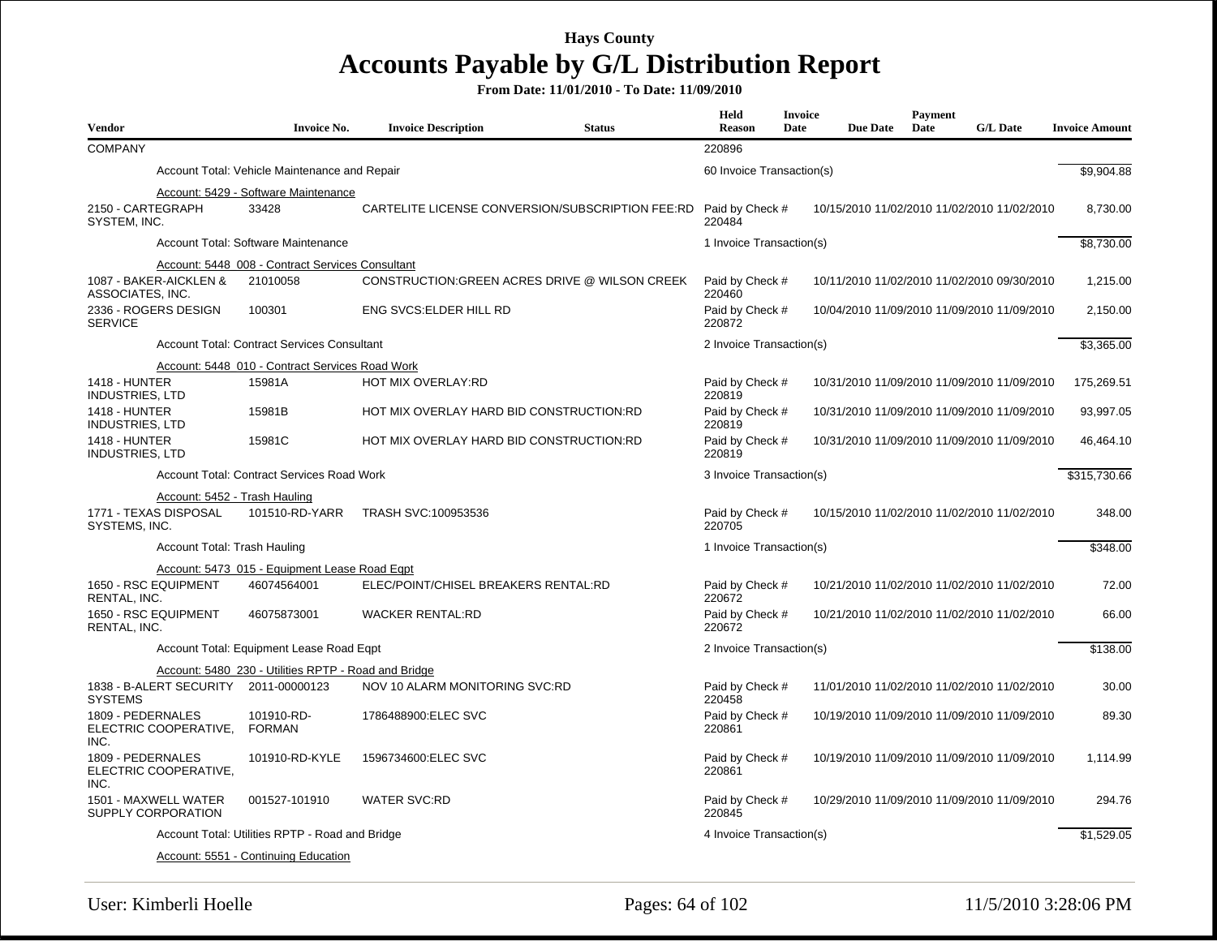# Hays County

# Accounts Payable by G/L Distribution Report

**From Date: 11/01/2010 - To Date: 11/09/2010**

| Vendor | Invoice No. | Invoice Description | Status | Held Reason | Invoice Date | Due Date | Payment Date | G/L Date | Invoice Amount |
|---|---|---|---|---|---|---|---|---|---|
| COMPANY | | | | 220896 | | | | | |
| | Account Total: Vehicle Maintenance and Repair | | | 60 Invoice Transaction(s) | | | | | $9,904.88 |
| | Account: 5429 - Software Maintenance | | | | | | | | |
| 2150 - CARTEGRAPH SYSTEM, INC. | 33428 | CARTELITE LICENSE CONVERSION/SUBSCRIPTION FEE:RD | | Paid by Check # 220484 | 10/15/2010 | 11/02/2010 | 11/02/2010 | 11/02/2010 | 8,730.00 |
| | Account Total: Software Maintenance | | | 1 Invoice Transaction(s) | | | | | $8,730.00 |
| | Account: 5448_008 - Contract Services Consultant | | | | | | | | |
| 1087 - BAKER-AICKLEN & ASSOCIATES, INC. | 21010058 | CONSTRUCTION:GREEN ACRES DRIVE @ WILSON CREEK | | Paid by Check # 220460 | 10/11/2010 | 11/02/2010 | 11/02/2010 | 09/30/2010 | 1,215.00 |
| 2336 - ROGERS DESIGN SERVICE | 100301 | ENG SVCS:ELDER HILL RD | | Paid by Check # 220872 | 10/04/2010 | 11/09/2010 | 11/09/2010 | 11/09/2010 | 2,150.00 |
| | Account Total: Contract Services Consultant | | | 2 Invoice Transaction(s) | | | | | $3,365.00 |
| | Account: 5448_010 - Contract Services Road Work | | | | | | | | |
| 1418 - HUNTER INDUSTRIES, LTD | 15981A | HOT MIX OVERLAY:RD | | Paid by Check # 220819 | 10/31/2010 | 11/09/2010 | 11/09/2010 | 11/09/2010 | 175,269.51 |
| 1418 - HUNTER INDUSTRIES, LTD | 15981B | HOT MIX OVERLAY HARD BID CONSTRUCTION:RD | | Paid by Check # 220819 | 10/31/2010 | 11/09/2010 | 11/09/2010 | 11/09/2010 | 93,997.05 |
| 1418 - HUNTER INDUSTRIES, LTD | 15981C | HOT MIX OVERLAY HARD BID CONSTRUCTION:RD | | Paid by Check # 220819 | 10/31/2010 | 11/09/2010 | 11/09/2010 | 11/09/2010 | 46,464.10 |
| | Account Total: Contract Services Road Work | | | 3 Invoice Transaction(s) | | | | | $315,730.66 |
| | Account: 5452 - Trash Hauling | | | | | | | | |
| 1771 - TEXAS DISPOSAL SYSTEMS, INC. | 101510-RD-YARR | TRASH SVC:100953536 | | Paid by Check # 220705 | 10/15/2010 | 11/02/2010 | 11/02/2010 | 11/02/2010 | 348.00 |
| | Account Total: Trash Hauling | | | 1 Invoice Transaction(s) | | | | | $348.00 |
| | Account: 5473_015 - Equipment Lease Road Eqpt | | | | | | | | |
| 1650 - RSC EQUIPMENT RENTAL, INC. | 46074564001 | ELEC/POINT/CHISEL BREAKERS RENTAL:RD | | Paid by Check # 220672 | 10/21/2010 | 11/02/2010 | 11/02/2010 | 11/02/2010 | 72.00 |
| 1650 - RSC EQUIPMENT RENTAL, INC. | 46075873001 | WACKER RENTAL:RD | | Paid by Check # 220672 | 10/21/2010 | 11/02/2010 | 11/02/2010 | 11/02/2010 | 66.00 |
| | Account Total: Equipment Lease Road Eqpt | | | 2 Invoice Transaction(s) | | | | | $138.00 |
| | Account: 5480_230 - Utilities RPTP - Road and Bridge | | | | | | | | |
| 1838 - B-ALERT SECURITY SYSTEMS | 2011-00000123 | NOV 10 ALARM MONITORING SVC:RD | | Paid by Check # 220458 | 11/01/2010 | 11/02/2010 | 11/02/2010 | 11/02/2010 | 30.00 |
| 1809 - PEDERNALES ELECTRIC COOPERATIVE, INC. | 101910-RD-FORMAN | 1786488900:ELEC SVC | | Paid by Check # 220861 | 10/19/2010 | 11/09/2010 | 11/09/2010 | 11/09/2010 | 89.30 |
| 1809 - PEDERNALES ELECTRIC COOPERATIVE, INC. | 101910-RD-KYLE | 1596734600:ELEC SVC | | Paid by Check # 220861 | 10/19/2010 | 11/09/2010 | 11/09/2010 | 11/09/2010 | 1,114.99 |
| 1501 - MAXWELL WATER SUPPLY CORPORATION | 001527-101910 | WATER SVC:RD | | Paid by Check # 220845 | 10/29/2010 | 11/09/2010 | 11/09/2010 | 11/09/2010 | 294.76 |
| | Account Total: Utilities RPTP - Road and Bridge | | | 4 Invoice Transaction(s) | | | | | $1,529.05 |
| | Account: 5551 - Continuing Education | | | | | | | | |

User: Kimberli Hoelle — 11/5/2010 3:28:06 PM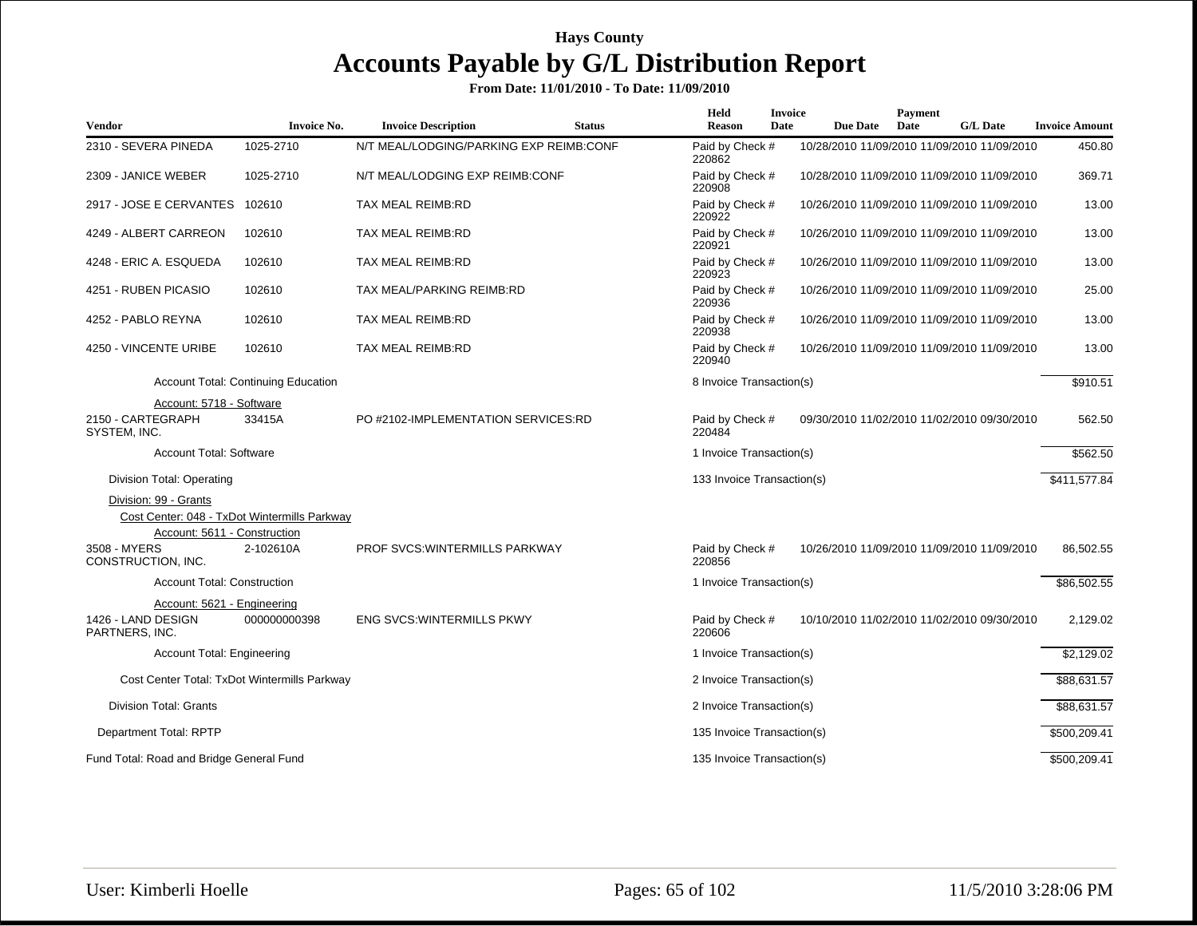# Hays County

## Accounts Payable by G/L Distribution Report

**From Date: 11/01/2010 - To Date: 11/09/2010**

| Vendor | Invoice No. | Invoice Description | Status | Held Reason | Invoice Date | Due Date | Payment Date | G/L Date | Invoice Amount |
|---|---|---|---|---|---|---|---|---|---|
| 2310 - SEVERA PINEDA | 1025-2710 | N/T MEAL/LODGING/PARKING EXP REIMB:CONF | | Paid by Check # 220862 | 10/28/2010 | 11/09/2010 | 11/09/2010 | 11/09/2010 | 450.80 |
| 2309 - JANICE WEBER | 1025-2710 | N/T MEAL/LODGING EXP REIMB:CONF | | Paid by Check # 220908 | 10/28/2010 | 11/09/2010 | 11/09/2010 | 11/09/2010 | 369.71 |
| 2917 - JOSE E CERVANTES | 102610 | TAX MEAL REIMB:RD | | Paid by Check # 220922 | 10/26/2010 | 11/09/2010 | 11/09/2010 | 11/09/2010 | 13.00 |
| 4249 - ALBERT CARREON | 102610 | TAX MEAL REIMB:RD | | Paid by Check # 220921 | 10/26/2010 | 11/09/2010 | 11/09/2010 | 11/09/2010 | 13.00 |
| 4248 - ERIC A. ESQUEDA | 102610 | TAX MEAL REIMB:RD | | Paid by Check # 220923 | 10/26/2010 | 11/09/2010 | 11/09/2010 | 11/09/2010 | 13.00 |
| 4251 - RUBEN PICASIO | 102610 | TAX MEAL/PARKING REIMB:RD | | Paid by Check # 220936 | 10/26/2010 | 11/09/2010 | 11/09/2010 | 11/09/2010 | 25.00 |
| 4252 - PABLO REYNA | 102610 | TAX MEAL REIMB:RD | | Paid by Check # 220938 | 10/26/2010 | 11/09/2010 | 11/09/2010 | 11/09/2010 | 13.00 |
| 4250 - VINCENTE URIBE | 102610 | TAX MEAL REIMB:RD | | Paid by Check # 220940 | 10/26/2010 | 11/09/2010 | 11/09/2010 | 11/09/2010 | 13.00 |
| Account Total: Continuing Education | | | | 8 Invoice Transaction(s) | | | | | $910.51 |
| Account: 5718 - Software | | | | | | | | | |
| 2150 - CARTEGRAPH SYSTEM, INC. | 33415A | PO #2102-IMPLEMENTATION SERVICES:RD | | Paid by Check # 220484 | 09/30/2010 | 11/02/2010 | 11/02/2010 | 09/30/2010 | 562.50 |
| Account Total: Software | | | | 1 Invoice Transaction(s) | | | | | $562.50 |
| Division Total: Operating | | | | 133 Invoice Transaction(s) | | | | | $411,577.84 |
| Division: 99 - Grants | | | | | | | | | |
| Cost Center: 048 - TxDot Wintermills Parkway | | | | | | | | | |
| Account: 5611 - Construction | | | | | | | | | |
| 3508 - MYERS CONSTRUCTION, INC. | 2-102610A | PROF SVCS:WINTERMILLS PARKWAY | | Paid by Check # 220856 | 10/26/2010 | 11/09/2010 | 11/09/2010 | 11/09/2010 | 86,502.55 |
| Account Total: Construction | | | | 1 Invoice Transaction(s) | | | | | $86,502.55 |
| Account: 5621 - Engineering | | | | | | | | | |
| 1426 - LAND DESIGN PARTNERS, INC. | 000000000398 | ENG SVCS:WINTERMILLS PKWY | | Paid by Check # 220606 | 10/10/2010 | 11/02/2010 | 11/02/2010 | 09/30/2010 | 2,129.02 |
| Account Total: Engineering | | | | 1 Invoice Transaction(s) | | | | | $2,129.02 |
| Cost Center Total: TxDot Wintermills Parkway | | | | 2 Invoice Transaction(s) | | | | | $88,631.57 |
| Division Total: Grants | | | | 2 Invoice Transaction(s) | | | | | $88,631.57 |
| Department Total: RPTP | | | | 135 Invoice Transaction(s) | | | | | $500,209.41 |
| Fund Total: Road and Bridge General Fund | | | | 135 Invoice Transaction(s) | | | | | $500,209.41 |

User: Kimberli Hoelle 11/5/2010 3:28:06 PM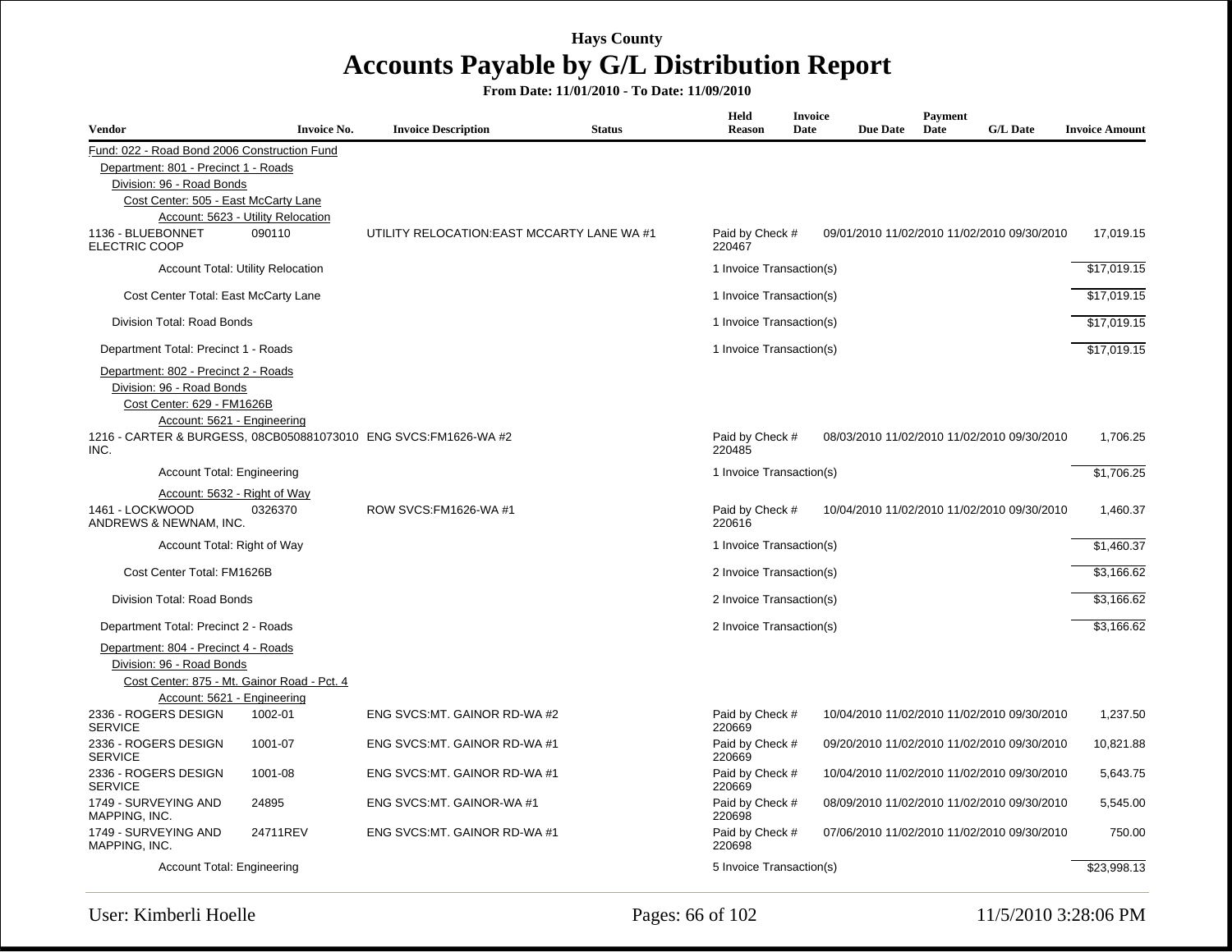# Hays County

## Accounts Payable by G/L Distribution Report

**From Date: 11/01/2010 - To Date: 11/09/2010**

| Vendor | Invoice No. | Invoice Description | Status | Held Reason | Invoice Date | Due Date | Payment Date | G/L Date | Invoice Amount |
|---|---|---|---|---|---|---|---|---|---|
| Fund: 022 - Road Bond 2006 Construction Fund | | | | | | | | | |
| Department: 801 - Precinct 1 - Roads | | | | | | | | | |
| Division: 96 - Road Bonds | | | | | | | | | |
| Cost Center: 505 - East McCarty Lane | | | | | | | | | |
| Account: 5623 - Utility Relocation | | | | | | | | | |
| 1136 - BLUEBONNET ELECTRIC COOP | 090110 | UTILITY RELOCATION:EAST MCCARTY LANE WA #1 | | Paid by Check # 220467 | 09/01/2010 | 11/02/2010 | 11/02/2010 | 09/30/2010 | 17,019.15 |
| Account Total: Utility Relocation | | | | 1 Invoice Transaction(s) | | | | | $17,019.15 |
| Cost Center Total: East McCarty Lane | | | | 1 Invoice Transaction(s) | | | | | $17,019.15 |
| Division Total: Road Bonds | | | | 1 Invoice Transaction(s) | | | | | $17,019.15 |
| Department Total: Precinct 1 - Roads | | | | 1 Invoice Transaction(s) | | | | | $17,019.15 |
| Department: 802 - Precinct 2 - Roads | | | | | | | | | |
| Division: 96 - Road Bonds | | | | | | | | | |
| Cost Center: 629 - FM1626B | | | | | | | | | |
| Account: 5621 - Engineering | | | | | | | | | |
| 1216 - CARTER & BURGESS, INC. | 08CB050881073010 | ENG SVCS:FM1626-WA #2 | | Paid by Check # 220485 | 08/03/2010 | 11/02/2010 | 11/02/2010 | 09/30/2010 | 1,706.25 |
| Account Total: Engineering | | | | 1 Invoice Transaction(s) | | | | | $1,706.25 |
| Account: 5632 - Right of Way | | | | | | | | | |
| 1461 - LOCKWOOD ANDREWS & NEWNAM, INC. | 0326370 | ROW SVCS:FM1626-WA #1 | | Paid by Check # 220616 | 10/04/2010 | 11/02/2010 | 11/02/2010 | 09/30/2010 | 1,460.37 |
| Account Total: Right of Way | | | | 1 Invoice Transaction(s) | | | | | $1,460.37 |
| Cost Center Total: FM1626B | | | | 2 Invoice Transaction(s) | | | | | $3,166.62 |
| Division Total: Road Bonds | | | | 2 Invoice Transaction(s) | | | | | $3,166.62 |
| Department Total: Precinct 2 - Roads | | | | 2 Invoice Transaction(s) | | | | | $3,166.62 |
| Department: 804 - Precinct 4 - Roads | | | | | | | | | |
| Division: 96 - Road Bonds | | | | | | | | | |
| Cost Center: 875 - Mt. Gainor Road - Pct. 4 | | | | | | | | | |
| Account: 5621 - Engineering | | | | | | | | | |
| 2336 - ROGERS DESIGN SERVICE | 1002-01 | ENG SVCS:MT. GAINOR RD-WA #2 | | Paid by Check # 220669 | 10/04/2010 | 11/02/2010 | 11/02/2010 | 09/30/2010 | 1,237.50 |
| 2336 - ROGERS DESIGN SERVICE | 1001-07 | ENG SVCS:MT. GAINOR RD-WA #1 | | Paid by Check # 220669 | 09/20/2010 | 11/02/2010 | 11/02/2010 | 09/30/2010 | 10,821.88 |
| 2336 - ROGERS DESIGN SERVICE | 1001-08 | ENG SVCS:MT. GAINOR RD-WA #1 | | Paid by Check # 220669 | 10/04/2010 | 11/02/2010 | 11/02/2010 | 09/30/2010 | 5,643.75 |
| 1749 - SURVEYING AND MAPPING, INC. | 24895 | ENG SVCS:MT. GAINOR-WA #1 | | Paid by Check # 220698 | 08/09/2010 | 11/02/2010 | 11/02/2010 | 09/30/2010 | 5,545.00 |
| 1749 - SURVEYING AND MAPPING, INC. | 24711REV | ENG SVCS:MT. GAINOR RD-WA #1 | | Paid by Check # 220698 | 07/06/2010 | 11/02/2010 | 11/02/2010 | 09/30/2010 | 750.00 |
| Account Total: Engineering | | | | 5 Invoice Transaction(s) | | | | | $23,998.13 |

User: Kimberli Hoelle

11/5/2010 3:28:06 PM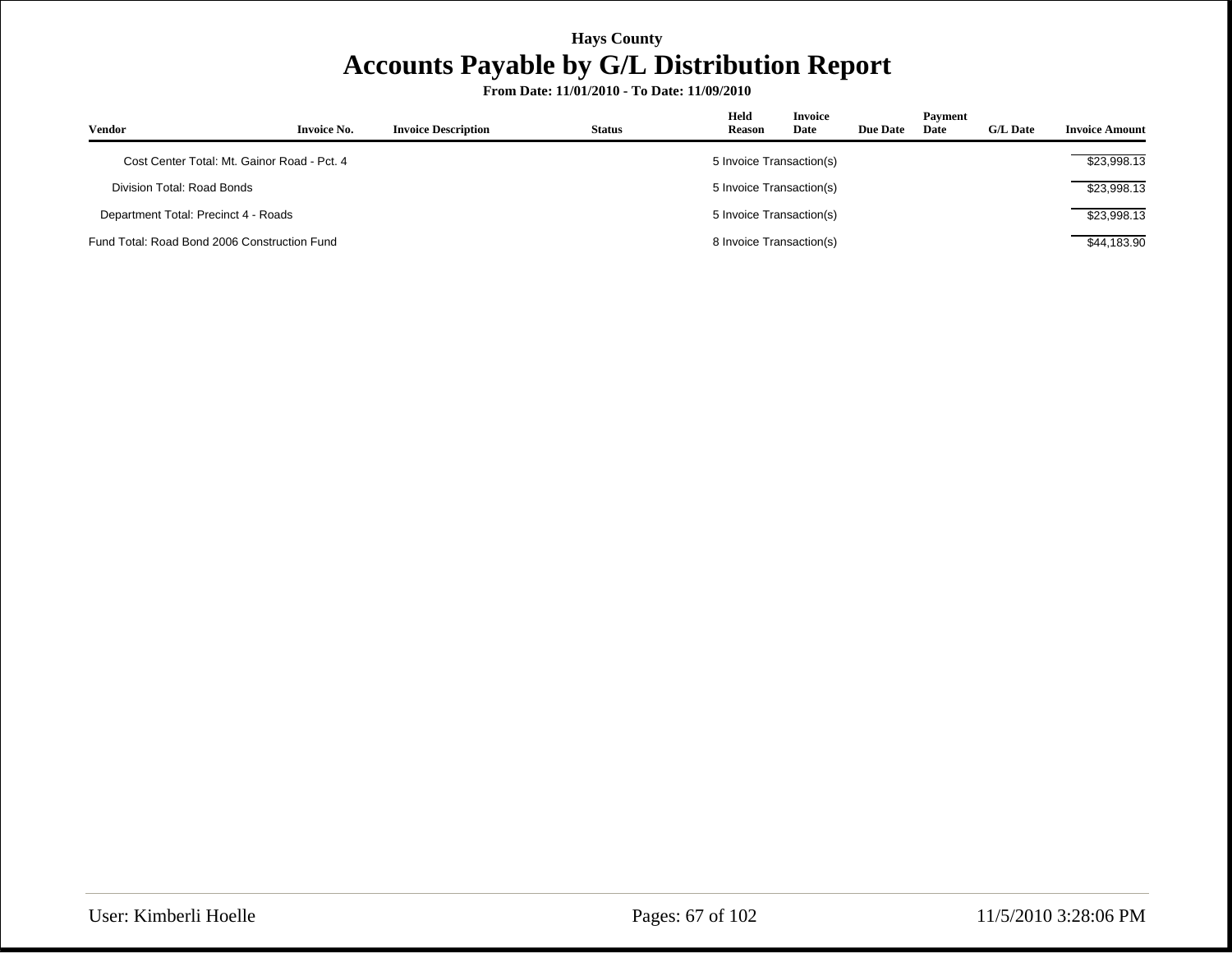**Hays County**

# Accounts Payable by G/L Distribution Report

**From Date: 11/01/2010 - To Date: 11/09/2010**

| Vendor | Invoice No. | Invoice Description | Status | Held Reason | Invoice Date | Due Date | Payment Date | G/L Date | Invoice Amount |
|---|---|---|---|---|---|---|---|---|---|
| Cost Center Total: Mt. Gainor Road - Pct. 4 | | | | 5 Invoice Transaction(s) | | | | | $23,998.13 |
| Division Total: Road Bonds | | | | 5 Invoice Transaction(s) | | | | | $23,998.13 |
| Department Total: Precinct 4 - Roads | | | | 5 Invoice Transaction(s) | | | | | $23,998.13 |
| Fund Total: Road Bond 2006 Construction Fund | | | | 8 Invoice Transaction(s) | | | | | $44,183.90 |

User: Kimberli Hoelle

11/5/2010 3:28:06 PM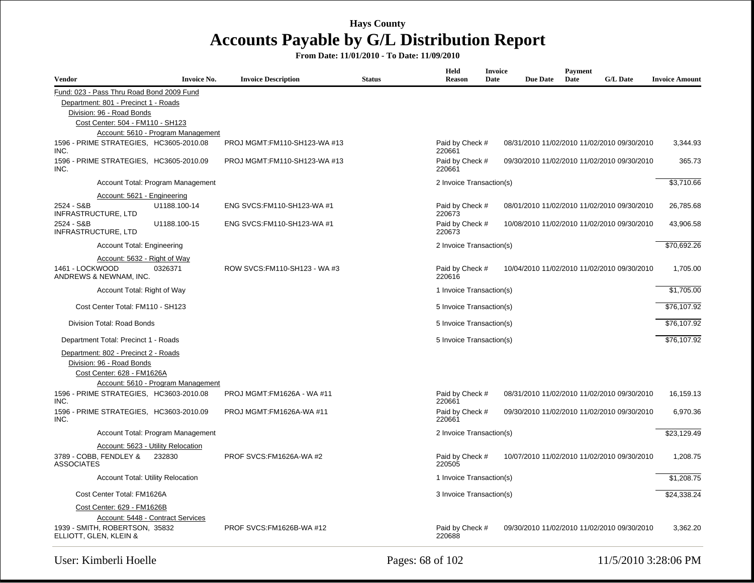# Hays County

## Accounts Payable by G/L Distribution Report

**From Date: 11/01/2010 - To Date: 11/09/2010**

| Vendor | Invoice No. | Invoice Description | Status | Held Reason | Invoice Date | Due Date | Payment Date | G/L Date | Invoice Amount |
|---|---|---|---|---|---|---|---|---|---|
| Fund: 023 - Pass Thru Road Bond 2009 Fund | | | | | | | | | |
| Department: 801 - Precinct 1 - Roads | | | | | | | | | |
| Division: 96 - Road Bonds | | | | | | | | | |
| Cost Center: 504 - FM110 - SH123 | | | | | | | | | |
| Account: 5610 - Program Management | | | | | | | | | |
| 1596 - PRIME STRATEGIES, INC. | HC3605-2010.08 | PROJ MGMT:FM110-SH123-WA #13 | | Paid by Check # 220661 | 08/31/2010 | 11/02/2010 | 11/02/2010 | 09/30/2010 | 3,344.93 |
| 1596 - PRIME STRATEGIES, INC. | HC3605-2010.09 | PROJ MGMT:FM110-SH123-WA #13 | | Paid by Check # 220661 | 09/30/2010 | 11/02/2010 | 11/02/2010 | 09/30/2010 | 365.73 |
| Account Total: Program Management | | | | 2 Invoice Transaction(s) | | | | | $3,710.66 |
| Account: 5621 - Engineering | | | | | | | | | |
| 2524 - S&B INFRASTRUCTURE, LTD | U1188.100-14 | ENG SVCS:FM110-SH123-WA #1 | | Paid by Check # 220673 | 08/01/2010 | 11/02/2010 | 11/02/2010 | 09/30/2010 | 26,785.68 |
| 2524 - S&B INFRASTRUCTURE, LTD | U1188.100-15 | ENG SVCS:FM110-SH123-WA #1 | | Paid by Check # 220673 | 10/08/2010 | 11/02/2010 | 11/02/2010 | 09/30/2010 | 43,906.58 |
| Account Total: Engineering | | | | 2 Invoice Transaction(s) | | | | | $70,692.26 |
| Account: 5632 - Right of Way | | | | | | | | | |
| 1461 - LOCKWOOD ANDREWS & NEWNAM, INC. | 0326371 | ROW SVCS:FM110-SH123 - WA #3 | | Paid by Check # 220616 | 10/04/2010 | 11/02/2010 | 11/02/2010 | 09/30/2010 | 1,705.00 |
| Account Total: Right of Way | | | | 1 Invoice Transaction(s) | | | | | $1,705.00 |
| Cost Center Total: FM110 - SH123 | | | | 5 Invoice Transaction(s) | | | | | $76,107.92 |
| Division Total: Road Bonds | | | | 5 Invoice Transaction(s) | | | | | $76,107.92 |
| Department Total: Precinct 1 - Roads | | | | 5 Invoice Transaction(s) | | | | | $76,107.92 |
| Department: 802 - Precinct 2 - Roads | | | | | | | | | |
| Division: 96 - Road Bonds | | | | | | | | | |
| Cost Center: 628 - FM1626A | | | | | | | | | |
| Account: 5610 - Program Management | | | | | | | | | |
| 1596 - PRIME STRATEGIES, INC. | HC3603-2010.08 | PROJ MGMT:FM1626A - WA #11 | | Paid by Check # 220661 | 08/31/2010 | 11/02/2010 | 11/02/2010 | 09/30/2010 | 16,159.13 |
| 1596 - PRIME STRATEGIES, INC. | HC3603-2010.09 | PROJ MGMT:FM1626A-WA #11 | | Paid by Check # 220661 | 09/30/2010 | 11/02/2010 | 11/02/2010 | 09/30/2010 | 6,970.36 |
| Account Total: Program Management | | | | 2 Invoice Transaction(s) | | | | | $23,129.49 |
| Account: 5623 - Utility Relocation | | | | | | | | | |
| 3789 - COBB, FENDLEY & ASSOCIATES | 232830 | PROF SVCS:FM1626A-WA #2 | | Paid by Check # 220505 | 10/07/2010 | 11/02/2010 | 11/02/2010 | 09/30/2010 | 1,208.75 |
| Account Total: Utility Relocation | | | | 1 Invoice Transaction(s) | | | | | $1,208.75 |
| Cost Center Total: FM1626A | | | | 3 Invoice Transaction(s) | | | | | $24,338.24 |
| Cost Center: 629 - FM1626B | | | | | | | | | |
| Account: 5448 - Contract Services | | | | | | | | | |
| 1939 - SMITH, ROBERTSON, ELLIOTT, GLEN, KLEIN & | 35832 | PROF SVCS:FM1626B-WA #12 | | Paid by Check # 220688 | 09/30/2010 | 11/02/2010 | 11/02/2010 | 09/30/2010 | 3,362.20 |

User: Kimberli Hoelle

11/5/2010 3:28:06 PM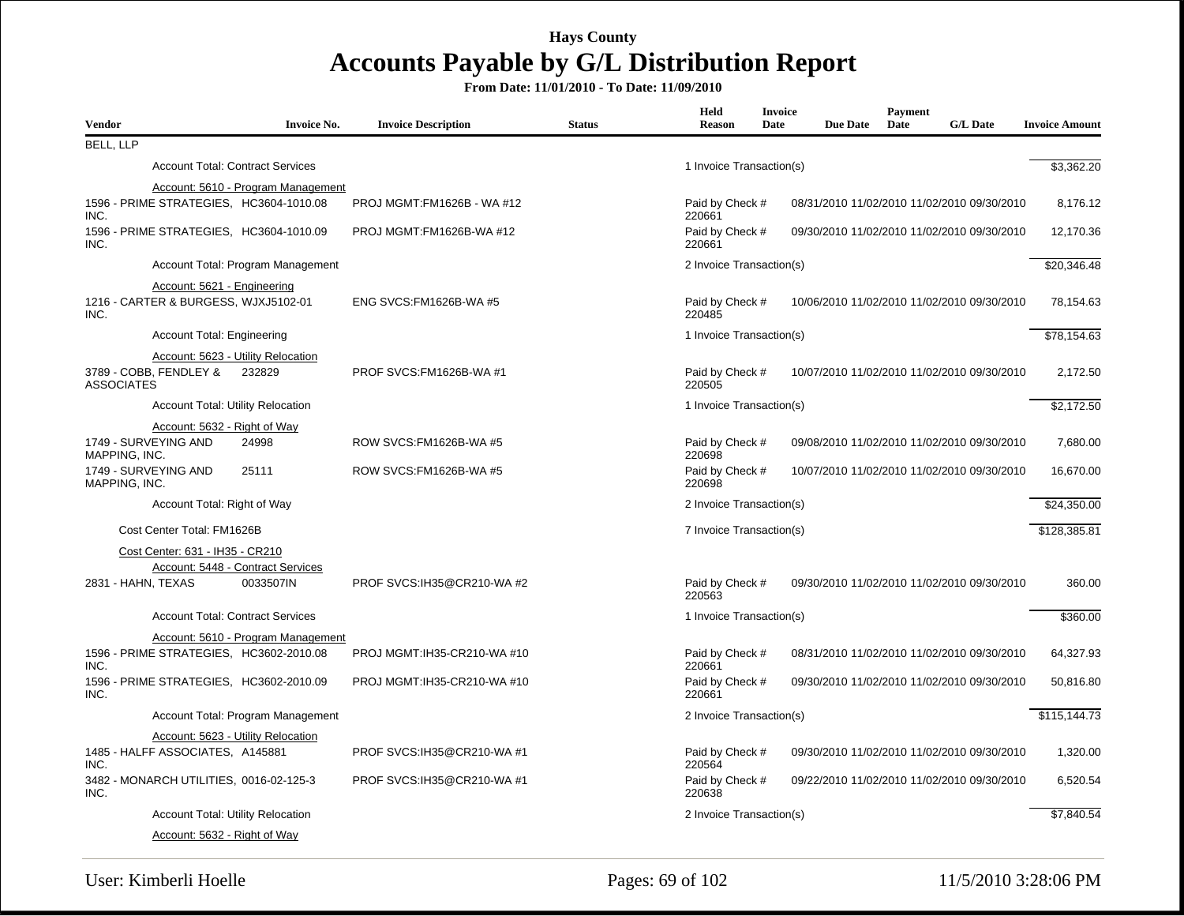# Hays County

## Accounts Payable by G/L Distribution Report

**From Date: 11/01/2010 - To Date: 11/09/2010**

| Vendor | Invoice No. | Invoice Description | Status | Held Reason | Invoice Date | Due Date | Payment Date | G/L Date | Invoice Amount |
|---|---|---|---|---|---|---|---|---|---|
| BELL, LLP | | | | | | | | | |
| Account Total: Contract Services | | | | 1 Invoice Transaction(s) | | | | | $3,362.20 |
| Account: 5610 - Program Management | | | | | | | | | |
| 1596 - PRIME STRATEGIES, INC. | HC3604-1010.08 | PROJ MGMT:FM1626B - WA #12 | | Paid by Check # 220661 | 08/31/2010 | 11/02/2010 | 11/02/2010 | 09/30/2010 | 8,176.12 |
| 1596 - PRIME STRATEGIES, INC. | HC3604-1010.09 | PROJ MGMT:FM1626B-WA #12 | | Paid by Check # 220661 | 09/30/2010 | 11/02/2010 | 11/02/2010 | 09/30/2010 | 12,170.36 |
| Account Total: Program Management | | | | 2 Invoice Transaction(s) | | | | | $20,346.48 |
| Account: 5621 - Engineering | | | | | | | | | |
| 1216 - CARTER & BURGESS, INC. | WJXJ5102-01 | ENG SVCS:FM1626B-WA #5 | | Paid by Check # 220485 | 10/06/2010 | 11/02/2010 | 11/02/2010 | 09/30/2010 | 78,154.63 |
| Account Total: Engineering | | | | 1 Invoice Transaction(s) | | | | | $78,154.63 |
| Account: 5623 - Utility Relocation | | | | | | | | | |
| 3789 - COBB, FENDLEY & ASSOCIATES | 232829 | PROF SVCS:FM1626B-WA #1 | | Paid by Check # 220505 | 10/07/2010 | 11/02/2010 | 11/02/2010 | 09/30/2010 | 2,172.50 |
| Account Total: Utility Relocation | | | | 1 Invoice Transaction(s) | | | | | $2,172.50 |
| Account: 5632 - Right of Way | | | | | | | | | |
| 1749 - SURVEYING AND MAPPING, INC. | 24998 | ROW SVCS:FM1626B-WA #5 | | Paid by Check # 220698 | 09/08/2010 | 11/02/2010 | 11/02/2010 | 09/30/2010 | 7,680.00 |
| 1749 - SURVEYING AND MAPPING, INC. | 25111 | ROW SVCS:FM1626B-WA #5 | | Paid by Check # 220698 | 10/07/2010 | 11/02/2010 | 11/02/2010 | 09/30/2010 | 16,670.00 |
| Account Total: Right of Way | | | | 2 Invoice Transaction(s) | | | | | $24,350.00 |
| Cost Center Total: FM1626B | | | | 7 Invoice Transaction(s) | | | | | $128,385.81 |
| Cost Center: 631 - IH35 - CR210 | | | | | | | | | |
| Account: 5448 - Contract Services | | | | | | | | | |
| 2831 - HAHN, TEXAS | 0033507IN | PROF SVCS:IH35@CR210-WA #2 | | Paid by Check # 220563 | 09/30/2010 | 11/02/2010 | 11/02/2010 | 09/30/2010 | 360.00 |
| Account Total: Contract Services | | | | 1 Invoice Transaction(s) | | | | | $360.00 |
| Account: 5610 - Program Management | | | | | | | | | |
| 1596 - PRIME STRATEGIES, INC. | HC3602-2010.08 | PROJ MGMT:IH35-CR210-WA #10 | | Paid by Check # 220661 | 08/31/2010 | 11/02/2010 | 11/02/2010 | 09/30/2010 | 64,327.93 |
| 1596 - PRIME STRATEGIES, INC. | HC3602-2010.09 | PROJ MGMT:IH35-CR210-WA #10 | | Paid by Check # 220661 | 09/30/2010 | 11/02/2010 | 11/02/2010 | 09/30/2010 | 50,816.80 |
| Account Total: Program Management | | | | 2 Invoice Transaction(s) | | | | | $115,144.73 |
| Account: 5623 - Utility Relocation | | | | | | | | | |
| 1485 - HALFF ASSOCIATES, INC. | A145881 | PROF SVCS:IH35@CR210-WA #1 | | Paid by Check # 220564 | 09/30/2010 | 11/02/2010 | 11/02/2010 | 09/30/2010 | 1,320.00 |
| 3482 - MONARCH UTILITIES, INC. | 0016-02-125-3 | PROF SVCS:IH35@CR210-WA #1 | | Paid by Check # 220638 | 09/22/2010 | 11/02/2010 | 11/02/2010 | 09/30/2010 | 6,520.54 |
| Account Total: Utility Relocation | | | | 2 Invoice Transaction(s) | | | | | $7,840.54 |
| Account: 5632 - Right of Way | | | | | | | | | |

User: Kimberli Hoelle

11/5/2010 3:28:06 PM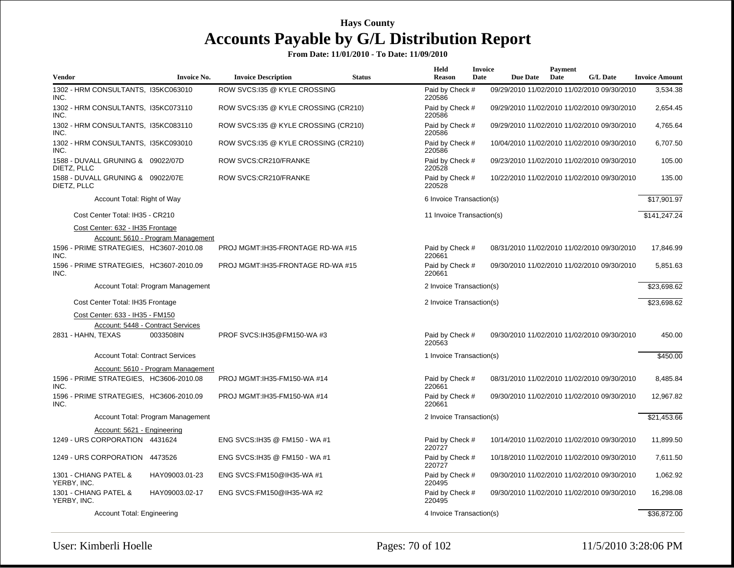# Hays County

## Accounts Payable by G/L Distribution Report

**From Date: 11/01/2010 - To Date: 11/09/2010**

| Vendor | Invoice No. | Invoice Description | Status | Held Reason | Invoice Date | Due Date | Payment Date | G/L Date | Invoice Amount |
|---|---|---|---|---|---|---|---|---|---|
| 1302 - HRM CONSULTANTS, INC. | I35KC063010 | ROW SVCS:I35 @ KYLE CROSSING | | Paid by Check # 220586 | 09/29/2010 | 11/02/2010 | 11/02/2010 | 09/30/2010 | 3,534.38 |
| 1302 - HRM CONSULTANTS, INC. | I35KC073110 | ROW SVCS:I35 @ KYLE CROSSING (CR210) | | Paid by Check # 220586 | 09/29/2010 | 11/02/2010 | 11/02/2010 | 09/30/2010 | 2,654.45 |
| 1302 - HRM CONSULTANTS, INC. | I35KC083110 | ROW SVCS:I35 @ KYLE CROSSING (CR210) | | Paid by Check # 220586 | 09/29/2010 | 11/02/2010 | 11/02/2010 | 09/30/2010 | 4,765.64 |
| 1302 - HRM CONSULTANTS, INC. | I35KC093010 | ROW SVCS:I35 @ KYLE CROSSING (CR210) | | Paid by Check # 220586 | 10/04/2010 | 11/02/2010 | 11/02/2010 | 09/30/2010 | 6,707.50 |
| 1588 - DUVALL GRUNING & DIETZ, PLLC | 09022/07D | ROW SVCS:CR210/FRANKE | | Paid by Check # 220528 | 09/23/2010 | 11/02/2010 | 11/02/2010 | 09/30/2010 | 105.00 |
| 1588 - DUVALL GRUNING & DIETZ, PLLC | 09022/07E | ROW SVCS:CR210/FRANKE | | Paid by Check # 220528 | 10/22/2010 | 11/02/2010 | 11/02/2010 | 09/30/2010 | 135.00 |
| Account Total: Right of Way | | | | 6 Invoice Transaction(s) | | | | | $17,901.97 |
| Cost Center Total: IH35 - CR210 | | | | 11 Invoice Transaction(s) | | | | | $141,247.24 |
| Cost Center: 632 - IH35 Frontage | | | | | | | | | |
| Account: 5610 - Program Management | | | | | | | | | |
| 1596 - PRIME STRATEGIES, INC. | HC3607-2010.08 | PROJ MGMT:IH35-FRONTAGE RD-WA #15 | | Paid by Check # 220661 | 08/31/2010 | 11/02/2010 | 11/02/2010 | 09/30/2010 | 17,846.99 |
| 1596 - PRIME STRATEGIES, INC. | HC3607-2010.09 | PROJ MGMT:IH35-FRONTAGE RD-WA #15 | | Paid by Check # 220661 | 09/30/2010 | 11/02/2010 | 11/02/2010 | 09/30/2010 | 5,851.63 |
| Account Total: Program Management | | | | 2 Invoice Transaction(s) | | | | | $23,698.62 |
| Cost Center Total: IH35 Frontage | | | | 2 Invoice Transaction(s) | | | | | $23,698.62 |
| Cost Center: 633 - IH35 - FM150 | | | | | | | | | |
| Account: 5448 - Contract Services | | | | | | | | | |
| 2831 - HAHN, TEXAS | 0033508IN | PROF SVCS:IH35@FM150-WA #3 | | Paid by Check # 220563 | 09/30/2010 | 11/02/2010 | 11/02/2010 | 09/30/2010 | 450.00 |
| Account Total: Contract Services | | | | 1 Invoice Transaction(s) | | | | | $450.00 |
| Account: 5610 - Program Management | | | | | | | | | |
| 1596 - PRIME STRATEGIES, INC. | HC3606-2010.08 | PROJ MGMT:IH35-FM150-WA #14 | | Paid by Check # 220661 | 08/31/2010 | 11/02/2010 | 11/02/2010 | 09/30/2010 | 8,485.84 |
| 1596 - PRIME STRATEGIES, INC. | HC3606-2010.09 | PROJ MGMT:IH35-FM150-WA #14 | | Paid by Check # 220661 | 09/30/2010 | 11/02/2010 | 11/02/2010 | 09/30/2010 | 12,967.82 |
| Account Total: Program Management | | | | 2 Invoice Transaction(s) | | | | | $21,453.66 |
| Account: 5621 - Engineering | | | | | | | | | |
| 1249 - URS CORPORATION | 4431624 | ENG SVCS:IH35 @ FM150 - WA #1 | | Paid by Check # 220727 | 10/14/2010 | 11/02/2010 | 11/02/2010 | 09/30/2010 | 11,899.50 |
| 1249 - URS CORPORATION | 4473526 | ENG SVCS:IH35 @ FM150 - WA #1 | | Paid by Check # 220727 | 10/18/2010 | 11/02/2010 | 11/02/2010 | 09/30/2010 | 7,611.50 |
| 1301 - CHIANG PATEL & YERBY, INC. | HAY09003.01-23 | ENG SVCS:FM150@IH35-WA #1 | | Paid by Check # 220495 | 09/30/2010 | 11/02/2010 | 11/02/2010 | 09/30/2010 | 1,062.92 |
| 1301 - CHIANG PATEL & YERBY, INC. | HAY09003.02-17 | ENG SVCS:FM150@IH35-WA #2 | | Paid by Check # 220495 | 09/30/2010 | 11/02/2010 | 11/02/2010 | 09/30/2010 | 16,298.08 |
| Account Total: Engineering | | | | 4 Invoice Transaction(s) | | | | | $36,872.00 |

User: Kimberli Hoelle — 11/5/2010 3:28:06 PM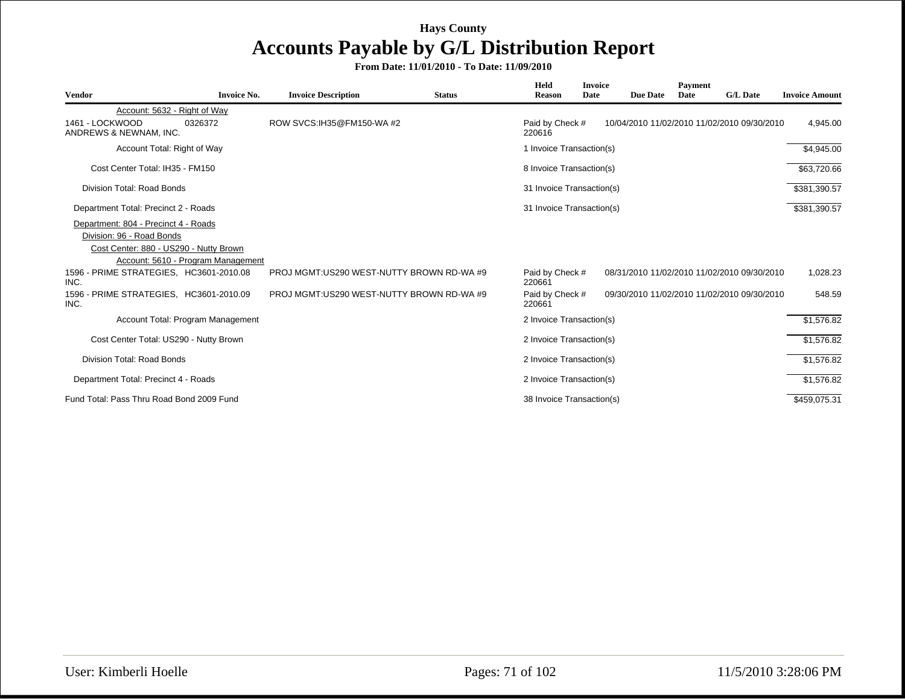Hays County

# Accounts Payable by G/L Distribution Report

**From Date: 11/01/2010 - To Date: 11/09/2010**

| Vendor | Invoice No. | Invoice Description | Status | Held Reason | Invoice Date | Due Date | Payment Date | G/L Date | Invoice Amount |
|---|---|---|---|---|---|---|---|---|---|
| Account: 5632 - Right of Way | | | | | | | | | |
| 1461 - LOCKWOOD ANDREWS & NEWNAM, INC. | 0326372 | ROW SVCS:IH35@FM150-WA #2 | | Paid by Check # 220616 | 10/04/2010 | 11/02/2010 | 11/02/2010 | 09/30/2010 | 4,945.00 |
| Account Total: Right of Way | | | | 1 Invoice Transaction(s) | | | | | $4,945.00 |
| Cost Center Total: IH35 - FM150 | | | | 8 Invoice Transaction(s) | | | | | $63,720.66 |
| Division Total: Road Bonds | | | | 31 Invoice Transaction(s) | | | | | $381,390.57 |
| Department Total: Precinct 2 - Roads | | | | 31 Invoice Transaction(s) | | | | | $381,390.57 |
| Department: 804 - Precinct 4 - Roads | | | | | | | | | |
| Division: 96 - Road Bonds | | | | | | | | | |
| Cost Center: 880 - US290 - Nutty Brown | | | | | | | | | |
| Account: 5610 - Program Management | | | | | | | | | |
| 1596 - PRIME STRATEGIES, INC. | HC3601-2010.08 | PROJ MGMT:US290 WEST-NUTTY BROWN RD-WA #9 | | Paid by Check # 220661 | 08/31/2010 | 11/02/2010 | 11/02/2010 | 09/30/2010 | 1,028.23 |
| 1596 - PRIME STRATEGIES, INC. | HC3601-2010.09 | PROJ MGMT:US290 WEST-NUTTY BROWN RD-WA #9 | | Paid by Check # 220661 | 09/30/2010 | 11/02/2010 | 11/02/2010 | 09/30/2010 | 548.59 |
| Account Total: Program Management | | | | 2 Invoice Transaction(s) | | | | | $1,576.82 |
| Cost Center Total: US290 - Nutty Brown | | | | 2 Invoice Transaction(s) | | | | | $1,576.82 |
| Division Total: Road Bonds | | | | 2 Invoice Transaction(s) | | | | | $1,576.82 |
| Department Total: Precinct 4 - Roads | | | | 2 Invoice Transaction(s) | | | | | $1,576.82 |
| Fund Total: Pass Thru Road Bond 2009 Fund | | | | 38 Invoice Transaction(s) | | | | | $459,075.31 |

User: Kimberli Hoelle

11/5/2010 3:28:06 PM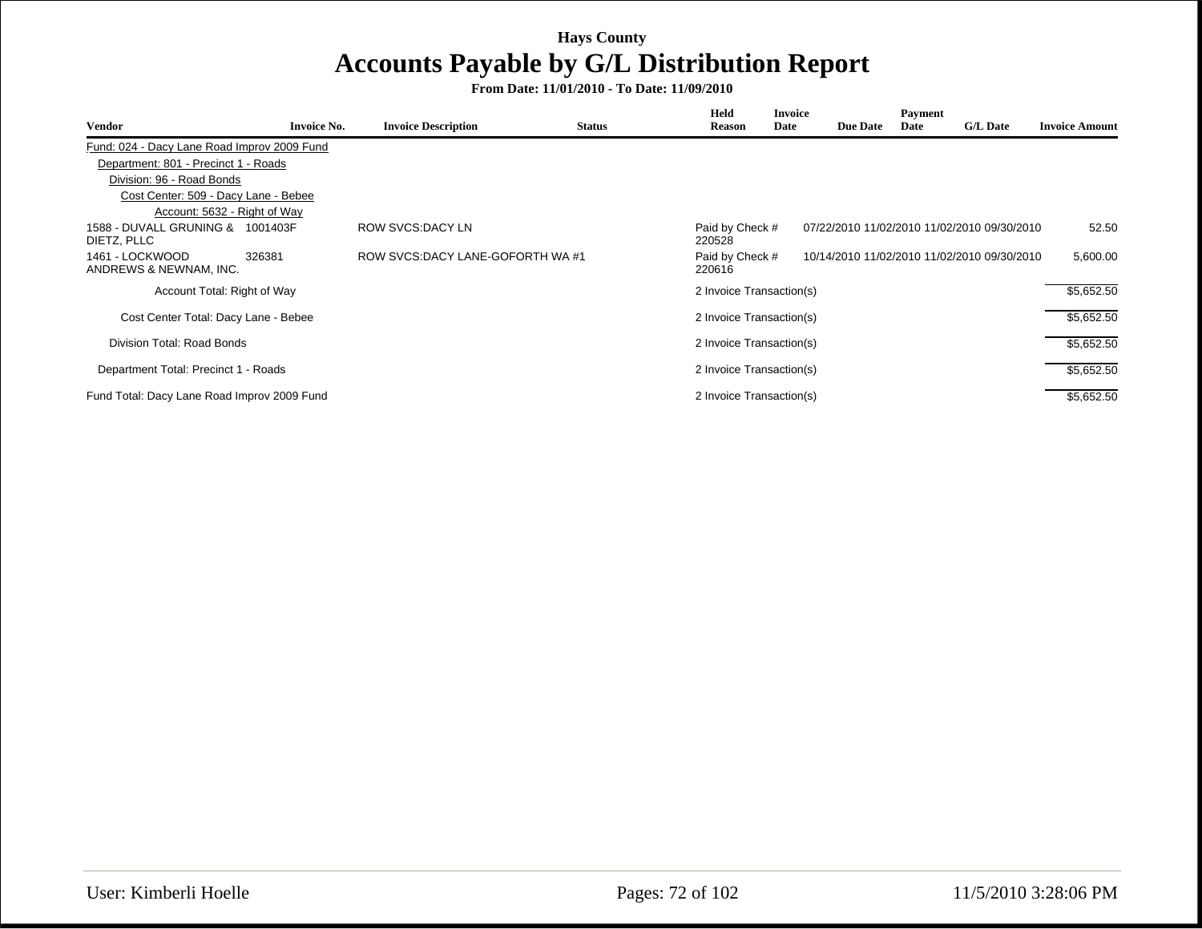Hays County

# Accounts Payable by G/L Distribution Report

**From Date: 11/01/2010 - To Date: 11/09/2010**

| Vendor | Invoice No. | Invoice Description | Status | Held Reason | Invoice Date | Due Date | Payment Date | G/L Date | Invoice Amount |
|---|---|---|---|---|---|---|---|---|---|
| Fund: 024 - Dacy Lane Road Improv 2009 Fund | | | | | | | | | |
| Department: 801 - Precinct 1 - Roads | | | | | | | | | |
| Division: 96 - Road Bonds | | | | | | | | | |
| Cost Center: 509 - Dacy Lane - Bebee | | | | | | | | | |
| Account: 5632 - Right of Way | | | | | | | | | |
| 1588 - DUVALL GRUNING & DIETZ, PLLC | 1001403F | ROW SVCS:DACY LN | | Paid by Check # 220528 | 07/22/2010 | 11/02/2010 | 11/02/2010 | 09/30/2010 | 52.50 |
| 1461 - LOCKWOOD ANDREWS & NEWNAM, INC. | 326381 | ROW SVCS:DACY LANE-GOFORTH WA #1 | | Paid by Check # 220616 | 10/14/2010 | 11/02/2010 | 11/02/2010 | 09/30/2010 | 5,600.00 |
| Account Total: Right of Way | | | | 2 Invoice Transaction(s) | | | | | $5,652.50 |
| Cost Center Total: Dacy Lane - Bebee | | | | 2 Invoice Transaction(s) | | | | | $5,652.50 |
| Division Total: Road Bonds | | | | 2 Invoice Transaction(s) | | | | | $5,652.50 |
| Department Total: Precinct 1 - Roads | | | | 2 Invoice Transaction(s) | | | | | $5,652.50 |
| Fund Total: Dacy Lane Road Improv 2009 Fund | | | | 2 Invoice Transaction(s) | | | | | $5,652.50 |

User: Kimberli Hoelle

11/5/2010 3:28:06 PM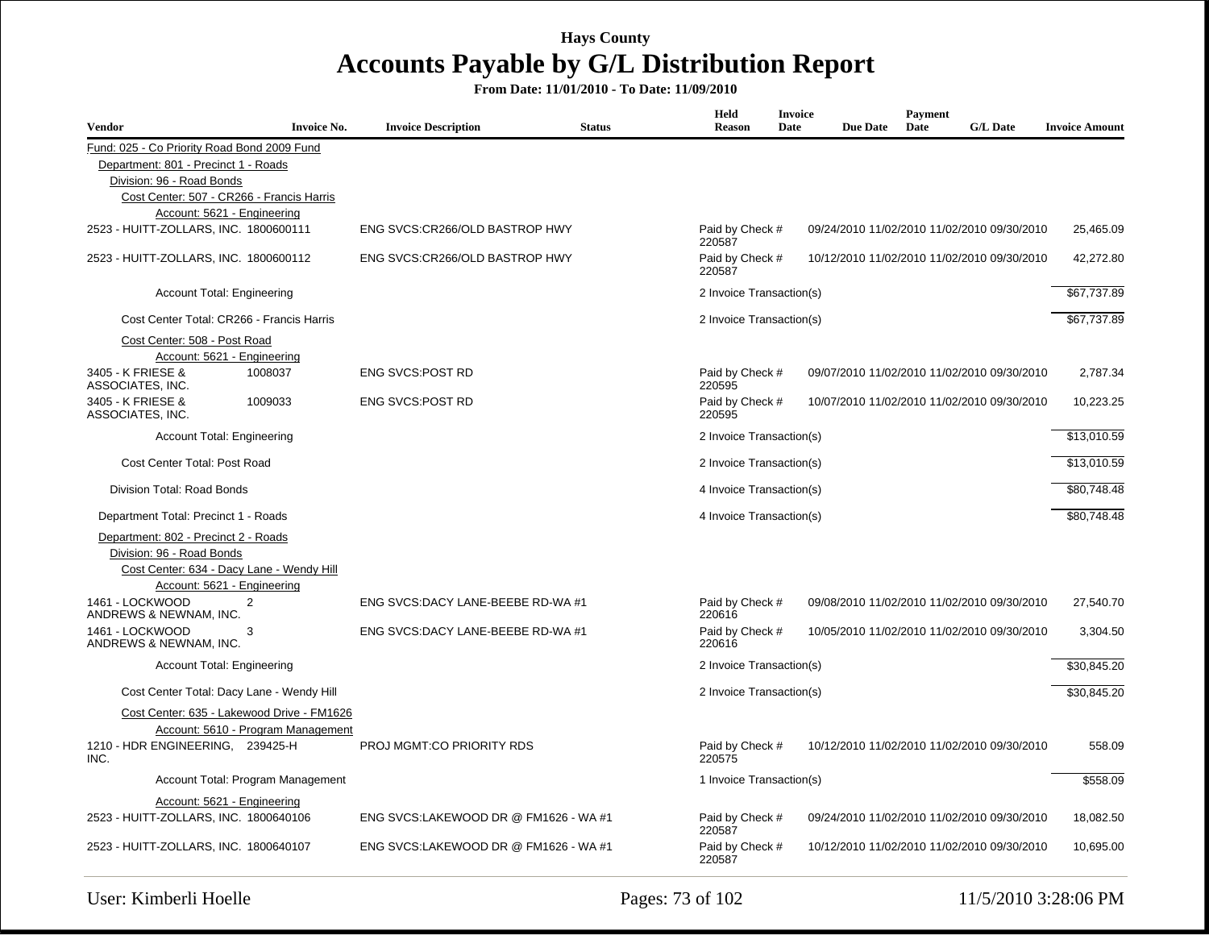# Hays County

## Accounts Payable by G/L Distribution Report

**From Date: 11/01/2010 - To Date: 11/09/2010**

| Vendor | Invoice No. | Invoice Description | Status | Held Reason | Invoice Date | Due Date | Payment Date | G/L Date | Invoice Amount |
|---|---|---|---|---|---|---|---|---|---|
| Fund: 025 - Co Priority Road Bond 2009 Fund | | | | | | | | | |
| Department: 801 - Precinct 1 - Roads | | | | | | | | | |
| Division: 96 - Road Bonds | | | | | | | | | |
| Cost Center: 507 - CR266 - Francis Harris | | | | | | | | | |
| Account: 5621 - Engineering | | | | | | | | | |
| 2523 - HUITT-ZOLLARS, INC. | 1800600111 | ENG SVCS:CR266/OLD BASTROP HWY | | Paid by Check # 220587 | 09/24/2010 | 11/02/2010 | 11/02/2010 | 09/30/2010 | 25,465.09 |
| 2523 - HUITT-ZOLLARS, INC. | 1800600112 | ENG SVCS:CR266/OLD BASTROP HWY | | Paid by Check # 220587 | 10/12/2010 | 11/02/2010 | 11/02/2010 | 09/30/2010 | 42,272.80 |
| Account Total: Engineering | | | | 2 Invoice Transaction(s) | | | | | $67,737.89 |
| Cost Center Total: CR266 - Francis Harris | | | | 2 Invoice Transaction(s) | | | | | $67,737.89 |
| Cost Center: 508 - Post Road | | | | | | | | | |
| Account: 5621 - Engineering | | | | | | | | | |
| 3405 - K FRIESE & ASSOCIATES, INC. | 1008037 | ENG SVCS:POST RD | | Paid by Check # 220595 | 09/07/2010 | 11/02/2010 | 11/02/2010 | 09/30/2010 | 2,787.34 |
| 3405 - K FRIESE & ASSOCIATES, INC. | 1009033 | ENG SVCS:POST RD | | Paid by Check # 220595 | 10/07/2010 | 11/02/2010 | 11/02/2010 | 09/30/2010 | 10,223.25 |
| Account Total: Engineering | | | | 2 Invoice Transaction(s) | | | | | $13,010.59 |
| Cost Center Total: Post Road | | | | 2 Invoice Transaction(s) | | | | | $13,010.59 |
| Division Total: Road Bonds | | | | 4 Invoice Transaction(s) | | | | | $80,748.48 |
| Department Total: Precinct 1 - Roads | | | | 4 Invoice Transaction(s) | | | | | $80,748.48 |
| Department: 802 - Precinct 2 - Roads | | | | | | | | | |
| Division: 96 - Road Bonds | | | | | | | | | |
| Cost Center: 634 - Dacy Lane - Wendy Hill | | | | | | | | | |
| Account: 5621 - Engineering | | | | | | | | | |
| 1461 - LOCKWOOD ANDREWS & NEWNAM, INC. | 2 | ENG SVCS:DACY LANE-BEEBE RD-WA #1 | | Paid by Check # 220616 | 09/08/2010 | 11/02/2010 | 11/02/2010 | 09/30/2010 | 27,540.70 |
| 1461 - LOCKWOOD ANDREWS & NEWNAM, INC. | 3 | ENG SVCS:DACY LANE-BEEBE RD-WA #1 | | Paid by Check # 220616 | 10/05/2010 | 11/02/2010 | 11/02/2010 | 09/30/2010 | 3,304.50 |
| Account Total: Engineering | | | | 2 Invoice Transaction(s) | | | | | $30,845.20 |
| Cost Center Total: Dacy Lane - Wendy Hill | | | | 2 Invoice Transaction(s) | | | | | $30,845.20 |
| Cost Center: 635 - Lakewood Drive - FM1626 | | | | | | | | | |
| Account: 5610 - Program Management | | | | | | | | | |
| 1210 - HDR ENGINEERING, INC. | 239425-H | PROJ MGMT:CO PRIORITY RDS | | Paid by Check # 220575 | 10/12/2010 | 11/02/2010 | 11/02/2010 | 09/30/2010 | 558.09 |
| Account Total: Program Management | | | | 1 Invoice Transaction(s) | | | | | $558.09 |
| Account: 5621 - Engineering | | | | | | | | | |
| 2523 - HUITT-ZOLLARS, INC. | 1800640106 | ENG SVCS:LAKEWOOD DR @ FM1626 - WA #1 | | Paid by Check # 220587 | 09/24/2010 | 11/02/2010 | 11/02/2010 | 09/30/2010 | 18,082.50 |
| 2523 - HUITT-ZOLLARS, INC. | 1800640107 | ENG SVCS:LAKEWOOD DR @ FM1626 - WA #1 | | Paid by Check # 220587 | 10/12/2010 | 11/02/2010 | 11/02/2010 | 09/30/2010 | 10,695.00 |

User: Kimberli Hoelle | 11/5/2010 3:28:06 PM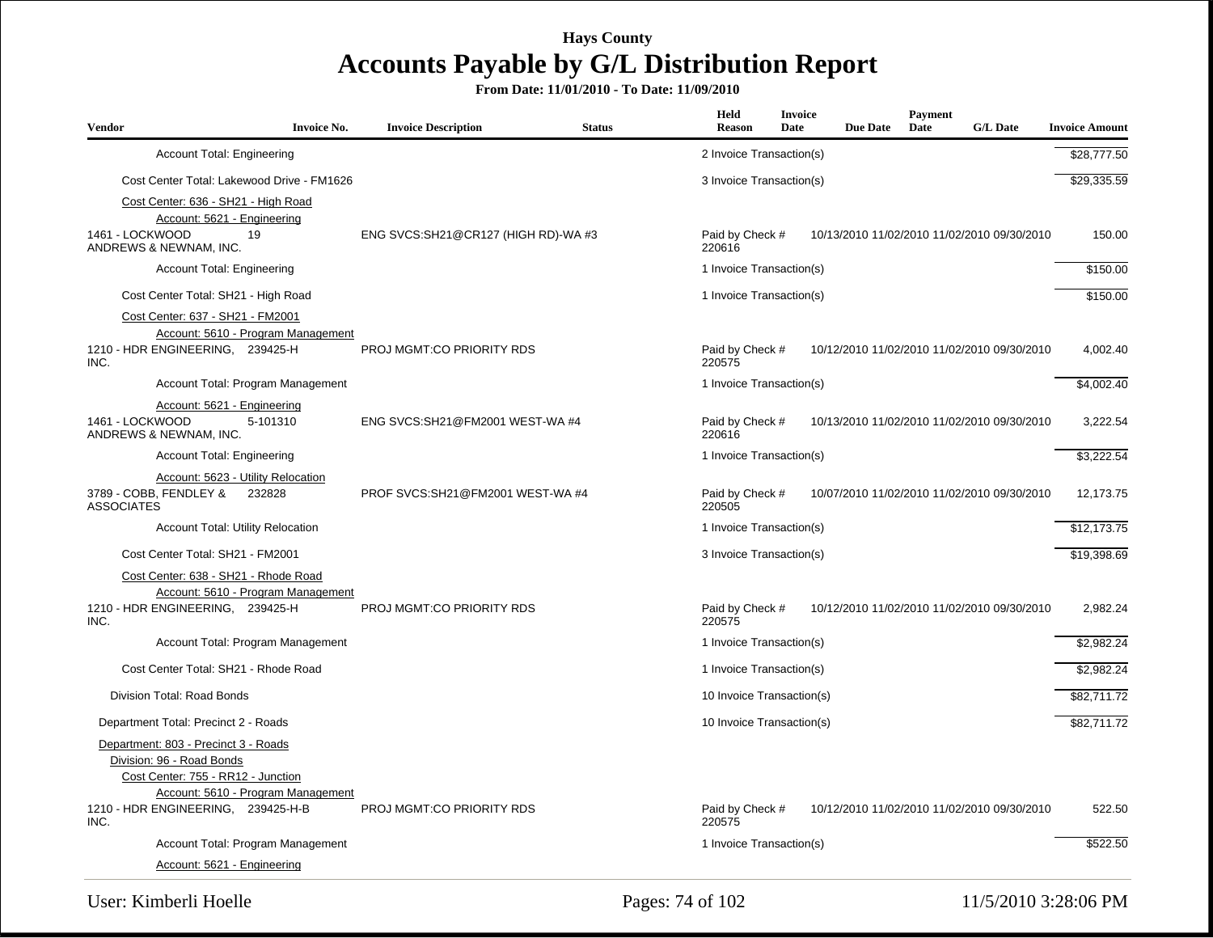# Hays County

# Accounts Payable by G/L Distribution Report

**From Date: 11/01/2010 - To Date: 11/09/2010**

| Vendor | Invoice No. | Invoice Description | Status | Held Reason | Invoice Date | Due Date | Payment Date | G/L Date | Invoice Amount |
|---|---|---|---|---|---|---|---|---|---|
| Account Total: Engineering | | | | 2 Invoice Transaction(s) | | | | | $28,777.50 |
| Cost Center Total: Lakewood Drive - FM1626 | | | | 3 Invoice Transaction(s) | | | | | $29,335.59 |
| Cost Center: 636 - SH21 - High Road | | | | | | | | | |
| Account: 5621 - Engineering | | | | | | | | | |
| 1461 - LOCKWOOD ANDREWS & NEWNAM, INC. | 19 | ENG SVCS:SH21@CR127 (HIGH RD)-WA #3 | | Paid by Check # 220616 | 10/13/2010 | 11/02/2010 | 11/02/2010 | 09/30/2010 | 150.00 |
| Account Total: Engineering | | | | 1 Invoice Transaction(s) | | | | | $150.00 |
| Cost Center Total: SH21 - High Road | | | | 1 Invoice Transaction(s) | | | | | $150.00 |
| Cost Center: 637 - SH21 - FM2001 | | | | | | | | | |
| Account: 5610 - Program Management | | | | | | | | | |
| 1210 - HDR ENGINEERING, INC. | 239425-H | PROJ MGMT:CO PRIORITY RDS | | Paid by Check # 220575 | 10/12/2010 | 11/02/2010 | 11/02/2010 | 09/30/2010 | 4,002.40 |
| Account Total: Program Management | | | | 1 Invoice Transaction(s) | | | | | $4,002.40 |
| Account: 5621 - Engineering | | | | | | | | | |
| 1461 - LOCKWOOD ANDREWS & NEWNAM, INC. | 5-101310 | ENG SVCS:SH21@FM2001 WEST-WA #4 | | Paid by Check # 220616 | 10/13/2010 | 11/02/2010 | 11/02/2010 | 09/30/2010 | 3,222.54 |
| Account Total: Engineering | | | | 1 Invoice Transaction(s) | | | | | $3,222.54 |
| Account: 5623 - Utility Relocation | | | | | | | | | |
| 3789 - COBB, FENDLEY & ASSOCIATES | 232828 | PROF SVCS:SH21@FM2001 WEST-WA #4 | | Paid by Check # 220505 | 10/07/2010 | 11/02/2010 | 11/02/2010 | 09/30/2010 | 12,173.75 |
| Account Total: Utility Relocation | | | | 1 Invoice Transaction(s) | | | | | $12,173.75 |
| Cost Center Total: SH21 - FM2001 | | | | 3 Invoice Transaction(s) | | | | | $19,398.69 |
| Cost Center: 638 - SH21 - Rhode Road | | | | | | | | | |
| Account: 5610 - Program Management | | | | | | | | | |
| 1210 - HDR ENGINEERING, INC. | 239425-H | PROJ MGMT:CO PRIORITY RDS | | Paid by Check # 220575 | 10/12/2010 | 11/02/2010 | 11/02/2010 | 09/30/2010 | 2,982.24 |
| Account Total: Program Management | | | | 1 Invoice Transaction(s) | | | | | $2,982.24 |
| Cost Center Total: SH21 - Rhode Road | | | | 1 Invoice Transaction(s) | | | | | $2,982.24 |
| Division Total: Road Bonds | | | | 10 Invoice Transaction(s) | | | | | $82,711.72 |
| Department Total: Precinct 2 - Roads | | | | 10 Invoice Transaction(s) | | | | | $82,711.72 |
| Department: 803 - Precinct 3 - Roads | | | | | | | | | |
| Division: 96 - Road Bonds | | | | | | | | | |
| Cost Center: 755 - RR12 - Junction | | | | | | | | | |
| Account: 5610 - Program Management | | | | | | | | | |
| 1210 - HDR ENGINEERING, INC. | 239425-H-B | PROJ MGMT:CO PRIORITY RDS | | Paid by Check # 220575 | 10/12/2010 | 11/02/2010 | 11/02/2010 | 09/30/2010 | 522.50 |
| Account Total: Program Management | | | | 1 Invoice Transaction(s) | | | | | $522.50 |
| Account: 5621 - Engineering | | | | | | | | | |

User: Kimberli Hoelle | 11/5/2010 3:28:06 PM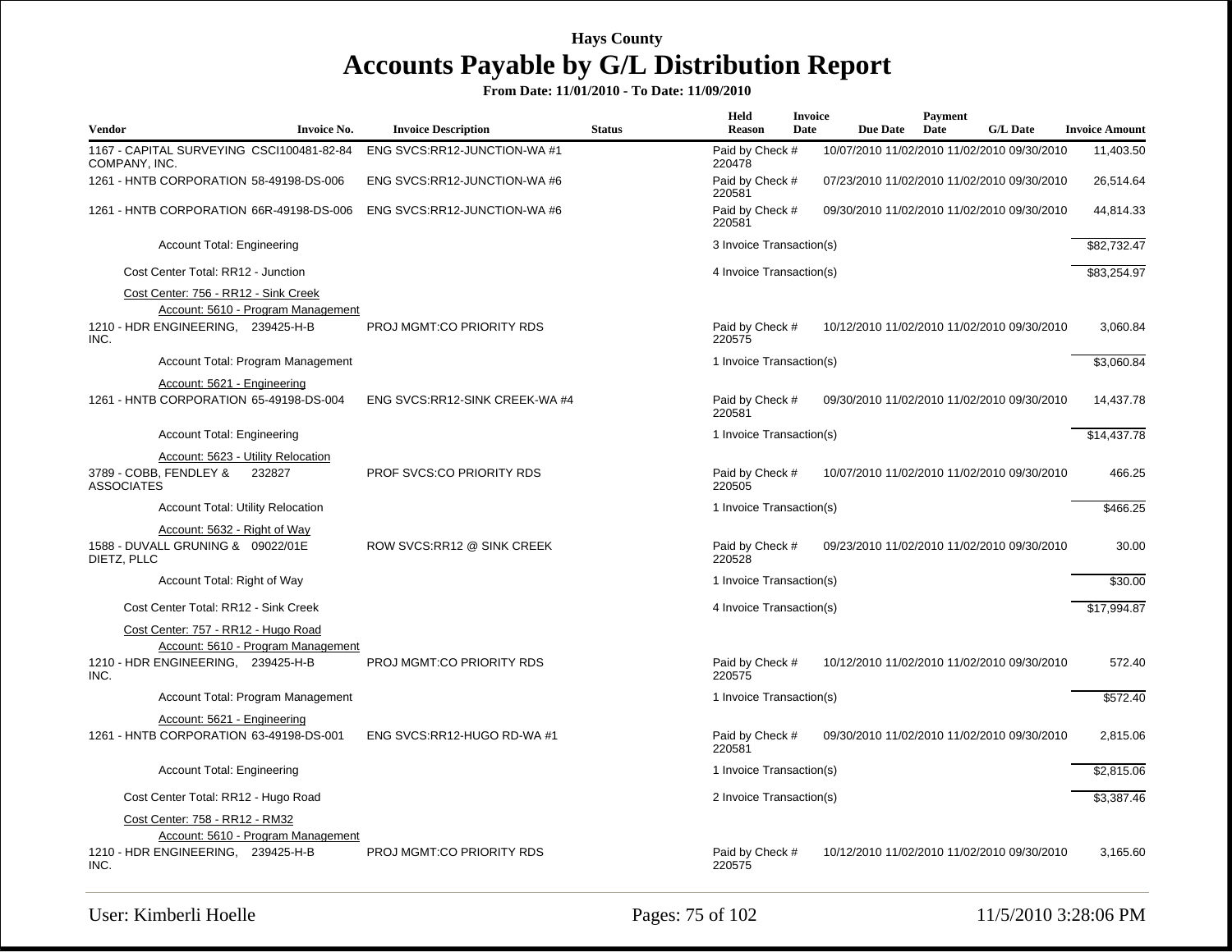**Hays County**

# Accounts Payable by G/L Distribution Report

**From Date: 11/01/2010 - To Date: 11/09/2010**

| Vendor | Invoice No. | Invoice Description | Status | Held Reason | Invoice Date | Due Date | Payment Date | G/L Date | Invoice Amount |
|---|---|---|---|---|---|---|---|---|---|
| 1167 - CAPITAL SURVEYING COMPANY, INC. | CSCI100481-82-84 | ENG SVCS:RR12-JUNCTION-WA #1 | | Paid by Check # 220478 | 10/07/2010 | 11/02/2010 | 11/02/2010 | 09/30/2010 | 11,403.50 |
| 1261 - HNTB CORPORATION | 58-49198-DS-006 | ENG SVCS:RR12-JUNCTION-WA #6 | | Paid by Check # 220581 | 07/23/2010 | 11/02/2010 | 11/02/2010 | 09/30/2010 | 26,514.64 |
| 1261 - HNTB CORPORATION | 66R-49198-DS-006 | ENG SVCS:RR12-JUNCTION-WA #6 | | Paid by Check # 220581 | 09/30/2010 | 11/02/2010 | 11/02/2010 | 09/30/2010 | 44,814.33 |
| Account Total: Engineering | | | | 3 Invoice Transaction(s) | | | | | $82,732.47 |
| Cost Center Total: RR12 - Junction | | | | 4 Invoice Transaction(s) | | | | | $83,254.97 |
| Cost Center: 756 - RR12 - Sink Creek | | | | | | | | | |
| Account: 5610 - Program Management | | | | | | | | | |
| 1210 - HDR ENGINEERING, INC. | 239425-H-B | PROJ MGMT:CO PRIORITY RDS | | Paid by Check # 220575 | 10/12/2010 | 11/02/2010 | 11/02/2010 | 09/30/2010 | 3,060.84 |
| Account Total: Program Management | | | | 1 Invoice Transaction(s) | | | | | $3,060.84 |
| Account: 5621 - Engineering | | | | | | | | | |
| 1261 - HNTB CORPORATION | 65-49198-DS-004 | ENG SVCS:RR12-SINK CREEK-WA #4 | | Paid by Check # 220581 | 09/30/2010 | 11/02/2010 | 11/02/2010 | 09/30/2010 | 14,437.78 |
| Account Total: Engineering | | | | 1 Invoice Transaction(s) | | | | | $14,437.78 |
| Account: 5623 - Utility Relocation | | | | | | | | | |
| 3789 - COBB, FENDLEY & ASSOCIATES | 232827 | PROF SVCS:CO PRIORITY RDS | | Paid by Check # 220505 | 10/07/2010 | 11/02/2010 | 11/02/2010 | 09/30/2010 | 466.25 |
| Account Total: Utility Relocation | | | | 1 Invoice Transaction(s) | | | | | $466.25 |
| Account: 5632 - Right of Way | | | | | | | | | |
| 1588 - DUVALL GRUNING & DIETZ, PLLC | 09022/01E | ROW SVCS:RR12 @ SINK CREEK | | Paid by Check # 220528 | 09/23/2010 | 11/02/2010 | 11/02/2010 | 09/30/2010 | 30.00 |
| Account Total: Right of Way | | | | 1 Invoice Transaction(s) | | | | | $30.00 |
| Cost Center Total: RR12 - Sink Creek | | | | 4 Invoice Transaction(s) | | | | | $17,994.87 |
| Cost Center: 757 - RR12 - Hugo Road | | | | | | | | | |
| Account: 5610 - Program Management | | | | | | | | | |
| 1210 - HDR ENGINEERING, INC. | 239425-H-B | PROJ MGMT:CO PRIORITY RDS | | Paid by Check # 220575 | 10/12/2010 | 11/02/2010 | 11/02/2010 | 09/30/2010 | 572.40 |
| Account Total: Program Management | | | | 1 Invoice Transaction(s) | | | | | $572.40 |
| Account: 5621 - Engineering | | | | | | | | | |
| 1261 - HNTB CORPORATION | 63-49198-DS-001 | ENG SVCS:RR12-HUGO RD-WA #1 | | Paid by Check # 220581 | 09/30/2010 | 11/02/2010 | 11/02/2010 | 09/30/2010 | 2,815.06 |
| Account Total: Engineering | | | | 1 Invoice Transaction(s) | | | | | $2,815.06 |
| Cost Center Total: RR12 - Hugo Road | | | | 2 Invoice Transaction(s) | | | | | $3,387.46 |
| Cost Center: 758 - RR12 - RM32 | | | | | | | | | |
| Account: 5610 - Program Management | | | | | | | | | |
| 1210 - HDR ENGINEERING, INC. | 239425-H-B | PROJ MGMT:CO PRIORITY RDS | | Paid by Check # 220575 | 10/12/2010 | 11/02/2010 | 11/02/2010 | 09/30/2010 | 3,165.60 |

User: Kimberli Hoelle | 11/5/2010 3:28:06 PM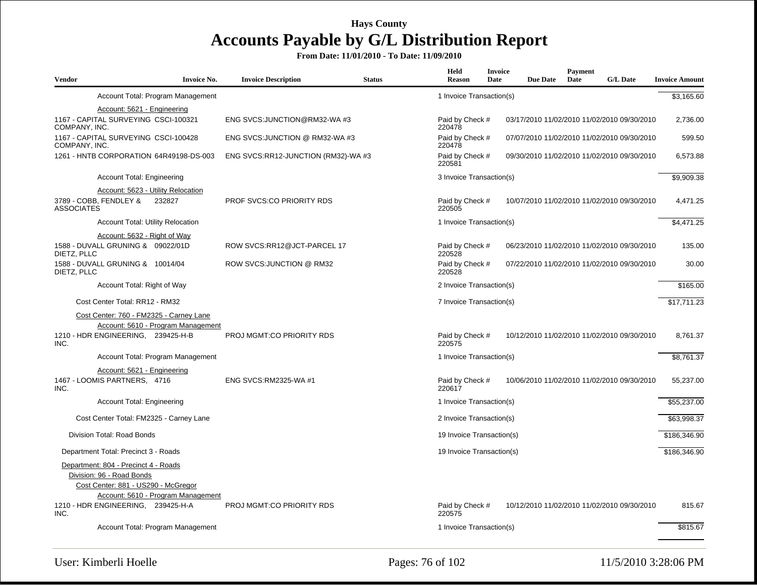# Hays County

## Accounts Payable by G/L Distribution Report

**From Date: 11/01/2010 - To Date: 11/09/2010**

| Vendor | Invoice No. | Invoice Description | Status | Held Reason | Invoice Date | Due Date | Payment Date | G/L Date | Invoice Amount |
|---|---|---|---|---|---|---|---|---|---|
| Account Total: Program Management | | | | 1 Invoice Transaction(s) | | | | | $3,165.60 |
| Account: 5621 - Engineering | | | | | | | | | |
| 1167 - CAPITAL SURVEYING COMPANY, INC. | CSCI-100321 | ENG SVCS:JUNCTION@RM32-WA #3 | | Paid by Check # 220478 | 03/17/2010 | 11/02/2010 | 11/02/2010 | 09/30/2010 | 2,736.00 |
| 1167 - CAPITAL SURVEYING COMPANY, INC. | CSCI-100428 | ENG SVCS:JUNCTION @ RM32-WA #3 | | Paid by Check # 220478 | 07/07/2010 | 11/02/2010 | 11/02/2010 | 09/30/2010 | 599.50 |
| 1261 - HNTB CORPORATION | 64R49198-DS-003 | ENG SVCS:RR12-JUNCTION (RM32)-WA #3 | | Paid by Check # 220581 | 09/30/2010 | 11/02/2010 | 11/02/2010 | 09/30/2010 | 6,573.88 |
| Account Total: Engineering | | | | 3 Invoice Transaction(s) | | | | | $9,909.38 |
| Account: 5623 - Utility Relocation | | | | | | | | | |
| 3789 - COBB, FENDLEY & ASSOCIATES | 232827 | PROF SVCS:CO PRIORITY RDS | | Paid by Check # 220505 | 10/07/2010 | 11/02/2010 | 11/02/2010 | 09/30/2010 | 4,471.25 |
| Account Total: Utility Relocation | | | | 1 Invoice Transaction(s) | | | | | $4,471.25 |
| Account: 5632 - Right of Way | | | | | | | | | |
| 1588 - DUVALL GRUNING & DIETZ, PLLC | 09022/01D | ROW SVCS:RR12@JCT-PARCEL 17 | | Paid by Check # 220528 | 06/23/2010 | 11/02/2010 | 11/02/2010 | 09/30/2010 | 135.00 |
| 1588 - DUVALL GRUNING & DIETZ, PLLC | 10014/04 | ROW SVCS:JUNCTION @ RM32 | | Paid by Check # 220528 | 07/22/2010 | 11/02/2010 | 11/02/2010 | 09/30/2010 | 30.00 |
| Account Total: Right of Way | | | | 2 Invoice Transaction(s) | | | | | $165.00 |
| Cost Center Total: RR12 - RM32 | | | | 7 Invoice Transaction(s) | | | | | $17,711.23 |
| Cost Center: 760 - FM2325 - Carney Lane | | | | | | | | | |
| Account: 5610 - Program Management | | | | | | | | | |
| 1210 - HDR ENGINEERING, INC. | 239425-H-B | PROJ MGMT:CO PRIORITY RDS | | Paid by Check # 220575 | 10/12/2010 | 11/02/2010 | 11/02/2010 | 09/30/2010 | 8,761.37 |
| Account Total: Program Management | | | | 1 Invoice Transaction(s) | | | | | $8,761.37 |
| Account: 5621 - Engineering | | | | | | | | | |
| 1467 - LOOMIS PARTNERS, INC. | 4716 | ENG SVCS:RM2325-WA #1 | | Paid by Check # 220617 | 10/06/2010 | 11/02/2010 | 11/02/2010 | 09/30/2010 | 55,237.00 |
| Account Total: Engineering | | | | 1 Invoice Transaction(s) | | | | | $55,237.00 |
| Cost Center Total: FM2325 - Carney Lane | | | | 2 Invoice Transaction(s) | | | | | $63,998.37 |
| Division Total: Road Bonds | | | | 19 Invoice Transaction(s) | | | | | $186,346.90 |
| Department Total: Precinct 3 - Roads | | | | 19 Invoice Transaction(s) | | | | | $186,346.90 |
| Department: 804 - Precinct 4 - Roads | | | | | | | | | |
| Division: 96 - Road Bonds | | | | | | | | | |
| Cost Center: 881 - US290 - McGregor | | | | | | | | | |
| Account: 5610 - Program Management | | | | | | | | | |
| 1210 - HDR ENGINEERING, INC. | 239425-H-A | PROJ MGMT:CO PRIORITY RDS | | Paid by Check # 220575 | 10/12/2010 | 11/02/2010 | 11/02/2010 | 09/30/2010 | 815.67 |
| Account Total: Program Management | | | | 1 Invoice Transaction(s) | | | | | $815.67 |

User: Kimberli Hoelle

11/5/2010 3:28:06 PM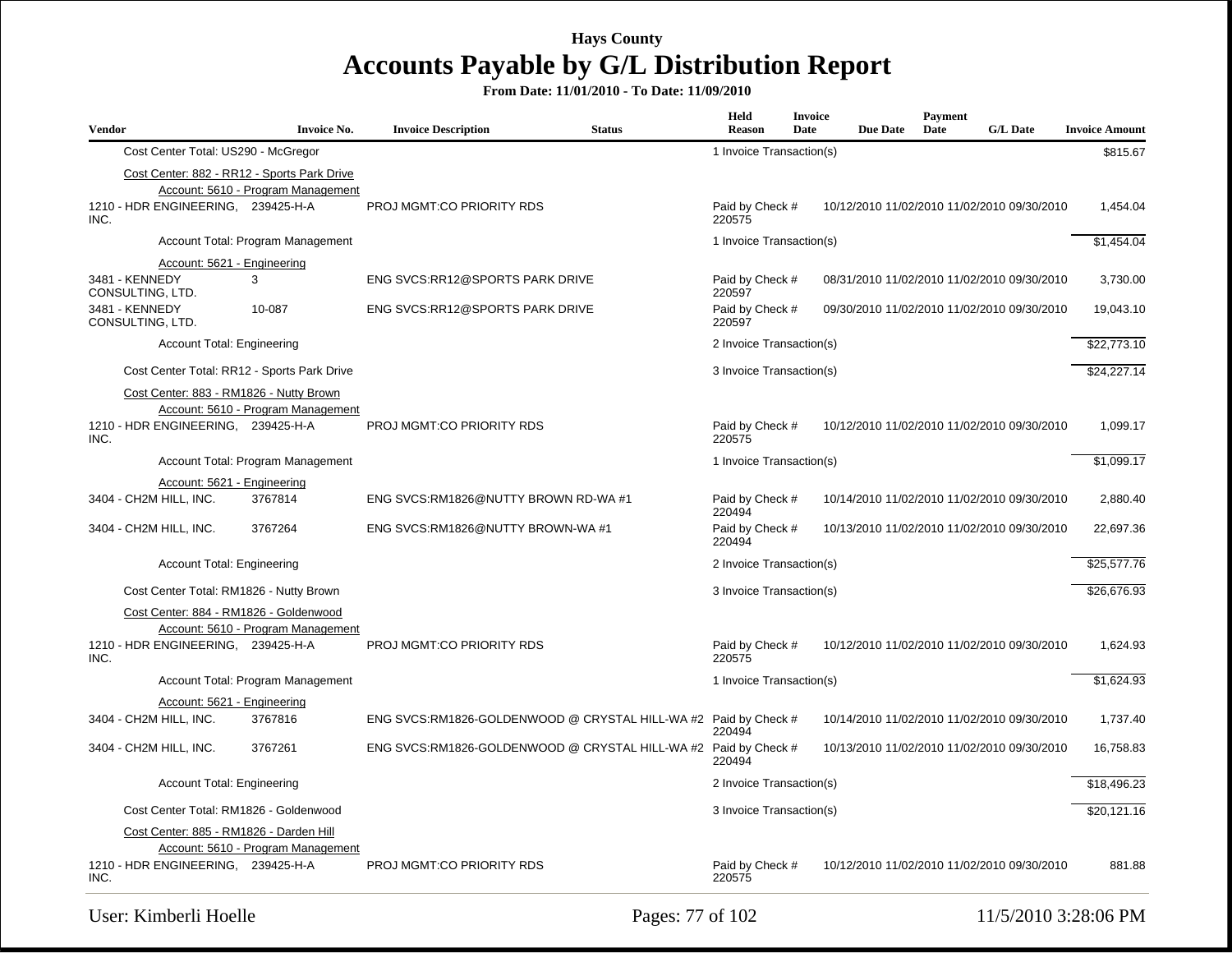# Hays County

## Accounts Payable by G/L Distribution Report

**From Date: 11/01/2010 - To Date: 11/09/2010**

| Vendor | Invoice No. | Invoice Description | Status | Held Reason | Invoice Date | Due Date | Payment Date | G/L Date | Invoice Amount |
|---|---|---|---|---|---|---|---|---|---|
| Cost Center Total: US290 - McGregor | | | | 1 Invoice Transaction(s) | | | | | $815.67 |
| Cost Center: 882 - RR12 - Sports Park Drive | | | | | | | | | |
| Account: 5610 - Program Management | | | | | | | | | |
| 1210 - HDR ENGINEERING, INC. | 239425-H-A | PROJ MGMT:CO PRIORITY RDS | | Paid by Check # 220575 | 10/12/2010 | 11/02/2010 | 11/02/2010 | 09/30/2010 | 1,454.04 |
| Account Total: Program Management | | | | 1 Invoice Transaction(s) | | | | | $1,454.04 |
| Account: 5621 - Engineering | | | | | | | | | |
| 3481 - KENNEDY CONSULTING, LTD. | 3 | ENG SVCS:RR12@SPORTS PARK DRIVE | | Paid by Check # 220597 | 08/31/2010 | 11/02/2010 | 11/02/2010 | 09/30/2010 | 3,730.00 |
| 3481 - KENNEDY CONSULTING, LTD. | 10-087 | ENG SVCS:RR12@SPORTS PARK DRIVE | | Paid by Check # 220597 | 09/30/2010 | 11/02/2010 | 11/02/2010 | 09/30/2010 | 19,043.10 |
| Account Total: Engineering | | | | 2 Invoice Transaction(s) | | | | | $22,773.10 |
| Cost Center Total: RR12 - Sports Park Drive | | | | 3 Invoice Transaction(s) | | | | | $24,227.14 |
| Cost Center: 883 - RM1826 - Nutty Brown | | | | | | | | | |
| Account: 5610 - Program Management | | | | | | | | | |
| 1210 - HDR ENGINEERING, INC. | 239425-H-A | PROJ MGMT:CO PRIORITY RDS | | Paid by Check # 220575 | 10/12/2010 | 11/02/2010 | 11/02/2010 | 09/30/2010 | 1,099.17 |
| Account Total: Program Management | | | | 1 Invoice Transaction(s) | | | | | $1,099.17 |
| Account: 5621 - Engineering | | | | | | | | | |
| 3404 - CH2M HILL, INC. | 3767814 | ENG SVCS:RM1826@NUTTY BROWN RD-WA #1 | | Paid by Check # 220494 | 10/14/2010 | 11/02/2010 | 11/02/2010 | 09/30/2010 | 2,880.40 |
| 3404 - CH2M HILL, INC. | 3767264 | ENG SVCS:RM1826@NUTTY BROWN-WA #1 | | Paid by Check # 220494 | 10/13/2010 | 11/02/2010 | 11/02/2010 | 09/30/2010 | 22,697.36 |
| Account Total: Engineering | | | | 2 Invoice Transaction(s) | | | | | $25,577.76 |
| Cost Center Total: RM1826 - Nutty Brown | | | | 3 Invoice Transaction(s) | | | | | $26,676.93 |
| Cost Center: 884 - RM1826 - Goldenwood | | | | | | | | | |
| Account: 5610 - Program Management | | | | | | | | | |
| 1210 - HDR ENGINEERING, INC. | 239425-H-A | PROJ MGMT:CO PRIORITY RDS | | Paid by Check # 220575 | 10/12/2010 | 11/02/2010 | 11/02/2010 | 09/30/2010 | 1,624.93 |
| Account Total: Program Management | | | | 1 Invoice Transaction(s) | | | | | $1,624.93 |
| Account: 5621 - Engineering | | | | | | | | | |
| 3404 - CH2M HILL, INC. | 3767816 | ENG SVCS:RM1826-GOLDENWOOD @ CRYSTAL HILL-WA #2 | | Paid by Check # 220494 | 10/14/2010 | 11/02/2010 | 11/02/2010 | 09/30/2010 | 1,737.40 |
| 3404 - CH2M HILL, INC. | 3767261 | ENG SVCS:RM1826-GOLDENWOOD @ CRYSTAL HILL-WA #2 | | Paid by Check # 220494 | 10/13/2010 | 11/02/2010 | 11/02/2010 | 09/30/2010 | 16,758.83 |
| Account Total: Engineering | | | | 2 Invoice Transaction(s) | | | | | $18,496.23 |
| Cost Center Total: RM1826 - Goldenwood | | | | 3 Invoice Transaction(s) | | | | | $20,121.16 |
| Cost Center: 885 - RM1826 - Darden Hill | | | | | | | | | |
| Account: 5610 - Program Management | | | | | | | | | |
| 1210 - HDR ENGINEERING, INC. | 239425-H-A | PROJ MGMT:CO PRIORITY RDS | | Paid by Check # 220575 | 10/12/2010 | 11/02/2010 | 11/02/2010 | 09/30/2010 | 881.88 |

User: Kimberli Hoelle — 11/5/2010 3:28:06 PM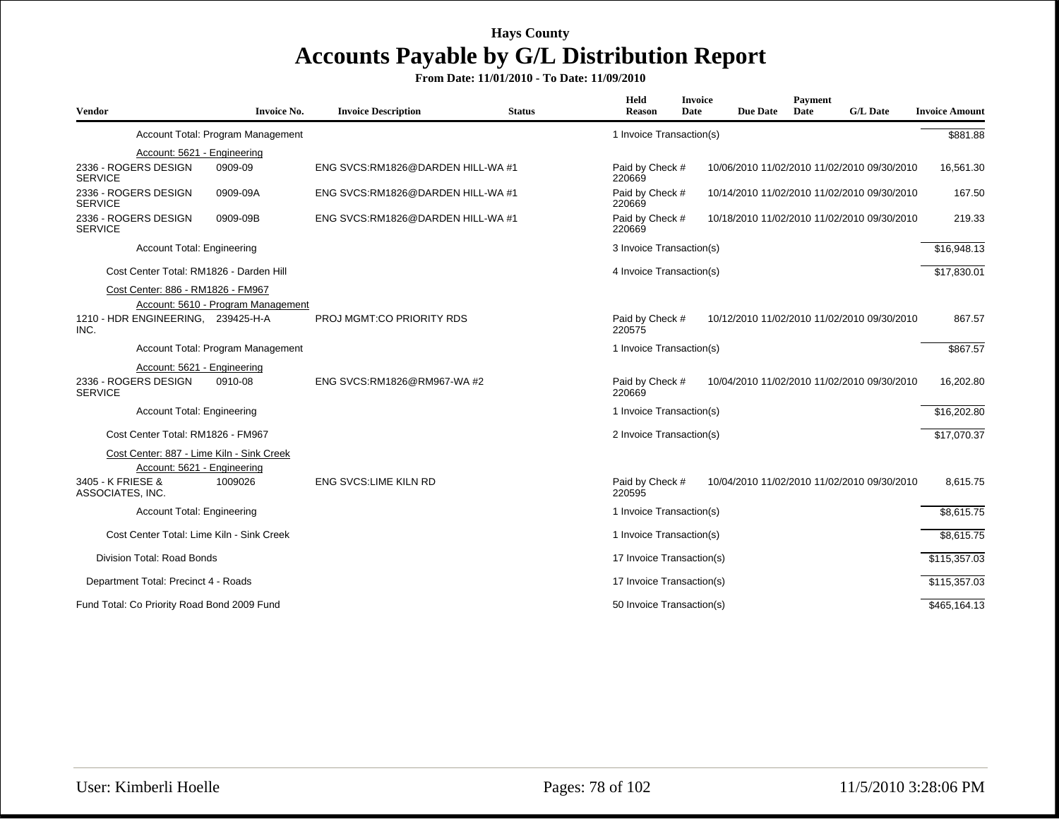# Hays County

## Accounts Payable by G/L Distribution Report

**From Date: 11/01/2010 - To Date: 11/09/2010**

| Vendor | Invoice No. | Invoice Description | Status | Held Reason | Invoice Date | Due Date | Payment Date | G/L Date | Invoice Amount |
|---|---|---|---|---|---|---|---|---|---|
| Account Total: Program Management | | | | 1 Invoice Transaction(s) | | | | | $881.88 |
| Account: 5621 - Engineering | | | | | | | | | |
| 2336 - ROGERS DESIGN SERVICE | 0909-09 | ENG SVCS:RM1826@DARDEN HILL-WA #1 | | Paid by Check # 220669 | 10/06/2010 | 11/02/2010 | 11/02/2010 | 09/30/2010 | 16,561.30 |
| 2336 - ROGERS DESIGN SERVICE | 0909-09A | ENG SVCS:RM1826@DARDEN HILL-WA #1 | | Paid by Check # 220669 | 10/14/2010 | 11/02/2010 | 11/02/2010 | 09/30/2010 | 167.50 |
| 2336 - ROGERS DESIGN SERVICE | 0909-09B | ENG SVCS:RM1826@DARDEN HILL-WA #1 | | Paid by Check # 220669 | 10/18/2010 | 11/02/2010 | 11/02/2010 | 09/30/2010 | 219.33 |
| Account Total: Engineering | | | | 3 Invoice Transaction(s) | | | | | $16,948.13 |
| Cost Center Total: RM1826 - Darden Hill | | | | 4 Invoice Transaction(s) | | | | | $17,830.01 |
| Cost Center: 886 - RM1826 - FM967 | | | | | | | | | |
| Account: 5610 - Program Management | | | | | | | | | |
| 1210 - HDR ENGINEERING, INC. | 239425-H-A | PROJ MGMT:CO PRIORITY RDS | | Paid by Check # 220575 | 10/12/2010 | 11/02/2010 | 11/02/2010 | 09/30/2010 | 867.57 |
| Account Total: Program Management | | | | 1 Invoice Transaction(s) | | | | | $867.57 |
| Account: 5621 - Engineering | | | | | | | | | |
| 2336 - ROGERS DESIGN SERVICE | 0910-08 | ENG SVCS:RM1826@RM967-WA #2 | | Paid by Check # 220669 | 10/04/2010 | 11/02/2010 | 11/02/2010 | 09/30/2010 | 16,202.80 |
| Account Total: Engineering | | | | 1 Invoice Transaction(s) | | | | | $16,202.80 |
| Cost Center Total: RM1826 - FM967 | | | | 2 Invoice Transaction(s) | | | | | $17,070.37 |
| Cost Center: 887 - Lime Kiln - Sink Creek | | | | | | | | | |
| Account: 5621 - Engineering | | | | | | | | | |
| 3405 - K FRIESE & ASSOCIATES, INC. | 1009026 | ENG SVCS:LIME KILN RD | | Paid by Check # 220595 | 10/04/2010 | 11/02/2010 | 11/02/2010 | 09/30/2010 | 8,615.75 |
| Account Total: Engineering | | | | 1 Invoice Transaction(s) | | | | | $8,615.75 |
| Cost Center Total: Lime Kiln - Sink Creek | | | | 1 Invoice Transaction(s) | | | | | $8,615.75 |
| Division Total: Road Bonds | | | | 17 Invoice Transaction(s) | | | | | $115,357.03 |
| Department Total: Precinct 4 - Roads | | | | 17 Invoice Transaction(s) | | | | | $115,357.03 |
| Fund Total: Co Priority Road Bond 2009 Fund | | | | 50 Invoice Transaction(s) | | | | | $465,164.13 |

User: Kimberli Hoelle

11/5/2010 3:28:06 PM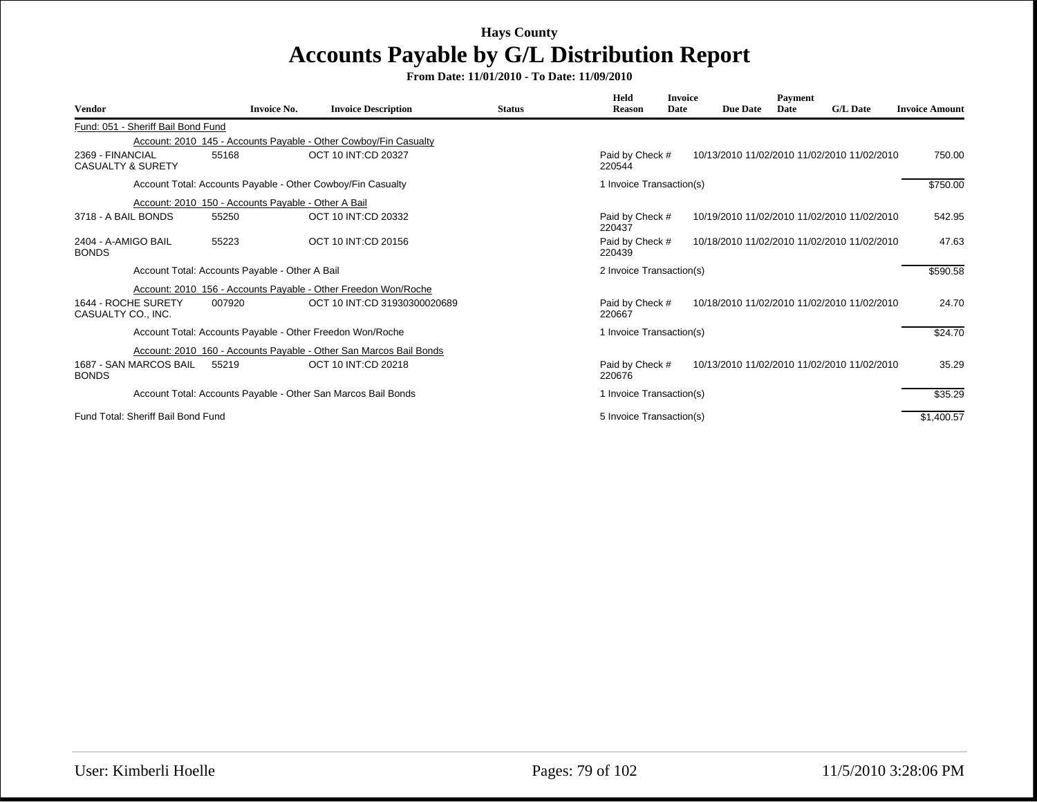**Hays County**

# Accounts Payable by G/L Distribution Report

**From Date: 11/01/2010 - To Date: 11/09/2010**

| Vendor | Invoice No. | Invoice Description | Status | Held Reason | Invoice Date | Due Date | Payment Date | G/L Date | Invoice Amount |
|---|---|---|---|---|---|---|---|---|---|
| Fund: 051 - Sheriff Bail Bond Fund | | | | | | | | | |
| | Account: 2010 145 - Accounts Payable - Other Cowboy/Fin Casualty | | | | | | | | |
| 2369 - FINANCIAL CASUALTY & SURETY | 55168 | OCT 10 INT:CD 20327 | | Paid by Check # 220544 | 10/13/2010 | 11/02/2010 | 11/02/2010 | 11/02/2010 | 750.00 |
| | Account Total: Accounts Payable - Other Cowboy/Fin Casualty | | | 1 Invoice Transaction(s) | | | | | $750.00 |
| | Account: 2010 150 - Accounts Payable - Other A Bail | | | | | | | | |
| 3718 - A BAIL BONDS | 55250 | OCT 10 INT:CD 20332 | | Paid by Check # 220437 | 10/19/2010 | 11/02/2010 | 11/02/2010 | 11/02/2010 | 542.95 |
| 2404 - A-AMIGO BAIL BONDS | 55223 | OCT 10 INT:CD 20156 | | Paid by Check # 220439 | 10/18/2010 | 11/02/2010 | 11/02/2010 | 11/02/2010 | 47.63 |
| | Account Total: Accounts Payable - Other A Bail | | | 2 Invoice Transaction(s) | | | | | $590.58 |
| | Account: 2010 156 - Accounts Payable - Other Freedon Won/Roche | | | | | | | | |
| 1644 - ROCHE SURETY CASUALTY CO., INC. | 007920 | OCT 10 INT:CD 31930300020689 | | Paid by Check # 220667 | 10/18/2010 | 11/02/2010 | 11/02/2010 | 11/02/2010 | 24.70 |
| | Account Total: Accounts Payable - Other Freedon Won/Roche | | | 1 Invoice Transaction(s) | | | | | $24.70 |
| | Account: 2010 160 - Accounts Payable - Other San Marcos Bail Bonds | | | | | | | | |
| 1687 - SAN MARCOS BAIL BONDS | 55219 | OCT 10 INT:CD 20218 | | Paid by Check # 220676 | 10/13/2010 | 11/02/2010 | 11/02/2010 | 11/02/2010 | 35.29 |
| | Account Total: Accounts Payable - Other San Marcos Bail Bonds | | | 1 Invoice Transaction(s) | | | | | $35.29 |
| Fund Total: Sheriff Bail Bond Fund | | | | 5 Invoice Transaction(s) | | | | | $1,400.57 |

User: Kimberli Hoelle | 11/5/2010 3:28:06 PM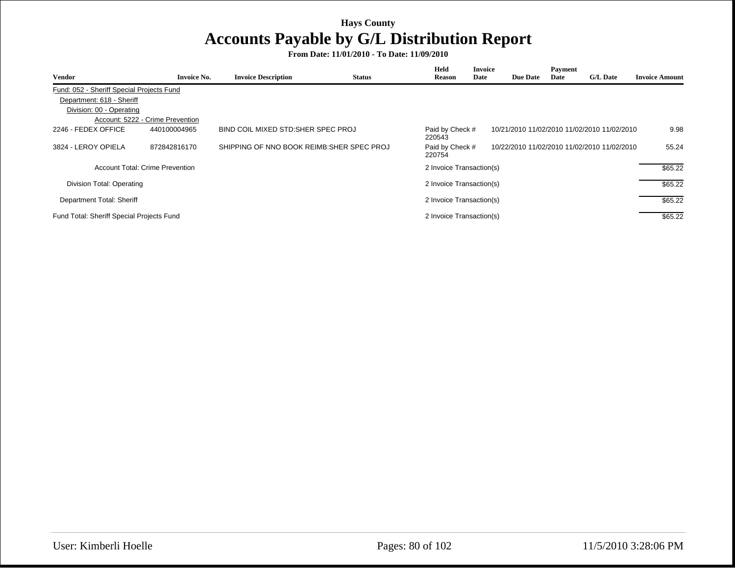# Hays County

## Accounts Payable by G/L Distribution Report

**From Date: 11/01/2010 - To Date: 11/09/2010**

| Vendor | Invoice No. | Invoice Description | Status | Held Reason | Invoice Date | Due Date | Payment Date | G/L Date | Invoice Amount |
|---|---|---|---|---|---|---|---|---|---|
| Fund: 052 - Sheriff Special Projects Fund | | | | | | | | | |
| Department: 618 - Sheriff | | | | | | | | | |
| Division: 00 - Operating | | | | | | | | | |
| Account: 5222 - Crime Prevention | | | | | | | | | |
| 2246 - FEDEX OFFICE | 440100004965 | BIND COIL MIXED STD:SHER SPEC PROJ | | Paid by Check # 220543 | 10/21/2010 | 11/02/2010 | 11/02/2010 | 11/02/2010 | 9.98 |
| 3824 - LEROY OPIELA | 872842816170 | SHIPPING OF NNO BOOK REIMB:SHER SPEC PROJ | | Paid by Check # 220754 | 10/22/2010 | 11/02/2010 | 11/02/2010 | 11/02/2010 | 55.24 |
| Account Total: Crime Prevention | | | | 2 Invoice Transaction(s) | | | | | $65.22 |
| Division Total: Operating | | | | 2 Invoice Transaction(s) | | | | | $65.22 |
| Department Total: Sheriff | | | | 2 Invoice Transaction(s) | | | | | $65.22 |
| Fund Total: Sheriff Special Projects Fund | | | | 2 Invoice Transaction(s) | | | | | $65.22 |

User: Kimberli Hoelle

11/5/2010 3:28:06 PM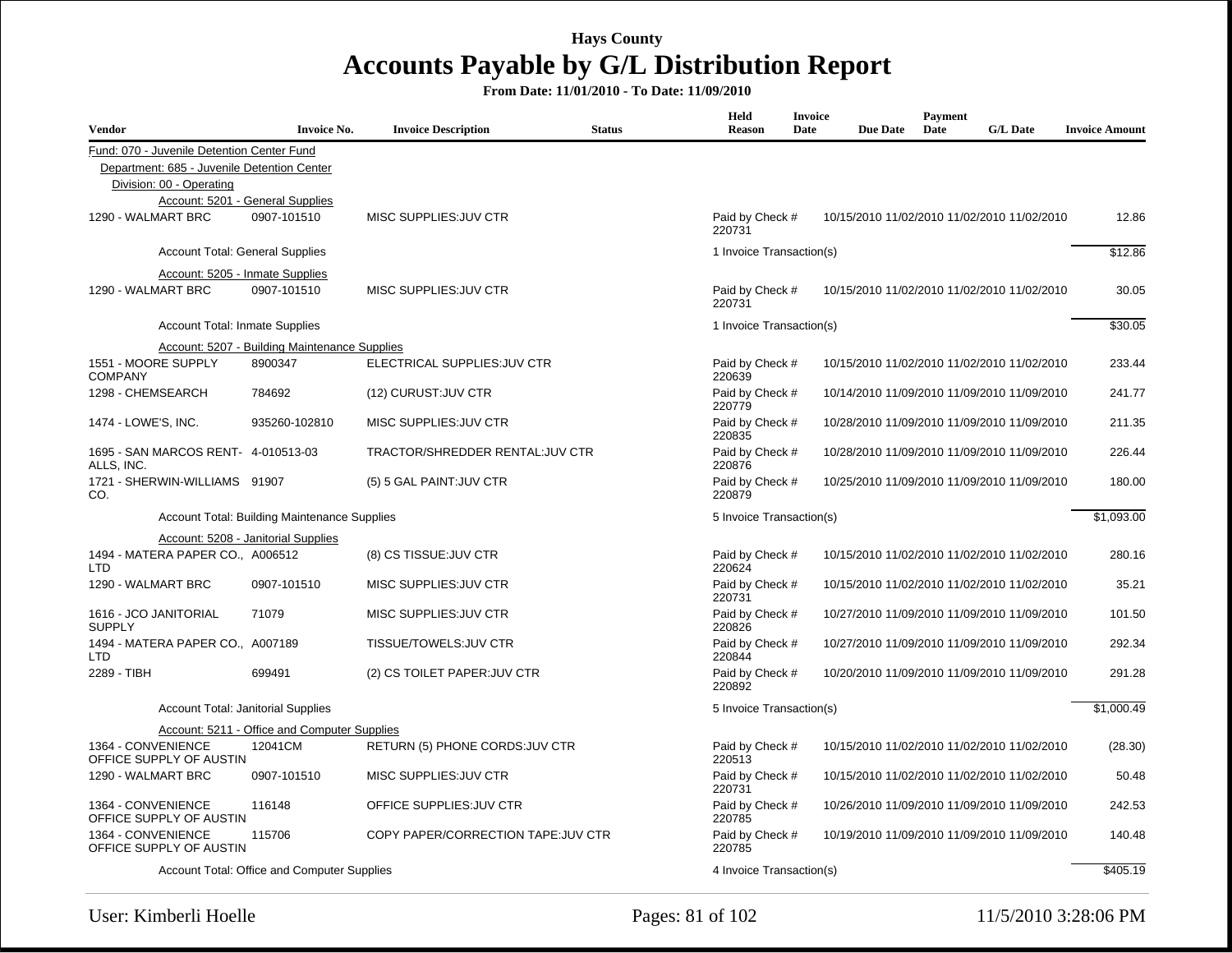**Hays County**

# Accounts Payable by G/L Distribution Report

**From Date: 11/01/2010 - To Date: 11/09/2010**

| Vendor | Invoice No. | Invoice Description | Status | Held Reason | Invoice Date | Due Date | Payment Date | G/L Date | Invoice Amount |
|---|---|---|---|---|---|---|---|---|---|
| Fund: 070 - Juvenile Detention Center Fund | | | | | | | | | |
| Department: 685 - Juvenile Detention Center | | | | | | | | | |
| Division: 00 - Operating | | | | | | | | | |
| Account: 5201 - General Supplies | | | | | | | | | |
| 1290 - WALMART BRC | 0907-101510 | MISC SUPPLIES:JUV CTR | | Paid by Check # 220731 | 10/15/2010 | 11/02/2010 | 11/02/2010 | 11/02/2010 | 12.86 |
| Account Total: General Supplies | | | | 1 Invoice Transaction(s) | | | | | $12.86 |
| Account: 5205 - Inmate Supplies | | | | | | | | | |
| 1290 - WALMART BRC | 0907-101510 | MISC SUPPLIES:JUV CTR | | Paid by Check # 220731 | 10/15/2010 | 11/02/2010 | 11/02/2010 | 11/02/2010 | 30.05 |
| Account Total: Inmate Supplies | | | | 1 Invoice Transaction(s) | | | | | $30.05 |
| Account: 5207 - Building Maintenance Supplies | | | | | | | | | |
| 1551 - MOORE SUPPLY COMPANY | 8900347 | ELECTRICAL SUPPLIES:JUV CTR | | Paid by Check # 220639 | 10/15/2010 | 11/02/2010 | 11/02/2010 | 11/02/2010 | 233.44 |
| 1298 - CHEMSEARCH | 784692 | (12) CURUST:JUV CTR | | Paid by Check # 220779 | 10/14/2010 | 11/09/2010 | 11/09/2010 | 11/09/2010 | 241.77 |
| 1474 - LOWE'S, INC. | 935260-102810 | MISC SUPPLIES:JUV CTR | | Paid by Check # 220835 | 10/28/2010 | 11/09/2010 | 11/09/2010 | 11/09/2010 | 211.35 |
| 1695 - SAN MARCOS RENT-ALLS, INC. | 4-010513-03 | TRACTOR/SHREDDER RENTAL:JUV CTR | | Paid by Check # 220876 | 10/28/2010 | 11/09/2010 | 11/09/2010 | 11/09/2010 | 226.44 |
| 1721 - SHERWIN-WILLIAMS CO. | 91907 | (5) 5 GAL PAINT:JUV CTR | | Paid by Check # 220879 | 10/25/2010 | 11/09/2010 | 11/09/2010 | 11/09/2010 | 180.00 |
| Account Total: Building Maintenance Supplies | | | | 5 Invoice Transaction(s) | | | | | $1,093.00 |
| Account: 5208 - Janitorial Supplies | | | | | | | | | |
| 1494 - MATERA PAPER CO., LTD | A006512 | (8) CS TISSUE:JUV CTR | | Paid by Check # 220624 | 10/15/2010 | 11/02/2010 | 11/02/2010 | 11/02/2010 | 280.16 |
| 1290 - WALMART BRC | 0907-101510 | MISC SUPPLIES:JUV CTR | | Paid by Check # 220731 | 10/15/2010 | 11/02/2010 | 11/02/2010 | 11/02/2010 | 35.21 |
| 1616 - JCO JANITORIAL SUPPLY | 71079 | MISC SUPPLIES:JUV CTR | | Paid by Check # 220826 | 10/27/2010 | 11/09/2010 | 11/09/2010 | 11/09/2010 | 101.50 |
| 1494 - MATERA PAPER CO., LTD | A007189 | TISSUE/TOWELS:JUV CTR | | Paid by Check # 220844 | 10/27/2010 | 11/09/2010 | 11/09/2010 | 11/09/2010 | 292.34 |
| 2289 - TIBH | 699491 | (2) CS TOILET PAPER:JUV CTR | | Paid by Check # 220892 | 10/20/2010 | 11/09/2010 | 11/09/2010 | 11/09/2010 | 291.28 |
| Account Total: Janitorial Supplies | | | | 5 Invoice Transaction(s) | | | | | $1,000.49 |
| Account: 5211 - Office and Computer Supplies | | | | | | | | | |
| 1364 - CONVENIENCE OFFICE SUPPLY OF AUSTIN | 12041CM | RETURN (5) PHONE CORDS:JUV CTR | | Paid by Check # 220513 | 10/15/2010 | 11/02/2010 | 11/02/2010 | 11/02/2010 | (28.30) |
| 1290 - WALMART BRC | 0907-101510 | MISC SUPPLIES:JUV CTR | | Paid by Check # 220731 | 10/15/2010 | 11/02/2010 | 11/02/2010 | 11/02/2010 | 50.48 |
| 1364 - CONVENIENCE OFFICE SUPPLY OF AUSTIN | 116148 | OFFICE SUPPLIES:JUV CTR | | Paid by Check # 220785 | 10/26/2010 | 11/09/2010 | 11/09/2010 | 11/09/2010 | 242.53 |
| 1364 - CONVENIENCE OFFICE SUPPLY OF AUSTIN | 115706 | COPY PAPER/CORRECTION TAPE:JUV CTR | | Paid by Check # 220785 | 10/19/2010 | 11/09/2010 | 11/09/2010 | 11/09/2010 | 140.48 |
| Account Total: Office and Computer Supplies | | | | 4 Invoice Transaction(s) | | | | | $405.19 |

User: Kimberli Hoelle

11/5/2010 3:28:06 PM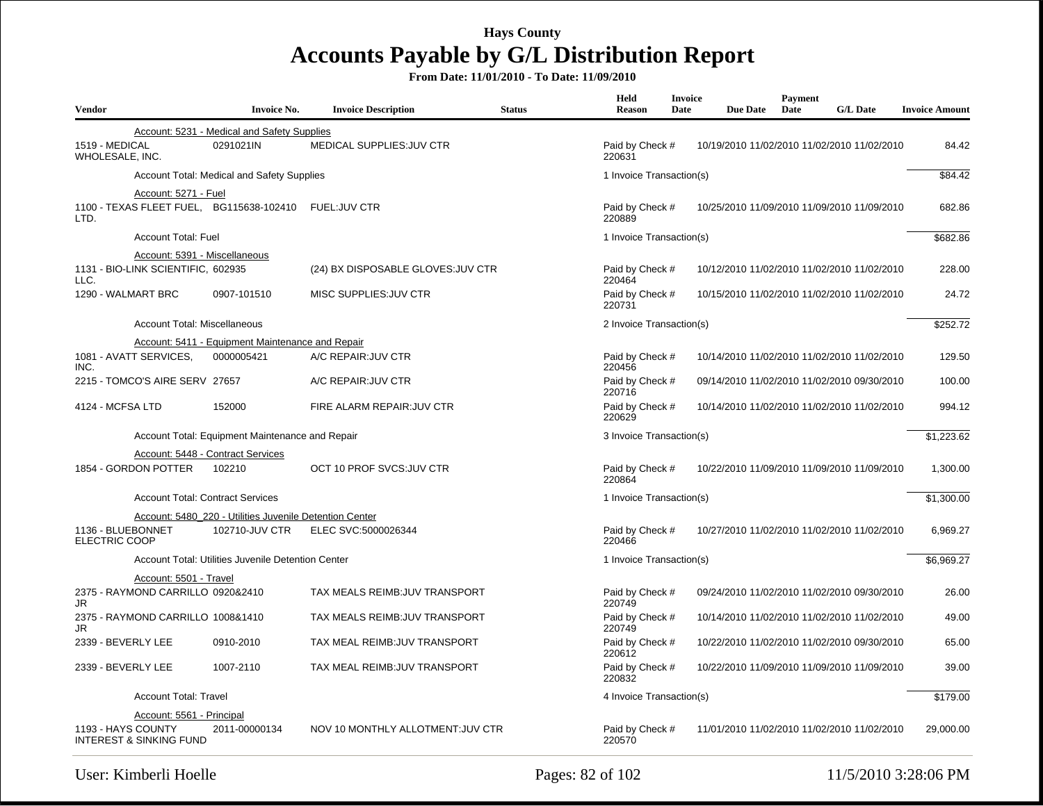Hays County

# Accounts Payable by G/L Distribution Report

**From Date: 11/01/2010 - To Date: 11/09/2010**

| Vendor | Invoice No. | Invoice Description | Status | Held Reason | Invoice Date | Due Date | Payment Date | G/L Date | Invoice Amount |
|---|---|---|---|---|---|---|---|---|---|
| Account: 5231 - Medical and Safety Supplies | | | | | | | | | |
| 1519 - MEDICAL WHOLESALE, INC. | 0291021IN | MEDICAL SUPPLIES:JUV CTR | | Paid by Check # 220631 | 10/19/2010 | 11/02/2010 | 11/02/2010 | 11/02/2010 | 84.42 |
| Account Total: Medical and Safety Supplies | | | | 1 Invoice Transaction(s) | | | | | $84.42 |
| Account: 5271 - Fuel | | | | | | | | | |
| 1100 - TEXAS FLEET FUEL, LTD. | BG115638-102410 | FUEL:JUV CTR | | Paid by Check # 220889 | 10/25/2010 | 11/09/2010 | 11/09/2010 | 11/09/2010 | 682.86 |
| Account Total: Fuel | | | | 1 Invoice Transaction(s) | | | | | $682.86 |
| Account: 5391 - Miscellaneous | | | | | | | | | |
| 1131 - BIO-LINK SCIENTIFIC, LLC. | 602935 | (24) BX DISPOSABLE GLOVES:JUV CTR | | Paid by Check # 220464 | 10/12/2010 | 11/02/2010 | 11/02/2010 | 11/02/2010 | 228.00 |
| 1290 - WALMART BRC | 0907-101510 | MISC SUPPLIES:JUV CTR | | Paid by Check # 220731 | 10/15/2010 | 11/02/2010 | 11/02/2010 | 11/02/2010 | 24.72 |
| Account Total: Miscellaneous | | | | 2 Invoice Transaction(s) | | | | | $252.72 |
| Account: 5411 - Equipment Maintenance and Repair | | | | | | | | | |
| 1081 - AVATT SERVICES, INC. | 0000005421 | A/C REPAIR:JUV CTR | | Paid by Check # 220456 | 10/14/2010 | 11/02/2010 | 11/02/2010 | 11/02/2010 | 129.50 |
| 2215 - TOMCO'S AIRE SERV | 27657 | A/C REPAIR:JUV CTR | | Paid by Check # 220716 | 09/14/2010 | 11/02/2010 | 11/02/2010 | 09/30/2010 | 100.00 |
| 4124 - MCFSA LTD | 152000 | FIRE ALARM REPAIR:JUV CTR | | Paid by Check # 220629 | 10/14/2010 | 11/02/2010 | 11/02/2010 | 11/02/2010 | 994.12 |
| Account Total: Equipment Maintenance and Repair | | | | 3 Invoice Transaction(s) | | | | | $1,223.62 |
| Account: 5448 - Contract Services | | | | | | | | | |
| 1854 - GORDON POTTER | 102210 | OCT 10 PROF SVCS:JUV CTR | | Paid by Check # 220864 | 10/22/2010 | 11/09/2010 | 11/09/2010 | 11/09/2010 | 1,300.00 |
| Account Total: Contract Services | | | | 1 Invoice Transaction(s) | | | | | $1,300.00 |
| Account: 5480_220 - Utilities Juvenile Detention Center | | | | | | | | | |
| 1136 - BLUEBONNET ELECTRIC COOP | 102710-JUV CTR | ELEC SVC:5000026344 | | Paid by Check # 220466 | 10/27/2010 | 11/02/2010 | 11/02/2010 | 11/02/2010 | 6,969.27 |
| Account Total: Utilities Juvenile Detention Center | | | | 1 Invoice Transaction(s) | | | | | $6,969.27 |
| Account: 5501 - Travel | | | | | | | | | |
| 2375 - RAYMOND CARRILLO JR | 0920&2410 | TAX MEALS REIMB:JUV TRANSPORT | | Paid by Check # 220749 | 09/24/2010 | 11/02/2010 | 11/02/2010 | 09/30/2010 | 26.00 |
| 2375 - RAYMOND CARRILLO JR | 1008&1410 | TAX MEALS REIMB:JUV TRANSPORT | | Paid by Check # 220749 | 10/14/2010 | 11/02/2010 | 11/02/2010 | 11/02/2010 | 49.00 |
| 2339 - BEVERLY LEE | 0910-2010 | TAX MEAL REIMB:JUV TRANSPORT | | Paid by Check # 220612 | 10/22/2010 | 11/02/2010 | 11/02/2010 | 09/30/2010 | 65.00 |
| 2339 - BEVERLY LEE | 1007-2110 | TAX MEAL REIMB:JUV TRANSPORT | | Paid by Check # 220832 | 10/22/2010 | 11/09/2010 | 11/09/2010 | 11/09/2010 | 39.00 |
| Account Total: Travel | | | | 4 Invoice Transaction(s) | | | | | $179.00 |
| Account: 5561 - Principal | | | | | | | | | |
| 1193 - HAYS COUNTY INTEREST & SINKING FUND | 2011-00000134 | NOV 10 MONTHLY ALLOTMENT:JUV CTR | | Paid by Check # 220570 | 11/01/2010 | 11/02/2010 | 11/02/2010 | 11/02/2010 | 29,000.00 |

User: Kimberli Hoelle

11/5/2010 3:28:06 PM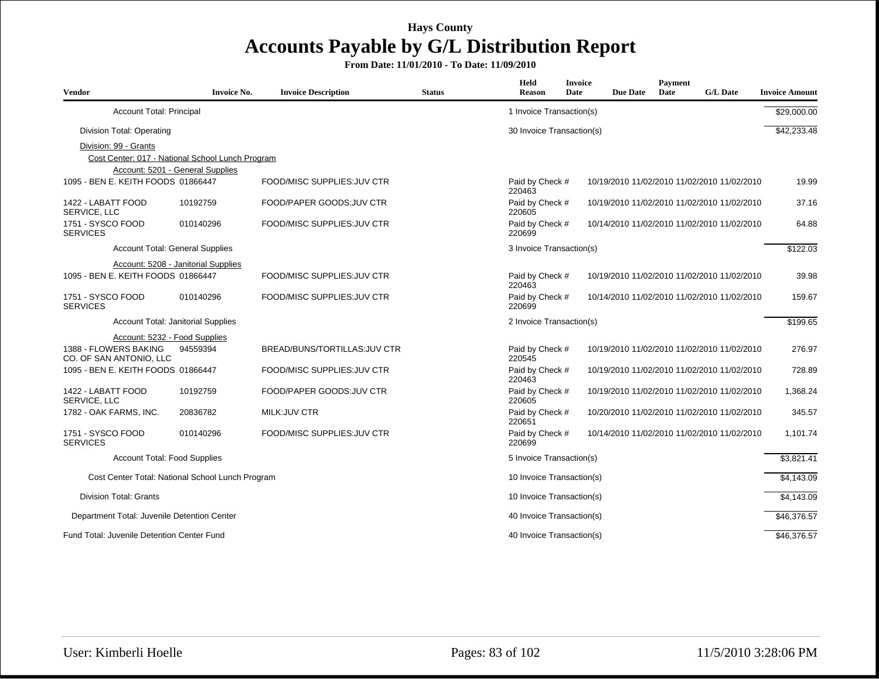# Hays County

## Accounts Payable by G/L Distribution Report

**From Date: 11/01/2010 - To Date: 11/09/2010**

| Vendor | Invoice No. | Invoice Description | Status | Held Reason | Invoice Date | Due Date | Payment Date | G/L Date | Invoice Amount |
|---|---|---|---|---|---|---|---|---|---|
| Account Total: Principal | | | | 1 Invoice Transaction(s) | | | | | $29,000.00 |
| Division Total: Operating | | | | 30 Invoice Transaction(s) | | | | | $42,233.48 |
| Division: 99 - Grants | | | | | | | | | |
| Cost Center: 017 - National School Lunch Program | | | | | | | | | |
| Account: 5201 - General Supplies | | | | | | | | | |
| 1095 - BEN E. KEITH FOODS | 01866447 | FOOD/MISC SUPPLIES:JUV CTR | | Paid by Check # 220463 | 10/19/2010 | 11/02/2010 | 11/02/2010 | 11/02/2010 | 19.99 |
| 1422 - LABATT FOOD SERVICE, LLC | 10192759 | FOOD/PAPER GOODS:JUV CTR | | Paid by Check # 220605 | 10/19/2010 | 11/02/2010 | 11/02/2010 | 11/02/2010 | 37.16 |
| 1751 - SYSCO FOOD SERVICES | 010140296 | FOOD/MISC SUPPLIES:JUV CTR | | Paid by Check # 220699 | 10/14/2010 | 11/02/2010 | 11/02/2010 | 11/02/2010 | 64.88 |
| Account Total: General Supplies | | | | 3 Invoice Transaction(s) | | | | | $122.03 |
| Account: 5208 - Janitorial Supplies | | | | | | | | | |
| 1095 - BEN E. KEITH FOODS | 01866447 | FOOD/MISC SUPPLIES:JUV CTR | | Paid by Check # 220463 | 10/19/2010 | 11/02/2010 | 11/02/2010 | 11/02/2010 | 39.98 |
| 1751 - SYSCO FOOD SERVICES | 010140296 | FOOD/MISC SUPPLIES:JUV CTR | | Paid by Check # 220699 | 10/14/2010 | 11/02/2010 | 11/02/2010 | 11/02/2010 | 159.67 |
| Account Total: Janitorial Supplies | | | | 2 Invoice Transaction(s) | | | | | $199.65 |
| Account: 5232 - Food Supplies | | | | | | | | | |
| 1388 - FLOWERS BAKING CO. OF SAN ANTONIO, LLC | 94559394 | BREAD/BUNS/TORTILLAS:JUV CTR | | Paid by Check # 220545 | 10/19/2010 | 11/02/2010 | 11/02/2010 | 11/02/2010 | 276.97 |
| 1095 - BEN E. KEITH FOODS | 01866447 | FOOD/MISC SUPPLIES:JUV CTR | | Paid by Check # 220463 | 10/19/2010 | 11/02/2010 | 11/02/2010 | 11/02/2010 | 728.89 |
| 1422 - LABATT FOOD SERVICE, LLC | 10192759 | FOOD/PAPER GOODS:JUV CTR | | Paid by Check # 220605 | 10/19/2010 | 11/02/2010 | 11/02/2010 | 11/02/2010 | 1,368.24 |
| 1782 - OAK FARMS, INC. | 20836782 | MILK:JUV CTR | | Paid by Check # 220651 | 10/20/2010 | 11/02/2010 | 11/02/2010 | 11/02/2010 | 345.57 |
| 1751 - SYSCO FOOD SERVICES | 010140296 | FOOD/MISC SUPPLIES:JUV CTR | | Paid by Check # 220699 | 10/14/2010 | 11/02/2010 | 11/02/2010 | 11/02/2010 | 1,101.74 |
| Account Total: Food Supplies | | | | 5 Invoice Transaction(s) | | | | | $3,821.41 |
| Cost Center Total: National School Lunch Program | | | | 10 Invoice Transaction(s) | | | | | $4,143.09 |
| Division Total: Grants | | | | 10 Invoice Transaction(s) | | | | | $4,143.09 |
| Department Total: Juvenile Detention Center | | | | 40 Invoice Transaction(s) | | | | | $46,376.57 |
| Fund Total: Juvenile Detention Center Fund | | | | 40 Invoice Transaction(s) | | | | | $46,376.57 |

User: Kimberli Hoelle

11/5/2010 3:28:06 PM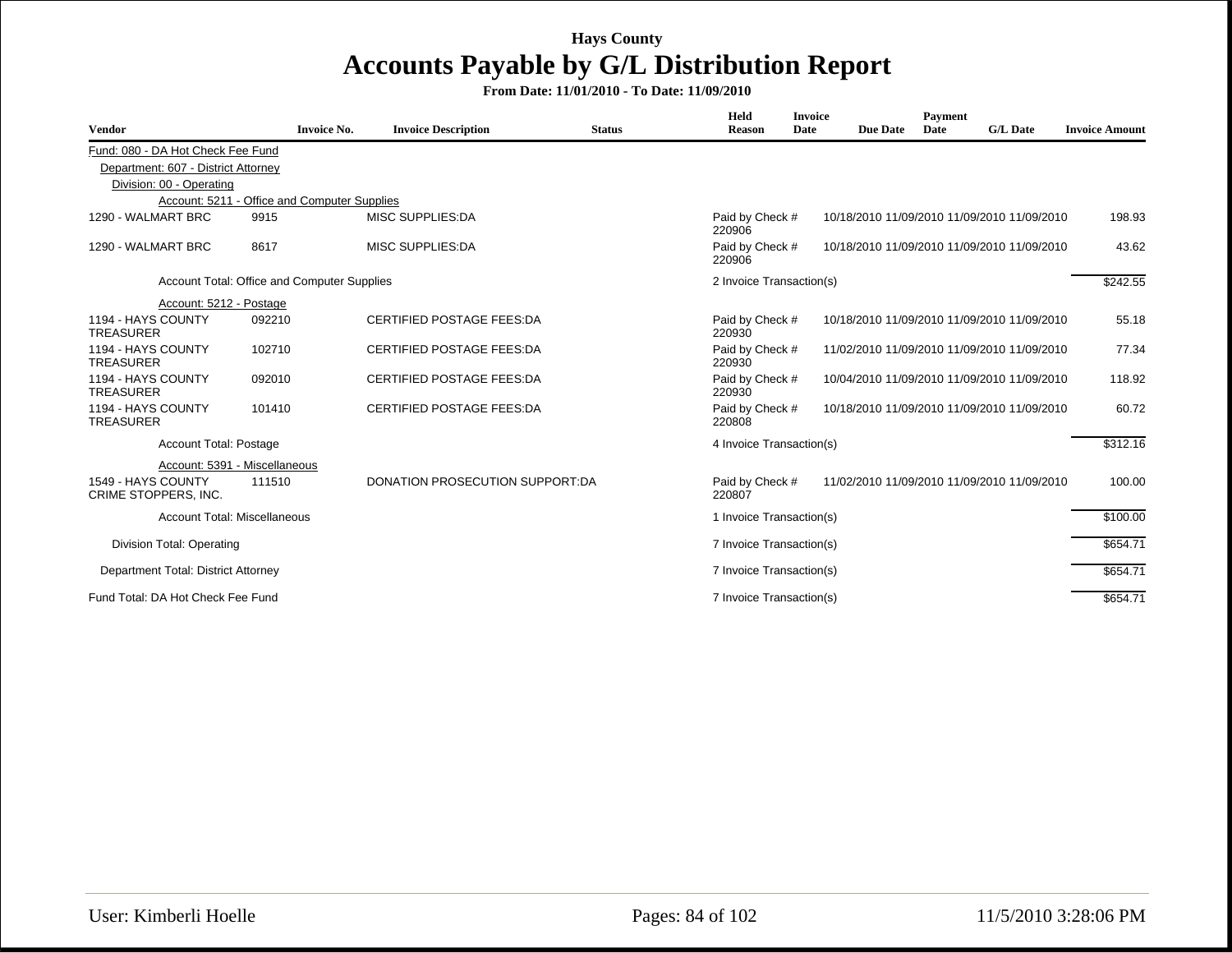Hays County

# Accounts Payable by G/L Distribution Report

**From Date: 11/01/2010 - To Date: 11/09/2010**

| Vendor | Invoice No. | Invoice Description | Status | Held Reason | Invoice Date | Due Date | Payment Date | G/L Date | Invoice Amount |
|---|---|---|---|---|---|---|---|---|---|
| Fund: 080 - DA Hot Check Fee Fund | | | | | | | | | |
| Department: 607 - District Attorney | | | | | | | | | |
| Division: 00 - Operating | | | | | | | | | |
| Account: 5211 - Office and Computer Supplies | | | | | | | | | |
| 1290 - WALMART BRC | 9915 | MISC SUPPLIES:DA | | Paid by Check # 220906 | 10/18/2010 | 11/09/2010 | 11/09/2010 | 11/09/2010 | 198.93 |
| 1290 - WALMART BRC | 8617 | MISC SUPPLIES:DA | | Paid by Check # 220906 | 10/18/2010 | 11/09/2010 | 11/09/2010 | 11/09/2010 | 43.62 |
| Account Total: Office and Computer Supplies | | | | 2 Invoice Transaction(s) | | | | | $242.55 |
| Account: 5212 - Postage | | | | | | | | | |
| 1194 - HAYS COUNTY TREASURER | 092210 | CERTIFIED POSTAGE FEES:DA | | Paid by Check # 220930 | 10/18/2010 | 11/09/2010 | 11/09/2010 | 11/09/2010 | 55.18 |
| 1194 - HAYS COUNTY TREASURER | 102710 | CERTIFIED POSTAGE FEES:DA | | Paid by Check # 220930 | 11/02/2010 | 11/09/2010 | 11/09/2010 | 11/09/2010 | 77.34 |
| 1194 - HAYS COUNTY TREASURER | 092010 | CERTIFIED POSTAGE FEES:DA | | Paid by Check # 220930 | 10/04/2010 | 11/09/2010 | 11/09/2010 | 11/09/2010 | 118.92 |
| 1194 - HAYS COUNTY TREASURER | 101410 | CERTIFIED POSTAGE FEES:DA | | Paid by Check # 220808 | 10/18/2010 | 11/09/2010 | 11/09/2010 | 11/09/2010 | 60.72 |
| Account Total: Postage | | | | 4 Invoice Transaction(s) | | | | | $312.16 |
| Account: 5391 - Miscellaneous | | | | | | | | | |
| 1549 - HAYS COUNTY CRIME STOPPERS, INC. | 111510 | DONATION PROSECUTION SUPPORT:DA | | Paid by Check # 220807 | 11/02/2010 | 11/09/2010 | 11/09/2010 | 11/09/2010 | 100.00 |
| Account Total: Miscellaneous | | | | 1 Invoice Transaction(s) | | | | | $100.00 |
| Division Total: Operating | | | | 7 Invoice Transaction(s) | | | | | $654.71 |
| Department Total: District Attorney | | | | 7 Invoice Transaction(s) | | | | | $654.71 |
| Fund Total: DA Hot Check Fee Fund | | | | 7 Invoice Transaction(s) | | | | | $654.71 |

User: Kimberli Hoelle

11/5/2010 3:28:06 PM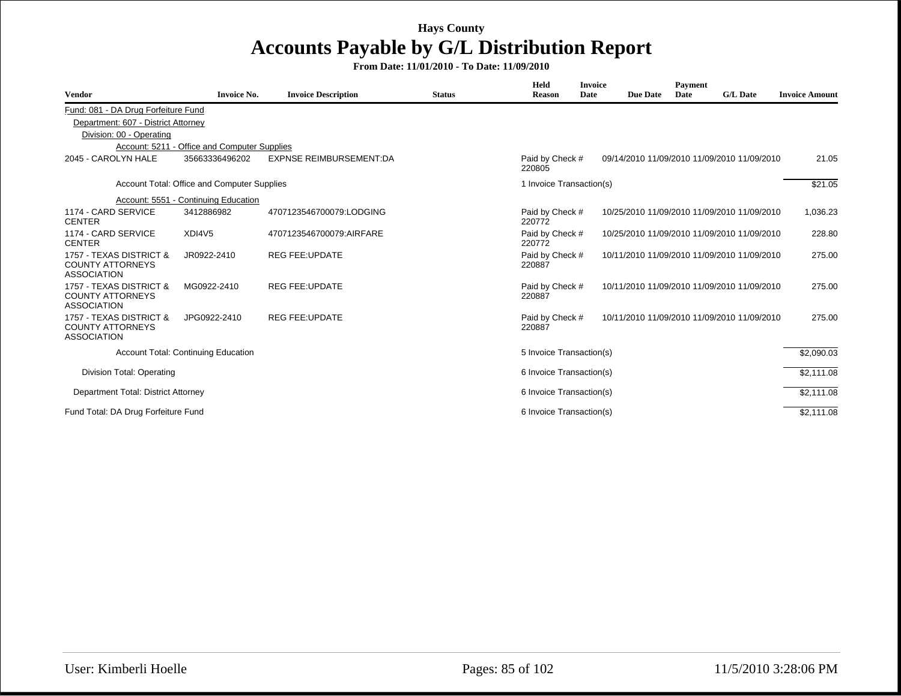# Hays County

## Accounts Payable by G/L Distribution Report

**From Date: 11/01/2010 - To Date: 11/09/2010**

| Vendor | Invoice No. | Invoice Description | Status | Held Reason | Invoice Date | Due Date | Payment Date | G/L Date | Invoice Amount |
|---|---|---|---|---|---|---|---|---|---|
| Fund: 081 - DA Drug Forfeiture Fund | | | | | | | | | |
| Department: 607 - District Attorney | | | | | | | | | |
| Division: 00 - Operating | | | | | | | | | |
| Account: 5211 - Office and Computer Supplies | | | | | | | | | |
| 2045 - CAROLYN HALE | 35663336496202 | EXPNSE REIMBURSEMENT:DA | | Paid by Check # 220805 | 09/14/2010 | 11/09/2010 | 11/09/2010 | 11/09/2010 | 21.05 |
| Account Total: Office and Computer Supplies | | | | 1 Invoice Transaction(s) | | | | | $21.05 |
| Account: 5551 - Continuing Education | | | | | | | | | |
| 1174 - CARD SERVICE CENTER | 3412886982 | 4707123546700079:LODGING | | Paid by Check # 220772 | 10/25/2010 | 11/09/2010 | 11/09/2010 | 11/09/2010 | 1,036.23 |
| 1174 - CARD SERVICE CENTER | XDI4V5 | 4707123546700079:AIRFARE | | Paid by Check # 220772 | 10/25/2010 | 11/09/2010 | 11/09/2010 | 11/09/2010 | 228.80 |
| 1757 - TEXAS DISTRICT & COUNTY ATTORNEYS ASSOCIATION | JR0922-2410 | REG FEE:UPDATE | | Paid by Check # 220887 | 10/11/2010 | 11/09/2010 | 11/09/2010 | 11/09/2010 | 275.00 |
| 1757 - TEXAS DISTRICT & COUNTY ATTORNEYS ASSOCIATION | MG0922-2410 | REG FEE:UPDATE | | Paid by Check # 220887 | 10/11/2010 | 11/09/2010 | 11/09/2010 | 11/09/2010 | 275.00 |
| 1757 - TEXAS DISTRICT & COUNTY ATTORNEYS ASSOCIATION | JPG0922-2410 | REG FEE:UPDATE | | Paid by Check # 220887 | 10/11/2010 | 11/09/2010 | 11/09/2010 | 11/09/2010 | 275.00 |
| Account Total: Continuing Education | | | | 5 Invoice Transaction(s) | | | | | $2,090.03 |
| Division Total: Operating | | | | 6 Invoice Transaction(s) | | | | | $2,111.08 |
| Department Total: District Attorney | | | | 6 Invoice Transaction(s) | | | | | $2,111.08 |
| Fund Total: DA Drug Forfeiture Fund | | | | 6 Invoice Transaction(s) | | | | | $2,111.08 |

User: Kimberli Hoelle — 11/5/2010 3:28:06 PM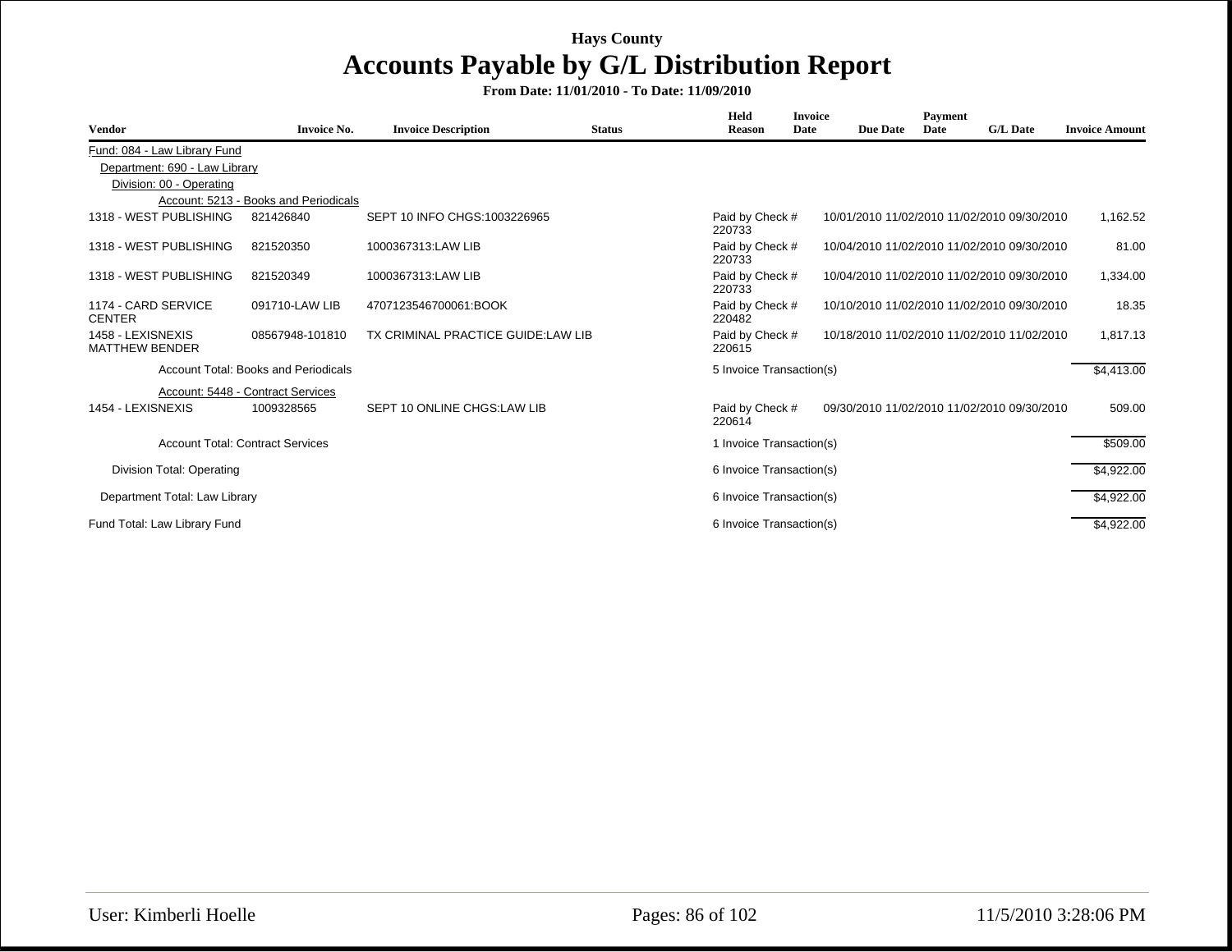# Hays County

## Accounts Payable by G/L Distribution Report

**From Date: 11/01/2010 - To Date: 11/09/2010**

| Vendor | Invoice No. | Invoice Description | Status | Held Reason | Invoice Date | Due Date | Payment Date | G/L Date | Invoice Amount |
|---|---|---|---|---|---|---|---|---|---|
| Fund: 084 - Law Library Fund | | | | | | | | | |
| Department: 690 - Law Library | | | | | | | | | |
| Division: 00 - Operating | | | | | | | | | |
| Account: 5213 - Books and Periodicals | | | | | | | | | |
| 1318 - WEST PUBLISHING | 821426840 | SEPT 10 INFO CHGS:1003226965 | | Paid by Check # 220733 | 10/01/2010 | 11/02/2010 | 11/02/2010 | 09/30/2010 | 1,162.52 |
| 1318 - WEST PUBLISHING | 821520350 | 1000367313:LAW LIB | | Paid by Check # 220733 | 10/04/2010 | 11/02/2010 | 11/02/2010 | 09/30/2010 | 81.00 |
| 1318 - WEST PUBLISHING | 821520349 | 1000367313:LAW LIB | | Paid by Check # 220733 | 10/04/2010 | 11/02/2010 | 11/02/2010 | 09/30/2010 | 1,334.00 |
| 1174 - CARD SERVICE CENTER | 091710-LAW LIB | 4707123546700061:BOOK | | Paid by Check # 220482 | 10/10/2010 | 11/02/2010 | 11/02/2010 | 09/30/2010 | 18.35 |
| 1458 - LEXISNEXIS MATTHEW BENDER | 08567948-101810 | TX CRIMINAL PRACTICE GUIDE:LAW LIB | | Paid by Check # 220615 | 10/18/2010 | 11/02/2010 | 11/02/2010 | 11/02/2010 | 1,817.13 |
| Account Total: Books and Periodicals | | | | 5 Invoice Transaction(s) | | | | | $4,413.00 |
| Account: 5448 - Contract Services | | | | | | | | | |
| 1454 - LEXISNEXIS | 1009328565 | SEPT 10 ONLINE CHGS:LAW LIB | | Paid by Check # 220614 | 09/30/2010 | 11/02/2010 | 11/02/2010 | 09/30/2010 | 509.00 |
| Account Total: Contract Services | | | | 1 Invoice Transaction(s) | | | | | $509.00 |
| Division Total: Operating | | | | 6 Invoice Transaction(s) | | | | | $4,922.00 |
| Department Total: Law Library | | | | 6 Invoice Transaction(s) | | | | | $4,922.00 |
| Fund Total: Law Library Fund | | | | 6 Invoice Transaction(s) | | | | | $4,922.00 |

User: Kimberli Hoelle — 11/5/2010 3:28:06 PM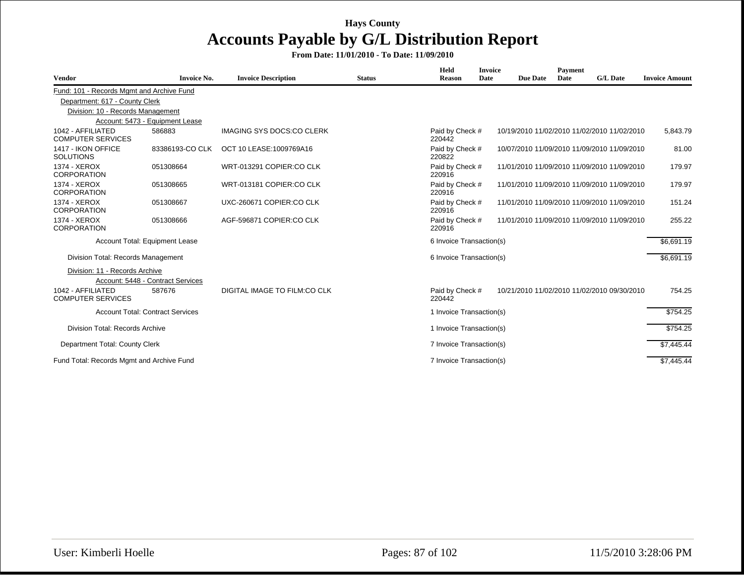# Hays County

## Accounts Payable by G/L Distribution Report

**From Date: 11/01/2010 - To Date: 11/09/2010**

| Vendor | Invoice No. | Invoice Description | Status | Held Reason | Invoice Date | Due Date | Payment Date | G/L Date | Invoice Amount |
|---|---|---|---|---|---|---|---|---|---|
| Fund: 101 - Records Mgmt and Archive Fund | | | | | | | | | |
| Department: 617 - County Clerk | | | | | | | | | |
| Division: 10 - Records Management | | | | | | | | | |
| Account: 5473 - Equipment Lease | | | | | | | | | |
| 1042 - AFFILIATED COMPUTER SERVICES | 586883 | IMAGING SYS DOCS:CO CLERK | | Paid by Check # 220442 | 10/19/2010 | 11/02/2010 | 11/02/2010 | 11/02/2010 | 5,843.79 |
| 1417 - IKON OFFICE SOLUTIONS | 83386193-CO CLK | OCT 10 LEASE:1009769A16 | | Paid by Check # 220822 | 10/07/2010 | 11/09/2010 | 11/09/2010 | 11/09/2010 | 81.00 |
| 1374 - XEROX CORPORATION | 051308664 | WRT-013291 COPIER:CO CLK | | Paid by Check # 220916 | 11/01/2010 | 11/09/2010 | 11/09/2010 | 11/09/2010 | 179.97 |
| 1374 - XEROX CORPORATION | 051308665 | WRT-013181 COPIER:CO CLK | | Paid by Check # 220916 | 11/01/2010 | 11/09/2010 | 11/09/2010 | 11/09/2010 | 179.97 |
| 1374 - XEROX CORPORATION | 051308667 | UXC-260671 COPIER:CO CLK | | Paid by Check # 220916 | 11/01/2010 | 11/09/2010 | 11/09/2010 | 11/09/2010 | 151.24 |
| 1374 - XEROX CORPORATION | 051308666 | AGF-596871 COPIER:CO CLK | | Paid by Check # 220916 | 11/01/2010 | 11/09/2010 | 11/09/2010 | 11/09/2010 | 255.22 |
| Account Total: Equipment Lease | | | | 6 Invoice Transaction(s) | | | | | $6,691.19 |
| Division Total: Records Management | | | | 6 Invoice Transaction(s) | | | | | $6,691.19 |
| Division: 11 - Records Archive | | | | | | | | | |
| Account: 5448 - Contract Services | | | | | | | | | |
| 1042 - AFFILIATED COMPUTER SERVICES | 587676 | DIGITAL IMAGE TO FILM:CO CLK | | Paid by Check # 220442 | 10/21/2010 | 11/02/2010 | 11/02/2010 | 09/30/2010 | 754.25 |
| Account Total: Contract Services | | | | 1 Invoice Transaction(s) | | | | | $754.25 |
| Division Total: Records Archive | | | | 1 Invoice Transaction(s) | | | | | $754.25 |
| Department Total: County Clerk | | | | 7 Invoice Transaction(s) | | | | | $7,445.44 |
| Fund Total: Records Mgmt and Archive Fund | | | | 7 Invoice Transaction(s) | | | | | $7,445.44 |

User: Kimberli Hoelle

11/5/2010 3:28:06 PM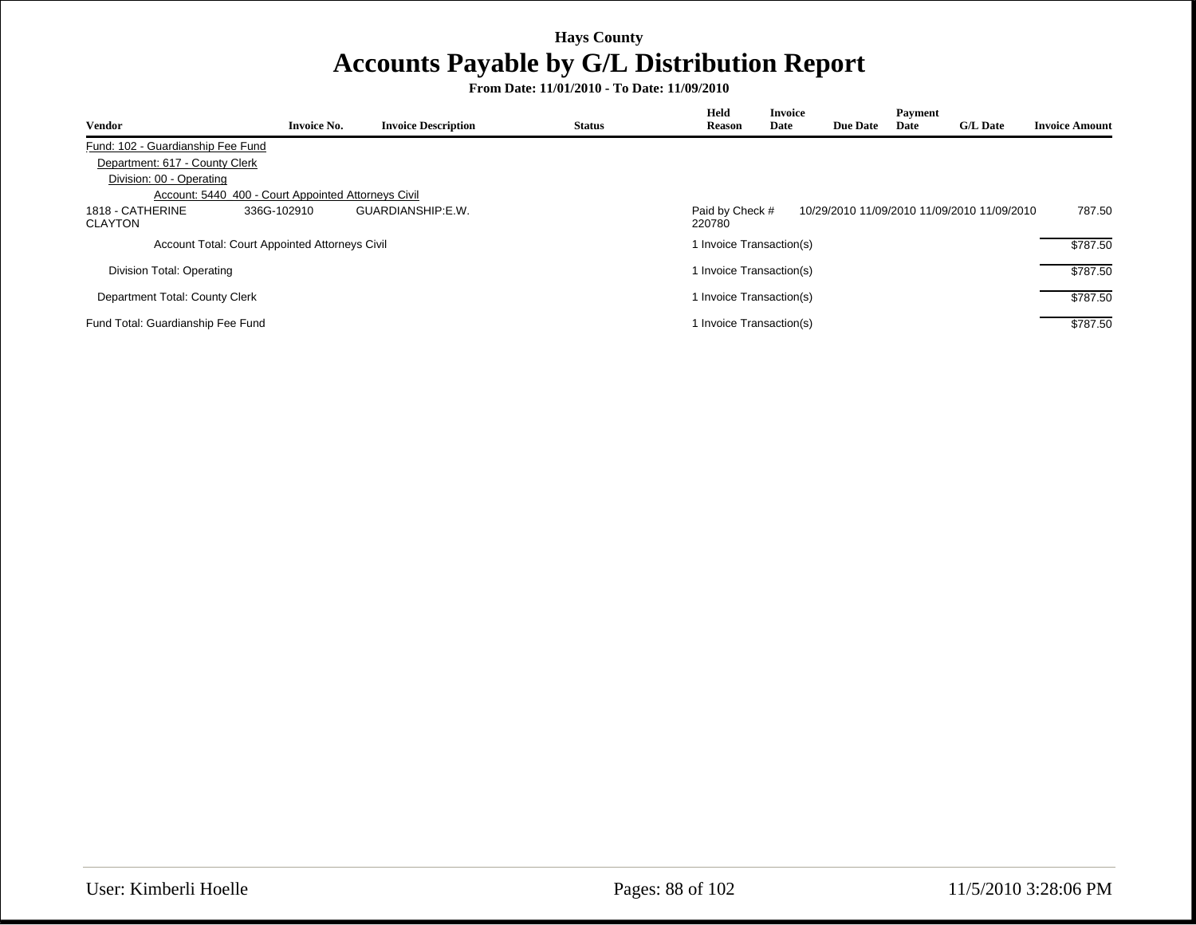Hays County

# Accounts Payable by G/L Distribution Report

**From Date: 11/01/2010 - To Date: 11/09/2010**

| Vendor | Invoice No. | Invoice Description | Status | Held Reason | Invoice Date | Due Date | Payment Date | G/L Date | Invoice Amount |
|---|---|---|---|---|---|---|---|---|---|
| Fund: 102 - Guardianship Fee Fund | | | | | | | | | |
| Department: 617 - County Clerk | | | | | | | | | |
| Division: 00 - Operating | | | | | | | | | |
| Account: 5440 400 - Court Appointed Attorneys Civil | | | | | | | | | |
| 1818 - CATHERINE CLAYTON | 336G-102910 | GUARDIANSHIP:E.W. | | Paid by Check # 220780 | 10/29/2010 | 11/09/2010 | 11/09/2010 | 11/09/2010 | 787.50 |
| Account Total: Court Appointed Attorneys Civil | | | | 1 Invoice Transaction(s) | | | | | $787.50 |
| Division Total: Operating | | | | 1 Invoice Transaction(s) | | | | | $787.50 |
| Department Total: County Clerk | | | | 1 Invoice Transaction(s) | | | | | $787.50 |
| Fund Total: Guardianship Fee Fund | | | | 1 Invoice Transaction(s) | | | | | $787.50 |

User: Kimberli Hoelle

11/5/2010 3:28:06 PM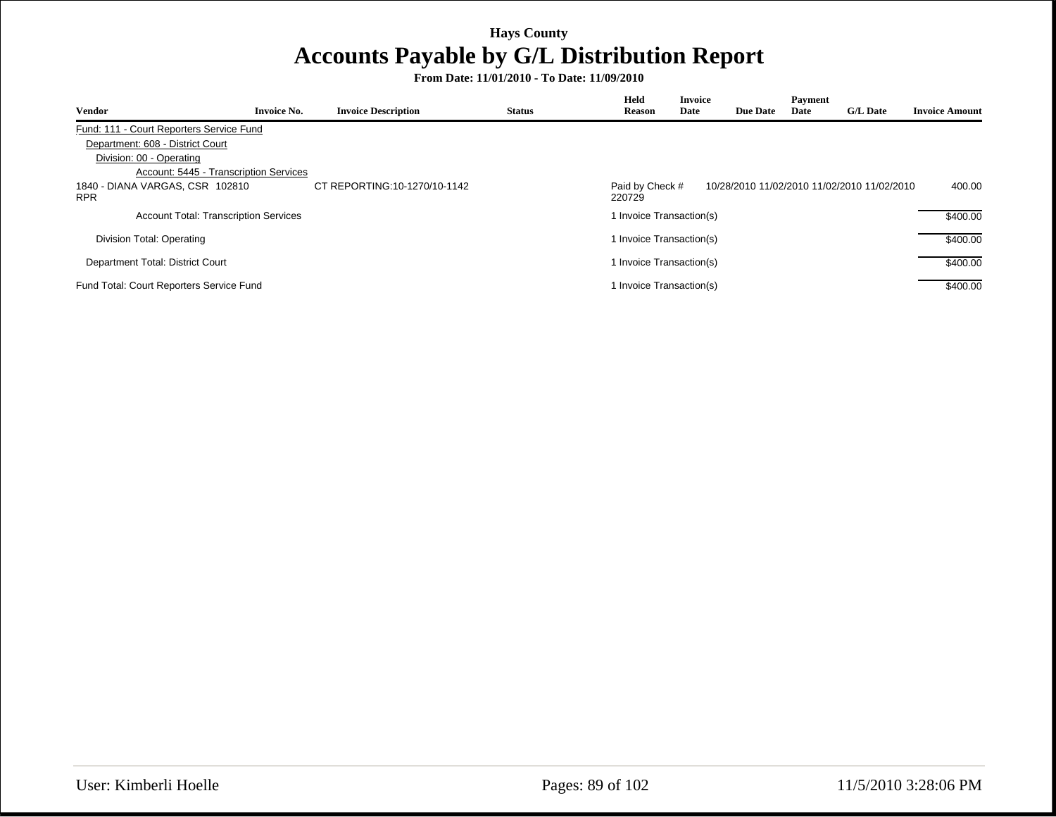**Hays County**

# Accounts Payable by G/L Distribution Report

**From Date: 11/01/2010 - To Date: 11/09/2010**

| Vendor | Invoice No. | Invoice Description | Status | Held Reason | Invoice Date | Due Date | Payment Date | G/L Date | Invoice Amount |
|---|---|---|---|---|---|---|---|---|---|
| Fund: 111 - Court Reporters Service Fund | | | | | | | | | |
| Department: 608 - District Court | | | | | | | | | |
| Division: 00 - Operating | | | | | | | | | |
| Account: 5445 - Transcription Services | | | | | | | | | |
| 1840 - DIANA VARGAS, CSR RPR | 102810 | CT REPORTING:10-1270/10-1142 | | Paid by Check # 220729 | 10/28/2010 | 11/02/2010 | 11/02/2010 | 11/02/2010 | 400.00 |
| Account Total: Transcription Services | | | | 1 Invoice Transaction(s) | | | | | $400.00 |
| Division Total: Operating | | | | 1 Invoice Transaction(s) | | | | | $400.00 |
| Department Total: District Court | | | | 1 Invoice Transaction(s) | | | | | $400.00 |
| Fund Total: Court Reporters Service Fund | | | | 1 Invoice Transaction(s) | | | | | $400.00 |

User: Kimberli Hoelle

11/5/2010 3:28:06 PM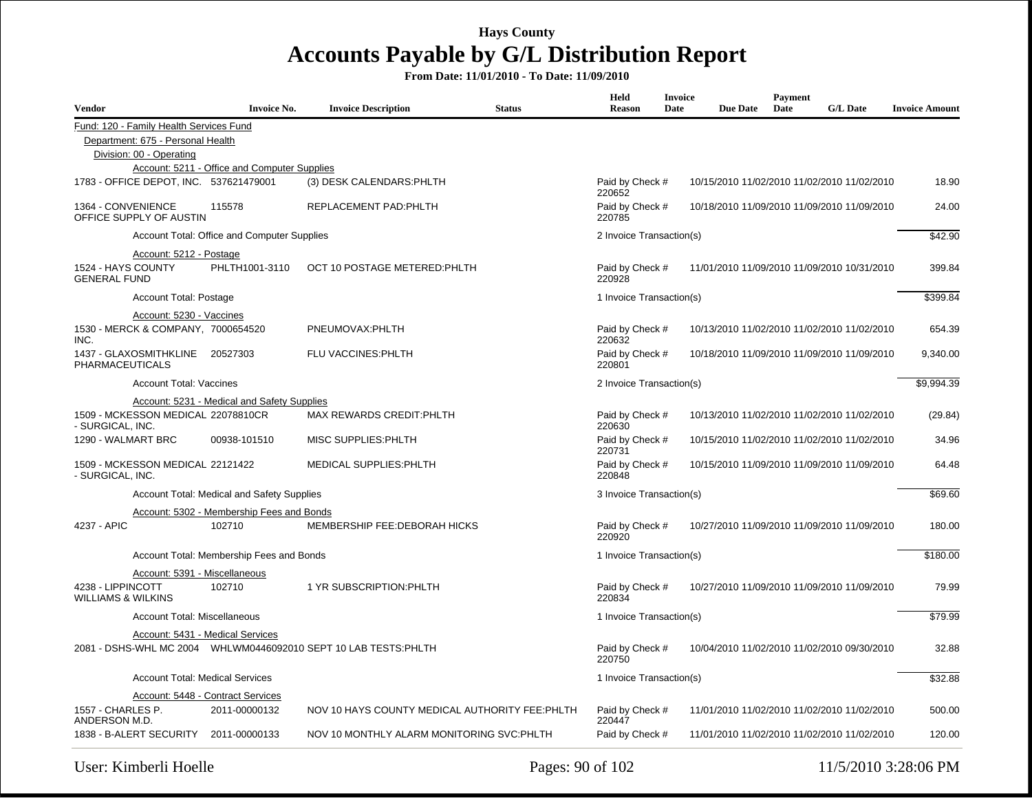# Hays County

## Accounts Payable by G/L Distribution Report

**From Date: 11/01/2010 - To Date: 11/09/2010**

| Vendor | Invoice No. | Invoice Description | Status | Held Reason | Invoice Date | Due Date | Payment Date | G/L Date | Invoice Amount |
|---|---|---|---|---|---|---|---|---|---|
| Fund: 120 - Family Health Services Fund | | | | | | | | | |
| Department: 675 - Personal Health | | | | | | | | | |
| Division: 00 - Operating | | | | | | | | | |
| Account: 5211 - Office and Computer Supplies | | | | | | | | | |
| 1783 - OFFICE DEPOT, INC. | 537621479001 | (3) DESK CALENDARS:PHLTH | | Paid by Check # 220652 | 10/15/2010 | 11/02/2010 | 11/02/2010 | 11/02/2010 | 18.90 |
| 1364 - CONVENIENCE OFFICE SUPPLY OF AUSTIN | 115578 | REPLACEMENT PAD:PHLTH | | Paid by Check # 220785 | 10/18/2010 | 11/09/2010 | 11/09/2010 | 11/09/2010 | 24.00 |
| Account Total: Office and Computer Supplies | | | | 2 Invoice Transaction(s) | | | | | $42.90 |
| Account: 5212 - Postage | | | | | | | | | |
| 1524 - HAYS COUNTY GENERAL FUND | PHLTH1001-3110 | OCT 10 POSTAGE METERED:PHLTH | | Paid by Check # 220928 | 11/01/2010 | 11/09/2010 | 11/09/2010 | 10/31/2010 | 399.84 |
| Account Total: Postage | | | | 1 Invoice Transaction(s) | | | | | $399.84 |
| Account: 5230 - Vaccines | | | | | | | | | |
| 1530 - MERCK & COMPANY, INC. | 7000654520 | PNEUMOVAX:PHLTH | | Paid by Check # 220632 | 10/13/2010 | 11/02/2010 | 11/02/2010 | 11/02/2010 | 654.39 |
| 1437 - GLAXOSMITHKLINE PHARMACEUTICALS | 20527303 | FLU VACCINES:PHLTH | | Paid by Check # 220801 | 10/18/2010 | 11/09/2010 | 11/09/2010 | 11/09/2010 | 9,340.00 |
| Account Total: Vaccines | | | | 2 Invoice Transaction(s) | | | | | $9,994.39 |
| Account: 5231 - Medical and Safety Supplies | | | | | | | | | |
| 1509 - MCKESSON MEDICAL - SURGICAL, INC. | 22078810CR | MAX REWARDS CREDIT:PHLTH | | Paid by Check # 220630 | 10/13/2010 | 11/02/2010 | 11/02/2010 | 11/02/2010 | (29.84) |
| 1290 - WALMART BRC | 00938-101510 | MISC SUPPLIES:PHLTH | | Paid by Check # 220731 | 10/15/2010 | 11/02/2010 | 11/02/2010 | 11/02/2010 | 34.96 |
| 1509 - MCKESSON MEDICAL - SURGICAL, INC. | 22121422 | MEDICAL SUPPLIES:PHLTH | | Paid by Check # 220848 | 10/15/2010 | 11/09/2010 | 11/09/2010 | 11/09/2010 | 64.48 |
| Account Total: Medical and Safety Supplies | | | | 3 Invoice Transaction(s) | | | | | $69.60 |
| Account: 5302 - Membership Fees and Bonds | | | | | | | | | |
| 4237 - APIC | 102710 | MEMBERSHIP FEE:DEBORAH HICKS | | Paid by Check # 220920 | 10/27/2010 | 11/09/2010 | 11/09/2010 | 11/09/2010 | 180.00 |
| Account Total: Membership Fees and Bonds | | | | 1 Invoice Transaction(s) | | | | | $180.00 |
| Account: 5391 - Miscellaneous | | | | | | | | | |
| 4238 - LIPPINCOTT WILLIAMS & WILKINS | 102710 | 1 YR SUBSCRIPTION:PHLTH | | Paid by Check # 220834 | 10/27/2010 | 11/09/2010 | 11/09/2010 | 11/09/2010 | 79.99 |
| Account Total: Miscellaneous | | | | 1 Invoice Transaction(s) | | | | | $79.99 |
| Account: 5431 - Medical Services | | | | | | | | | |
| 2081 - DSHS-WHL MC 2004 | WHLWM0446092010 | SEPT 10 LAB TESTS:PHLTH | | Paid by Check # 220750 | 10/04/2010 | 11/02/2010 | 11/02/2010 | 09/30/2010 | 32.88 |
| Account Total: Medical Services | | | | 1 Invoice Transaction(s) | | | | | $32.88 |
| Account: 5448 - Contract Services | | | | | | | | | |
| 1557 - CHARLES P. ANDERSON M.D. | 2011-00000132 | NOV 10 HAYS COUNTY MEDICAL AUTHORITY FEE:PHLTH | | Paid by Check # 220447 | 11/01/2010 | 11/02/2010 | 11/02/2010 | 11/02/2010 | 500.00 |
| 1838 - B-ALERT SECURITY | 2011-00000133 | NOV 10 MONTHLY ALARM MONITORING SVC:PHLTH | | Paid by Check # | 11/01/2010 | 11/02/2010 | 11/02/2010 | 11/02/2010 | 120.00 |

User: Kimberli Hoelle    11/5/2010 3:28:06 PM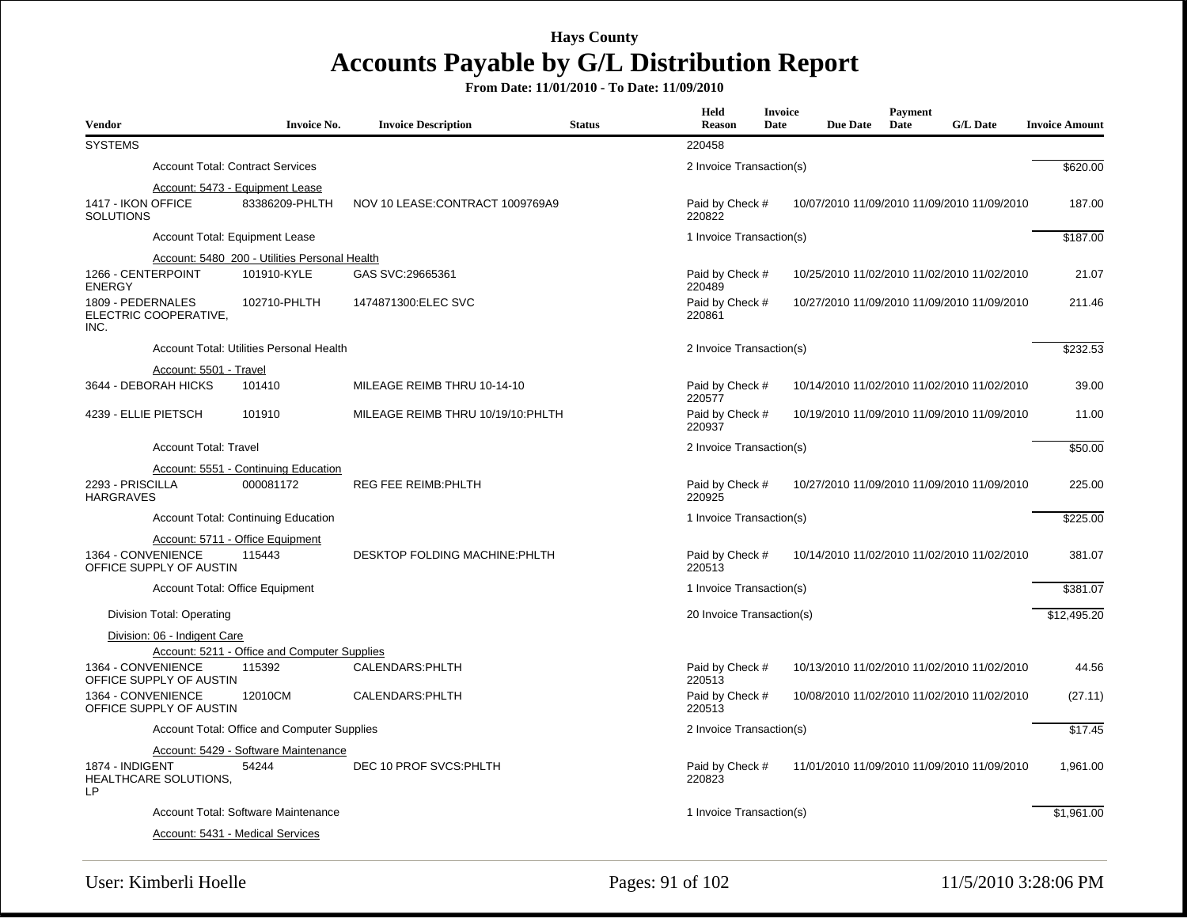# Hays County

## Accounts Payable by G/L Distribution Report

**From Date: 11/01/2010 - To Date: 11/09/2010**

| Vendor | Invoice No. | Invoice Description | Status | Held Reason | Invoice Date | Due Date | Payment Date | G/L Date | Invoice Amount |
|---|---|---|---|---|---|---|---|---|---|
| SYSTEMS | | | | 220458 | | | | | |
| Account Total: Contract Services | | | | 2 Invoice Transaction(s) | | | | | $620.00 |
| Account: 5473 - Equipment Lease | | | | | | | | | |
| 1417 - IKON OFFICE SOLUTIONS | 83386209-PHLTH | NOV 10 LEASE:CONTRACT 1009769A9 | | Paid by Check # 220822 | 10/07/2010 | 11/09/2010 | 11/09/2010 | 11/09/2010 | 187.00 |
| Account Total: Equipment Lease | | | | 1 Invoice Transaction(s) | | | | | $187.00 |
| Account: 5480 200 - Utilities Personal Health | | | | | | | | | |
| 1266 - CENTERPOINT ENERGY | 101910-KYLE | GAS SVC:29665361 | | Paid by Check # 220489 | 10/25/2010 | 11/02/2010 | 11/02/2010 | 11/02/2010 | 21.07 |
| 1809 - PEDERNALES ELECTRIC COOPERATIVE, INC. | 102710-PHLTH | 1474871300:ELEC SVC | | Paid by Check # 220861 | 10/27/2010 | 11/09/2010 | 11/09/2010 | 11/09/2010 | 211.46 |
| Account Total: Utilities Personal Health | | | | 2 Invoice Transaction(s) | | | | | $232.53 |
| Account: 5501 - Travel | | | | | | | | | |
| 3644 - DEBORAH HICKS | 101410 | MILEAGE REIMB THRU 10-14-10 | | Paid by Check # 220577 | 10/14/2010 | 11/02/2010 | 11/02/2010 | 11/02/2010 | 39.00 |
| 4239 - ELLIE PIETSCH | 101910 | MILEAGE REIMB THRU 10/19/10:PHLTH | | Paid by Check # 220937 | 10/19/2010 | 11/09/2010 | 11/09/2010 | 11/09/2010 | 11.00 |
| Account Total: Travel | | | | 2 Invoice Transaction(s) | | | | | $50.00 |
| Account: 5551 - Continuing Education | | | | | | | | | |
| 2293 - PRISCILLA HARGRAVES | 000081172 | REG FEE REIMB:PHLTH | | Paid by Check # 220925 | 10/27/2010 | 11/09/2010 | 11/09/2010 | 11/09/2010 | 225.00 |
| Account Total: Continuing Education | | | | 1 Invoice Transaction(s) | | | | | $225.00 |
| Account: 5711 - Office Equipment | | | | | | | | | |
| 1364 - CONVENIENCE OFFICE SUPPLY OF AUSTIN | 115443 | DESKTOP FOLDING MACHINE:PHLTH | | Paid by Check # 220513 | 10/14/2010 | 11/02/2010 | 11/02/2010 | 11/02/2010 | 381.07 |
| Account Total: Office Equipment | | | | 1 Invoice Transaction(s) | | | | | $381.07 |
| Division Total: Operating | | | | 20 Invoice Transaction(s) | | | | | $12,495.20 |
| Division: 06 - Indigent Care | | | | | | | | | |
| Account: 5211 - Office and Computer Supplies | | | | | | | | | |
| 1364 - CONVENIENCE OFFICE SUPPLY OF AUSTIN | 115392 | CALENDARS:PHLTH | | Paid by Check # 220513 | 10/13/2010 | 11/02/2010 | 11/02/2010 | 11/02/2010 | 44.56 |
| 1364 - CONVENIENCE OFFICE SUPPLY OF AUSTIN | 12010CM | CALENDARS:PHLTH | | Paid by Check # 220513 | 10/08/2010 | 11/02/2010 | 11/02/2010 | 11/02/2010 | (27.11) |
| Account Total: Office and Computer Supplies | | | | 2 Invoice Transaction(s) | | | | | $17.45 |
| Account: 5429 - Software Maintenance | | | | | | | | | |
| 1874 - INDIGENT HEALTHCARE SOLUTIONS, LP | 54244 | DEC 10 PROF SVCS:PHLTH | | Paid by Check # 220823 | 11/01/2010 | 11/09/2010 | 11/09/2010 | 11/09/2010 | 1,961.00 |
| Account Total: Software Maintenance | | | | 1 Invoice Transaction(s) | | | | | $1,961.00 |
| Account: 5431 - Medical Services | | | | | | | | | |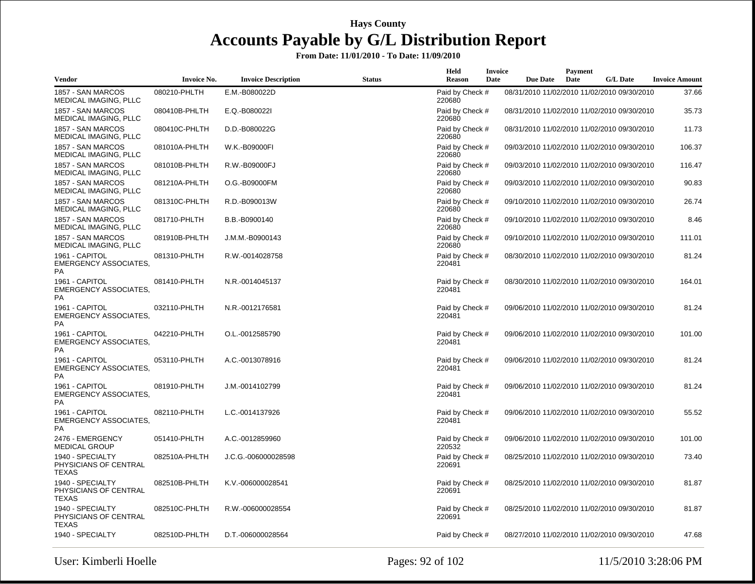Hays County

# Accounts Payable by G/L Distribution Report

**From Date: 11/01/2010 - To Date: 11/09/2010**

| Vendor | Invoice No. | Invoice Description | Status | Held Reason | Invoice Date | Due Date | Payment Date | G/L Date | Invoice Amount |
|---|---|---|---|---|---|---|---|---|---|
| 1857 - SAN MARCOS MEDICAL IMAGING, PLLC | 080210-PHLTH | E.M.-B080022D | | Paid by Check # 220680 | 08/31/2010 | 11/02/2010 | 11/02/2010 | 09/30/2010 | 37.66 |
| 1857 - SAN MARCOS MEDICAL IMAGING, PLLC | 080410B-PHLTH | E.Q.-B080022I | | Paid by Check # 220680 | 08/31/2010 | 11/02/2010 | 11/02/2010 | 09/30/2010 | 35.73 |
| 1857 - SAN MARCOS MEDICAL IMAGING, PLLC | 080410C-PHLTH | D.D.-B080022G | | Paid by Check # 220680 | 08/31/2010 | 11/02/2010 | 11/02/2010 | 09/30/2010 | 11.73 |
| 1857 - SAN MARCOS MEDICAL IMAGING, PLLC | 081010A-PHLTH | W.K.-B09000FI | | Paid by Check # 220680 | 09/03/2010 | 11/02/2010 | 11/02/2010 | 09/30/2010 | 106.37 |
| 1857 - SAN MARCOS MEDICAL IMAGING, PLLC | 081010B-PHLTH | R.W.-B09000FJ | | Paid by Check # 220680 | 09/03/2010 | 11/02/2010 | 11/02/2010 | 09/30/2010 | 116.47 |
| 1857 - SAN MARCOS MEDICAL IMAGING, PLLC | 081210A-PHLTH | O.G.-B09000FM | | Paid by Check # 220680 | 09/03/2010 | 11/02/2010 | 11/02/2010 | 09/30/2010 | 90.83 |
| 1857 - SAN MARCOS MEDICAL IMAGING, PLLC | 081310C-PHLTH | R.D.-B090013W | | Paid by Check # 220680 | 09/10/2010 | 11/02/2010 | 11/02/2010 | 09/30/2010 | 26.74 |
| 1857 - SAN MARCOS MEDICAL IMAGING, PLLC | 081710-PHLTH | B.B.-B0900140 | | Paid by Check # 220680 | 09/10/2010 | 11/02/2010 | 11/02/2010 | 09/30/2010 | 8.46 |
| 1857 - SAN MARCOS MEDICAL IMAGING, PLLC | 081910B-PHLTH | J.M.M.-B0900143 | | Paid by Check # 220680 | 09/10/2010 | 11/02/2010 | 11/02/2010 | 09/30/2010 | 111.01 |
| 1961 - CAPITOL EMERGENCY ASSOCIATES, PA | 081310-PHLTH | R.W.-0014028758 | | Paid by Check # 220481 | 08/30/2010 | 11/02/2010 | 11/02/2010 | 09/30/2010 | 81.24 |
| 1961 - CAPITOL EMERGENCY ASSOCIATES, PA | 081410-PHLTH | N.R.-0014045137 | | Paid by Check # 220481 | 08/30/2010 | 11/02/2010 | 11/02/2010 | 09/30/2010 | 164.01 |
| 1961 - CAPITOL EMERGENCY ASSOCIATES, PA | 032110-PHLTH | N.R.-0012176581 | | Paid by Check # 220481 | 09/06/2010 | 11/02/2010 | 11/02/2010 | 09/30/2010 | 81.24 |
| 1961 - CAPITOL EMERGENCY ASSOCIATES, PA | 042210-PHLTH | O.L.-0012585790 | | Paid by Check # 220481 | 09/06/2010 | 11/02/2010 | 11/02/2010 | 09/30/2010 | 101.00 |
| 1961 - CAPITOL EMERGENCY ASSOCIATES, PA | 053110-PHLTH | A.C.-0013078916 | | Paid by Check # 220481 | 09/06/2010 | 11/02/2010 | 11/02/2010 | 09/30/2010 | 81.24 |
| 1961 - CAPITOL EMERGENCY ASSOCIATES, PA | 081910-PHLTH | J.M.-0014102799 | | Paid by Check # 220481 | 09/06/2010 | 11/02/2010 | 11/02/2010 | 09/30/2010 | 81.24 |
| 1961 - CAPITOL EMERGENCY ASSOCIATES, PA | 082110-PHLTH | L.C.-0014137926 | | Paid by Check # 220481 | 09/06/2010 | 11/02/2010 | 11/02/2010 | 09/30/2010 | 55.52 |
| 2476 - EMERGENCY MEDICAL GROUP | 051410-PHLTH | A.C.-0012859960 | | Paid by Check # 220532 | 09/06/2010 | 11/02/2010 | 11/02/2010 | 09/30/2010 | 101.00 |
| 1940 - SPECIALTY PHYSICIANS OF CENTRAL TEXAS | 082510A-PHLTH | J.C.G.-006000028598 | | Paid by Check # 220691 | 08/25/2010 | 11/02/2010 | 11/02/2010 | 09/30/2010 | 73.40 |
| 1940 - SPECIALTY PHYSICIANS OF CENTRAL TEXAS | 082510B-PHLTH | K.V.-006000028541 | | Paid by Check # 220691 | 08/25/2010 | 11/02/2010 | 11/02/2010 | 09/30/2010 | 81.87 |
| 1940 - SPECIALTY PHYSICIANS OF CENTRAL TEXAS | 082510C-PHLTH | R.W.-006000028554 | | Paid by Check # 220691 | 08/25/2010 | 11/02/2010 | 11/02/2010 | 09/30/2010 | 81.87 |
| 1940 - SPECIALTY | 082510D-PHLTH | D.T.-006000028564 | | Paid by Check # | 08/27/2010 | 11/02/2010 | 11/02/2010 | 09/30/2010 | 47.68 |

User: Kimberli Hoelle

11/5/2010 3:28:06 PM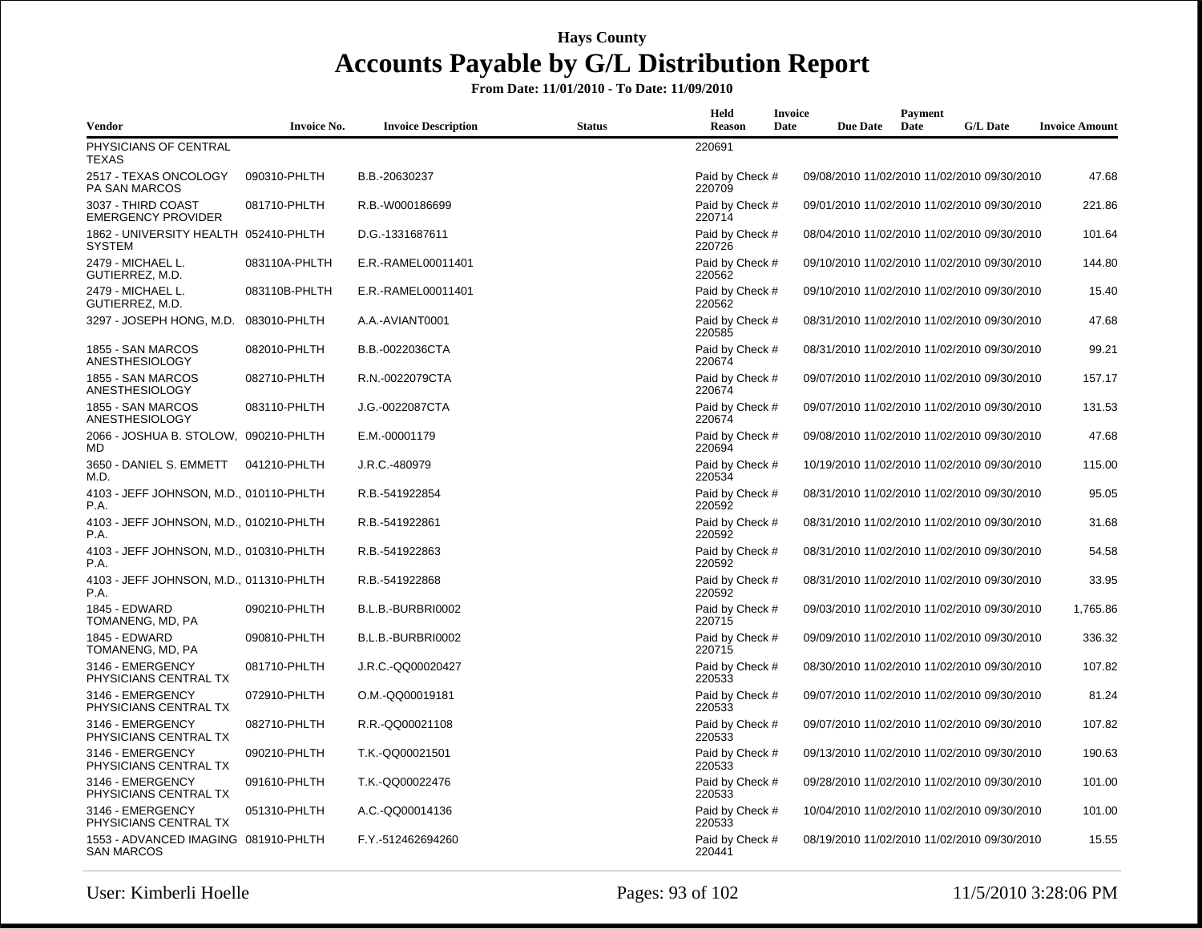# Hays County

## Accounts Payable by G/L Distribution Report

**From Date: 11/01/2010 - To Date: 11/09/2010**

| Vendor | Invoice No. | Invoice Description | Status | Held Reason | Invoice Date | Due Date | Payment Date | G/L Date | Invoice Amount |
|---|---|---|---|---|---|---|---|---|---|
| PHYSICIANS OF CENTRAL TEXAS | | | | 220691 | | | | | |
| 2517 - TEXAS ONCOLOGY PA SAN MARCOS | 090310-PHLTH | B.B.-20630237 | | Paid by Check # 220709 | 09/08/2010 | 11/02/2010 | 11/02/2010 | 09/30/2010 | 47.68 |
| 3037 - THIRD COAST EMERGENCY PROVIDER | 081710-PHLTH | R.B.-W000186699 | | Paid by Check # 220714 | 09/01/2010 | 11/02/2010 | 11/02/2010 | 09/30/2010 | 221.86 |
| 1862 - UNIVERSITY HEALTH SYSTEM | 052410-PHLTH | D.G.-1331687611 | | Paid by Check # 220726 | 08/04/2010 | 11/02/2010 | 11/02/2010 | 09/30/2010 | 101.64 |
| 2479 - MICHAEL L. GUTIERREZ, M.D. | 083110A-PHLTH | E.R.-RAMEL00011401 | | Paid by Check # 220562 | 09/10/2010 | 11/02/2010 | 11/02/2010 | 09/30/2010 | 144.80 |
| 2479 - MICHAEL L. GUTIERREZ, M.D. | 083110B-PHLTH | E.R.-RAMEL00011401 | | Paid by Check # 220562 | 09/10/2010 | 11/02/2010 | 11/02/2010 | 09/30/2010 | 15.40 |
| 3297 - JOSEPH HONG, M.D. | 083010-PHLTH | A.A.-AVIANT0001 | | Paid by Check # 220585 | 08/31/2010 | 11/02/2010 | 11/02/2010 | 09/30/2010 | 47.68 |
| 1855 - SAN MARCOS ANESTHESIOLOGY | 082010-PHLTH | B.B.-0022036CTA | | Paid by Check # 220674 | 08/31/2010 | 11/02/2010 | 11/02/2010 | 09/30/2010 | 99.21 |
| 1855 - SAN MARCOS ANESTHESIOLOGY | 082710-PHLTH | R.N.-0022079CTA | | Paid by Check # 220674 | 09/07/2010 | 11/02/2010 | 11/02/2010 | 09/30/2010 | 157.17 |
| 1855 - SAN MARCOS ANESTHESIOLOGY | 083110-PHLTH | J.G.-0022087CTA | | Paid by Check # 220674 | 09/07/2010 | 11/02/2010 | 11/02/2010 | 09/30/2010 | 131.53 |
| 2066 - JOSHUA B. STOLOW, MD | 090210-PHLTH | E.M.-00001179 | | Paid by Check # 220694 | 09/08/2010 | 11/02/2010 | 11/02/2010 | 09/30/2010 | 47.68 |
| 3650 - DANIEL S. EMMETT M.D. | 041210-PHLTH | J.R.C.-480979 | | Paid by Check # 220534 | 10/19/2010 | 11/02/2010 | 11/02/2010 | 09/30/2010 | 115.00 |
| 4103 - JEFF JOHNSON, M.D., P.A. | 010110-PHLTH | R.B.-541922854 | | Paid by Check # 220592 | 08/31/2010 | 11/02/2010 | 11/02/2010 | 09/30/2010 | 95.05 |
| 4103 - JEFF JOHNSON, M.D., P.A. | 010210-PHLTH | R.B.-541922861 | | Paid by Check # 220592 | 08/31/2010 | 11/02/2010 | 11/02/2010 | 09/30/2010 | 31.68 |
| 4103 - JEFF JOHNSON, M.D., P.A. | 010310-PHLTH | R.B.-541922863 | | Paid by Check # 220592 | 08/31/2010 | 11/02/2010 | 11/02/2010 | 09/30/2010 | 54.58 |
| 4103 - JEFF JOHNSON, M.D., P.A. | 011310-PHLTH | R.B.-541922868 | | Paid by Check # 220592 | 08/31/2010 | 11/02/2010 | 11/02/2010 | 09/30/2010 | 33.95 |
| 1845 - EDWARD TOMANENG, MD, PA | 090210-PHLTH | B.L.B.-BURBRI0002 | | Paid by Check # 220715 | 09/03/2010 | 11/02/2010 | 11/02/2010 | 09/30/2010 | 1,765.86 |
| 1845 - EDWARD TOMANENG, MD, PA | 090810-PHLTH | B.L.B.-BURBRI0002 | | Paid by Check # 220715 | 09/09/2010 | 11/02/2010 | 11/02/2010 | 09/30/2010 | 336.32 |
| 3146 - EMERGENCY PHYSICIANS CENTRAL TX | 081710-PHLTH | J.R.C.-QQ00020427 | | Paid by Check # 220533 | 08/30/2010 | 11/02/2010 | 11/02/2010 | 09/30/2010 | 107.82 |
| 3146 - EMERGENCY PHYSICIANS CENTRAL TX | 072910-PHLTH | O.M.-QQ00019181 | | Paid by Check # 220533 | 09/07/2010 | 11/02/2010 | 11/02/2010 | 09/30/2010 | 81.24 |
| 3146 - EMERGENCY PHYSICIANS CENTRAL TX | 082710-PHLTH | R.R.-QQ00021108 | | Paid by Check # 220533 | 09/07/2010 | 11/02/2010 | 11/02/2010 | 09/30/2010 | 107.82 |
| 3146 - EMERGENCY PHYSICIANS CENTRAL TX | 090210-PHLTH | T.K.-QQ00021501 | | Paid by Check # 220533 | 09/13/2010 | 11/02/2010 | 11/02/2010 | 09/30/2010 | 190.63 |
| 3146 - EMERGENCY PHYSICIANS CENTRAL TX | 091610-PHLTH | T.K.-QQ00022476 | | Paid by Check # 220533 | 09/28/2010 | 11/02/2010 | 11/02/2010 | 09/30/2010 | 101.00 |
| 3146 - EMERGENCY PHYSICIANS CENTRAL TX | 051310-PHLTH | A.C.-QQ00014136 | | Paid by Check # 220533 | 10/04/2010 | 11/02/2010 | 11/02/2010 | 09/30/2010 | 101.00 |
| 1553 - ADVANCED IMAGING SAN MARCOS | 081910-PHLTH | F.Y.-512462694260 | | Paid by Check # 220441 | 08/19/2010 | 11/02/2010 | 11/02/2010 | 09/30/2010 | 15.55 |

User: Kimberli Hoelle

11/5/2010 3:28:06 PM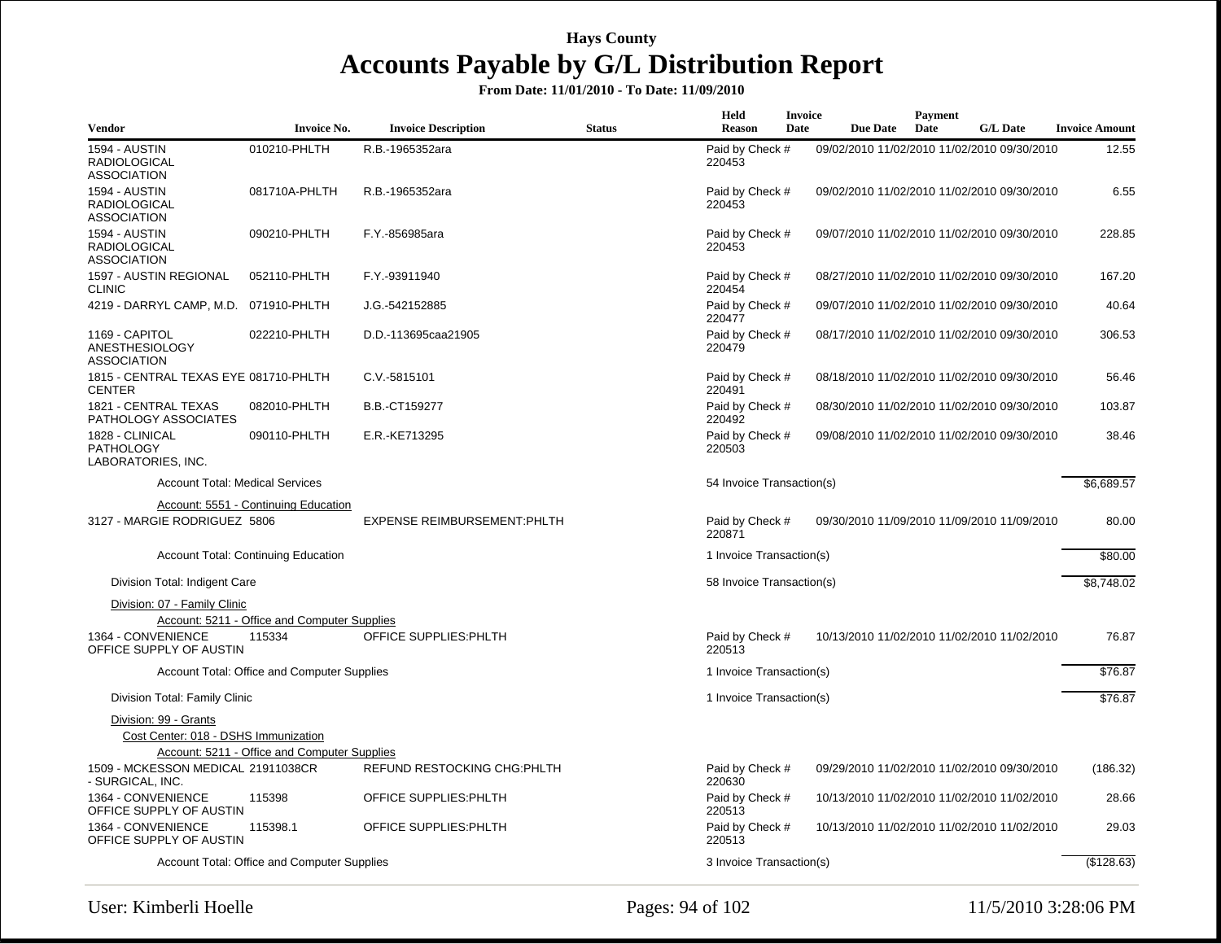# Hays County

# Accounts Payable by G/L Distribution Report

**From Date: 11/01/2010 - To Date: 11/09/2010**

| Vendor | Invoice No. | Invoice Description | Status | Held Reason | Invoice Date | Due Date | Payment Date | G/L Date | Invoice Amount |
|---|---|---|---|---|---|---|---|---|---|
| 1594 - AUSTIN RADIOLOGICAL ASSOCIATION | 010210-PHLTH | R.B.-1965352ara | | Paid by Check # 220453 | 09/02/2010 | 11/02/2010 | 11/02/2010 | 09/30/2010 | 12.55 |
| 1594 - AUSTIN RADIOLOGICAL ASSOCIATION | 081710A-PHLTH | R.B.-1965352ara | | Paid by Check # 220453 | 09/02/2010 | 11/02/2010 | 11/02/2010 | 09/30/2010 | 6.55 |
| 1594 - AUSTIN RADIOLOGICAL ASSOCIATION | 090210-PHLTH | F.Y.-856985ara | | Paid by Check # 220453 | 09/07/2010 | 11/02/2010 | 11/02/2010 | 09/30/2010 | 228.85 |
| 1597 - AUSTIN REGIONAL CLINIC | 052110-PHLTH | F.Y.-93911940 | | Paid by Check # 220454 | 08/27/2010 | 11/02/2010 | 11/02/2010 | 09/30/2010 | 167.20 |
| 4219 - DARRYL CAMP, M.D. | 071910-PHLTH | J.G.-542152885 | | Paid by Check # 220477 | 09/07/2010 | 11/02/2010 | 11/02/2010 | 09/30/2010 | 40.64 |
| 1169 - CAPITOL ANESTHESIOLOGY ASSOCIATION | 022210-PHLTH | D.D.-113695caa21905 | | Paid by Check # 220479 | 08/17/2010 | 11/02/2010 | 11/02/2010 | 09/30/2010 | 306.53 |
| 1815 - CENTRAL TEXAS EYE CENTER | 081710-PHLTH | C.V.-5815101 | | Paid by Check # 220491 | 08/18/2010 | 11/02/2010 | 11/02/2010 | 09/30/2010 | 56.46 |
| 1821 - CENTRAL TEXAS PATHOLOGY ASSOCIATES | 082010-PHLTH | B.B.-CT159277 | | Paid by Check # 220492 | 08/30/2010 | 11/02/2010 | 11/02/2010 | 09/30/2010 | 103.87 |
| 1828 - CLINICAL PATHOLOGY LABORATORIES, INC. | 090110-PHLTH | E.R.-KE713295 | | Paid by Check # 220503 | 09/08/2010 | 11/02/2010 | 11/02/2010 | 09/30/2010 | 38.46 |
| Account Total: Medical Services | | | | 54 Invoice Transaction(s) | | | | | $6,689.57 |
| Account: 5551 - Continuing Education | | | | | | | | | |
| 3127 - MARGIE RODRIGUEZ | 5806 | EXPENSE REIMBURSEMENT:PHLTH | | Paid by Check # 220871 | 09/30/2010 | 11/09/2010 | 11/09/2010 | 11/09/2010 | 80.00 |
| Account Total: Continuing Education | | | | 1 Invoice Transaction(s) | | | | | $80.00 |
| Division Total: Indigent Care | | | | 58 Invoice Transaction(s) | | | | | $8,748.02 |
| Division: 07 - Family Clinic | | | | | | | | | |
| Account: 5211 - Office and Computer Supplies | | | | | | | | | |
| 1364 - CONVENIENCE OFFICE SUPPLY OF AUSTIN | 115334 | OFFICE SUPPLIES:PHLTH | | Paid by Check # 220513 | 10/13/2010 | 11/02/2010 | 11/02/2010 | 11/02/2010 | 76.87 |
| Account Total: Office and Computer Supplies | | | | 1 Invoice Transaction(s) | | | | | $76.87 |
| Division Total: Family Clinic | | | | 1 Invoice Transaction(s) | | | | | $76.87 |
| Division: 99 - Grants | | | | | | | | | |
| Cost Center: 018 - DSHS Immunization | | | | | | | | | |
| Account: 5211 - Office and Computer Supplies | | | | | | | | | |
| 1509 - MCKESSON MEDICAL - SURGICAL, INC. | 21911038CR | REFUND RESTOCKING CHG:PHLTH | | Paid by Check # 220630 | 09/29/2010 | 11/02/2010 | 11/02/2010 | 09/30/2010 | (186.32) |
| 1364 - CONVENIENCE OFFICE SUPPLY OF AUSTIN | 115398 | OFFICE SUPPLIES:PHLTH | | Paid by Check # 220513 | 10/13/2010 | 11/02/2010 | 11/02/2010 | 11/02/2010 | 28.66 |
| 1364 - CONVENIENCE OFFICE SUPPLY OF AUSTIN | 115398.1 | OFFICE SUPPLIES:PHLTH | | Paid by Check # 220513 | 10/13/2010 | 11/02/2010 | 11/02/2010 | 11/02/2010 | 29.03 |
| Account Total: Office and Computer Supplies | | | | 3 Invoice Transaction(s) | | | | | ($128.63) |

User: Kimberli Hoelle

11/5/2010 3:28:06 PM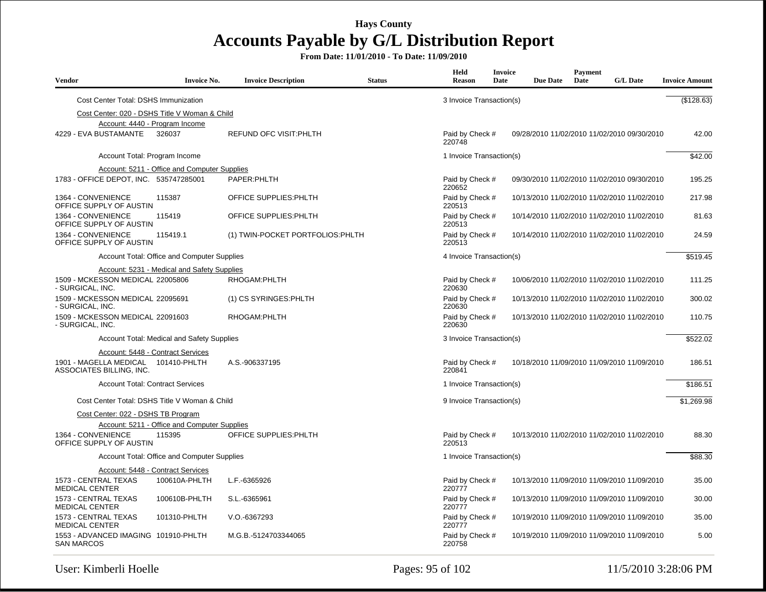**Hays County**

# Accounts Payable by G/L Distribution Report

**From Date: 11/01/2010 - To Date: 11/09/2010**

| Vendor | Invoice No. | Invoice Description | Status | Held Reason | Invoice Date | Due Date | Payment Date | G/L Date | Invoice Amount |
|---|---|---|---|---|---|---|---|---|---|
| Cost Center Total: DSHS Immunization | | | | 3 Invoice Transaction(s) | | | | | ($128.63) |
| Cost Center: 020 - DSHS Title V Woman & Child | | | | | | | | | |
| Account: 4440 - Program Income | | | | | | | | | |
| 4229 - EVA BUSTAMANTE | 326037 | REFUND OFC VISIT:PHLTH | | Paid by Check # 220748 | 09/28/2010 | 11/02/2010 | 11/02/2010 | 09/30/2010 | 42.00 |
| Account Total: Program Income | | | | 1 Invoice Transaction(s) | | | | | $42.00 |
| Account: 5211 - Office and Computer Supplies | | | | | | | | | |
| 1783 - OFFICE DEPOT, INC. | 535747285001 | PAPER:PHLTH | | Paid by Check # 220652 | 09/30/2010 | 11/02/2010 | 11/02/2010 | 09/30/2010 | 195.25 |
| 1364 - CONVENIENCE OFFICE SUPPLY OF AUSTIN | 115387 | OFFICE SUPPLIES:PHLTH | | Paid by Check # 220513 | 10/13/2010 | 11/02/2010 | 11/02/2010 | 11/02/2010 | 217.98 |
| 1364 - CONVENIENCE OFFICE SUPPLY OF AUSTIN | 115419 | OFFICE SUPPLIES:PHLTH | | Paid by Check # 220513 | 10/14/2010 | 11/02/2010 | 11/02/2010 | 11/02/2010 | 81.63 |
| 1364 - CONVENIENCE OFFICE SUPPLY OF AUSTIN | 115419.1 | (1) TWIN-POCKET PORTFOLIOS:PHLTH | | Paid by Check # 220513 | 10/14/2010 | 11/02/2010 | 11/02/2010 | 11/02/2010 | 24.59 |
| Account Total: Office and Computer Supplies | | | | 4 Invoice Transaction(s) | | | | | $519.45 |
| Account: 5231 - Medical and Safety Supplies | | | | | | | | | |
| 1509 - MCKESSON MEDICAL - SURGICAL, INC. | 22005806 | RHOGAM:PHLTH | | Paid by Check # 220630 | 10/06/2010 | 11/02/2010 | 11/02/2010 | 11/02/2010 | 111.25 |
| 1509 - MCKESSON MEDICAL - SURGICAL, INC. | 22095691 | (1) CS SYRINGES:PHLTH | | Paid by Check # 220630 | 10/13/2010 | 11/02/2010 | 11/02/2010 | 11/02/2010 | 300.02 |
| 1509 - MCKESSON MEDICAL - SURGICAL, INC. | 22091603 | RHOGAM:PHLTH | | Paid by Check # 220630 | 10/13/2010 | 11/02/2010 | 11/02/2010 | 11/02/2010 | 110.75 |
| Account Total: Medical and Safety Supplies | | | | 3 Invoice Transaction(s) | | | | | $522.02 |
| Account: 5448 - Contract Services | | | | | | | | | |
| 1901 - MAGELLA MEDICAL ASSOCIATES BILLING, INC. | 101410-PHLTH | A.S.-906337195 | | Paid by Check # 220841 | 10/18/2010 | 11/09/2010 | 11/09/2010 | 11/09/2010 | 186.51 |
| Account Total: Contract Services | | | | 1 Invoice Transaction(s) | | | | | $186.51 |
| Cost Center Total: DSHS Title V Woman & Child | | | | 9 Invoice Transaction(s) | | | | | $1,269.98 |
| Cost Center: 022 - DSHS TB Program | | | | | | | | | |
| Account: 5211 - Office and Computer Supplies | | | | | | | | | |
| 1364 - CONVENIENCE OFFICE SUPPLY OF AUSTIN | 115395 | OFFICE SUPPLIES:PHLTH | | Paid by Check # 220513 | 10/13/2010 | 11/02/2010 | 11/02/2010 | 11/02/2010 | 88.30 |
| Account Total: Office and Computer Supplies | | | | 1 Invoice Transaction(s) | | | | | $88.30 |
| Account: 5448 - Contract Services | | | | | | | | | |
| 1573 - CENTRAL TEXAS MEDICAL CENTER | 100610A-PHLTH | L.F.-6365926 | | Paid by Check # 220777 | 10/13/2010 | 11/09/2010 | 11/09/2010 | 11/09/2010 | 35.00 |
| 1573 - CENTRAL TEXAS MEDICAL CENTER | 100610B-PHLTH | S.L.-6365961 | | Paid by Check # 220777 | 10/13/2010 | 11/09/2010 | 11/09/2010 | 11/09/2010 | 30.00 |
| 1573 - CENTRAL TEXAS MEDICAL CENTER | 101310-PHLTH | V.O.-6367293 | | Paid by Check # 220777 | 10/19/2010 | 11/09/2010 | 11/09/2010 | 11/09/2010 | 35.00 |
| 1553 - ADVANCED IMAGING SAN MARCOS | 101910-PHLTH | M.G.B.-5124703344065 | | Paid by Check # 220758 | 10/19/2010 | 11/09/2010 | 11/09/2010 | 11/09/2010 | 5.00 |

User: Kimberli Hoelle — 11/5/2010 3:28:06 PM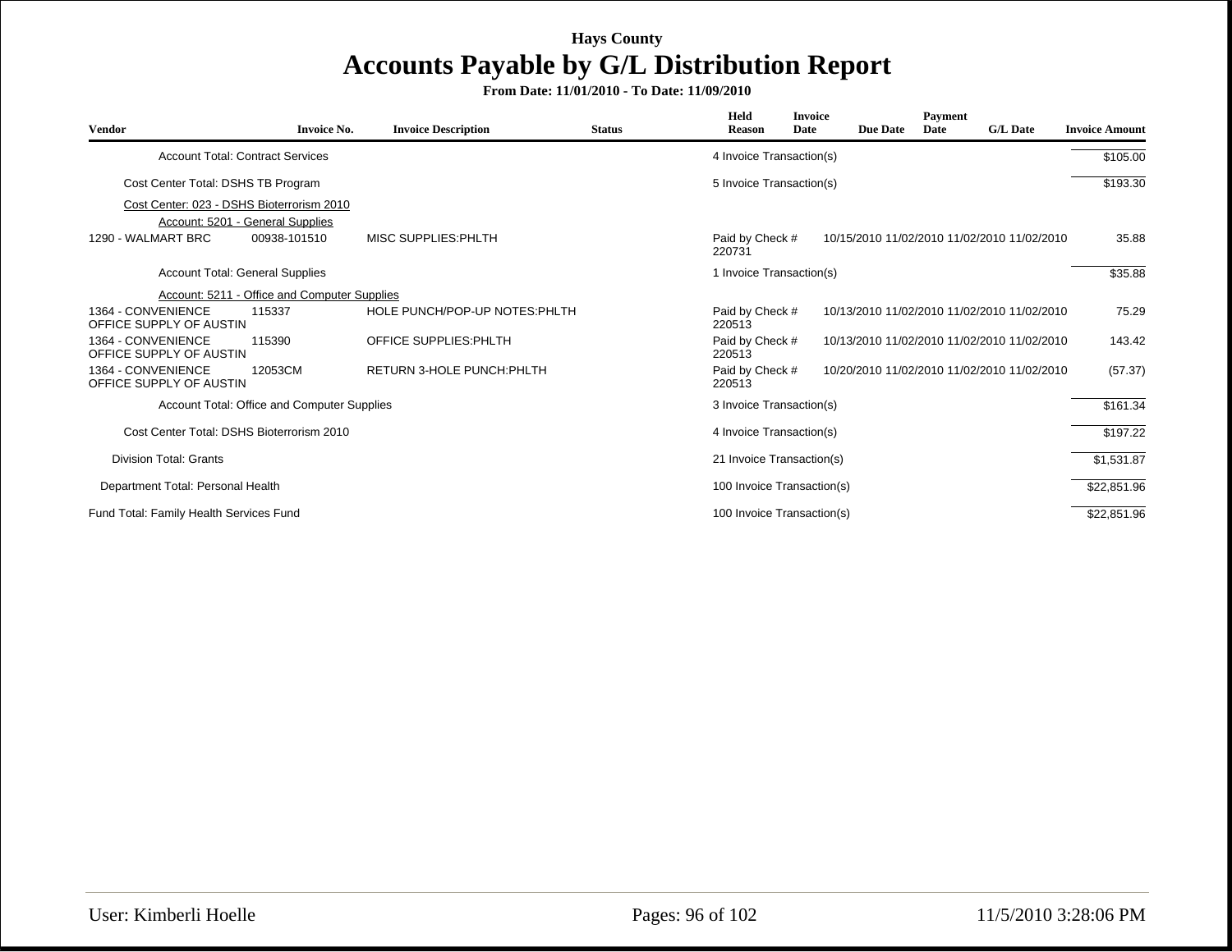## Hays County

# Accounts Payable by G/L Distribution Report

**From Date: 11/01/2010 - To Date: 11/09/2010**

| Vendor | Invoice No. | Invoice Description | Status | Held Reason | Invoice Date | Due Date | Payment Date | G/L Date | Invoice Amount |
|---|---|---|---|---|---|---|---|---|---|
| Account Total: Contract Services | | | | 4 Invoice Transaction(s) | | | | | $105.00 |
| Cost Center Total: DSHS TB Program | | | | 5 Invoice Transaction(s) | | | | | $193.30 |
| Cost Center: 023 - DSHS Bioterrorism 2010 | | | | | | | | | |
| Account: 5201 - General Supplies | | | | | | | | | |
| 1290 - WALMART BRC | 00938-101510 | MISC SUPPLIES:PHLTH | | Paid by Check # 220731 | 10/15/2010 | 11/02/2010 | 11/02/2010 | 11/02/2010 | 35.88 |
| Account Total: General Supplies | | | | 1 Invoice Transaction(s) | | | | | $35.88 |
| Account: 5211 - Office and Computer Supplies | | | | | | | | | |
| 1364 - CONVENIENCE OFFICE SUPPLY OF AUSTIN | 115337 | HOLE PUNCH/POP-UP NOTES:PHLTH | | Paid by Check # 220513 | 10/13/2010 | 11/02/2010 | 11/02/2010 | 11/02/2010 | 75.29 |
| 1364 - CONVENIENCE OFFICE SUPPLY OF AUSTIN | 115390 | OFFICE SUPPLIES:PHLTH | | Paid by Check # 220513 | 10/13/2010 | 11/02/2010 | 11/02/2010 | 11/02/2010 | 143.42 |
| 1364 - CONVENIENCE OFFICE SUPPLY OF AUSTIN | 12053CM | RETURN 3-HOLE PUNCH:PHLTH | | Paid by Check # 220513 | 10/20/2010 | 11/02/2010 | 11/02/2010 | 11/02/2010 | (57.37) |
| Account Total: Office and Computer Supplies | | | | 3 Invoice Transaction(s) | | | | | $161.34 |
| Cost Center Total: DSHS Bioterrorism 2010 | | | | 4 Invoice Transaction(s) | | | | | $197.22 |
| Division Total: Grants | | | | 21 Invoice Transaction(s) | | | | | $1,531.87 |
| Department Total: Personal Health | | | | 100 Invoice Transaction(s) | | | | | $22,851.96 |
| Fund Total: Family Health Services Fund | | | | 100 Invoice Transaction(s) | | | | | $22,851.96 |

User: Kimberli Hoelle 11/5/2010 3:28:06 PM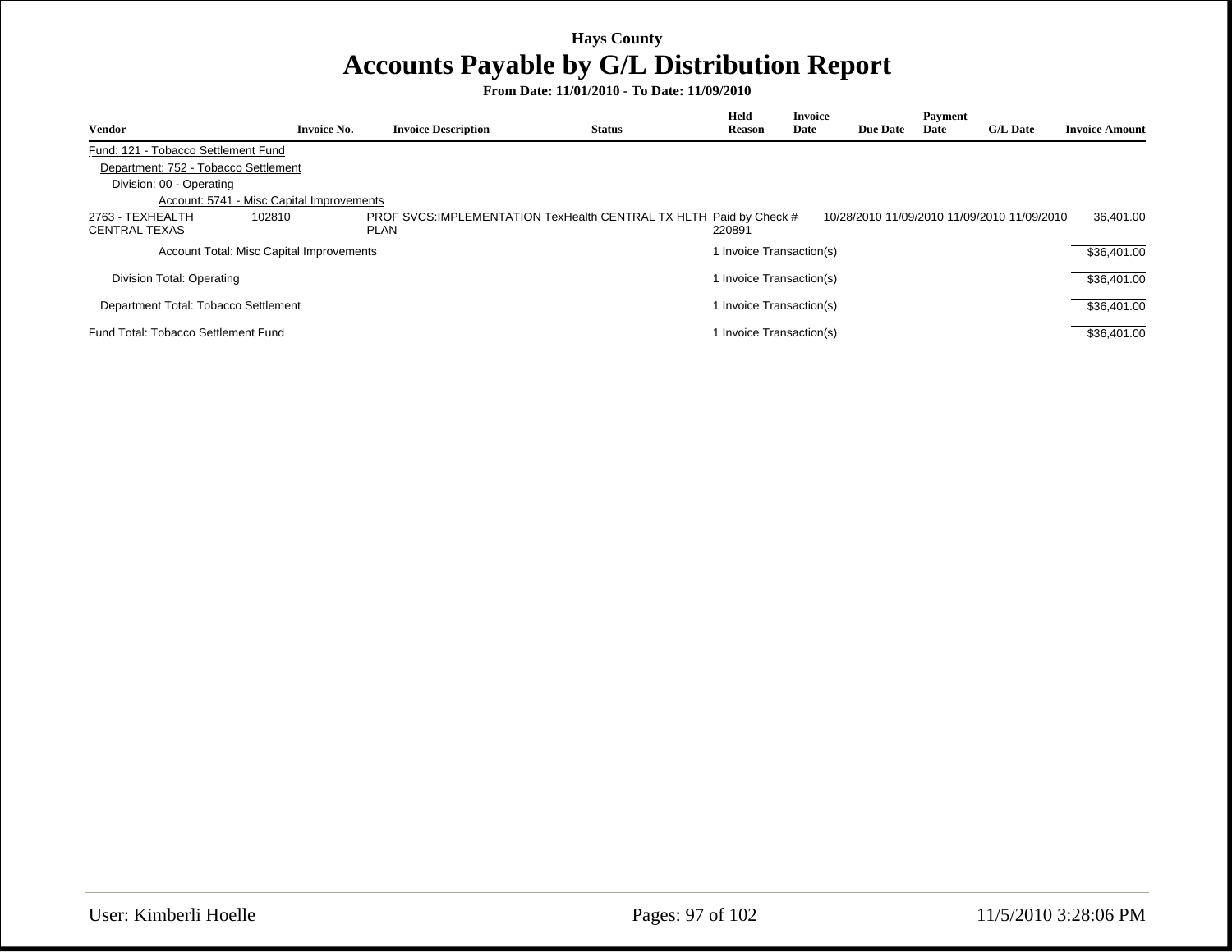# Hays County

## Accounts Payable by G/L Distribution Report

**From Date: 11/01/2010 - To Date: 11/09/2010**

| Vendor | Invoice No. | Invoice Description | Status | Held Reason | Invoice Date | Due Date | Payment Date | G/L Date | Invoice Amount |
|---|---|---|---|---|---|---|---|---|---|
| Fund: 121 - Tobacco Settlement Fund | | | | | | | | | |
| Department: 752 - Tobacco Settlement | | | | | | | | | |
| Division: 00 - Operating | | | | | | | | | |
| Account: 5741 - Misc Capital Improvements | | | | | | | | | |
| 2763 - TEXHEALTH CENTRAL TEXAS | 102810 | PROF SVCS:IMPLEMENTATION TexHealth CENTRAL TX HLTH PLAN | Paid by Check # 220891 | | 10/28/2010 | 11/09/2010 | 11/09/2010 | 11/09/2010 | 36,401.00 |
| Account Total: Misc Capital Improvements | | | 1 Invoice Transaction(s) | | | | | | $36,401.00 |
| Division Total: Operating | | | 1 Invoice Transaction(s) | | | | | | $36,401.00 |
| Department Total: Tobacco Settlement | | | 1 Invoice Transaction(s) | | | | | | $36,401.00 |
| Fund Total: Tobacco Settlement Fund | | | 1 Invoice Transaction(s) | | | | | | $36,401.00 |

User: Kimberli Hoelle

11/5/2010 3:28:06 PM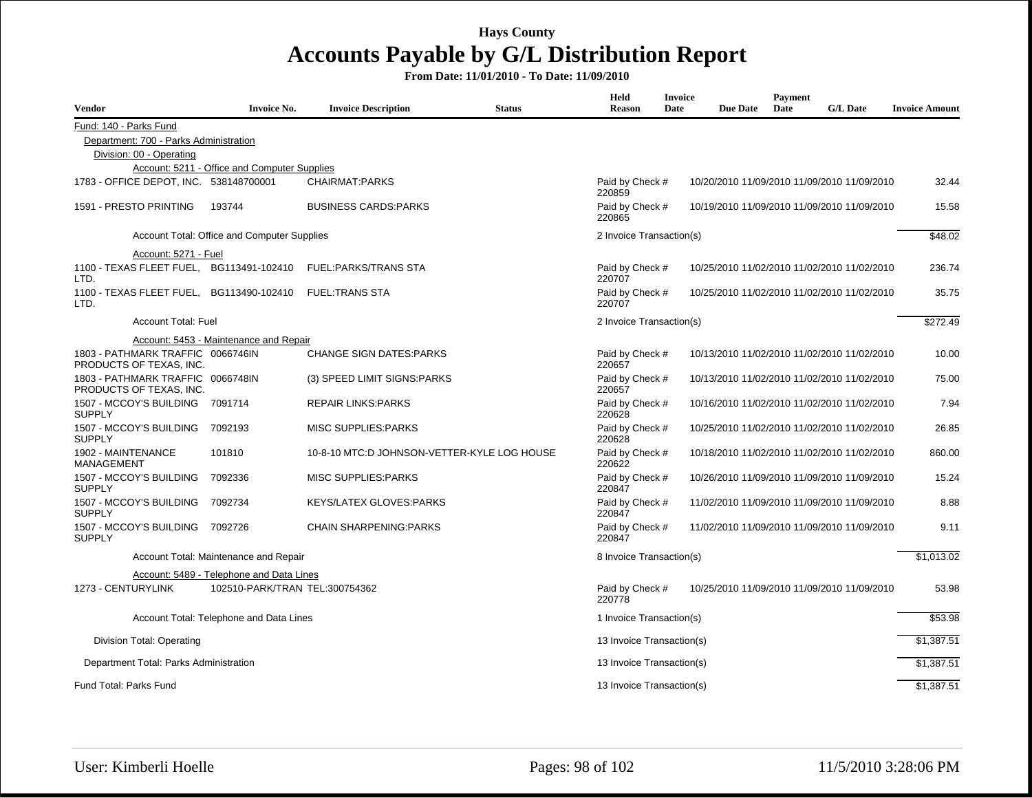# Hays County

## Accounts Payable by G/L Distribution Report

**From Date: 11/01/2010 - To Date: 11/09/2010**

| Vendor | Invoice No. | Invoice Description | Status | Held Reason | Invoice Date | Due Date | Payment Date | G/L Date | Invoice Amount |
|---|---|---|---|---|---|---|---|---|---|
| Fund: 140 - Parks Fund | | | | | | | | | |
| Department: 700 - Parks Administration | | | | | | | | | |
| Division: 00 - Operating | | | | | | | | | |
| Account: 5211 - Office and Computer Supplies | | | | | | | | | |
| 1783 - OFFICE DEPOT, INC. | 538148700001 | CHAIRMAT:PARKS | | Paid by Check # 220859 | 10/20/2010 | 11/09/2010 | 11/09/2010 | 11/09/2010 | 32.44 |
| 1591 - PRESTO PRINTING | 193744 | BUSINESS CARDS:PARKS | | Paid by Check # 220865 | 10/19/2010 | 11/09/2010 | 11/09/2010 | 11/09/2010 | 15.58 |
| Account Total: Office and Computer Supplies | | | | 2 Invoice Transaction(s) | | | | | $48.02 |
| Account: 5271 - Fuel | | | | | | | | | |
| 1100 - TEXAS FLEET FUEL, LTD. | BG113491-102410 | FUEL:PARKS/TRANS STA | | Paid by Check # 220707 | 10/25/2010 | 11/02/2010 | 11/02/2010 | 11/02/2010 | 236.74 |
| 1100 - TEXAS FLEET FUEL, LTD. | BG113490-102410 | FUEL:TRANS STA | | Paid by Check # 220707 | 10/25/2010 | 11/02/2010 | 11/02/2010 | 11/02/2010 | 35.75 |
| Account Total: Fuel | | | | 2 Invoice Transaction(s) | | | | | $272.49 |
| Account: 5453 - Maintenance and Repair | | | | | | | | | |
| 1803 - PATHMARK TRAFFIC PRODUCTS OF TEXAS, INC. | 0066746IN | CHANGE SIGN DATES:PARKS | | Paid by Check # 220657 | 10/13/2010 | 11/02/2010 | 11/02/2010 | 11/02/2010 | 10.00 |
| 1803 - PATHMARK TRAFFIC PRODUCTS OF TEXAS, INC. | 0066748IN | (3) SPEED LIMIT SIGNS:PARKS | | Paid by Check # 220657 | 10/13/2010 | 11/02/2010 | 11/02/2010 | 11/02/2010 | 75.00 |
| 1507 - MCCOY'S BUILDING SUPPLY | 7091714 | REPAIR LINKS:PARKS | | Paid by Check # 220628 | 10/16/2010 | 11/02/2010 | 11/02/2010 | 11/02/2010 | 7.94 |
| 1507 - MCCOY'S BUILDING SUPPLY | 7092193 | MISC SUPPLIES:PARKS | | Paid by Check # 220628 | 10/25/2010 | 11/02/2010 | 11/02/2010 | 11/02/2010 | 26.85 |
| 1902 - MAINTENANCE MANAGEMENT | 101810 | 10-8-10 MTC:D JOHNSON-VETTER-KYLE LOG HOUSE | | Paid by Check # 220622 | 10/18/2010 | 11/02/2010 | 11/02/2010 | 11/02/2010 | 860.00 |
| 1507 - MCCOY'S BUILDING SUPPLY | 7092336 | MISC SUPPLIES:PARKS | | Paid by Check # 220847 | 10/26/2010 | 11/09/2010 | 11/09/2010 | 11/09/2010 | 15.24 |
| 1507 - MCCOY'S BUILDING SUPPLY | 7092734 | KEYS/LATEX GLOVES:PARKS | | Paid by Check # 220847 | 11/02/2010 | 11/09/2010 | 11/09/2010 | 11/09/2010 | 8.88 |
| 1507 - MCCOY'S BUILDING SUPPLY | 7092726 | CHAIN SHARPENING:PARKS | | Paid by Check # 220847 | 11/02/2010 | 11/09/2010 | 11/09/2010 | 11/09/2010 | 9.11 |
| Account Total: Maintenance and Repair | | | | 8 Invoice Transaction(s) | | | | | $1,013.02 |
| Account: 5489 - Telephone and Data Lines | | | | | | | | | |
| 1273 - CENTURYLINK | 102510-PARK/TRAN | TEL:300754362 | | Paid by Check # 220778 | 10/25/2010 | 11/09/2010 | 11/09/2010 | 11/09/2010 | 53.98 |
| Account Total: Telephone and Data Lines | | | | 1 Invoice Transaction(s) | | | | | $53.98 |
| Division Total: Operating | | | | 13 Invoice Transaction(s) | | | | | $1,387.51 |
| Department Total: Parks Administration | | | | 13 Invoice Transaction(s) | | | | | $1,387.51 |
| Fund Total: Parks Fund | | | | 13 Invoice Transaction(s) | | | | | $1,387.51 |

User: Kimberli Hoelle | 11/5/2010 3:28:06 PM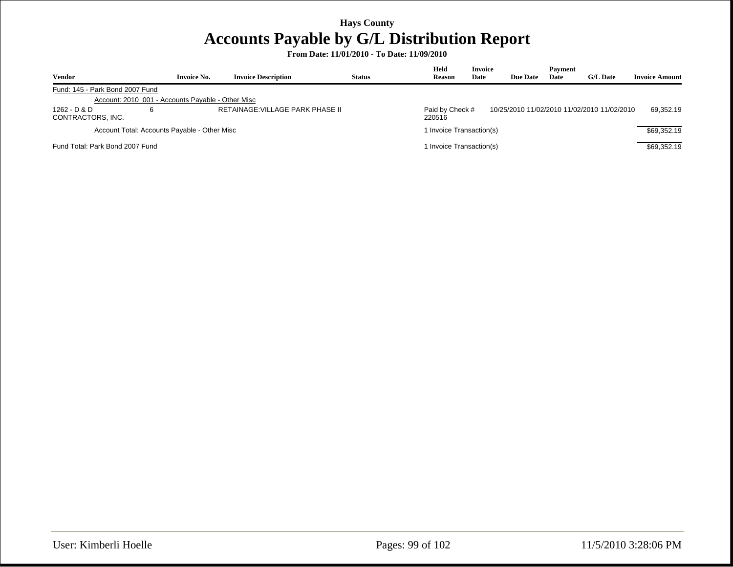Hays County

# Accounts Payable by G/L Distribution Report

**From Date: 11/01/2010 - To Date: 11/09/2010**

| Vendor | Invoice No. | Invoice Description | Status | Held Reason | Invoice Date | Due Date | Payment Date | G/L Date | Invoice Amount |
|---|---|---|---|---|---|---|---|---|---|
| Fund: 145 - Park Bond 2007 Fund | | | | | | | | | |
| Account: 2010 001 - Accounts Payable - Other Misc | | | | | | | | | |
| 1262 - D & D CONTRACTORS, INC. | 6 | RETAINAGE:VILLAGE PARK PHASE II | | Paid by Check # 220516 | 10/25/2010 | 11/02/2010 | 11/02/2010 | 11/02/2010 | 69,352.19 |
| Account Total: Accounts Payable - Other Misc | | | | 1 Invoice Transaction(s) | | | | | $69,352.19 |
| Fund Total: Park Bond 2007 Fund | | | | 1 Invoice Transaction(s) | | | | | $69,352.19 |

User: Kimberli Hoelle

11/5/2010 3:28:06 PM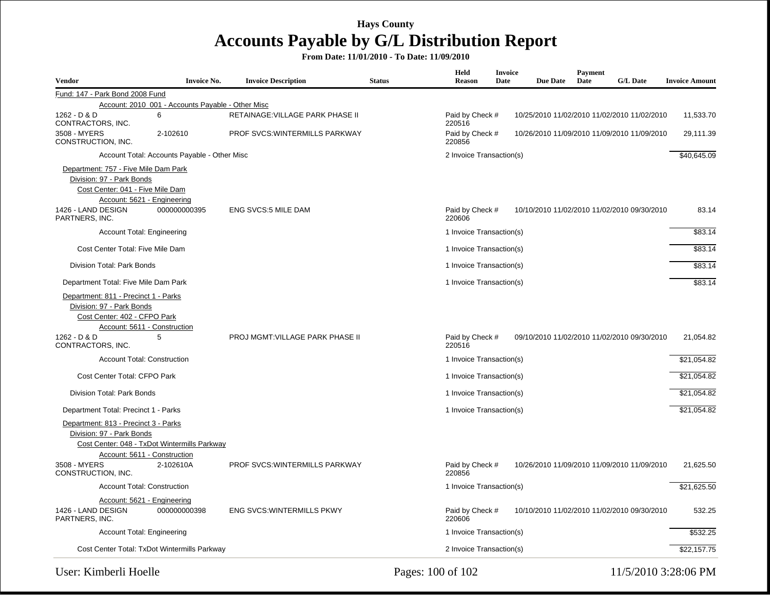# Hays County

## Accounts Payable by G/L Distribution Report

**From Date: 11/01/2010 - To Date: 11/09/2010**

| Vendor | Invoice No. | Invoice Description | Status | Held Reason | Invoice Date | Due Date | Payment Date | G/L Date | Invoice Amount |
|---|---|---|---|---|---|---|---|---|---|
| Fund: 147 - Park Bond 2008 Fund | | | | | | | | | |
| Account: 2010 001 - Accounts Payable - Other Misc | | | | | | | | | |
| 1262 - D & D CONTRACTORS, INC. | 6 | RETAINAGE:VILLAGE PARK PHASE II | | Paid by Check # 220516 | 10/25/2010 | 11/02/2010 | 11/02/2010 | 11/02/2010 | 11,533.70 |
| 3508 - MYERS CONSTRUCTION, INC. | 2-102610 | PROF SVCS:WINTERMILLS PARKWAY | | Paid by Check # 220856 | 10/26/2010 | 11/09/2010 | 11/09/2010 | 11/09/2010 | 29,111.39 |
| Account Total: Accounts Payable - Other Misc | | | | 2 Invoice Transaction(s) | | | | | $40,645.09 |
| Department: 757 - Five Mile Dam Park | | | | | | | | | |
| Division: 97 - Park Bonds | | | | | | | | | |
| Cost Center: 041 - Five Mile Dam | | | | | | | | | |
| Account: 5621 - Engineering | | | | | | | | | |
| 1426 - LAND DESIGN PARTNERS, INC. | 000000000395 | ENG SVCS:5 MILE DAM | | Paid by Check # 220606 | 10/10/2010 | 11/02/2010 | 11/02/2010 | 09/30/2010 | 83.14 |
| Account Total: Engineering | | | | 1 Invoice Transaction(s) | | | | | $83.14 |
| Cost Center Total: Five Mile Dam | | | | 1 Invoice Transaction(s) | | | | | $83.14 |
| Division Total: Park Bonds | | | | 1 Invoice Transaction(s) | | | | | $83.14 |
| Department Total: Five Mile Dam Park | | | | 1 Invoice Transaction(s) | | | | | $83.14 |
| Department: 811 - Precinct 1 - Parks | | | | | | | | | |
| Division: 97 - Park Bonds | | | | | | | | | |
| Cost Center: 402 - CFPO Park | | | | | | | | | |
| Account: 5611 - Construction | | | | | | | | | |
| 1262 - D & D CONTRACTORS, INC. | 5 | PROJ MGMT:VILLAGE PARK PHASE II | | Paid by Check # 220516 | 09/10/2010 | 11/02/2010 | 11/02/2010 | 09/30/2010 | 21,054.82 |
| Account Total: Construction | | | | 1 Invoice Transaction(s) | | | | | $21,054.82 |
| Cost Center Total: CFPO Park | | | | 1 Invoice Transaction(s) | | | | | $21,054.82 |
| Division Total: Park Bonds | | | | 1 Invoice Transaction(s) | | | | | $21,054.82 |
| Department Total: Precinct 1 - Parks | | | | 1 Invoice Transaction(s) | | | | | $21,054.82 |
| Department: 813 - Precinct 3 - Parks | | | | | | | | | |
| Division: 97 - Park Bonds | | | | | | | | | |
| Cost Center: 048 - TxDot Wintermills Parkway | | | | | | | | | |
| Account: 5611 - Construction | | | | | | | | | |
| 3508 - MYERS CONSTRUCTION, INC. | 2-102610A | PROF SVCS:WINTERMILLS PARKWAY | | Paid by Check # 220856 | 10/26/2010 | 11/09/2010 | 11/09/2010 | 11/09/2010 | 21,625.50 |
| Account Total: Construction | | | | 1 Invoice Transaction(s) | | | | | $21,625.50 |
| Account: 5621 - Engineering | | | | | | | | | |
| 1426 - LAND DESIGN PARTNERS, INC. | 000000000398 | ENG SVCS:WINTERMILLS PKWY | | Paid by Check # 220606 | 10/10/2010 | 11/02/2010 | 11/02/2010 | 09/30/2010 | 532.25 |
| Account Total: Engineering | | | | 1 Invoice Transaction(s) | | | | | $532.25 |
| Cost Center Total: TxDot Wintermills Parkway | | | | 2 Invoice Transaction(s) | | | | | $22,157.75 |

User: Kimberli Hoelle

11/5/2010 3:28:06 PM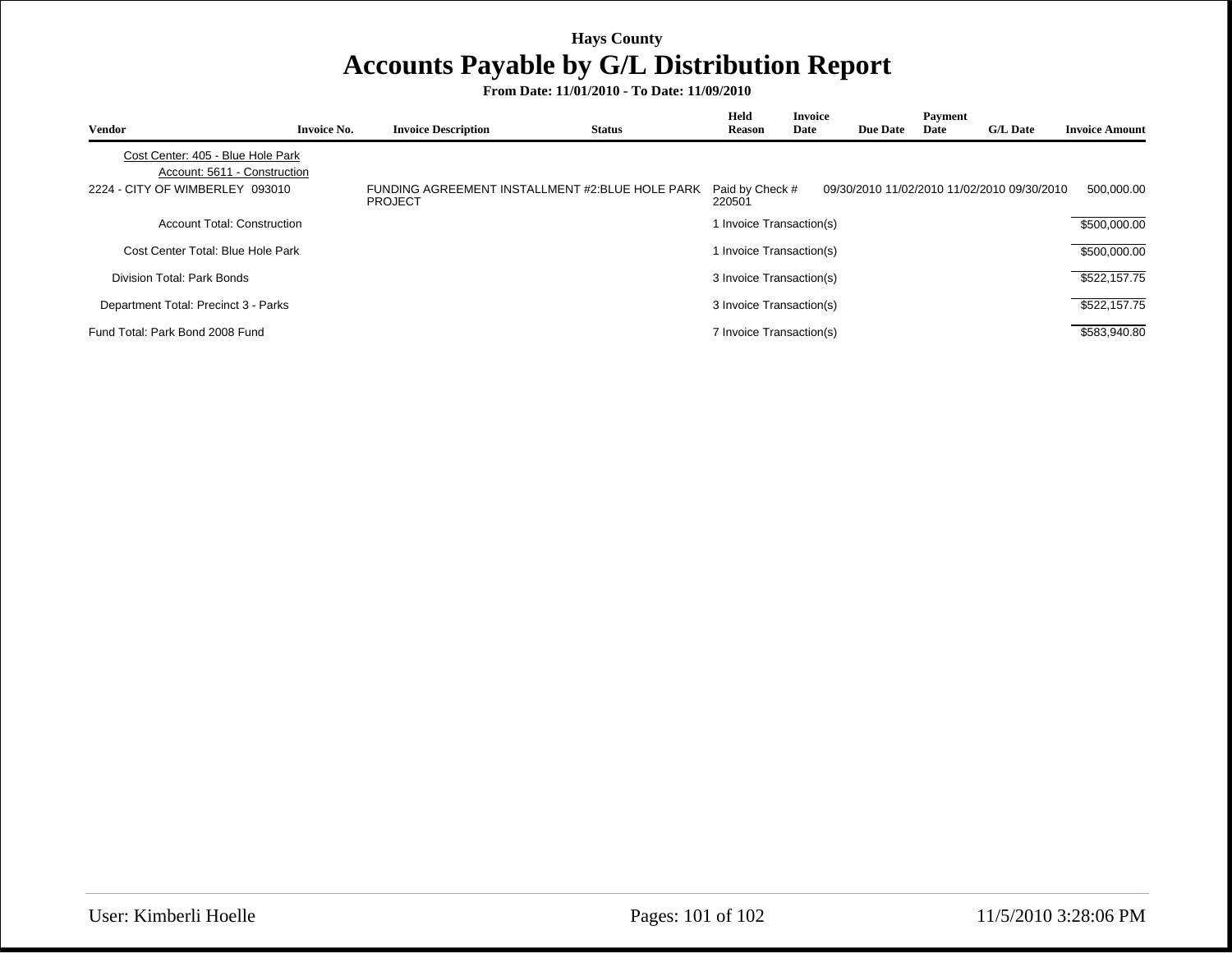**Hays County**

# Accounts Payable by G/L Distribution Report

**From Date: 11/01/2010 - To Date: 11/09/2010**

| Vendor | Invoice No. | Invoice Description | Status | Held Reason | Invoice Date | Due Date | Payment Date | G/L Date | Invoice Amount |
|---|---|---|---|---|---|---|---|---|---|
| Cost Center: 405 - Blue Hole Park | | | | | | | | | |
| Account: 5611 - Construction | | | | | | | | | |
| 2224 - CITY OF WIMBERLEY | 093010 | FUNDING AGREEMENT INSTALLMENT #2:BLUE HOLE PARK PROJECT | | Paid by Check # 220501 | 09/30/2010 | 11/02/2010 | 11/02/2010 | 09/30/2010 | 500,000.00 |
| Account Total: Construction | | | | 1 Invoice Transaction(s) | | | | | $500,000.00 |
| Cost Center Total: Blue Hole Park | | | | 1 Invoice Transaction(s) | | | | | $500,000.00 |
| Division Total: Park Bonds | | | | 3 Invoice Transaction(s) | | | | | $522,157.75 |
| Department Total: Precinct 3 - Parks | | | | 3 Invoice Transaction(s) | | | | | $522,157.75 |
| Fund Total: Park Bond 2008 Fund | | | | 7 Invoice Transaction(s) | | | | | $583,940.80 |

User: Kimberli Hoelle

11/5/2010 3:28:06 PM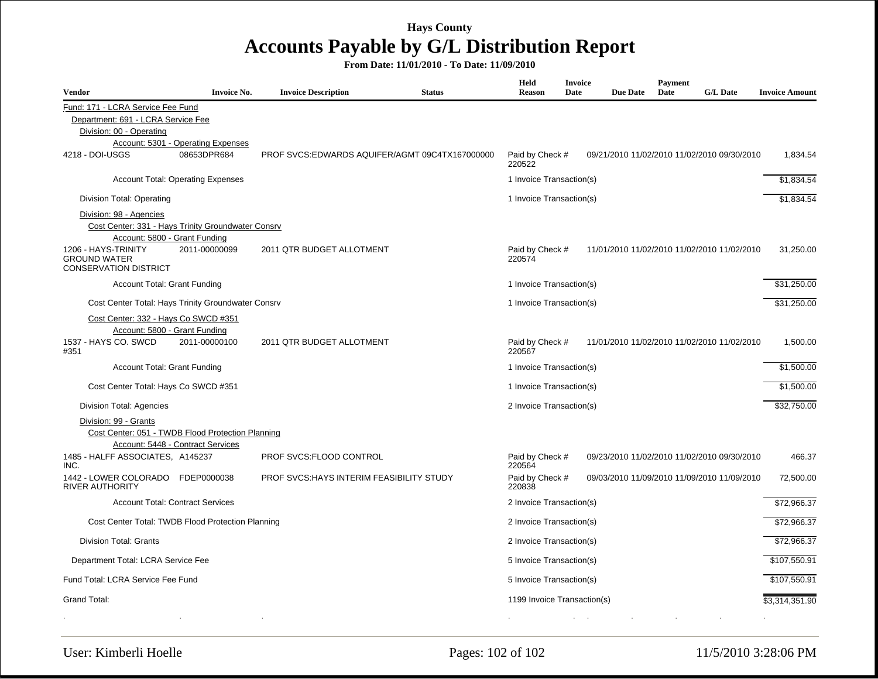# Hays County

## Accounts Payable by G/L Distribution Report

**From Date: 11/01/2010 - To Date: 11/09/2010**

| Vendor | Invoice No. | Invoice Description | Status | Held Reason | Invoice Date | Due Date | Payment Date | G/L Date | Invoice Amount |
|---|---|---|---|---|---|---|---|---|---|
| Fund: 171 - LCRA Service Fee Fund | | | | | | | | | |
| Department: 691 - LCRA Service Fee | | | | | | | | | |
| Division: 00 - Operating | | | | | | | | | |
| Account: 5301 - Operating Expenses | | | | | | | | | |
| 4218 - DOI-USGS | 08653DPR684 | PROF SVCS:EDWARDS AQUIFER/AGMT 09C4TX167000000 | | Paid by Check # 220522 | 09/21/2010 | 11/02/2010 | 11/02/2010 | 09/30/2010 | 1,834.54 |
| Account Total: Operating Expenses | | | | 1 Invoice Transaction(s) | | | | | $1,834.54 |
| Division Total: Operating | | | | 1 Invoice Transaction(s) | | | | | $1,834.54 |
| Division: 98 - Agencies | | | | | | | | | |
| Cost Center: 331 - Hays Trinity Groundwater Consrv | | | | | | | | | |
| Account: 5800 - Grant Funding | | | | | | | | | |
| 1206 - HAYS-TRINITY GROUND WATER CONSERVATION DISTRICT | 2011-00000099 | 2011 QTR BUDGET ALLOTMENT | | Paid by Check # 220574 | 11/01/2010 | 11/02/2010 | 11/02/2010 | 11/02/2010 | 31,250.00 |
| Account Total: Grant Funding | | | | 1 Invoice Transaction(s) | | | | | $31,250.00 |
| Cost Center Total: Hays Trinity Groundwater Consrv | | | | 1 Invoice Transaction(s) | | | | | $31,250.00 |
| Cost Center: 332 - Hays Co SWCD #351 | | | | | | | | | |
| Account: 5800 - Grant Funding | | | | | | | | | |
| 1537 - HAYS CO. SWCD #351 | 2011-00000100 | 2011 QTR BUDGET ALLOTMENT | | Paid by Check # 220567 | 11/01/2010 | 11/02/2010 | 11/02/2010 | 11/02/2010 | 1,500.00 |
| Account Total: Grant Funding | | | | 1 Invoice Transaction(s) | | | | | $1,500.00 |
| Cost Center Total: Hays Co SWCD #351 | | | | 1 Invoice Transaction(s) | | | | | $1,500.00 |
| Division Total: Agencies | | | | 2 Invoice Transaction(s) | | | | | $32,750.00 |
| Division: 99 - Grants | | | | | | | | | |
| Cost Center: 051 - TWDB Flood Protection Planning | | | | | | | | | |
| Account: 5448 - Contract Services | | | | | | | | | |
| 1485 - HALFF ASSOCIATES, INC. | A145237 | PROF SVCS:FLOOD CONTROL | | Paid by Check # 220564 | 09/23/2010 | 11/02/2010 | 11/02/2010 | 09/30/2010 | 466.37 |
| 1442 - LOWER COLORADO RIVER AUTHORITY | FDEP0000038 | PROF SVCS:HAYS INTERIM FEASIBILITY STUDY | | Paid by Check # 220838 | 09/03/2010 | 11/09/2010 | 11/09/2010 | 11/09/2010 | 72,500.00 |
| Account Total: Contract Services | | | | 2 Invoice Transaction(s) | | | | | $72,966.37 |
| Cost Center Total: TWDB Flood Protection Planning | | | | 2 Invoice Transaction(s) | | | | | $72,966.37 |
| Division Total: Grants | | | | 2 Invoice Transaction(s) | | | | | $72,966.37 |
| Department Total: LCRA Service Fee | | | | 5 Invoice Transaction(s) | | | | | $107,550.91 |
| Fund Total: LCRA Service Fee Fund | | | | 5 Invoice Transaction(s) | | | | | $107,550.91 |
| Grand Total: | | | | 1199 Invoice Transaction(s) | | | | | $3,314,351.90 |

User: Kimberli Hoelle

11/5/2010 3:28:06 PM